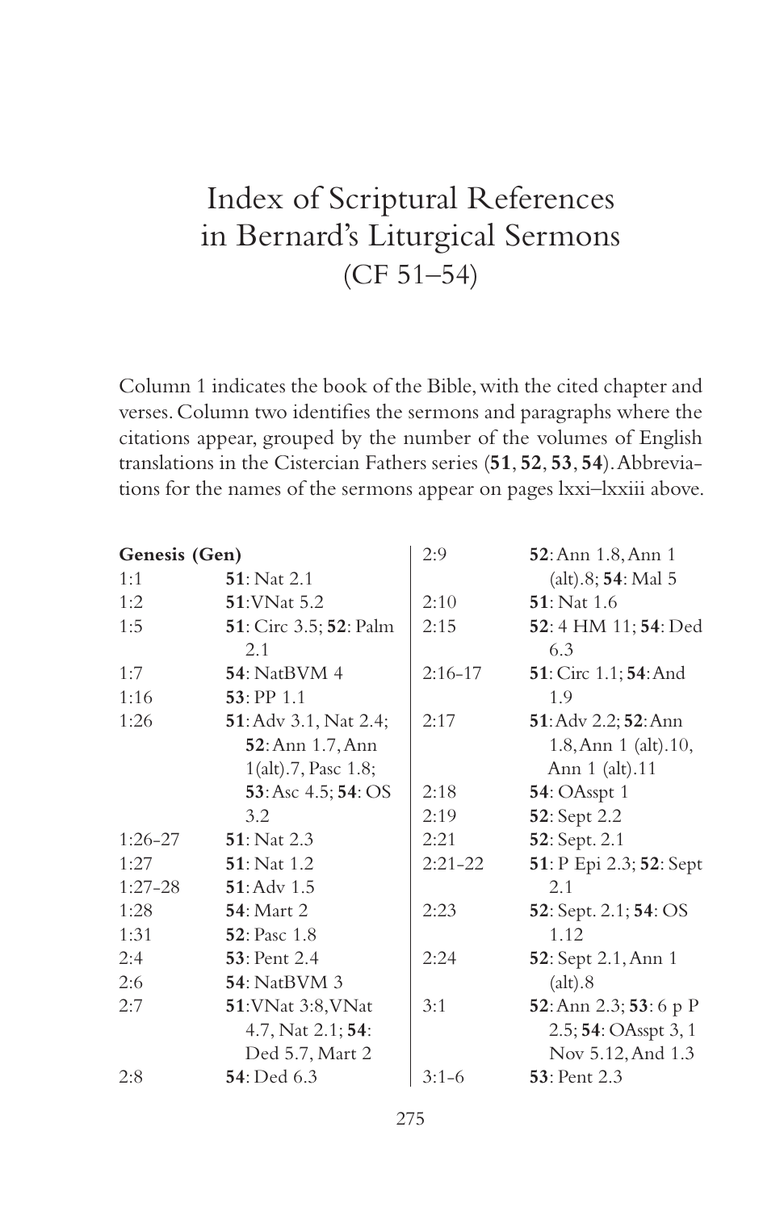# Index of Scriptural References in Bernard's Liturgical Sermons (CF 51–54)

Column 1 indicates the book of the Bible, with the cited chapter and verses. Column two identifies the sermons and paragraphs where the citations appear, grouped by the number of the volumes of English translations in the Cistercian Fathers series (**51**, **52**, **53**, **54**). Abbreviations for the names of the sermons appear on pages lxxi–lxxiii above.

**Genesis (Gen)**

| | |
|---|---|
| 1:1 | **51**: Nat 2.1 |
| 1:2 | **51**: VNat 5.2 |
| 1:5 | **51**: Circ 3.5; **52**: Palm 2.1 |
| 1:7 | **54**: NatBVM 4 |
| 1:16 | **53**: PP 1.1 |
| 1:26 | **51**: Adv 3.1, Nat 2.4; **52**: Ann 1.7, Ann 1(alt).7, Pasc 1.8; **53**: Asc 4.5; **54**: OS 3.2 |
| 1:26-27 | **51**: Nat 2.3 |
| 1:27 | **51**: Nat 1.2 |
| 1:27-28 | **51**: Adv 1.5 |
| 1:28 | **54**: Mart 2 |
| 1:31 | **52**: Pasc 1.8 |
| 2:4 | **53**: Pent 2.4 |
| 2:6 | **54**: NatBVM 3 |
| 2:7 | **51**: VNat 3:8, VNat 4.7, Nat 2.1; **54**: Ded 5.7, Mart 2 |
| 2:8 | **54**: Ded 6.3 |
| 2:9 | **52**: Ann 1.8, Ann 1 (alt).8; **54**: Mal 5 |
| 2:10 | **51**: Nat 1.6 |
| 2:15 | **52**: 4 HM 11; **54**: Ded 6.3 |
| 2:16-17 | **51**: Circ 1.1; **54**: And 1.9 |
| 2:17 | **51**: Adv 2.2; **52**: Ann 1.8, Ann 1 (alt).10, Ann 1 (alt).11 |
| 2:18 | **54**: OAsspt 1 |
| 2:19 | **52**: Sept 2.2 |
| 2:21 | **52**: Sept. 2.1 |
| 2:21-22 | **51**: P Epi 2.3; **52**: Sept 2.1 |
| 2:23 | **52**: Sept. 2.1; **54**: OS 1.12 |
| 2:24 | **52**: Sept 2.1, Ann 1 (alt).8 |
| 3:1 | **52**: Ann 2.3; **53**: 6 p P 2.5; **54**: OAsspt 3, 1 Nov 5.12, And 1.3 |
| 3:1-6 | **53**: Pent 2.3 |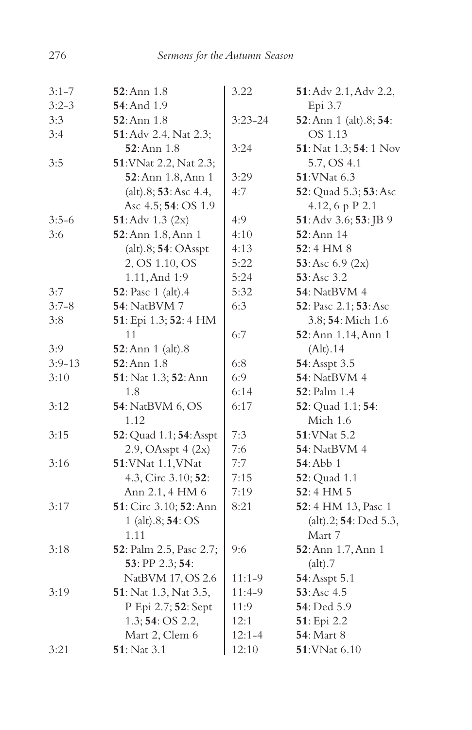| | |
|---|---|
| 3:1-7 | **52**: Ann 1.8 |
| 3:2-3 | **54**: And 1.9 |
| 3:3 | **52**: Ann 1.8 |
| 3:4 | **51**: Adv 2.4, Nat 2.3; **52**: Ann 1.8 |
| 3:5 | **51**: VNat 2.2, Nat 2.3; **52**: Ann 1.8, Ann 1 (alt).8; **53**: Asc 4.4, Asc 4.5; **54**: OS 1.9 |
| 3:5-6 | **51**: Adv 1.3 (2x) |
| 3:6 | **52**: Ann 1.8, Ann 1 (alt).8; **54**: OAsspt 2, OS 1.10, OS 1.11, And 1:9 |
| 3:7 | **52**: Pasc 1 (alt).4 |
| 3:7-8 | **54**: NatBVM 7 |
| 3:8 | **51**: Epi 1.3; **52**: 4 HM 11 |
| 3:9 | **52**: Ann 1 (alt).8 |
| 3:9-13 | **52**: Ann 1.8 |
| 3:10 | **51**: Nat 1.3; **52**: Ann 1.8 |
| 3:12 | **54**: NatBVM 6, OS 1.12 |
| 3:15 | **52**: Quad 1.1; **54**: Asspt 2.9, OAsspt 4 (2x) |
| 3:16 | **51**: VNat 1.1, VNat 4.3, Circ 3.10; **52**: Ann 2.1, 4 HM 6 |
| 3:17 | **51**: Circ 3.10; **52**: Ann 1 (alt).8; **54**: OS 1.11 |
| 3:18 | **52**: Palm 2.5, Pasc 2.7; **53**: PP 2.3; **54**: NatBVM 17, OS 2.6 |
| 3:19 | **51**: Nat 1.3, Nat 3.5, P Epi 2.7; **52**: Sept 1.3; **54**: OS 2.2, Mart 2, Clem 6 |
| 3:21 | **51**: Nat 3.1 |
| 3.22 | **51**: Adv 2.1, Adv 2.2, Epi 3.7 |
| 3:23-24 | **52**: Ann 1 (alt).8; **54**: OS 1.13 |
| 3:24 | **51**: Nat 1.3; **54**: 1 Nov 5.7, OS 4.1 |
| 3:29 | **51**: VNat 6.3 |
| 4:7 | **52**: Quad 5.3; **53**: Asc 4.12, 6 p P 2.1 |
| 4:9 | **51**: Adv 3.6; **53**: JB 9 |
| 4:10 | **52**: Ann 14 |
| 4:13 | **52**: 4 HM 8 |
| 5:22 | **53**: Asc 6.9 (2x) |
| 5:24 | **53**: Asc 3.2 |
| 5:32 | **54**: NatBVM 4 |
| 6:3 | **52**: Pasc 2.1; **53**: Asc 3.8; **54**: Mich 1.6 |
| 6:7 | **52**: Ann 1.14, Ann 1 (Alt).14 |
| 6:8 | **54**: Asspt 3.5 |
| 6:9 | **54**: NatBVM 4 |
| 6:14 | **52**: Palm 1.4 |
| 6:17 | **52**: Quad 1.1; **54**: Mich 1.6 |
| 7:3 | **51**: VNat 5.2 |
| 7:6 | **54**: NatBVM 4 |
| 7:7 | **54**: Abb 1 |
| 7:15 | **52**: Quad 1.1 |
| 7:19 | **52**: 4 HM 5 |
| 8:21 | **52**: 4 HM 13, Pasc 1 (alt).2; **54**: Ded 5.3, Mart 7 |
| 9:6 | **52**: Ann 1.7, Ann 1 (alt).7 |
| 11:1-9 | **54**: Asspt 5.1 |
| 11:4-9 | **53**: Asc 4.5 |
| 11:9 | **54**: Ded 5.9 |
| 12:1 | **51**: Epi 2.2 |
| 12:1-4 | **54**: Mart 8 |
| 12:10 | **51**: VNat 6.10 |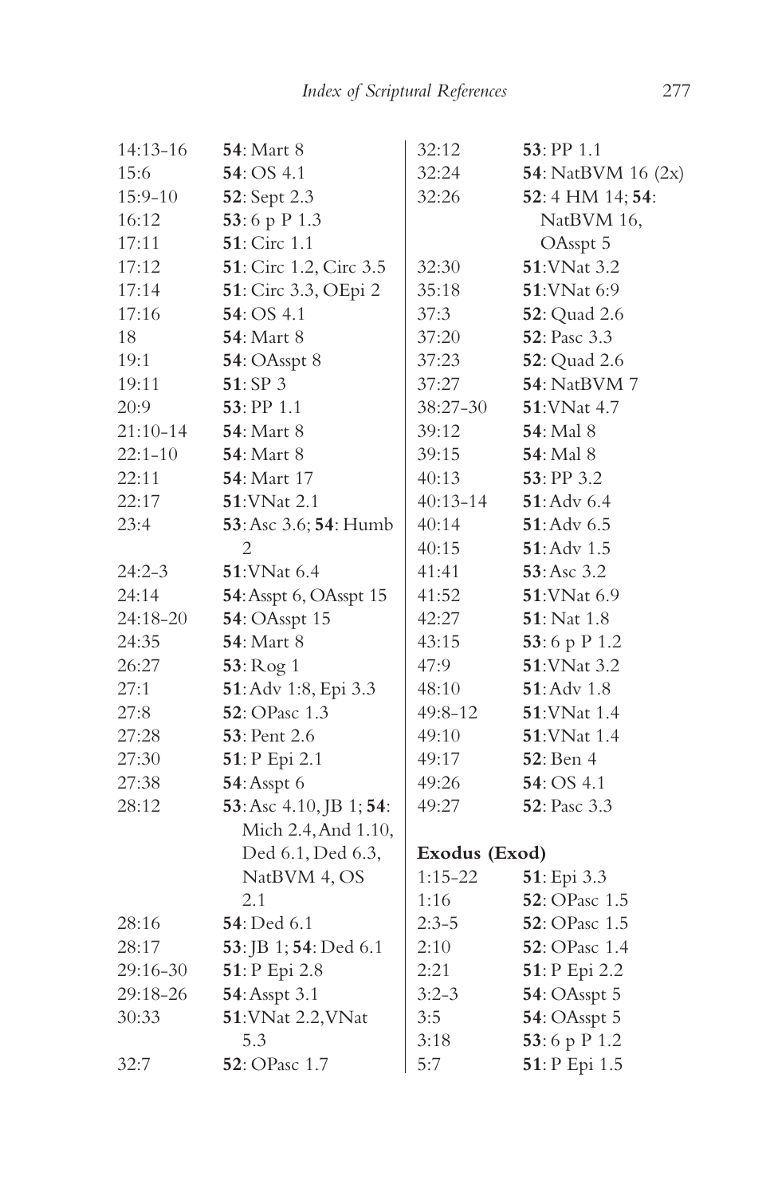14:13-16 **54**: Mart 8
15:6 **54**: OS 4.1
15:9-10 **52**: Sept 2.3
16:12 **53**: 6 p P 1.3
17:11 **51**: Circ 1.1
17:12 **51**: Circ 1.2, Circ 3.5
17:14 **51**: Circ 3.3, OEpi 2
17:16 **54**: OS 4.1
18 **54**: Mart 8
19:1 **54**: OAsspt 8
19:11 **51**: SP 3
20:9 **53**: PP 1.1
21:10-14 **54**: Mart 8
22:1-10 **54**: Mart 8
22:11 **54**: Mart 17
22:17 **51**: VNat 2.1
23:4 **53**: Asc 3.6; **54**: Humb 2
24:2-3 **51**: VNat 6.4
24:14 **54**: Asspt 6, OAsspt 15
24:18-20 **54**: OAsspt 15
24:35 **54**: Mart 8
26:27 **53**: Rog 1
27:1 **51**: Adv 1:8, Epi 3.3
27:8 **52**: OPasc 1.3
27:28 **53**: Pent 2.6
27:30 **51**: P Epi 2.1
27:38 **54**: Asspt 6
28:12 **53**: Asc 4.10, JB 1; **54**: Mich 2.4, And 1.10, Ded 6.1, Ded 6.3, NatBVM 4, OS 2.1
28:16 **54**: Ded 6.1
28:17 **53**: JB 1; **54**: Ded 6.1
29:16-30 **51**: P Epi 2.8
29:18-26 **54**: Asspt 3.1
30:33 **51**: VNat 2.2, VNat 5.3
32:7 **52**: OPasc 1.7
32:12 **53**: PP 1.1
32:24 **54**: NatBVM 16 (2x)
32:26 **52**: 4 HM 14; **54**: NatBVM 16, OAsspt 5
32:30 **51**: VNat 3.2
35:18 **51**: VNat 6:9
37:3 **52**: Quad 2.6
37:20 **52**: Pasc 3.3
37:23 **52**: Quad 2.6
37:27 **54**: NatBVM 7
38:27-30 **51**: VNat 4.7
39:12 **54**: Mal 8
39:15 **54**: Mal 8
40:13 **53**: PP 3.2
40:13-14 **51**: Adv 6.4
40:14 **51**: Adv 6.5
40:15 **51**: Adv 1.5
41:41 **53**: Asc 3.2
41:52 **51**: VNat 6.9
42:27 **51**: Nat 1.8
43:15 **53**: 6 p P 1.2
47:9 **51**: VNat 3.2
48:10 **51**: Adv 1.8
49:8-12 **51**: VNat 1.4
49:10 **51**: VNat 1.4
49:17 **52**: Ben 4
49:26 **54**: OS 4.1
49:27 **52**: Pasc 3.3

**Exodus (Exod)**

1:15-22 **51**: Epi 3.3
1:16 **52**: OPasc 1.5
2:3-5 **52**: OPasc 1.5
2:10 **52**: OPasc 1.4
2:21 **51**: P Epi 2.2
3:2-3 **54**: OAsspt 5
3:5 **54**: OAsspt 5
3:18 **53**: 6 p P 1.2
5:7 **51**: P Epi 1.5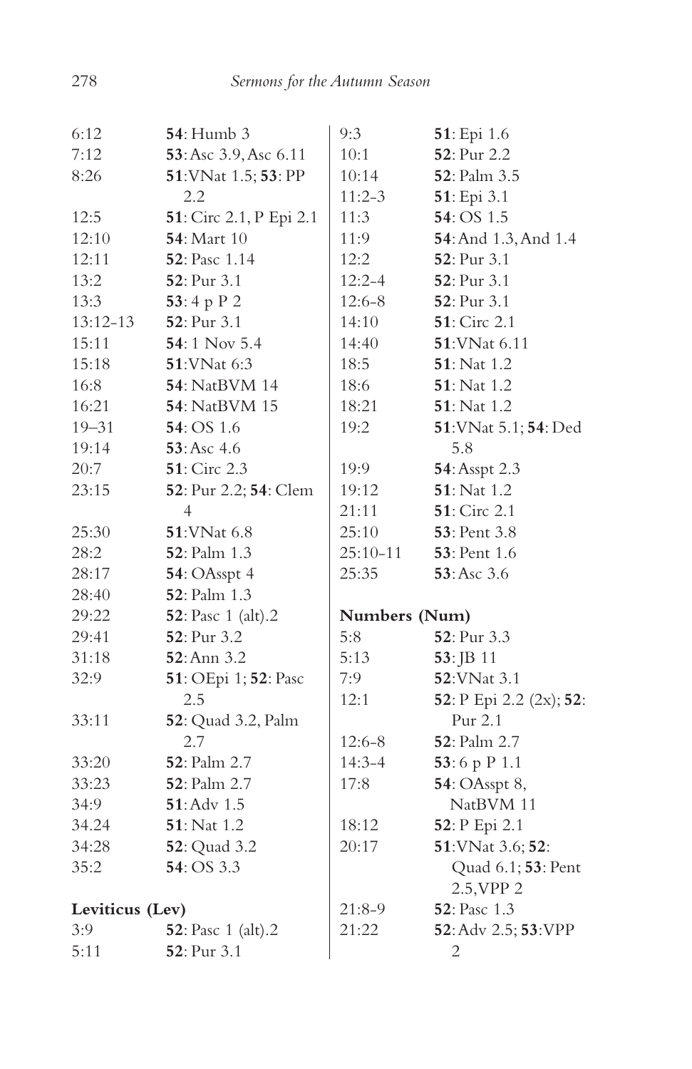| | |
|---|---|
| 6:12 | **54**: Humb 3 |
| 7:12 | **53**: Asc 3.9, Asc 6.11 |
| 8:26 | **51**: VNat 1.5; **53**: PP 2.2 |
| 12:5 | **51**: Circ 2.1, P Epi 2.1 |
| 12:10 | **54**: Mart 10 |
| 12:11 | **52**: Pasc 1.14 |
| 13:2 | **52**: Pur 3.1 |
| 13:3 | **53**: 4 p P 2 |
| 13:12-13 | **52**: Pur 3.1 |
| 15:11 | **54**: 1 Nov 5.4 |
| 15:18 | **51**: VNat 6:3 |
| 16:8 | **54**: NatBVM 14 |
| 16:21 | **54**: NatBVM 15 |
| 19–31 | **54**: OS 1.6 |
| 19:14 | **53**: Asc 4.6 |
| 20:7 | **51**: Circ 2.3 |
| 23:15 | **52**: Pur 2.2; **54**: Clem 4 |
| 25:30 | **51**: VNat 6.8 |
| 28:2 | **52**: Palm 1.3 |
| 28:17 | **54**: OAsspt 4 |
| 28:40 | **52**: Palm 1.3 |
| 29:22 | **52**: Pasc 1 (alt).2 |
| 29:41 | **52**: Pur 3.2 |
| 31:18 | **52**: Ann 3.2 |
| 32:9 | **51**: OEpi 1; **52**: Pasc 2.5 |
| 33:11 | **52**: Quad 3.2, Palm 2.7 |
| 33:20 | **52**: Palm 2.7 |
| 33:23 | **52**: Palm 2.7 |
| 34:9 | **51**: Adv 1.5 |
| 34.24 | **51**: Nat 1.2 |
| 34:28 | **52**: Quad 3.2 |
| 35:2 | **54**: OS 3.3 |

**Leviticus (Lev)**

| | |
|---|---|
| 3:9 | **52**: Pasc 1 (alt).2 |
| 5:11 | **52**: Pur 3.1 |
| 9:3 | **51**: Epi 1.6 |
| 10:1 | **52**: Pur 2.2 |
| 10:14 | **52**: Palm 3.5 |
| 11:2-3 | **51**: Epi 3.1 |
| 11:3 | **54**: OS 1.5 |
| 11:9 | **54**: And 1.3, And 1.4 |
| 12:2 | **52**: Pur 3.1 |
| 12:2-4 | **52**: Pur 3.1 |
| 12:6-8 | **52**: Pur 3.1 |
| 14:10 | **51**: Circ 2.1 |
| 14:40 | **51**: VNat 6.11 |
| 18:5 | **51**: Nat 1.2 |
| 18:6 | **51**: Nat 1.2 |
| 18:21 | **51**: Nat 1.2 |
| 19:2 | **51**: VNat 5.1; **54**: Ded 5.8 |
| 19:9 | **54**: Asspt 2.3 |
| 19:12 | **51**: Nat 1.2 |
| 21:11 | **51**: Circ 2.1 |
| 25:10 | **53**: Pent 3.8 |
| 25:10-11 | **53**: Pent 1.6 |
| 25:35 | **53**: Asc 3.6 |

**Numbers (Num)**

| | |
|---|---|
| 5:8 | **52**: Pur 3.3 |
| 5:13 | **53**: JB 11 |
| 7:9 | **52**: VNat 3.1 |
| 12:1 | **52**: P Epi 2.2 (2x); **52**: Pur 2.1 |
| 12:6-8 | **52**: Palm 2.7 |
| 14:3-4 | **53**: 6 p P 1.1 |
| 17:8 | **54**: OAsspt 8, NatBVM 11 |
| 18:12 | **52**: P Epi 2.1 |
| 20:17 | **51**: VNat 3.6; **52**: Quad 6.1; **53**: Pent 2.5, VPP 2 |
| 21:8-9 | **52**: Pasc 1.3 |
| 21:22 | **52**: Adv 2.5; **53**: VPP 2 |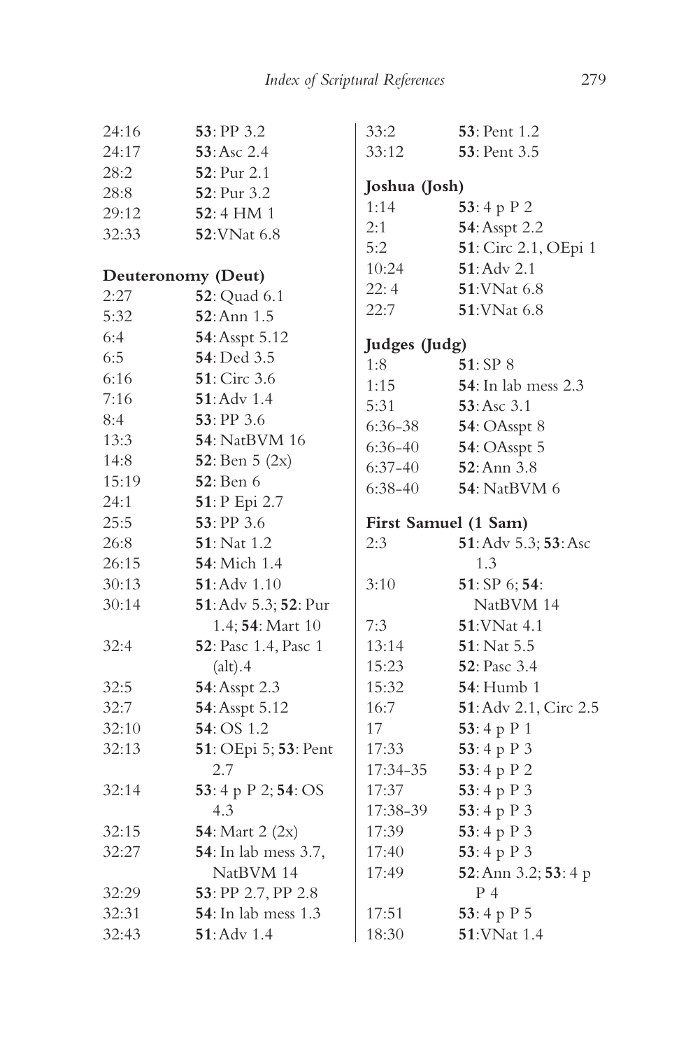| | |
|---|---|
| 24:16 | **53**: PP 3.2 |
| 24:17 | **53**: Asc 2.4 |
| 28:2 | **52**: Pur 2.1 |
| 28:8 | **52**: Pur 3.2 |
| 29:12 | **52**: 4 HM 1 |
| 32:33 | **52**: VNat 6.8 |

**Deuteronomy (Deut)**

| | |
|---|---|
| 2:27 | **52**: Quad 6.1 |
| 5:32 | **52**: Ann 1.5 |
| 6:4 | **54**: Asspt 5.12 |
| 6:5 | **54**: Ded 3.5 |
| 6:16 | **51**: Circ 3.6 |
| 7:16 | **51**: Adv 1.4 |
| 8:4 | **53**: PP 3.6 |
| 13:3 | **54**: NatBVM 16 |
| 14:8 | **52**: Ben 5 (2x) |
| 15:19 | **52**: Ben 6 |
| 24:1 | **51**: P Epi 2.7 |
| 25:5 | **53**: PP 3.6 |
| 26:8 | **51**: Nat 1.2 |
| 26:15 | **54**: Mich 1.4 |
| 30:13 | **51**: Adv 1.10 |
| 30:14 | **51**: Adv 5.3; **52**: Pur 1.4; **54**: Mart 10 |
| 32:4 | **52**: Pasc 1.4, Pasc 1 (alt).4 |
| 32:5 | **54**: Asspt 2.3 |
| 32:7 | **54**: Asspt 5.12 |
| 32:10 | **54**: OS 1.2 |
| 32:13 | **51**: OEpi 5; **53**: Pent 2.7 |
| 32:14 | **53**: 4 p P 2; **54**: OS 4.3 |
| 32:15 | **54**: Mart 2 (2x) |
| 32:27 | **54**: In lab mess 3.7, NatBVM 14 |
| 32:29 | **53**: PP 2.7, PP 2.8 |
| 32:31 | **54**: In lab mess 1.3 |
| 32:43 | **51**: Adv 1.4 |
| 33:2 | **53**: Pent 1.2 |
| 33:12 | **53**: Pent 3.5 |

**Joshua (Josh)**

| | |
|---|---|
| 1:14 | **53**: 4 p P 2 |
| 2:1 | **54**: Asspt 2.2 |
| 5:2 | **51**: Circ 2.1, OEpi 1 |
| 10:24 | **51**: Adv 2.1 |
| 22:4 | **51**: VNat 6.8 |
| 22:7 | **51**: VNat 6.8 |

**Judges (Judg)**

| | |
|---|---|
| 1:8 | **51**: SP 8 |
| 1:15 | **54**: In lab mess 2.3 |
| 5:31 | **53**: Asc 3.1 |
| 6:36-38 | **54**: OAsspt 8 |
| 6:36-40 | **54**: OAsspt 5 |
| 6:37-40 | **52**: Ann 3.8 |
| 6:38-40 | **54**: NatBVM 6 |

**First Samuel (1 Sam)**

| | |
|---|---|
| 2:3 | **51**: Adv 5.3; **53**: Asc 1.3 |
| 3:10 | **51**: SP 6; **54**: NatBVM 14 |
| 7:3 | **51**: VNat 4.1 |
| 13:14 | **51**: Nat 5.5 |
| 15:23 | **52**: Pasc 3.4 |
| 15:32 | **54**: Humb 1 |
| 16:7 | **51**: Adv 2.1, Circ 2.5 |
| 17 | **53**: 4 p P 1 |
| 17:33 | **53**: 4 p P 3 |
| 17:34-35 | **53**: 4 p P 2 |
| 17:37 | **53**: 4 p P 3 |
| 17:38-39 | **53**: 4 p P 3 |
| 17:39 | **53**: 4 p P 3 |
| 17:40 | **53**: 4 p P 3 |
| 17:49 | **52**: Ann 3.2; **53**: 4 p P 4 |
| 17:51 | **53**: 4 p P 5 |
| 18:30 | **51**: VNat 1.4 |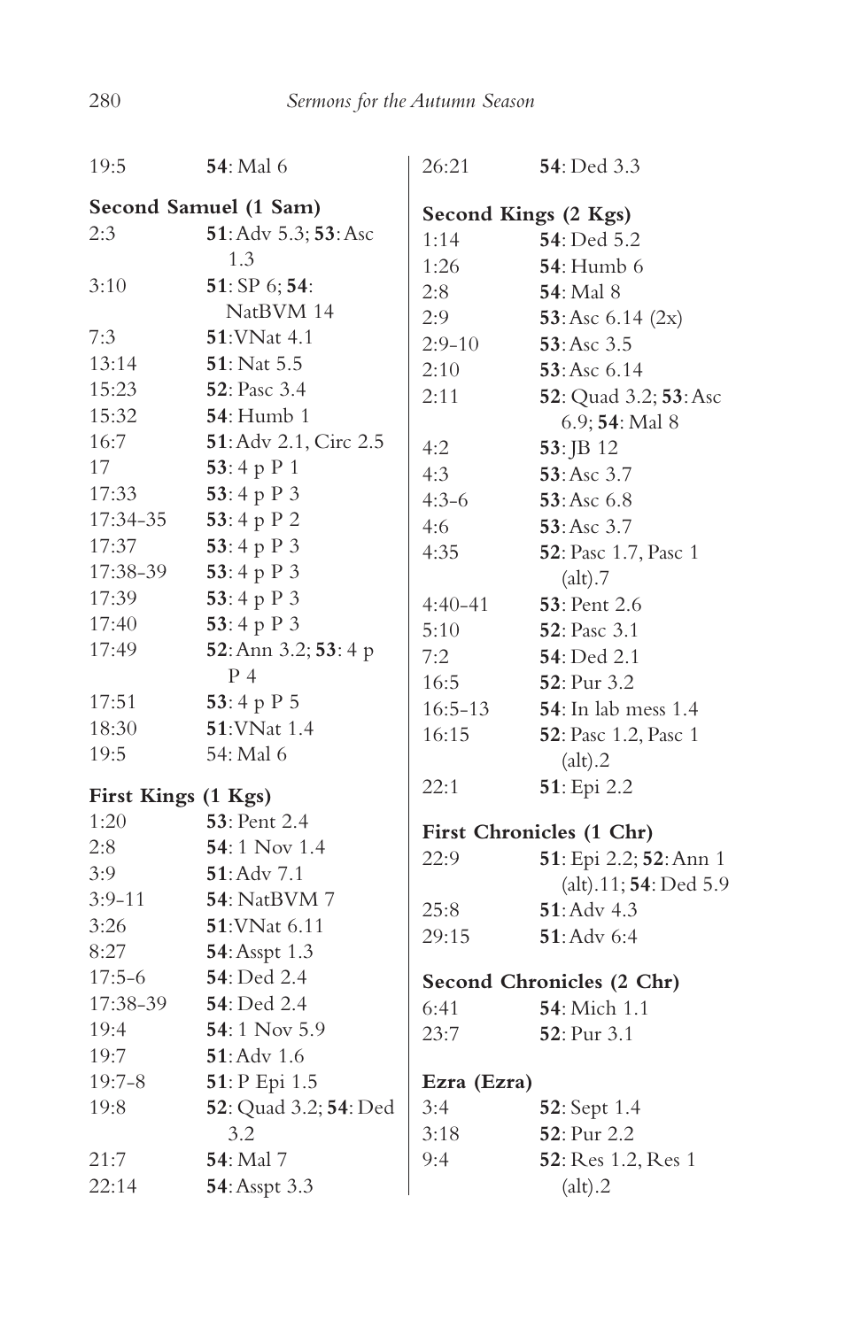| | |
|---|---|
| 19:5 | **54**: Mal 6 |

**Second Samuel (1 Sam)**

| | |
|---|---|
| 2:3 | **51**: Adv 5.3; **53**: Asc 1.3 |
| 3:10 | **51**: SP 6; **54**: NatBVM 14 |
| 7:3 | **51**: VNat 4.1 |
| 13:14 | **51**: Nat 5.5 |
| 15:23 | **52**: Pasc 3.4 |
| 15:32 | **54**: Humb 1 |
| 16:7 | **51**: Adv 2.1, Circ 2.5 |
| 17 | **53**: 4 p P 1 |
| 17:33 | **53**: 4 p P 3 |
| 17:34–35 | **53**: 4 p P 2 |
| 17:37 | **53**: 4 p P 3 |
| 17:38–39 | **53**: 4 p P 3 |
| 17:39 | **53**: 4 p P 3 |
| 17:40 | **53**: 4 p P 3 |
| 17:49 | **52**: Ann 3.2; **53**: 4 p P 4 |
| 17:51 | **53**: 4 p P 5 |
| 18:30 | **51**: VNat 1.4 |
| 19:5 | 54: Mal 6 |

**First Kings (1 Kgs)**

| | |
|---|---|
| 1:20 | **53**: Pent 2.4 |
| 2:8 | **54**: 1 Nov 1.4 |
| 3:9 | **51**: Adv 7.1 |
| 3:9–11 | **54**: NatBVM 7 |
| 3:26 | **51**: VNat 6.11 |
| 8:27 | **54**: Asspt 1.3 |
| 17:5–6 | **54**: Ded 2.4 |
| 17:38–39 | **54**: Ded 2.4 |
| 19:4 | **54**: 1 Nov 5.9 |
| 19:7 | **51**: Adv 1.6 |
| 19:7–8 | **51**: P Epi 1.5 |
| 19:8 | **52**: Quad 3.2; **54**: Ded 3.2 |
| 21:7 | **54**: Mal 7 |
| 22:14 | **54**: Asspt 3.3 |
| 26:21 | **54**: Ded 3.3 |

**Second Kings (2 Kgs)**

| | |
|---|---|
| 1:14 | **54**: Ded 5.2 |
| 1:26 | **54**: Humb 6 |
| 2:8 | **54**: Mal 8 |
| 2:9 | **53**: Asc 6.14 (2x) |
| 2:9–10 | **53**: Asc 3.5 |
| 2:10 | **53**: Asc 6.14 |
| 2:11 | **52**: Quad 3.2; **53**: Asc 6.9; **54**: Mal 8 |
| 4:2 | **53**: JB 12 |
| 4:3 | **53**: Asc 3.7 |
| 4:3–6 | **53**: Asc 6.8 |
| 4:6 | **53**: Asc 3.7 |
| 4:35 | **52**: Pasc 1.7, Pasc 1 (alt).7 |
| 4:40–41 | **53**: Pent 2.6 |
| 5:10 | **52**: Pasc 3.1 |
| 7:2 | **54**: Ded 2.1 |
| 16:5 | **52**: Pur 3.2 |
| 16:5–13 | **54**: In lab mess 1.4 |
| 16:15 | **52**: Pasc 1.2, Pasc 1 (alt).2 |
| 22:1 | **51**: Epi 2.2 |

**First Chronicles (1 Chr)**

| | |
|---|---|
| 22:9 | **51**: Epi 2.2; **52**: Ann 1 (alt).11; **54**: Ded 5.9 |
| 25:8 | **51**: Adv 4.3 |
| 29:15 | **51**: Adv 6:4 |

**Second Chronicles (2 Chr)**

| | |
|---|---|
| 6:41 | **54**: Mich 1.1 |
| 23:7 | **52**: Pur 3.1 |

**Ezra (Ezra)**

| | |
|---|---|
| 3:4 | **52**: Sept 1.4 |
| 3:18 | **52**: Pur 2.2 |
| 9:4 | **52**: Res 1.2, Res 1 (alt).2 |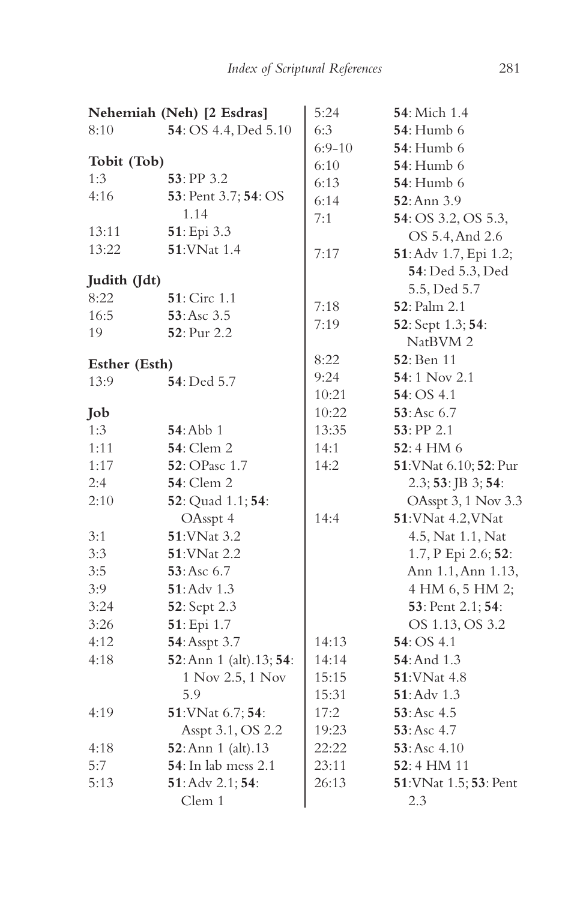**Nehemiah (Neh) [2 Esdras]**

8:10 **54**: OS 4.4, Ded 5.10

**Tobit (Tob)**

1:3 **53**: PP 3.2
4:16 **53**: Pent 3.7; **54**: OS 1.14
13:11 **51**: Epi 3.3
13:22 **51**: VNat 1.4

**Judith (Jdt)**

8:22 **51**: Circ 1.1
16:5 **53**: Asc 3.5
19 **52**: Pur 2.2

**Esther (Esth)**

13:9 **54**: Ded 5.7

**Job**

1:3 **54**: Abb 1
1:11 **54**: Clem 2
1:17 **52**: OPasc 1.7
2:4 **54**: Clem 2
2:10 **52**: Quad 1.1; **54**: OAsspt 4
3:1 **51**: VNat 3.2
3:3 **51**: VNat 2.2
3:5 **53**: Asc 6.7
3:9 **51**: Adv 1.3
3:24 **52**: Sept 2.3
3:26 **51**: Epi 1.7
4:12 **54**: Asspt 3.7
4:18 **52**: Ann 1 (alt).13; **54**: 1 Nov 2.5, 1 Nov 5.9
4:19 **51**: VNat 6.7; **54**: Asspt 3.1, OS 2.2
4:18 **52**: Ann 1 (alt).13
5:7 **54**: In lab mess 2.1
5:13 **51**: Adv 2.1; **54**: Clem 1
5:24 **54**: Mich 1.4
6:3 **54**: Humb 6
6:9-10 **54**: Humb 6
6:10 **54**: Humb 6
6:13 **54**: Humb 6
6:14 **52**: Ann 3.9
7:1 **54**: OS 3.2, OS 5.3, OS 5.4, And 2.6
7:17 **51**: Adv 1.7, Epi 1.2; **54**: Ded 5.3, Ded 5.5, Ded 5.7
7:18 **52**: Palm 2.1
7:19 **52**: Sept 1.3; **54**: NatBVM 2
8:22 **52**: Ben 11
9:24 **54**: 1 Nov 2.1
10:21 **54**: OS 4.1
10:22 **53**: Asc 6.7
13:35 **53**: PP 2.1
14:1 **52**: 4 HM 6
14:2 **51**: VNat 6.10; **52**: Pur 2.3; **53**: JB 3; **54**: OAsspt 3, 1 Nov 3.3
14:4 **51**: VNat 4.2, VNat 4.5, Nat 1.1, Nat 1.7, P Epi 2.6; **52**: Ann 1.1, Ann 1.13, 4 HM 6, 5 HM 2; **53**: Pent 2.1; **54**: OS 1.13, OS 3.2
14:13 **54**: OS 4.1
14:14 **54**: And 1.3
15:15 **51**: VNat 4.8
15:31 **51**: Adv 1.3
17:2 **53**: Asc 4.5
19:23 **53**: Asc 4.7
22:22 **53**: Asc 4.10
23:11 **52**: 4 HM 11
26:13 **51**: VNat 1.5; **53**: Pent 2.3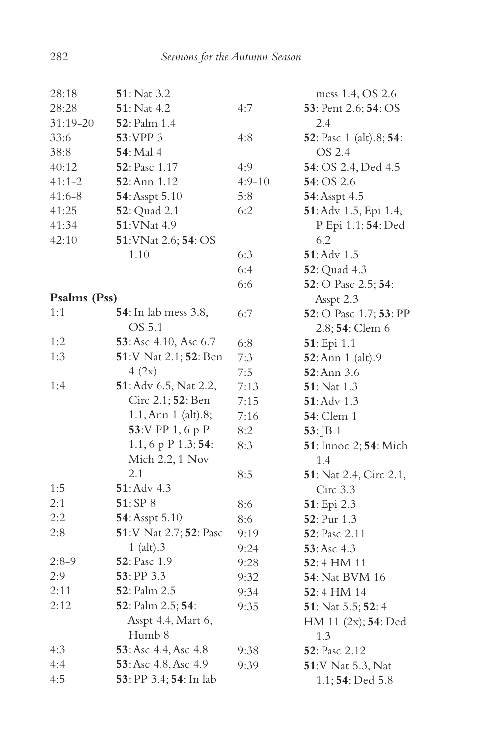28:18 **51**: Nat 3.2
28:28 **51**: Nat 4.2
31:19-20 **52**: Palm 1.4
33:6 **53**:VPP 3
38:8 **54**: Mal 4
40:12 **52**: Pasc 1.17
41:1-2 **52**:Ann 1.12
41:6-8 **54**:Asspt 5.10
41:25 **52**: Quad 2.1
41:34 **51**:VNat 4.9
42:10 **51**:VNat 2.6; **54**: OS 1.10

**Psalms (Pss)**

1:1 **54**: In lab mess 3.8, OS 5.1
1:2 **53**:Asc 4.10, Asc 6.7
1:3 **51**:V Nat 2.1; **52**: Ben 4 (2x)
1:4 **51**:Adv 6.5, Nat 2.2, Circ 2.1; **52**: Ben 1.1, Ann 1 (alt).8; **53**:V PP 1, 6 p P 1.1, 6 p P 1.3; **54**: Mich 2.2, 1 Nov 2.1
1:5 **51**:Adv 4.3
2:1 **51**: SP 8
2:2 **54**:Asspt 5.10
2:8 **51**:V Nat 2.7; **52**: Pasc 1 (alt).3
2:8-9 **52**: Pasc 1.9
2:9 **53**: PP 3.3
2:11 **52**: Palm 2.5
2:12 **52**: Palm 2.5; **54**: Asspt 4.4, Mart 6, Humb 8
4:3 **53**:Asc 4.4, Asc 4.8
4:4 **53**:Asc 4.8, Asc 4.9
4:5 **53**: PP 3.4; **54**: In lab mess 1.4, OS 2.6
4:7 **53**: Pent 2.6; **54**: OS 2.4
4:8 **52**: Pasc 1 (alt).8; **54**: OS 2.4
4:9 **54**: OS 2.4, Ded 4.5
4:9-10 **54**: OS 2.6
5:8 **54**:Asspt 4.5
6:2 **51**:Adv 1.5, Epi 1.4, P Epi 1.1; **54**: Ded 6.2
6:3 **51**:Adv 1.5
6:4 **52**: Quad 4.3
6:6 **52**: O Pasc 2.5; **54**: Asspt 2.3
6:7 **52**: O Pasc 1.7; **53**: PP 2.8; **54**: Clem 6
6:8 **51**: Epi 1.1
7:3 **52**:Ann 1 (alt).9
7:5 **52**:Ann 3.6
7:13 **51**: Nat 1.3
7:15 **51**:Adv 1.3
7:16 **54**: Clem 1
8:2 **53**: JB 1
8:3 **51**: Innoc 2; **54**: Mich 1.4
8:5 **51**: Nat 2.4, Circ 2.1, Circ 3.3
8:6 **51**: Epi 2.3
8:6 **52**: Pur 1.3
9:19 **52**: Pasc 2.11
9:24 **53**:Asc 4.3
9:28 **52**: 4 HM 11
9:32 **54**: Nat BVM 16
9:34 **52**: 4 HM 14
9:35 **51**: Nat 5.5; **52**: 4 HM 11 (2x); **54**: Ded 1.3
9:38 **52**: Pasc 2.12
9:39 **51**:V Nat 5.3, Nat 1.1; **54**: Ded 5.8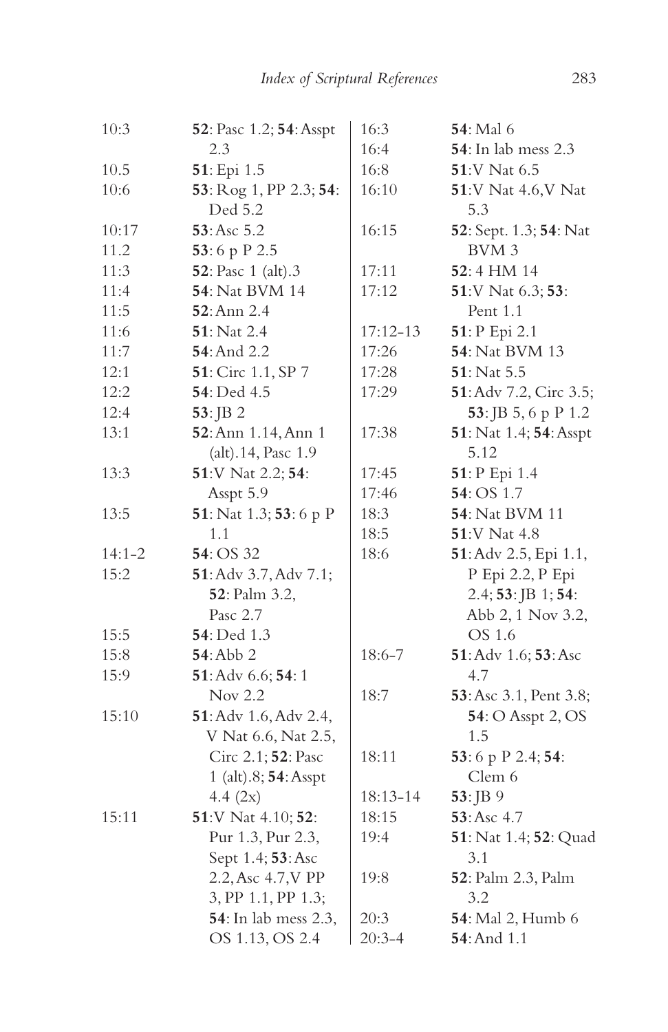| | |
|---|---|
| 10:3 | **52**: Pasc 1.2; **54**: Asspt 2.3 |
| 10.5 | **51**: Epi 1.5 |
| 10:6 | **53**: Rog 1, PP 2.3; **54**: Ded 5.2 |
| 10:17 | **53**: Asc 5.2 |
| 11.2 | **53**: 6 p P 2.5 |
| 11:3 | **52**: Pasc 1 (alt).3 |
| 11:4 | **54**: Nat BVM 14 |
| 11:5 | **52**: Ann 2.4 |
| 11:6 | **51**: Nat 2.4 |
| 11:7 | **54**: And 2.2 |
| 12:1 | **51**: Circ 1.1, SP 7 |
| 12:2 | **54**: Ded 4.5 |
| 12:4 | **53**: JB 2 |
| 13:1 | **52**: Ann 1.14, Ann 1 (alt).14, Pasc 1.9 |
| 13:3 | **51**: V Nat 2.2; **54**: Asspt 5.9 |
| 13:5 | **51**: Nat 1.3; **53**: 6 p P 1.1 |
| 14:1-2 | **54**: OS 32 |
| 15:2 | **51**: Adv 3.7, Adv 7.1; **52**: Palm 3.2, Pasc 2.7 |
| 15:5 | **54**: Ded 1.3 |
| 15:8 | **54**: Abb 2 |
| 15:9 | **51**: Adv 6.6; **54**: 1 Nov 2.2 |
| 15:10 | **51**: Adv 1.6, Adv 2.4, V Nat 6.6, Nat 2.5, Circ 2.1; **52**: Pasc 1 (alt).8; **54**: Asspt 4.4 (2x) |
| 15:11 | **51**: V Nat 4.10; **52**: Pur 1.3, Pur 2.3, Sept 1.4; **53**: Asc 2.2, Asc 4.7, V PP 3, PP 1.1, PP 1.3; **54**: In lab mess 2.3, OS 1.13, OS 2.4 |
| 16:3 | **54**: Mal 6 |
| 16:4 | **54**: In lab mess 2.3 |
| 16:8 | **51**: V Nat 6.5 |
| 16:10 | **51**: V Nat 4.6, V Nat 5.3 |
| 16:15 | **52**: Sept. 1.3; **54**: Nat BVM 3 |
| 17:11 | **52**: 4 HM 14 |
| 17:12 | **51**: V Nat 6.3; **53**: Pent 1.1 |
| 17:12-13 | **51**: P Epi 2.1 |
| 17:26 | **54**: Nat BVM 13 |
| 17:28 | **51**: Nat 5.5 |
| 17:29 | **51**: Adv 7.2, Circ 3.5; **53**: JB 5, 6 p P 1.2 |
| 17:38 | **51**: Nat 1.4; **54**: Asspt 5.12 |
| 17:45 | **51**: P Epi 1.4 |
| 17:46 | **54**: OS 1.7 |
| 18:3 | **54**: Nat BVM 11 |
| 18:5 | **51**: V Nat 4.8 |
| 18:6 | **51**: Adv 2.5, Epi 1.1, P Epi 2.2, P Epi 2.4; **53**: JB 1; **54**: Abb 2, 1 Nov 3.2, OS 1.6 |
| 18:6-7 | **51**: Adv 1.6; **53**: Asc 4.7 |
| 18:7 | **53**: Asc 3.1, Pent 3.8; **54**: O Asspt 2, OS 1.5 |
| 18:11 | **53**: 6 p P 2.4; **54**: Clem 6 |
| 18:13-14 | **53**: JB 9 |
| 18:15 | **53**: Asc 4.7 |
| 19:4 | **51**: Nat 1.4; **52**: Quad 3.1 |
| 19:8 | **52**: Palm 2.3, Palm 3.2 |
| 20:3 | **54**: Mal 2, Humb 6 |
| 20:3-4 | **54**: And 1.1 |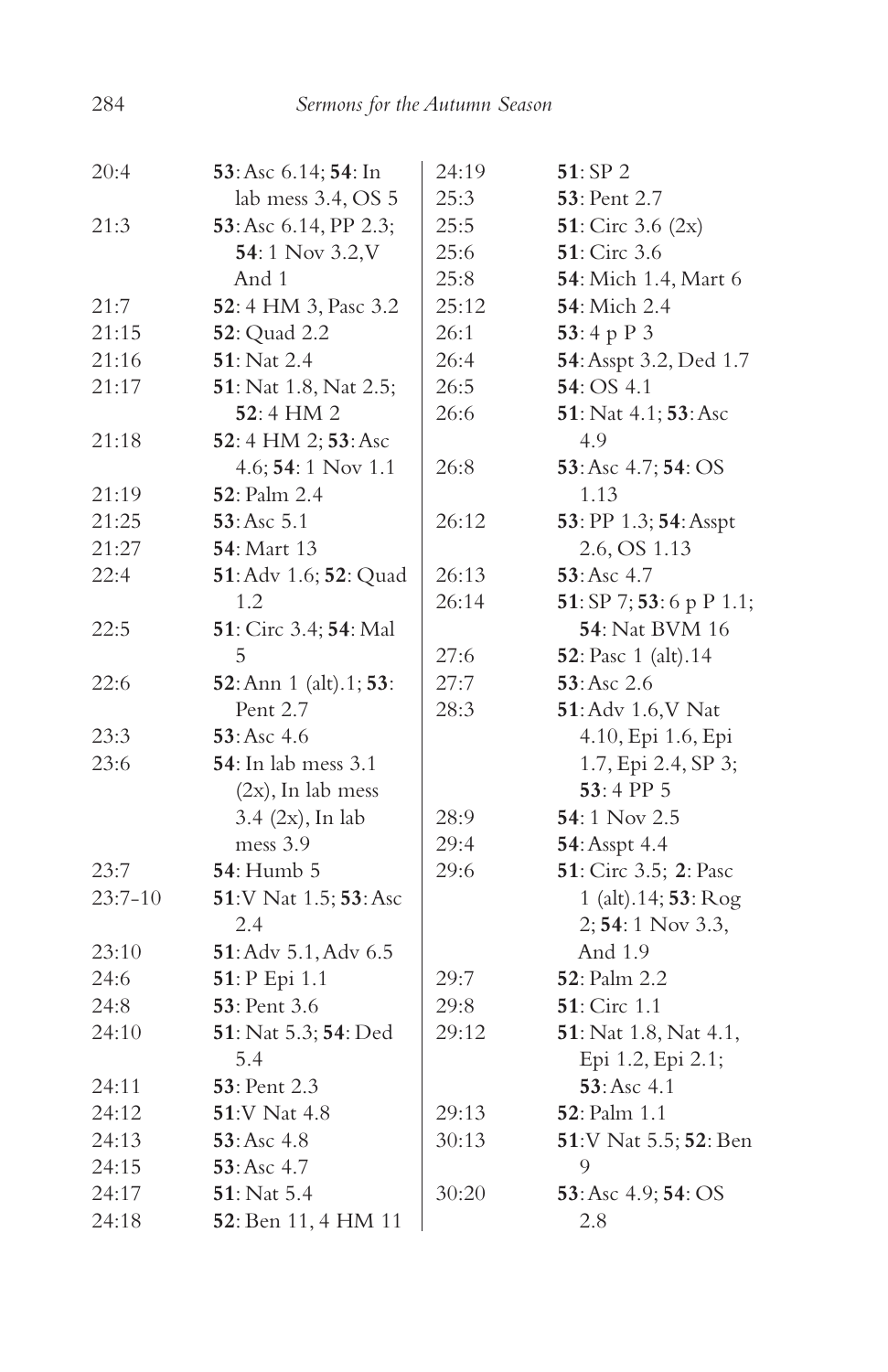| | |
|---|---|
| 20:4 | **53**: Asc 6.14; **54**: In lab mess 3.4, OS 5 |
| 21:3 | **53**: Asc 6.14, PP 2.3; **54**: 1 Nov 3.2, V And 1 |
| 21:7 | **52**: 4 HM 3, Pasc 3.2 |
| 21:15 | **52**: Quad 2.2 |
| 21:16 | **51**: Nat 2.4 |
| 21:17 | **51**: Nat 1.8, Nat 2.5; **52**: 4 HM 2 |
| 21:18 | **52**: 4 HM 2; **53**: Asc 4.6; **54**: 1 Nov 1.1 |
| 21:19 | **52**: Palm 2.4 |
| 21:25 | **53**: Asc 5.1 |
| 21:27 | **54**: Mart 13 |
| 22:4 | **51**: Adv 1.6; **52**: Quad 1.2 |
| 22:5 | **51**: Circ 3.4; **54**: Mal 5 |
| 22:6 | **52**: Ann 1 (alt).1; **53**: Pent 2.7 |
| 23:3 | **53**: Asc 4.6 |
| 23:6 | **54**: In lab mess 3.1 (2x), In lab mess 3.4 (2x), In lab mess 3.9 |
| 23:7 | **54**: Humb 5 |
| 23:7–10 | **51**: V Nat 1.5; **53**: Asc 2.4 |
| 23:10 | **51**: Adv 5.1, Adv 6.5 |
| 24:6 | **51**: P Epi 1.1 |
| 24:8 | **53**: Pent 3.6 |
| 24:10 | **51**: Nat 5.3; **54**: Ded 5.4 |
| 24:11 | **53**: Pent 2.3 |
| 24:12 | **51**: V Nat 4.8 |
| 24:13 | **53**: Asc 4.8 |
| 24:15 | **53**: Asc 4.7 |
| 24:17 | **51**: Nat 5.4 |
| 24:18 | **52**: Ben 11, 4 HM 11 |
| 24:19 | **51**: SP 2 |
| 25:3 | **53**: Pent 2.7 |
| 25:5 | **51**: Circ 3.6 (2x) |
| 25:6 | **51**: Circ 3.6 |
| 25:8 | **54**: Mich 1.4, Mart 6 |
| 25:12 | **54**: Mich 2.4 |
| 26:1 | **53**: 4 p P 3 |
| 26:4 | **54**: Asspt 3.2, Ded 1.7 |
| 26:5 | **54**: OS 4.1 |
| 26:6 | **51**: Nat 4.1; **53**: Asc 4.9 |
| 26:8 | **53**: Asc 4.7; **54**: OS 1.13 |
| 26:12 | **53**: PP 1.3; **54**: Asspt 2.6, OS 1.13 |
| 26:13 | **53**: Asc 4.7 |
| 26:14 | **51**: SP 7; **53**: 6 p P 1.1; **54**: Nat BVM 16 |
| 27:6 | **52**: Pasc 1 (alt).14 |
| 27:7 | **53**: Asc 2.6 |
| 28:3 | **51**: Adv 1.6, V Nat 4.10, Epi 1.6, Epi 1.7, Epi 2.4, SP 3; **53**: 4 PP 5 |
| 28:9 | **54**: 1 Nov 2.5 |
| 29:4 | **54**: Asspt 4.4 |
| 29:6 | **51**: Circ 3.5; **2**: Pasc 1 (alt).14; **53**: Rog 2; **54**: 1 Nov 3.3, And 1.9 |
| 29:7 | **52**: Palm 2.2 |
| 29:8 | **51**: Circ 1.1 |
| 29:12 | **51**: Nat 1.8, Nat 4.1, Epi 1.2, Epi 2.1; **53**: Asc 4.1 |
| 29:13 | **52**: Palm 1.1 |
| 30:13 | **51**: V Nat 5.5; **52**: Ben 9 |
| 30:20 | **53**: Asc 4.9; **54**: OS 2.8 |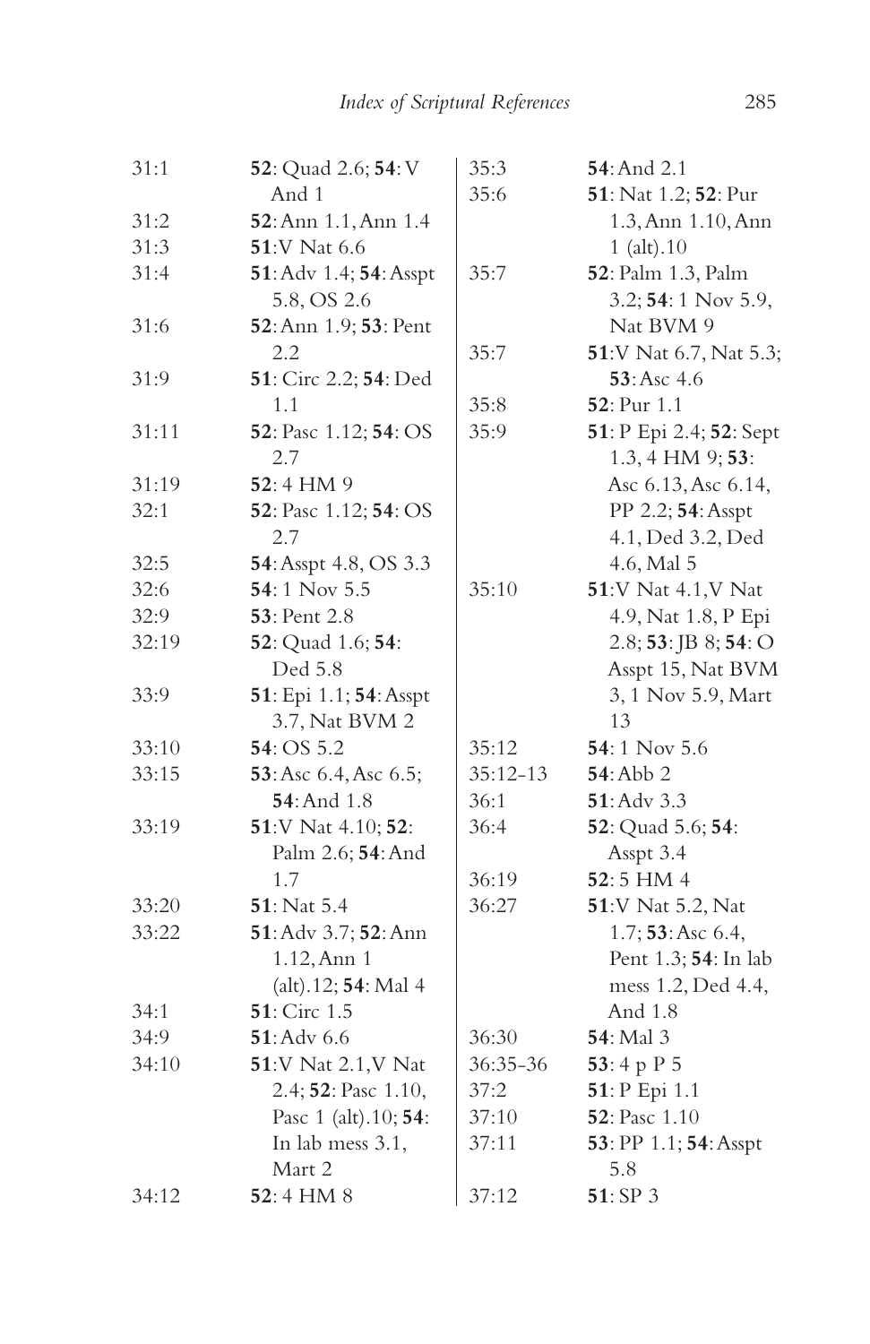| | |
|---|---|
| 31:1 | **52**: Quad 2.6; **54**: V And 1 |
| 31:2 | **52**: Ann 1.1, Ann 1.4 |
| 31:3 | **51**: V Nat 6.6 |
| 31:4 | **51**: Adv 1.4; **54**: Asspt 5.8, OS 2.6 |
| 31:6 | **52**: Ann 1.9; **53**: Pent 2.2 |
| 31:9 | **51**: Circ 2.2; **54**: Ded 1.1 |
| 31:11 | **52**: Pasc 1.12; **54**: OS 2.7 |
| 31:19 | **52**: 4 HM 9 |
| 32:1 | **52**: Pasc 1.12; **54**: OS 2.7 |
| 32:5 | **54**: Asspt 4.8, OS 3.3 |
| 32:6 | **54**: 1 Nov 5.5 |
| 32:9 | **53**: Pent 2.8 |
| 32:19 | **52**: Quad 1.6; **54**: Ded 5.8 |
| 33:9 | **51**: Epi 1.1; **54**: Asspt 3.7, Nat BVM 2 |
| 33:10 | **54**: OS 5.2 |
| 33:15 | **53**: Asc 6.4, Asc 6.5; **54**: And 1.8 |
| 33:19 | **51**: V Nat 4.10; **52**: Palm 2.6; **54**: And 1.7 |
| 33:20 | **51**: Nat 5.4 |
| 33:22 | **51**: Adv 3.7; **52**: Ann 1.12, Ann 1 (alt).12; **54**: Mal 4 |
| 34:1 | **51**: Circ 1.5 |
| 34:9 | **51**: Adv 6.6 |
| 34:10 | **51**: V Nat 2.1, V Nat 2.4; **52**: Pasc 1.10, Pasc 1 (alt).10; **54**: In lab mess 3.1, Mart 2 |
| 34:12 | **52**: 4 HM 8 |
| 35:3 | **54**: And 2.1 |
| 35:6 | **51**: Nat 1.2; **52**: Pur 1.3, Ann 1.10, Ann 1 (alt).10 |
| 35:7 | **52**: Palm 1.3, Palm 3.2; **54**: 1 Nov 5.9, Nat BVM 9 |
| 35:7 | **51**: V Nat 6.7, Nat 5.3; **53**: Asc 4.6 |
| 35:8 | **52**: Pur 1.1 |
| 35:9 | **51**: P Epi 2.4; **52**: Sept 1.3, 4 HM 9; **53**: Asc 6.13, Asc 6.14, PP 2.2; **54**: Asspt 4.1, Ded 3.2, Ded 4.6, Mal 5 |
| 35:10 | **51**: V Nat 4.1, V Nat 4.9, Nat 1.8, P Epi 2.8; **53**: JB 8; **54**: O Asspt 15, Nat BVM 3, 1 Nov 5.9, Mart 13 |
| 35:12 | **54**: 1 Nov 5.6 |
| 35:12–13 | **54**: Abb 2 |
| 36:1 | **51**: Adv 3.3 |
| 36:4 | **52**: Quad 5.6; **54**: Asspt 3.4 |
| 36:19 | **52**: 5 HM 4 |
| 36:27 | **51**: V Nat 5.2, Nat 1.7; **53**: Asc 6.4, Pent 1.3; **54**: In lab mess 1.2, Ded 4.4, And 1.8 |
| 36:30 | **54**: Mal 3 |
| 36:35-36 | **53**: 4 p P 5 |
| 37:2 | **51**: P Epi 1.1 |
| 37:10 | **52**: Pasc 1.10 |
| 37:11 | **53**: PP 1.1; **54**: Asspt 5.8 |
| 37:12 | **51**: SP 3 |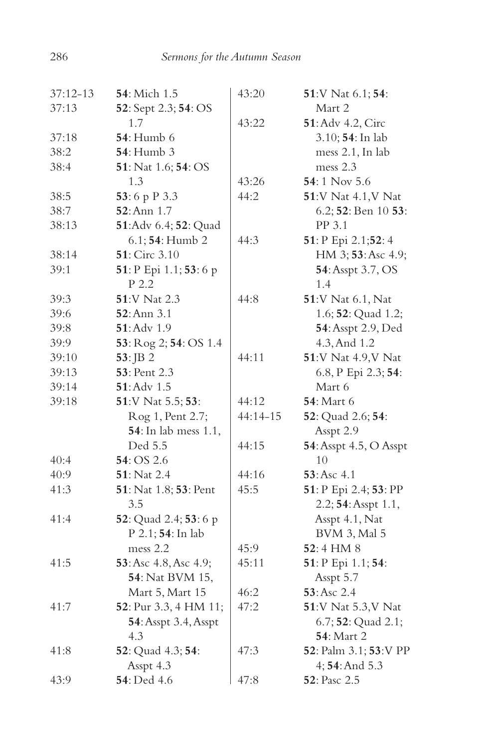| | |
|---|---|
| 37:12-13 | **54**: Mich 1.5 |
| 37:13 | **52**: Sept 2.3; **54**: OS 1.7 |
| 37:18 | **54**: Humb 6 |
| 38:2 | **54**: Humb 3 |
| 38:4 | **51**: Nat 1.6; **54**: OS 1.3 |
| 38:5 | **53**: 6 p P 3.3 |
| 38:7 | **52**: Ann 1.7 |
| 38:13 | **51**:Adv 6.4; **52**: Quad 6.1; **54**: Humb 2 |
| 38:14 | **51**: Circ 3.10 |
| 39:1 | **51**: P Epi 1.1; **53**: 6 p P 2.2 |
| 39:3 | **51**:V Nat 2.3 |
| 39:6 | **52**: Ann 3.1 |
| 39:8 | **51**: Adv 1.9 |
| 39:9 | **53**: Rog 2; **54**: OS 1.4 |
| 39:10 | **53**: JB 2 |
| 39:13 | **53**: Pent 2.3 |
| 39:14 | **51**: Adv 1.5 |
| 39:18 | **51**:V Nat 5.5; **53**: Rog 1, Pent 2.7; **54**: In lab mess 1.1, Ded 5.5 |
| 40:4 | **54**: OS 2.6 |
| 40:9 | **51**: Nat 2.4 |
| 41:3 | **51**: Nat 1.8; **53**: Pent 3.5 |
| 41:4 | **52**: Quad 2.4; **53**: 6 p P 2.1; **54**: In lab mess 2.2 |
| 41:5 | **53**: Asc 4.8, Asc 4.9; **54**: Nat BVM 15, Mart 5, Mart 15 |
| 41:7 | **52**: Pur 3.3, 4 HM 11; **54**: Asspt 3.4, Asspt 4.3 |
| 41:8 | **52**: Quad 4.3; **54**: Asspt 4.3 |
| 43:9 | **54**: Ded 4.6 |
| 43:20 | **51**:V Nat 6.1; **54**: Mart 2 |
| 43:22 | **51**: Adv 4.2, Circ 3.10; **54**: In lab mess 2.1, In lab mess 2.3 |
| 43:26 | **54**: 1 Nov 5.6 |
| 44:2 | **51**:V Nat 4.1,V Nat 6.2; **52**: Ben 10 **53**: PP 3.1 |
| 44:3 | **51**: P Epi 2.1;**52**: 4 HM 3; **53**: Asc 4.9; **54**: Asspt 3.7, OS 1.4 |
| 44:8 | **51**:V Nat 6.1, Nat 1.6; **52**: Quad 1.2; **54**: Asspt 2.9, Ded 4.3, And 1.2 |
| 44:11 | **51**:V Nat 4.9,V Nat 6.8, P Epi 2.3; **54**: Mart 6 |
| 44:12 | **54**: Mart 6 |
| 44:14-15 | **52**: Quad 2.6; **54**: Asspt 2.9 |
| 44:15 | **54**: Asspt 4.5, O Asspt 10 |
| 44:16 | **53**: Asc 4.1 |
| 45:5 | **51**: P Epi 2.4; **53**: PP 2.2; **54**: Asspt 1.1, Asspt 4.1, Nat BVM 3, Mal 5 |
| 45:9 | **52**: 4 HM 8 |
| 45:11 | **51**: P Epi 1.1; **54**: Asspt 5.7 |
| 46:2 | **53**: Asc 2.4 |
| 47:2 | **51**:V Nat 5.3,V Nat 6.7; **52**: Quad 2.1; **54**: Mart 2 |
| 47:3 | **52**: Palm 3.1; **53**:V PP 4; **54**: And 5.3 |
| 47:8 | **52**: Pasc 2.5 |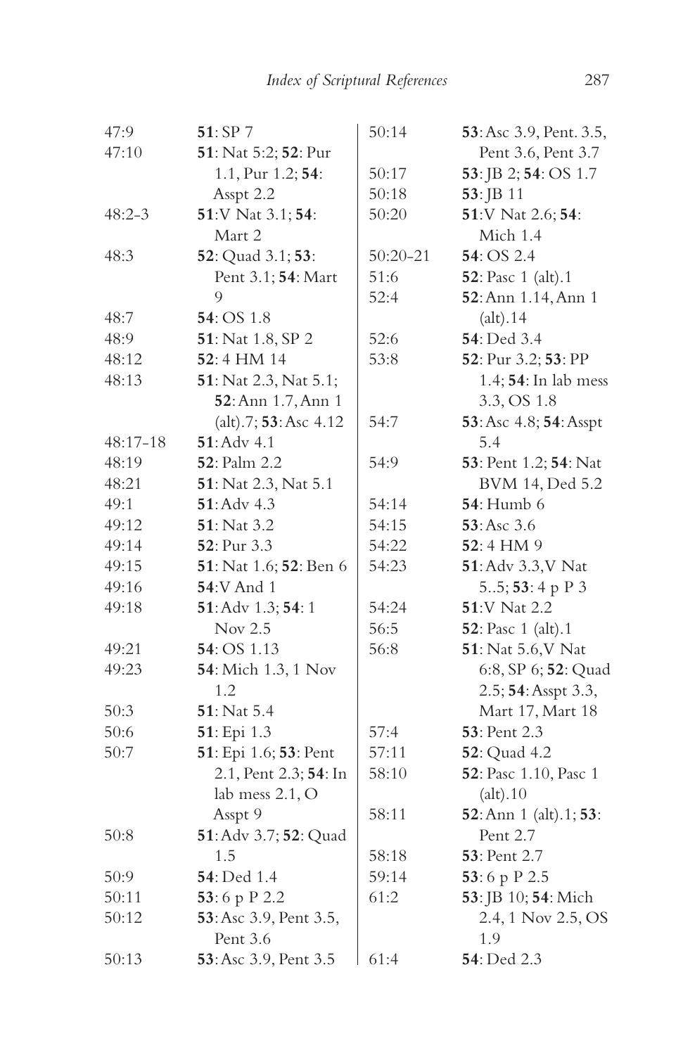| | |
|---|---|
| 47:9 | **51**: SP 7 |
| 47:10 | **51**: Nat 5:2; **52**: Pur 1.1, Pur 1.2; **54**: Asspt 2.2 |
| 48:2-3 | **51**:V Nat 3.1; **54**: Mart 2 |
| 48:3 | **52**: Quad 3.1; **53**: Pent 3.1; **54**: Mart 9 |
| 48:7 | **54**: OS 1.8 |
| 48:9 | **51**: Nat 1.8, SP 2 |
| 48:12 | **52**: 4 HM 14 |
| 48:13 | **51**: Nat 2.3, Nat 5.1; **52**: Ann 1.7, Ann 1 (alt).7; **53**: Asc 4.12 |
| 48:17-18 | **51**: Adv 4.1 |
| 48:19 | **52**: Palm 2.2 |
| 48:21 | **51**: Nat 2.3, Nat 5.1 |
| 49:1 | **51**: Adv 4.3 |
| 49:12 | **51**: Nat 3.2 |
| 49:14 | **52**: Pur 3.3 |
| 49:15 | **51**: Nat 1.6; **52**: Ben 6 |
| 49:16 | **54**:V And 1 |
| 49:18 | **51**: Adv 1.3; **54**: 1 Nov 2.5 |
| 49:21 | **54**: OS 1.13 |
| 49:23 | **54**: Mich 1.3, 1 Nov 1.2 |
| 50:3 | **51**: Nat 5.4 |
| 50:6 | **51**: Epi 1.3 |
| 50:7 | **51**: Epi 1.6; **53**: Pent 2.1, Pent 2.3; **54**: In lab mess 2.1, O Asspt 9 |
| 50:8 | **51**: Adv 3.7; **52**: Quad 1.5 |
| 50:9 | **54**: Ded 1.4 |
| 50:11 | **53**: 6 p P 2.2 |
| 50:12 | **53**: Asc 3.9, Pent 3.5, Pent 3.6 |
| 50:13 | **53**: Asc 3.9, Pent 3.5 |
| 50:14 | **53**: Asc 3.9, Pent. 3.5, Pent 3.6, Pent 3.7 |
| 50:17 | **53**: JB 2; **54**: OS 1.7 |
| 50:18 | **53**: JB 11 |
| 50:20 | **51**:V Nat 2.6; **54**: Mich 1.4 |
| 50:20-21 | **54**: OS 2.4 |
| 51:6 | **52**: Pasc 1 (alt).1 |
| 52:4 | **52**: Ann 1.14, Ann 1 (alt).14 |
| 52:6 | **54**: Ded 3.4 |
| 53:8 | **52**: Pur 3.2; **53**: PP 1.4; **54**: In lab mess 3.3, OS 1.8 |
| 54:7 | **53**: Asc 4.8; **54**: Asspt 5.4 |
| 54:9 | **53**: Pent 1.2; **54**: Nat BVM 14, Ded 5.2 |
| 54:14 | **54**: Humb 6 |
| 54:15 | **53**: Asc 3.6 |
| 54:22 | **52**: 4 HM 9 |
| 54:23 | **51**: Adv 3.3,V Nat 5..5; **53**: 4 p P 3 |
| 54:24 | **51**:V Nat 2.2 |
| 56:5 | **52**: Pasc 1 (alt).1 |
| 56:8 | **51**: Nat 5.6,V Nat 6:8, SP 6; **52**: Quad 2.5; **54**: Asspt 3.3, Mart 17, Mart 18 |
| 57:4 | **53**: Pent 2.3 |
| 57:11 | **52**: Quad 4.2 |
| 58:10 | **52**: Pasc 1.10, Pasc 1 (alt).10 |
| 58:11 | **52**: Ann 1 (alt).1; **53**: Pent 2.7 |
| 58:18 | **53**: Pent 2.7 |
| 59:14 | **53**: 6 p P 2.5 |
| 61:2 | **53**: JB 10; **54**: Mich 2.4, 1 Nov 2.5, OS 1.9 |
| 61:4 | **54**: Ded 2.3 |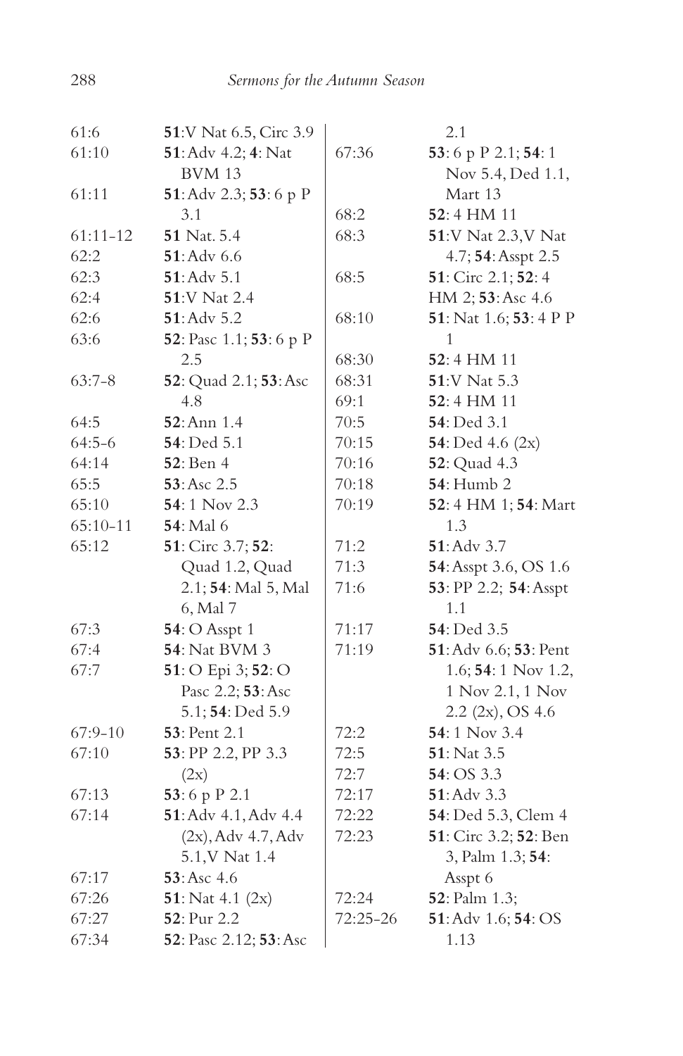| | |
|---|---|
| 61:6 | **51**:V Nat 6.5, Circ 3.9 |
| 61:10 | **51**: Adv 4.2; **4**: Nat BVM 13 |
| 61:11 | **51**: Adv 2.3; **53**: 6 p P 3.1 |
| 61:11-12 | **51** Nat. 5.4 |
| 62:2 | **51**: Adv 6.6 |
| 62:3 | **51**: Adv 5.1 |
| 62:4 | **51**:V Nat 2.4 |
| 62:6 | **51**: Adv 5.2 |
| 63:6 | **52**: Pasc 1.1; **53**: 6 p P 2.5 |
| 63:7-8 | **52**: Quad 2.1; **53**: Asc 4.8 |
| 64:5 | **52**: Ann 1.4 |
| 64:5-6 | **54**: Ded 5.1 |
| 64:14 | **52**: Ben 4 |
| 65:5 | **53**: Asc 2.5 |
| 65:10 | **54**: 1 Nov 2.3 |
| 65:10-11 | **54**: Mal 6 |
| 65:12 | **51**: Circ 3.7; **52**: Quad 1.2, Quad 2.1; **54**: Mal 5, Mal 6, Mal 7 |
| 67:3 | **54**: O Asspt 1 |
| 67:4 | **54**: Nat BVM 3 |
| 67:7 | **51**: O Epi 3; **52**: O Pasc 2.2; **53**: Asc 5.1; **54**: Ded 5.9 |
| 67:9-10 | **53**: Pent 2.1 |
| 67:10 | **53**: PP 2.2, PP 3.3 (2x) |
| 67:13 | **53**: 6 p P 2.1 |
| 67:14 | **51**: Adv 4.1, Adv 4.4 (2x), Adv 4.7, Adv 5.1, V Nat 1.4 |
| 67:17 | **53**: Asc 4.6 |
| 67:26 | **51**: Nat 4.1 (2x) |
| 67:27 | **52**: Pur 2.2 |
| 67:34 | **52**: Pasc 2.12; **53**: Asc 2.1 |
| 67:36 | **53**: 6 p P 2.1; **54**: 1 Nov 5.4, Ded 1.1, Mart 13 |
| 68:2 | **52**: 4 HM 11 |
| 68:3 | **51**:V Nat 2.3, V Nat 4.7; **54**: Asspt 2.5 |
| 68:5 | **51**: Circ 2.1; **52**: 4 HM 2; **53**: Asc 4.6 |
| 68:10 | **51**: Nat 1.6; **53**: 4 P P 1 |
| 68:30 | **52**: 4 HM 11 |
| 68:31 | **51**:V Nat 5.3 |
| 69:1 | **52**: 4 HM 11 |
| 70:5 | **54**: Ded 3.1 |
| 70:15 | **54**: Ded 4.6 (2x) |
| 70:16 | **52**: Quad 4.3 |
| 70:18 | **54**: Humb 2 |
| 70:19 | **52**: 4 HM 1; **54**: Mart 1.3 |
| 71:2 | **51**: Adv 3.7 |
| 71:3 | **54**: Asspt 3.6, OS 1.6 |
| 71:6 | **53**: PP 2.2; **54**: Asspt 1.1 |
| 71:17 | **54**: Ded 3.5 |
| 71:19 | **51**: Adv 6.6; **53**: Pent 1.6; **54**: 1 Nov 1.2, 1 Nov 2.1, 1 Nov 2.2 (2x), OS 4.6 |
| 72:2 | **54**: 1 Nov 3.4 |
| 72:5 | **51**: Nat 3.5 |
| 72:7 | **54**: OS 3.3 |
| 72:17 | **51**: Adv 3.3 |
| 72:22 | **54**: Ded 5.3, Clem 4 |
| 72:23 | **51**: Circ 3.2; **52**: Ben 3, Palm 1.3; **54**: Asspt 6 |
| 72:24 | **52**: Palm 1.3; |
| 72:25-26 | **51**: Adv 1.6; **54**: OS 1.13 |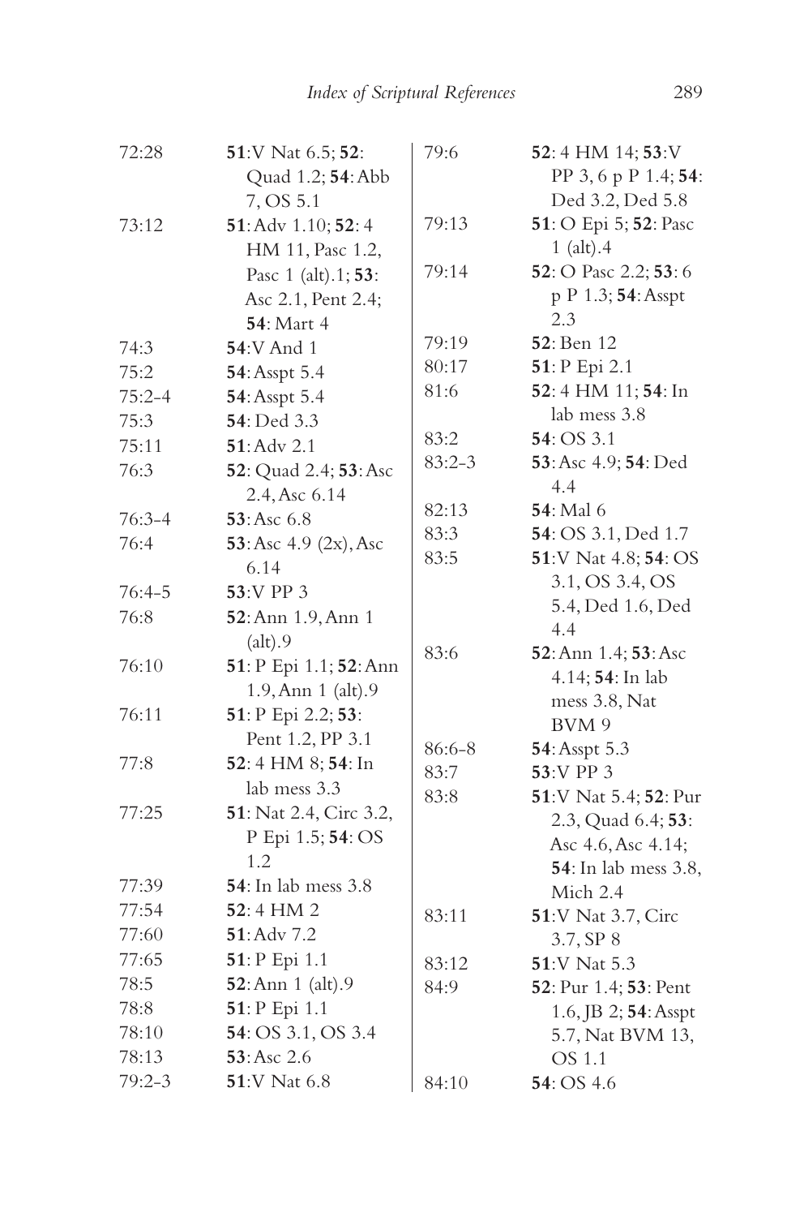| | |
|---|---|
| 72:28 | **51**:V Nat 6.5; **52**: Quad 1.2; **54**: Abb 7, OS 5.1 |
| 73:12 | **51**: Adv 1.10; **52**: 4 HM 11, Pasc 1.2, Pasc 1 (alt).1; **53**: Asc 2.1, Pent 2.4; **54**: Mart 4 |
| 74:3 | **54**:V And 1 |
| 75:2 | **54**: Asspt 5.4 |
| 75:2–4 | **54**: Asspt 5.4 |
| 75:3 | **54**: Ded 3.3 |
| 75:11 | **51**: Adv 2.1 |
| 76:3 | **52**: Quad 2.4; **53**: Asc 2.4, Asc 6.14 |
| 76:3–4 | **53**: Asc 6.8 |
| 76:4 | **53**: Asc 4.9 (2x), Asc 6.14 |
| 76:4–5 | **53**:V PP 3 |
| 76:8 | **52**: Ann 1.9, Ann 1 (alt).9 |
| 76:10 | **51**: P Epi 1.1; **52**: Ann 1.9, Ann 1 (alt).9 |
| 76:11 | **51**: P Epi 2.2; **53**: Pent 1.2, PP 3.1 |
| 77:8 | **52**: 4 HM 8; **54**: In lab mess 3.3 |
| 77:25 | **51**: Nat 2.4, Circ 3.2, P Epi 1.5; **54**: OS 1.2 |
| 77:39 | **54**: In lab mess 3.8 |
| 77:54 | **52**: 4 HM 2 |
| 77:60 | **51**: Adv 7.2 |
| 77:65 | **51**: P Epi 1.1 |
| 78:5 | **52**: Ann 1 (alt).9 |
| 78:8 | **51**: P Epi 1.1 |
| 78:10 | **54**: OS 3.1, OS 3.4 |
| 78:13 | **53**: Asc 2.6 |
| 79:2–3 | **51**:V Nat 6.8 |
| 79:6 | **52**: 4 HM 14; **53**:V PP 3, 6 p P 1.4; **54**: Ded 3.2, Ded 5.8 |
| 79:13 | **51**: O Epi 5; **52**: Pasc 1 (alt).4 |
| 79:14 | **52**: O Pasc 2.2; **53**: 6 p P 1.3; **54**: Asspt 2.3 |
| 79:19 | **52**: Ben 12 |
| 80:17 | **51**: P Epi 2.1 |
| 81:6 | **52**: 4 HM 11; **54**: In lab mess 3.8 |
| 83:2 | **54**: OS 3.1 |
| 83:2–3 | **53**: Asc 4.9; **54**: Ded 4.4 |
| 82:13 | **54**: Mal 6 |
| 83:3 | **54**: OS 3.1, Ded 1.7 |
| 83:5 | **51**:V Nat 4.8; **54**: OS 3.1, OS 3.4, OS 5.4, Ded 1.6, Ded 4.4 |
| 83:6 | **52**: Ann 1.4; **53**: Asc 4.14; **54**: In lab mess 3.8, Nat BVM 9 |
| 86:6–8 | **54**: Asspt 5.3 |
| 83:7 | **53**:V PP 3 |
| 83:8 | **51**:V Nat 5.4; **52**: Pur 2.3, Quad 6.4; **53**: Asc 4.6, Asc 4.14; **54**: In lab mess 3.8, Mich 2.4 |
| 83:11 | **51**:V Nat 3.7, Circ 3.7, SP 8 |
| 83:12 | **51**:V Nat 5.3 |
| 84:9 | **52**: Pur 1.4; **53**: Pent 1.6, JB 2; **54**: Asspt 5.7, Nat BVM 13, OS 1.1 |
| 84:10 | **54**: OS 4.6 |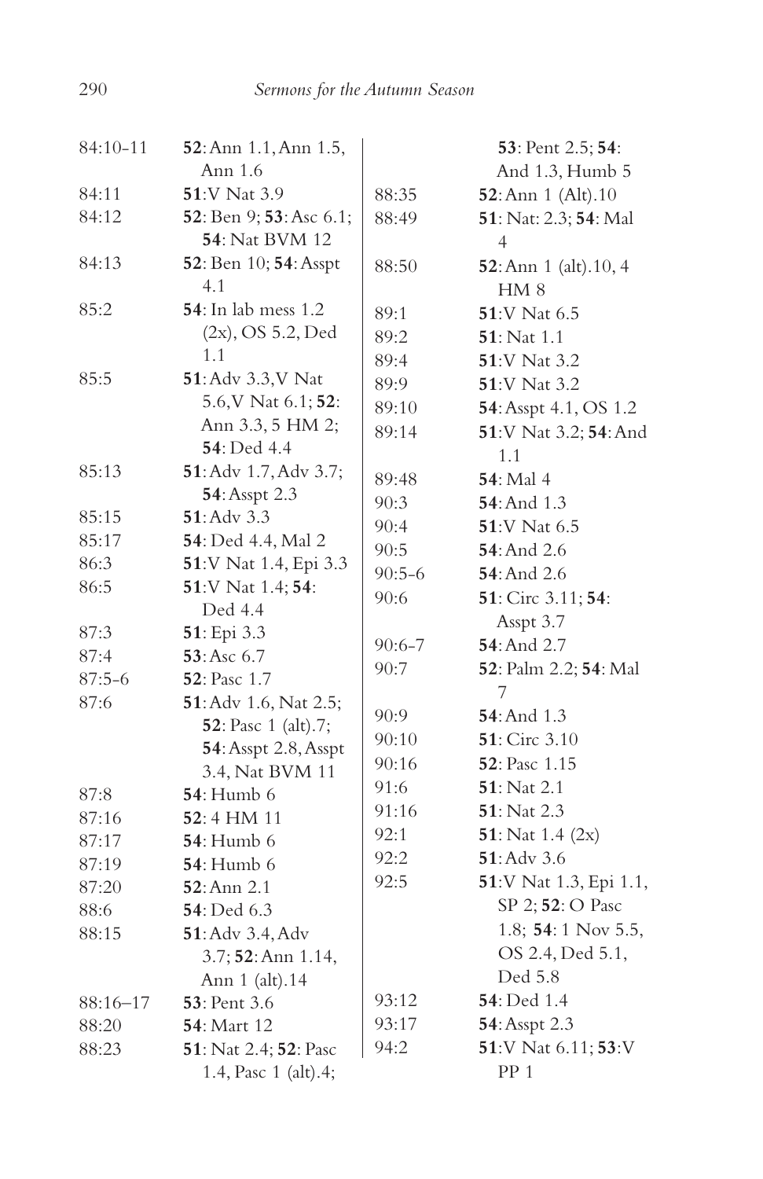| | |
|---|---|
| 84:10-11 | **52**: Ann 1.1, Ann 1.5, Ann 1.6 |
| 84:11 | **51**:V Nat 3.9 |
| 84:12 | **52**: Ben 9; **53**: Asc 6.1; **54**: Nat BVM 12 |
| 84:13 | **52**: Ben 10; **54**: Asspt 4.1 |
| 85:2 | **54**: In lab mess 1.2 (2x), OS 5.2, Ded 1.1 |
| 85:5 | **51**: Adv 3.3,V Nat 5.6,V Nat 6.1; **52**: Ann 3.3, 5 HM 2; **54**: Ded 4.4 |
| 85:13 | **51**: Adv 1.7, Adv 3.7; **54**: Asspt 2.3 |
| 85:15 | **51**: Adv 3.3 |
| 85:17 | **54**: Ded 4.4, Mal 2 |
| 86:3 | **51**:V Nat 1.4, Epi 3.3 |
| 86:5 | **51**:V Nat 1.4; **54**: Ded 4.4 |
| 87:3 | **51**: Epi 3.3 |
| 87:4 | **53**: Asc 6.7 |
| 87:5-6 | **52**: Pasc 1.7 |
| 87:6 | **51**: Adv 1.6, Nat 2.5; **52**: Pasc 1 (alt).7; **54**: Asspt 2.8, Asspt 3.4, Nat BVM 11 |
| 87:8 | **54**: Humb 6 |
| 87:16 | **52**: 4 HM 11 |
| 87:17 | **54**: Humb 6 |
| 87:19 | **54**: Humb 6 |
| 87:20 | **52**: Ann 2.1 |
| 88:6 | **54**: Ded 6.3 |
| 88:15 | **51**: Adv 3.4, Adv 3.7; **52**: Ann 1.14, Ann 1 (alt).14 |
| 88:16–17 | **53**: Pent 3.6 |
| 88:20 | **54**: Mart 12 |
| 88:23 | **51**: Nat 2.4; **52**: Pasc 1.4, Pasc 1 (alt).4; **53**: Pent 2.5; **54**: And 1.3, Humb 5 |
| 88:35 | **52**: Ann 1 (Alt).10 |
| 88:49 | **51**: Nat: 2.3; **54**: Mal 4 |
| 88:50 | **52**: Ann 1 (alt).10, 4 HM 8 |
| 89:1 | **51**:V Nat 6.5 |
| 89:2 | **51**: Nat 1.1 |
| 89:4 | **51**:V Nat 3.2 |
| 89:9 | **51**:V Nat 3.2 |
| 89:10 | **54**: Asspt 4.1, OS 1.2 |
| 89:14 | **51**:V Nat 3.2; **54**: And 1.1 |
| 89:48 | **54**: Mal 4 |
| 90:3 | **54**: And 1.3 |
| 90:4 | **51**:V Nat 6.5 |
| 90:5 | **54**: And 2.6 |
| 90:5-6 | **54**: And 2.6 |
| 90:6 | **51**: Circ 3.11; **54**: Asspt 3.7 |
| 90:6-7 | **54**: And 2.7 |
| 90:7 | **52**: Palm 2.2; **54**: Mal 7 |
| 90:9 | **54**: And 1.3 |
| 90:10 | **51**: Circ 3.10 |
| 90:16 | **52**: Pasc 1.15 |
| 91:6 | **51**: Nat 2.1 |
| 91:16 | **51**: Nat 2.3 |
| 92:1 | **51**: Nat 1.4 (2x) |
| 92:2 | **51**: Adv 3.6 |
| 92:5 | **51**:V Nat 1.3, Epi 1.1, SP 2; **52**: O Pasc 1.8; **54**: 1 Nov 5.5, OS 2.4, Ded 5.1, Ded 5.8 |
| 93:12 | **54**: Ded 1.4 |
| 93:17 | **54**: Asspt 2.3 |
| 94:2 | **51**:V Nat 6.11; **53**:V PP 1 |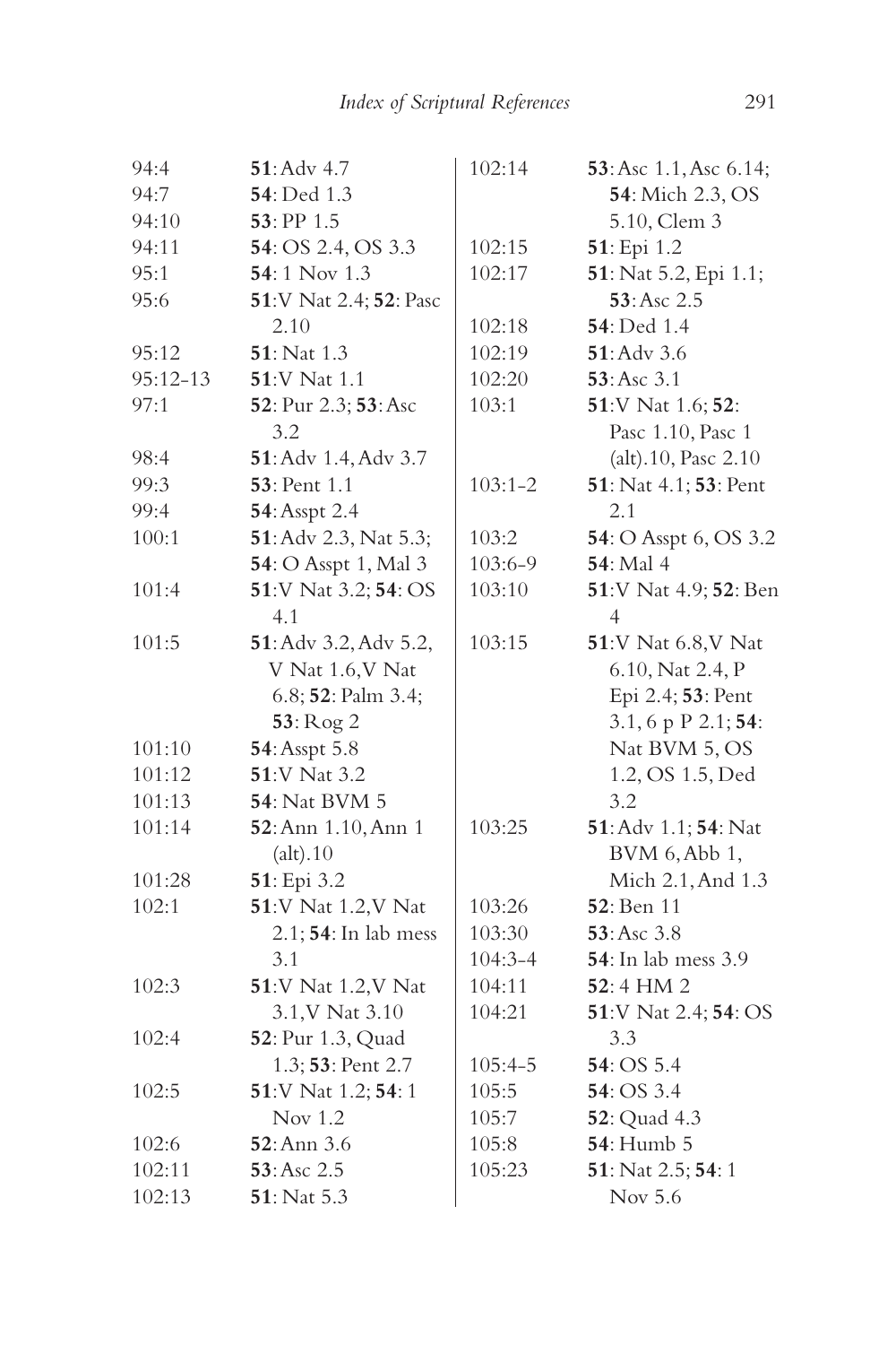| | |
|---|---|
| 94:4 | **51**: Adv 4.7 |
| 94:7 | **54**: Ded 1.3 |
| 94:10 | **53**: PP 1.5 |
| 94:11 | **54**: OS 2.4, OS 3.3 |
| 95:1 | **54**: 1 Nov 1.3 |
| 95:6 | **51**: V Nat 2.4; **52**: Pasc 2.10 |
| 95:12 | **51**: Nat 1.3 |
| 95:12-13 | **51**: V Nat 1.1 |
| 97:1 | **52**: Pur 2.3; **53**: Asc 3.2 |
| 98:4 | **51**: Adv 1.4, Adv 3.7 |
| 99:3 | **53**: Pent 1.1 |
| 99:4 | **54**: Asspt 2.4 |
| 100:1 | **51**: Adv 2.3, Nat 5.3; **54**: O Asspt 1, Mal 3 |
| 101:4 | **51**: V Nat 3.2; **54**: OS 4.1 |
| 101:5 | **51**: Adv 3.2, Adv 5.2, V Nat 1.6, V Nat 6.8; **52**: Palm 3.4; **53**: Rog 2 |
| 101:10 | **54**: Asspt 5.8 |
| 101:12 | **51**: V Nat 3.2 |
| 101:13 | **54**: Nat BVM 5 |
| 101:14 | **52**: Ann 1.10, Ann 1 (alt).10 |
| 101:28 | **51**: Epi 3.2 |
| 102:1 | **51**: V Nat 1.2, V Nat 2.1; **54**: In lab mess 3.1 |
| 102:3 | **51**: V Nat 1.2, V Nat 3.1, V Nat 3.10 |
| 102:4 | **52**: Pur 1.3, Quad 1.3; **53**: Pent 2.7 |
| 102:5 | **51**: V Nat 1.2; **54**: 1 Nov 1.2 |
| 102:6 | **52**: Ann 3.6 |
| 102:11 | **53**: Asc 2.5 |
| 102:13 | **51**: Nat 5.3 |
| 102:14 | **53**: Asc 1.1, Asc 6.14; **54**: Mich 2.3, OS 5.10, Clem 3 |
| 102:15 | **51**: Epi 1.2 |
| 102:17 | **51**: Nat 5.2, Epi 1.1; **53**: Asc 2.5 |
| 102:18 | **54**: Ded 1.4 |
| 102:19 | **51**: Adv 3.6 |
| 102:20 | **53**: Asc 3.1 |
| 103:1 | **51**: V Nat 1.6; **52**: Pasc 1.10, Pasc 1 (alt).10, Pasc 2.10 |
| 103:1-2 | **51**: Nat 4.1; **53**: Pent 2.1 |
| 103:2 | **54**: O Asspt 6, OS 3.2 |
| 103:6-9 | **54**: Mal 4 |
| 103:10 | **51**: V Nat 4.9; **52**: Ben 4 |
| 103:15 | **51**: V Nat 6.8, V Nat 6.10, Nat 2.4, P Epi 2.4; **53**: Pent 3.1, 6 p P 2.1; **54**: Nat BVM 5, OS 1.2, OS 1.5, Ded 3.2 |
| 103:25 | **51**: Adv 1.1; **54**: Nat BVM 6, Abb 1, Mich 2.1, And 1.3 |
| 103:26 | **52**: Ben 11 |
| 103:30 | **53**: Asc 3.8 |
| 104:3-4 | **54**: In lab mess 3.9 |
| 104:11 | **52**: 4 HM 2 |
| 104:21 | **51**: V Nat 2.4; **54**: OS 3.3 |
| 105:4-5 | **54**: OS 5.4 |
| 105:5 | **54**: OS 3.4 |
| 105:7 | **52**: Quad 4.3 |
| 105:8 | **54**: Humb 5 |
| 105:23 | **51**: Nat 2.5; **54**: 1 Nov 5.6 |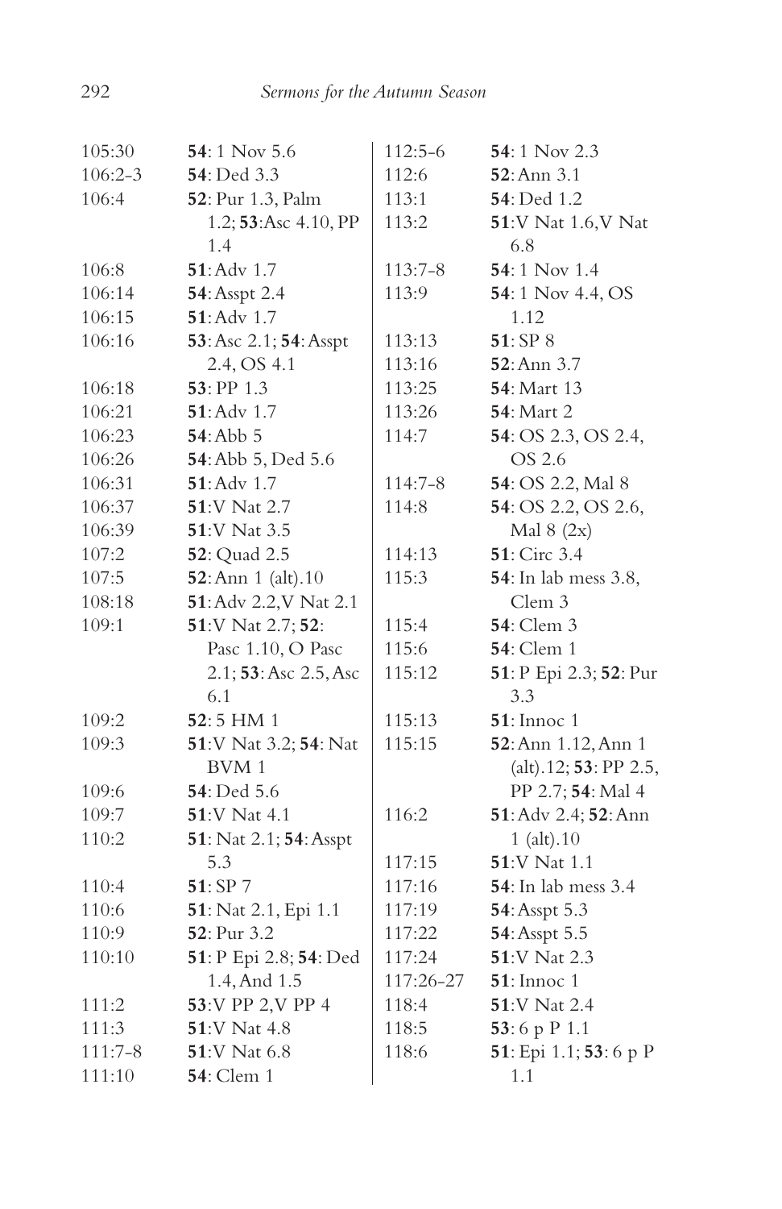| | |
|---|---|
| 105:30 | **54**: 1 Nov 5.6 |
| 106:2-3 | **54**: Ded 3.3 |
| 106:4 | **52**: Pur 1.3, Palm 1.2; **53**:Asc 4.10, PP 1.4 |
| 106:8 | **51**: Adv 1.7 |
| 106:14 | **54**: Asspt 2.4 |
| 106:15 | **51**: Adv 1.7 |
| 106:16 | **53**: Asc 2.1; **54**: Asspt 2.4, OS 4.1 |
| 106:18 | **53**: PP 1.3 |
| 106:21 | **51**: Adv 1.7 |
| 106:23 | **54**: Abb 5 |
| 106:26 | **54**: Abb 5, Ded 5.6 |
| 106:31 | **51**: Adv 1.7 |
| 106:37 | **51**:V Nat 2.7 |
| 106:39 | **51**:V Nat 3.5 |
| 107:2 | **52**: Quad 2.5 |
| 107:5 | **52**: Ann 1 (alt).10 |
| 108:18 | **51**: Adv 2.2,V Nat 2.1 |
| 109:1 | **51**:V Nat 2.7; **52**: Pasc 1.10, O Pasc 2.1; **53**: Asc 2.5, Asc 6.1 |
| 109:2 | **52**: 5 HM 1 |
| 109:3 | **51**:V Nat 3.2; **54**: Nat BVM 1 |
| 109:6 | **54**: Ded 5.6 |
| 109:7 | **51**:V Nat 4.1 |
| 110:2 | **51**: Nat 2.1; **54**: Asspt 5.3 |
| 110:4 | **51**: SP 7 |
| 110:6 | **51**: Nat 2.1, Epi 1.1 |
| 110:9 | **52**: Pur 3.2 |
| 110:10 | **51**: P Epi 2.8; **54**: Ded 1.4, And 1.5 |
| 111:2 | **53**:V PP 2,V PP 4 |
| 111:3 | **51**:V Nat 4.8 |
| 111:7-8 | **51**:V Nat 6.8 |
| 111:10 | **54**: Clem 1 |
| 112:5-6 | **54**: 1 Nov 2.3 |
| 112:6 | **52**: Ann 3.1 |
| 113:1 | **54**: Ded 1.2 |
| 113:2 | **51**:V Nat 1.6,V Nat 6.8 |
| 113:7-8 | **54**: 1 Nov 1.4 |
| 113:9 | **54**: 1 Nov 4.4, OS 1.12 |
| 113:13 | **51**: SP 8 |
| 113:16 | **52**: Ann 3.7 |
| 113:25 | **54**: Mart 13 |
| 113:26 | **54**: Mart 2 |
| 114:7 | **54**: OS 2.3, OS 2.4, OS 2.6 |
| 114:7-8 | **54**: OS 2.2, Mal 8 |
| 114:8 | **54**: OS 2.2, OS 2.6, Mal 8 (2x) |
| 114:13 | **51**: Circ 3.4 |
| 115:3 | **54**: In lab mess 3.8, Clem 3 |
| 115:4 | **54**: Clem 3 |
| 115:6 | **54**: Clem 1 |
| 115:12 | **51**: P Epi 2.3; **52**: Pur 3.3 |
| 115:13 | **51**: Innoc 1 |
| 115:15 | **52**: Ann 1.12, Ann 1 (alt).12; **53**: PP 2.5, PP 2.7; **54**: Mal 4 |
| 116:2 | **51**: Adv 2.4; **52**: Ann 1 (alt).10 |
| 117:15 | **51**:V Nat 1.1 |
| 117:16 | **54**: In lab mess 3.4 |
| 117:19 | **54**: Asspt 5.3 |
| 117:22 | **54**: Asspt 5.5 |
| 117:24 | **51**:V Nat 2.3 |
| 117:26-27 | **51**: Innoc 1 |
| 118:4 | **51**:V Nat 2.4 |
| 118:5 | **53**: 6 p P 1.1 |
| 118:6 | **51**: Epi 1.1; **53**: 6 p P 1.1 |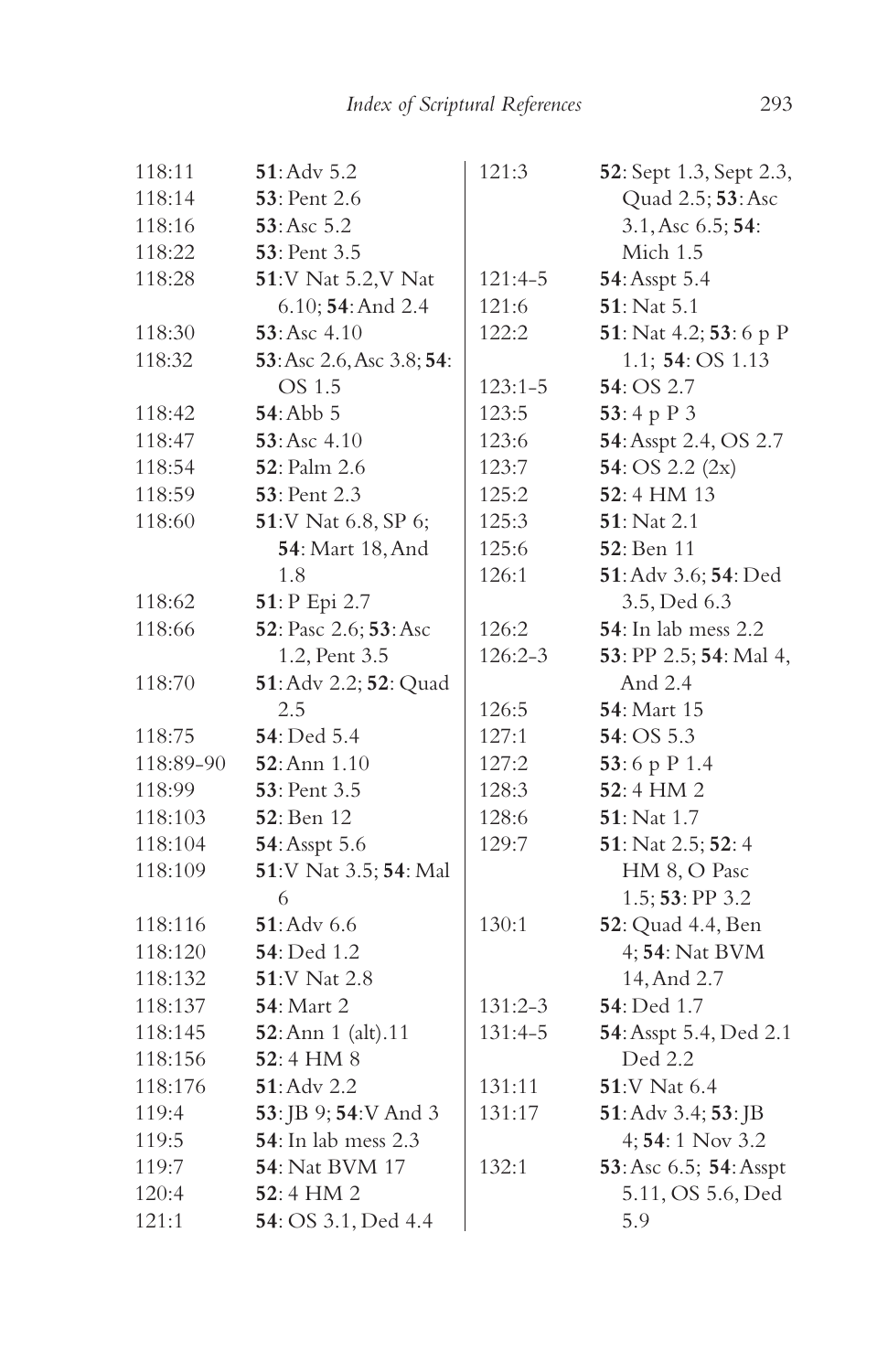| | |
|---|---|
| 118:11 | **51**: Adv 5.2 |
| 118:14 | **53**: Pent 2.6 |
| 118:16 | **53**: Asc 5.2 |
| 118:22 | **53**: Pent 3.5 |
| 118:28 | **51**: V Nat 5.2, V Nat 6.10; **54**: And 2.4 |
| 118:30 | **53**: Asc 4.10 |
| 118:32 | **53**: Asc 2.6, Asc 3.8; **54**: OS 1.5 |
| 118:42 | **54**: Abb 5 |
| 118:47 | **53**: Asc 4.10 |
| 118:54 | **52**: Palm 2.6 |
| 118:59 | **53**: Pent 2.3 |
| 118:60 | **51**: V Nat 6.8, SP 6; **54**: Mart 18, And 1.8 |
| 118:62 | **51**: P Epi 2.7 |
| 118:66 | **52**: Pasc 2.6; **53**: Asc 1.2, Pent 3.5 |
| 118:70 | **51**: Adv 2.2; **52**: Quad 2.5 |
| 118:75 | **54**: Ded 5.4 |
| 118:89-90 | **52**: Ann 1.10 |
| 118:99 | **53**: Pent 3.5 |
| 118:103 | **52**: Ben 12 |
| 118:104 | **54**: Asspt 5.6 |
| 118:109 | **51**: V Nat 3.5; **54**: Mal 6 |
| 118:116 | **51**: Adv 6.6 |
| 118:120 | **54**: Ded 1.2 |
| 118:132 | **51**: V Nat 2.8 |
| 118:137 | **54**: Mart 2 |
| 118:145 | **52**: Ann 1 (alt).11 |
| 118:156 | **52**: 4 HM 8 |
| 118:176 | **51**: Adv 2.2 |
| 119:4 | **53**: JB 9; **54**: V And 3 |
| 119:5 | **54**: In lab mess 2.3 |
| 119:7 | **54**: Nat BVM 17 |
| 120:4 | **52**: 4 HM 2 |
| 121:1 | **54**: OS 3.1, Ded 4.4 |
| 121:3 | **52**: Sept 1.3, Sept 2.3, Quad 2.5; **53**: Asc 3.1, Asc 6.5; **54**: Mich 1.5 |
| 121:4-5 | **54**: Asspt 5.4 |
| 121:6 | **51**: Nat 5.1 |
| 122:2 | **51**: Nat 4.2; **53**: 6 p P 1.1; **54**: OS 1.13 |
| 123:1-5 | **54**: OS 2.7 |
| 123:5 | **53**: 4 p P 3 |
| 123:6 | **54**: Asspt 2.4, OS 2.7 |
| 123:7 | **54**: OS 2.2 (2x) |
| 125:2 | **52**: 4 HM 13 |
| 125:3 | **51**: Nat 2.1 |
| 125:6 | **52**: Ben 11 |
| 126:1 | **51**: Adv 3.6; **54**: Ded 3.5, Ded 6.3 |
| 126:2 | **54**: In lab mess 2.2 |
| 126:2-3 | **53**: PP 2.5; **54**: Mal 4, And 2.4 |
| 126:5 | **54**: Mart 15 |
| 127:1 | **54**: OS 5.3 |
| 127:2 | **53**: 6 p P 1.4 |
| 128:3 | **52**: 4 HM 2 |
| 128:6 | **51**: Nat 1.7 |
| 129:7 | **51**: Nat 2.5; **52**: 4 HM 8, O Pasc 1.5; **53**: PP 3.2 |
| 130:1 | **52**: Quad 4.4, Ben 4; **54**: Nat BVM 14, And 2.7 |
| 131:2-3 | **54**: Ded 1.7 |
| 131:4-5 | **54**: Asspt 5.4, Ded 2.1 Ded 2.2 |
| 131:11 | **51**: V Nat 6.4 |
| 131:17 | **51**: Adv 3.4; **53**: JB 4; **54**: 1 Nov 3.2 |
| 132:1 | **53**: Asc 6.5; **54**: Asspt 5.11, OS 5.6, Ded 5.9 |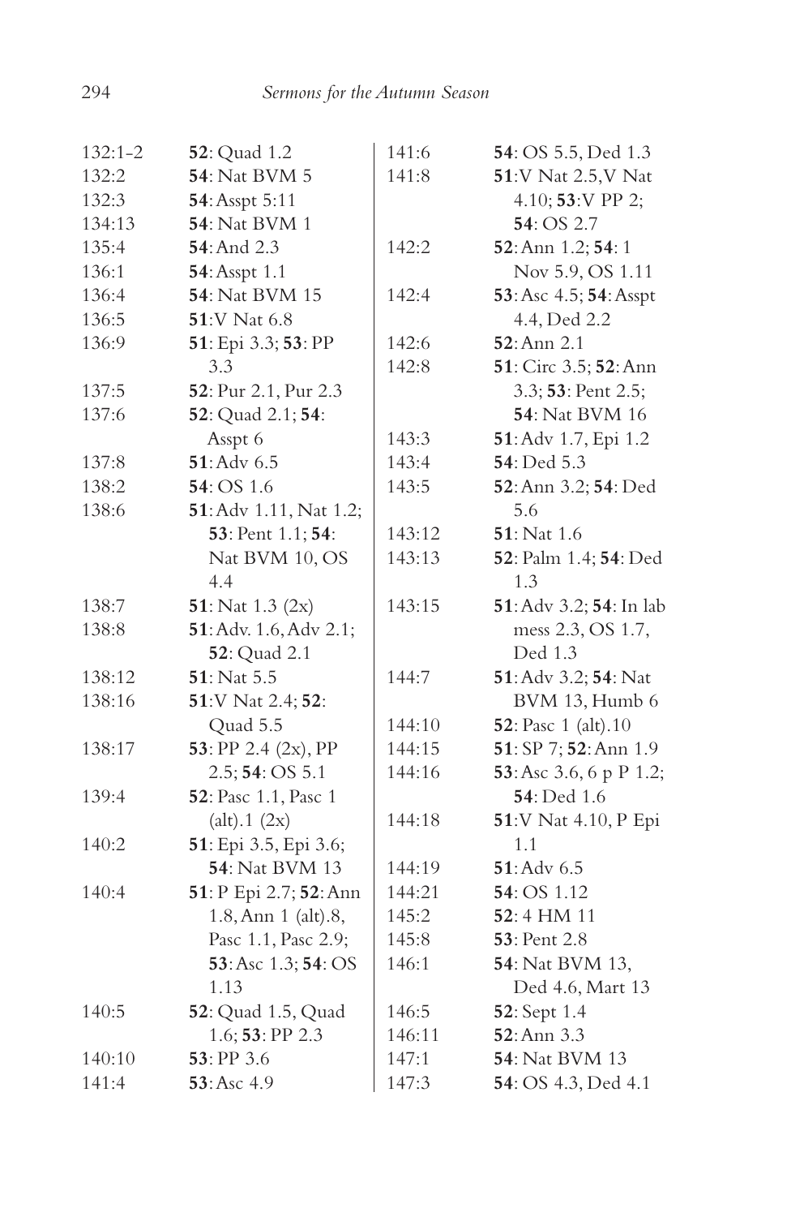| | |
|---|---|
| 132:1-2 | **52**: Quad 1.2 |
| 132:2 | **54**: Nat BVM 5 |
| 132:3 | **54**: Asspt 5:11 |
| 134:13 | **54**: Nat BVM 1 |
| 135:4 | **54**: And 2.3 |
| 136:1 | **54**: Asspt 1.1 |
| 136:4 | **54**: Nat BVM 15 |
| 136:5 | **51**:V Nat 6.8 |
| 136:9 | **51**: Epi 3.3; **53**: PP 3.3 |
| 137:5 | **52**: Pur 2.1, Pur 2.3 |
| 137:6 | **52**: Quad 2.1; **54**: Asspt 6 |
| 137:8 | **51**: Adv 6.5 |
| 138:2 | **54**: OS 1.6 |
| 138:6 | **51**: Adv 1.11, Nat 1.2; **53**: Pent 1.1; **54**: Nat BVM 10, OS 4.4 |
| 138:7 | **51**: Nat 1.3 (2x) |
| 138:8 | **51**: Adv. 1.6, Adv 2.1; **52**: Quad 2.1 |
| 138:12 | **51**: Nat 5.5 |
| 138:16 | **51**:V Nat 2.4; **52**: Quad 5.5 |
| 138:17 | **53**: PP 2.4 (2x), PP 2.5; **54**: OS 5.1 |
| 139:4 | **52**: Pasc 1.1, Pasc 1 (alt).1 (2x) |
| 140:2 | **51**: Epi 3.5, Epi 3.6; **54**: Nat BVM 13 |
| 140:4 | **51**: P Epi 2.7; **52**: Ann 1.8, Ann 1 (alt).8, Pasc 1.1, Pasc 2.9; **53**: Asc 1.3; **54**: OS 1.13 |
| 140:5 | **52**: Quad 1.5, Quad 1.6; **53**: PP 2.3 |
| 140:10 | **53**: PP 3.6 |
| 141:4 | **53**: Asc 4.9 |
| 141:6 | **54**: OS 5.5, Ded 1.3 |
| 141:8 | **51**:V Nat 2.5,V Nat 4.10; **53**:V PP 2; **54**: OS 2.7 |
| 142:2 | **52**: Ann 1.2; **54**: 1 Nov 5.9, OS 1.11 |
| 142:4 | **53**: Asc 4.5; **54**: Asspt 4.4, Ded 2.2 |
| 142:6 | **52**: Ann 2.1 |
| 142:8 | **51**: Circ 3.5; **52**: Ann 3.3; **53**: Pent 2.5; **54**: Nat BVM 16 |
| 143:3 | **51**: Adv 1.7, Epi 1.2 |
| 143:4 | **54**: Ded 5.3 |
| 143:5 | **52**: Ann 3.2; **54**: Ded 5.6 |
| 143:12 | **51**: Nat 1.6 |
| 143:13 | **52**: Palm 1.4; **54**: Ded 1.3 |
| 143:15 | **51**: Adv 3.2; **54**: In lab mess 2.3, OS 1.7, Ded 1.3 |
| 144:7 | **51**: Adv 3.2; **54**: Nat BVM 13, Humb 6 |
| 144:10 | **52**: Pasc 1 (alt).10 |
| 144:15 | **51**: SP 7; **52**: Ann 1.9 |
| 144:16 | **53**: Asc 3.6, 6 p P 1.2; **54**: Ded 1.6 |
| 144:18 | **51**:V Nat 4.10, P Epi 1.1 |
| 144:19 | **51**: Adv 6.5 |
| 144:21 | **54**: OS 1.12 |
| 145:2 | **52**: 4 HM 11 |
| 145:8 | **53**: Pent 2.8 |
| 146:1 | **54**: Nat BVM 13, Ded 4.6, Mart 13 |
| 146:5 | **52**: Sept 1.4 |
| 146:11 | **52**: Ann 3.3 |
| 147:1 | **54**: Nat BVM 13 |
| 147:3 | **54**: OS 4.3, Ded 4.1 |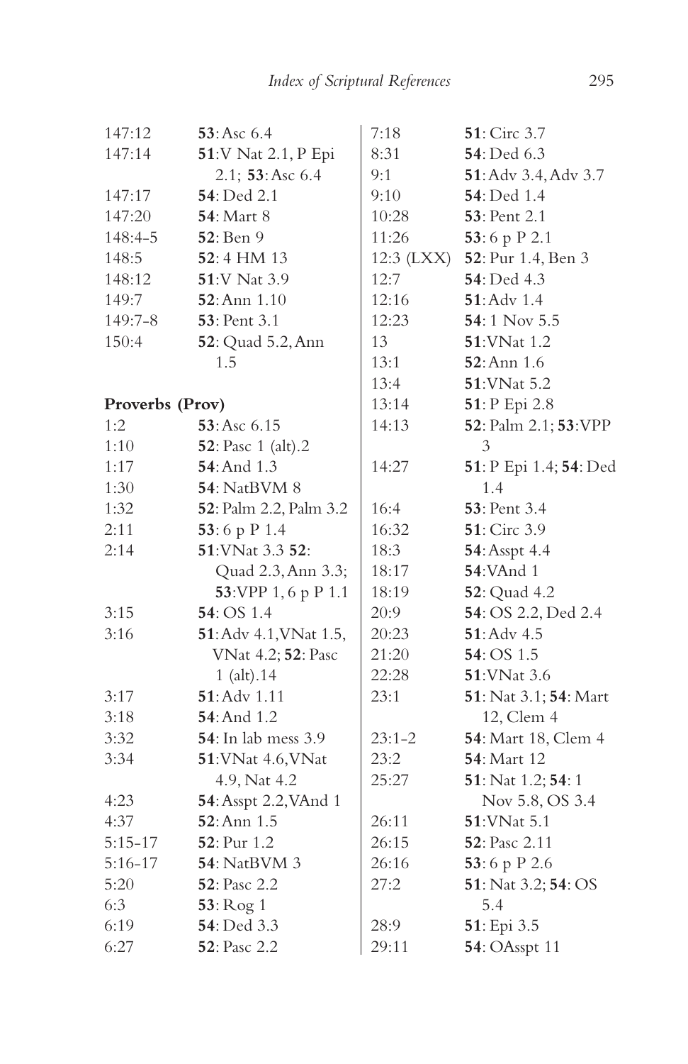| | |
|---|---|
| 147:12 | **53**: Asc 6.4 |
| 147:14 | **51**: V Nat 2.1, P Epi 2.1; **53**: Asc 6.4 |
| 147:17 | **54**: Ded 2.1 |
| 147:20 | **54**: Mart 8 |
| 148:4-5 | **52**: Ben 9 |
| 148:5 | **52**: 4 HM 13 |
| 148:12 | **51**: V Nat 3.9 |
| 149:7 | **52**: Ann 1.10 |
| 149:7-8 | **53**: Pent 3.1 |
| 150:4 | **52**: Quad 5.2, Ann 1.5 |

**Proverbs (Prov)**

| | |
|---|---|
| 1:2 | **53**: Asc 6.15 |
| 1:10 | **52**: Pasc 1 (alt).2 |
| 1:17 | **54**: And 1.3 |
| 1:30 | **54**: NatBVM 8 |
| 1:32 | **52**: Palm 2.2, Palm 3.2 |
| 2:11 | **53**: 6 p P 1.4 |
| 2:14 | **51**: VNat 3.3 **52**: Quad 2.3, Ann 3.3; **53**: VPP 1, 6 p P 1.1 |
| 3:15 | **54**: OS 1.4 |
| 3:16 | **51**: Adv 4.1, VNat 1.5, VNat 4.2; **52**: Pasc 1 (alt).14 |
| 3:17 | **51**: Adv 1.11 |
| 3:18 | **54**: And 1.2 |
| 3:32 | **54**: In lab mess 3.9 |
| 3:34 | **51**: VNat 4.6, VNat 4.9, Nat 4.2 |
| 4:23 | **54**: Asspt 2.2, VAnd 1 |
| 4:37 | **52**: Ann 1.5 |
| 5:15-17 | **52**: Pur 1.2 |
| 5:16-17 | **54**: NatBVM 3 |
| 5:20 | **52**: Pasc 2.2 |
| 6:3 | **53**: Rog 1 |
| 6:19 | **54**: Ded 3.3 |
| 6:27 | **52**: Pasc 2.2 |
| 7:18 | **51**: Circ 3.7 |
| 8:31 | **54**: Ded 6.3 |
| 9:1 | **51**: Adv 3.4, Adv 3.7 |
| 9:10 | **54**: Ded 1.4 |
| 10:28 | **53**: Pent 2.1 |
| 11:26 | **53**: 6 p P 2.1 |
| 12:3 (LXX) | **52**: Pur 1.4, Ben 3 |
| 12:7 | **54**: Ded 4.3 |
| 12:16 | **51**: Adv 1.4 |
| 12:23 | **54**: 1 Nov 5.5 |
| 13 | **51**: VNat 1.2 |
| 13:1 | **52**: Ann 1.6 |
| 13:4 | **51**: VNat 5.2 |
| 13:14 | **51**: P Epi 2.8 |
| 14:13 | **52**: Palm 2.1; **53**: VPP 3 |
| 14:27 | **51**: P Epi 1.4; **54**: Ded 1.4 |
| 16:4 | **53**: Pent 3.4 |
| 16:32 | **51**: Circ 3.9 |
| 18:3 | **54**: Asspt 4.4 |
| 18:17 | **54**: VAnd 1 |
| 18:19 | **52**: Quad 4.2 |
| 20:9 | **54**: OS 2.2, Ded 2.4 |
| 20:23 | **51**: Adv 4.5 |
| 21:20 | **54**: OS 1.5 |
| 22:28 | **51**: VNat 3.6 |
| 23:1 | **51**: Nat 3.1; **54**: Mart 12, Clem 4 |
| 23:1-2 | **54**: Mart 18, Clem 4 |
| 23:2 | **54**: Mart 12 |
| 25:27 | **51**: Nat 1.2; **54**: 1 Nov 5.8, OS 3.4 |
| 26:11 | **51**: VNat 5.1 |
| 26:15 | **52**: Pasc 2.11 |
| 26:16 | **53**: 6 p P 2.6 |
| 27:2 | **51**: Nat 3.2; **54**: OS 5.4 |
| 28:9 | **51**: Epi 3.5 |
| 29:11 | **54**: OAsspt 11 |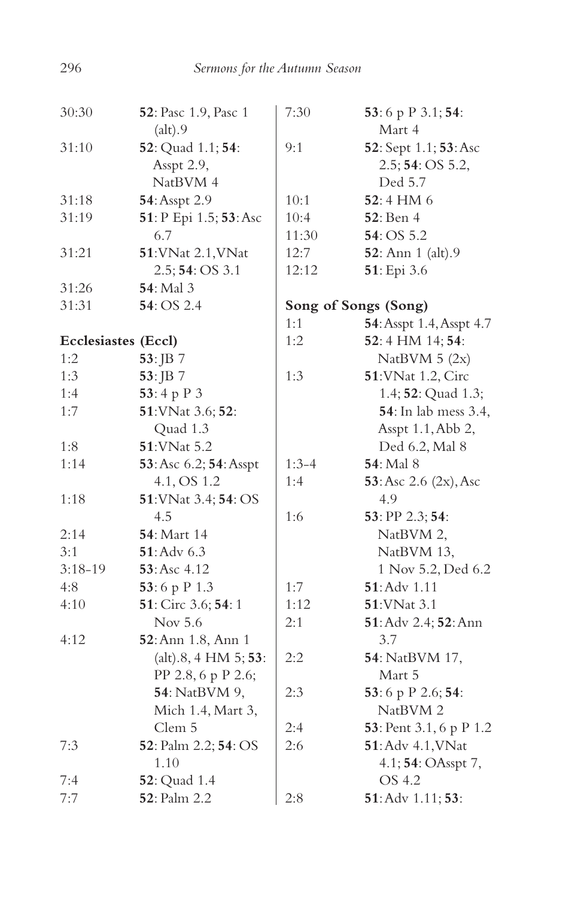| | |
|---|---|
| 30:30 | **52**: Pasc 1.9, Pasc 1 (alt).9 |
| 31:10 | **52**: Quad 1.1; **54**: Asspt 2.9, NatBVM 4 |
| 31:18 | **54**: Asspt 2.9 |
| 31:19 | **51**: P Epi 1.5; **53**: Asc 6.7 |
| 31:21 | **51**: VNat 2.1, VNat 2.5; **54**: OS 3.1 |
| 31:26 | **54**: Mal 3 |
| 31:31 | **54**: OS 2.4 |

**Ecclesiastes (Eccl)**

| | |
|---|---|
| 1:2 | **53**: JB 7 |
| 1:3 | **53**: JB 7 |
| 1:4 | **53**: 4 p P 3 |
| 1:7 | **51**: VNat 3.6; **52**: Quad 1.3 |
| 1:8 | **51**: VNat 5.2 |
| 1:14 | **53**: Asc 6.2; **54**: Asspt 4.1, OS 1.2 |
| 1:18 | **51**: VNat 3.4; **54**: OS 4.5 |
| 2:14 | **54**: Mart 14 |
| 3:1 | **51**: Adv 6.3 |
| 3:18-19 | **53**: Asc 4.12 |
| 4:8 | **53**: 6 p P 1.3 |
| 4:10 | **51**: Circ 3.6; **54**: 1 Nov 5.6 |
| 4:12 | **52**: Ann 1.8, Ann 1 (alt).8, 4 HM 5; **53**: PP 2.8, 6 p P 2.6; **54**: NatBVM 9, Mich 1.4, Mart 3, Clem 5 |
| 7:3 | **52**: Palm 2.2; **54**: OS 1.10 |
| 7:4 | **52**: Quad 1.4 |
| 7:7 | **52**: Palm 2.2 |
| 7:30 | **53**: 6 p P 3.1; **54**: Mart 4 |
| 9:1 | **52**: Sept 1.1; **53**: Asc 2.5; **54**: OS 5.2, Ded 5.7 |
| 10:1 | **52**: 4 HM 6 |
| 10:4 | **52**: Ben 4 |
| 11:30 | **54**: OS 5.2 |
| 12:7 | **52**: Ann 1 (alt).9 |
| 12:12 | **51**: Epi 3.6 |

**Song of Songs (Song)**

| | |
|---|---|
| 1:1 | **54**: Asspt 1.4, Asspt 4.7 |
| 1:2 | **52**: 4 HM 14; **54**: NatBVM 5 (2x) |
| 1:3 | **51**: VNat 1.2, Circ 1.4; **52**: Quad 1.3; **54**: In lab mess 3.4, Asspt 1.1, Abb 2, Ded 6.2, Mal 8 |
| 1:3-4 | **54**: Mal 8 |
| 1:4 | **53**: Asc 2.6 (2x), Asc 4.9 |
| 1:6 | **53**: PP 2.3; **54**: NatBVM 2, NatBVM 13, 1 Nov 5.2, Ded 6.2 |
| 1:7 | **51**: Adv 1.11 |
| 1:12 | **51**: VNat 3.1 |
| 2:1 | **51**: Adv 2.4; **52**: Ann 3.7 |
| 2:2 | **54**: NatBVM 17, Mart 5 |
| 2:3 | **53**: 6 p P 2.6; **54**: NatBVM 2 |
| 2:4 | **53**: Pent 3.1, 6 p P 1.2 |
| 2:6 | **51**: Adv 4.1, VNat 4.1; **54**: OAsspt 7, OS 4.2 |
| 2:8 | **51**: Adv 1.11; **53**: |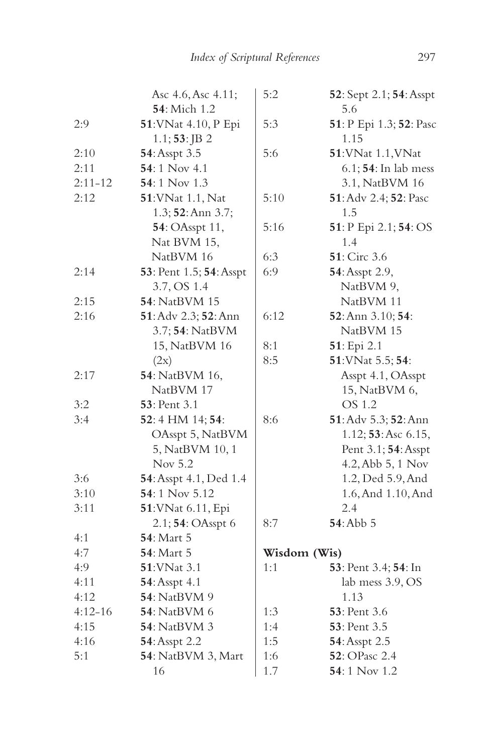Asc 4.6, Asc 4.11; **54**: Mich 1.2

2:9 **51**: VNat 4.10, P Epi 1.1; **53**: JB 2
2:10 **54**: Asspt 3.5
2:11 **54**: 1 Nov 4.1
2:11-12 **54**: 1 Nov 1.3
2:12 **51**: VNat 1.1, Nat 1.3; **52**: Ann 3.7; **54**: OAsspt 11, Nat BVM 15, NatBVM 16
2:14 **53**: Pent 1.5; **54**: Asspt 3.7, OS 1.4
2:15 **54**: NatBVM 15
2:16 **51**: Adv 2.3; **52**: Ann 3.7; **54**: NatBVM 15, NatBVM 16 (2x)
2:17 **54**: NatBVM 16, NatBVM 17
3:2 **53**: Pent 3.1
3:4 **52**: 4 HM 14; **54**: OAsspt 5, NatBVM 5, NatBVM 10, 1 Nov 5.2
3:6 **54**: Asspt 4.1, Ded 1.4
3:10 **54**: 1 Nov 5.12
3:11 **51**: VNat 6.11, Epi 2.1; **54**: OAsspt 6
4:1 **54**: Mart 5
4:7 **54**: Mart 5
4:9 **51**: VNat 3.1
4:11 **54**: Asspt 4.1
4:12 **54**: NatBVM 9
4:12-16 **54**: NatBVM 6
4:15 **54**: NatBVM 3
4:16 **54**: Asspt 2.2
5:1 **54**: NatBVM 3, Mart 16
5:2 **52**: Sept 2.1; **54**: Asspt 5.6
5:3 **51**: P Epi 1.3; **52**: Pasc 1.15
5:6 **51**: VNat 1.1, VNat 6.1; **54**: In lab mess 3.1, NatBVM 16
5:10 **51**: Adv 2.4; **52**: Pasc 1.5
5:16 **51**: P Epi 2.1; **54**: OS 1.4
6:3 **51**: Circ 3.6
6:9 **54**: Asspt 2.9, NatBVM 9, NatBVM 11
6:12 **52**: Ann 3.10; **54**: NatBVM 15
8:1 **51**: Epi 2.1
8:5 **51**: VNat 5.5; **54**: Asspt 4.1, OAsspt 15, NatBVM 6, OS 1.2
8:6 **51**: Adv 5.3; **52**: Ann 1.12; **53**: Asc 6.15, Pent 3.1; **54**: Asspt 4.2, Abb 5, 1 Nov 1.2, Ded 5.9, And 1.6, And 1.10, And 2.4
8:7 **54**: Abb 5

**Wisdom (Wis)**

1:1 **53**: Pent 3.4; **54**: In lab mess 3.9, OS 1.13
1:3 **53**: Pent 3.6
1:4 **53**: Pent 3.5
1:5 **54**: Asspt 2.5
1:6 **52**: OPasc 2.4
1.7 **54**: 1 Nov 1.2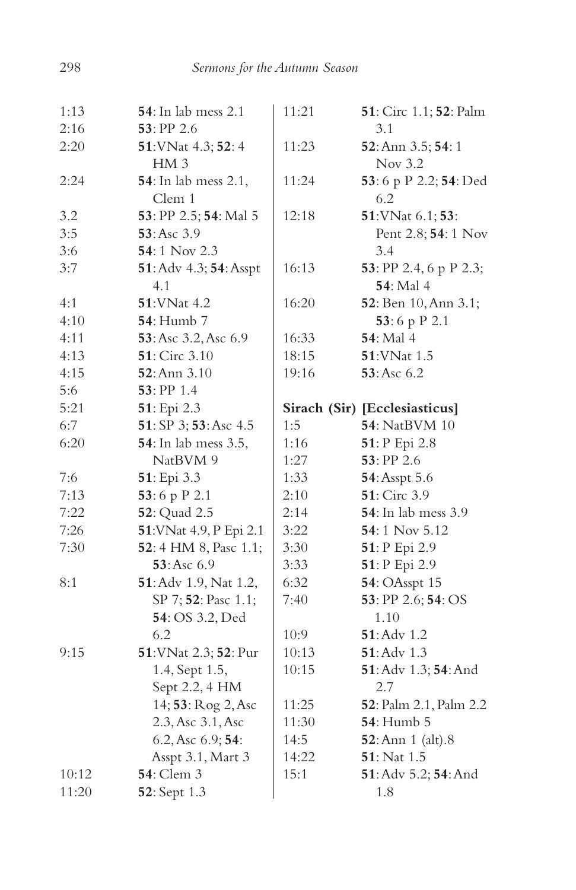1:13 **54**: In lab mess 2.1
2:16 **53**: PP 2.6
2:20 **51**: VNat 4.3; **52**: 4 HM 3
2:24 **54**: In lab mess 2.1, Clem 1
3.2 **53**: PP 2.5; **54**: Mal 5
3:5 **53**: Asc 3.9
3:6 **54**: 1 Nov 2.3
3:7 **51**: Adv 4.3; **54**: Asspt 4.1
4:1 **51**: VNat 4.2
4:10 **54**: Humb 7
4:11 **53**: Asc 3.2, Asc 6.9
4:13 **51**: Circ 3.10
4:15 **52**: Ann 3.10
5:6 **53**: PP 1.4
5:21 **51**: Epi 2.3
6:7 **51**: SP 3; **53**: Asc 4.5
6:20 **54**: In lab mess 3.5, NatBVM 9
7:6 **51**: Epi 3.3
7:13 **53**: 6 p P 2.1
7:22 **52**: Quad 2.5
7:26 **51**: VNat 4.9, P Epi 2.1
7:30 **52**: 4 HM 8, Pasc 1.1; **53**: Asc 6.9
8:1 **51**: Adv 1.9, Nat 1.2, SP 7; **52**: Pasc 1.1; **54**: OS 3.2, Ded 6.2
9:15 **51**: VNat 2.3; **52**: Pur 1.4, Sept 1.5, Sept 2.2, 4 HM 14; **53**: Rog 2, Asc 2.3, Asc 3.1, Asc 6.2, Asc 6.9; **54**: Asspt 3.1, Mart 3
10:12 **54**: Clem 3
11:20 **52**: Sept 1.3
11:21 **51**: Circ 1.1; **52**: Palm 3.1
11:23 **52**: Ann 3.5; **54**: 1 Nov 3.2
11:24 **53**: 6 p P 2.2; **54**: Ded 6.2
12:18 **51**: VNat 6.1; **53**: Pent 2.8; **54**: 1 Nov 3.4
16:13 **53**: PP 2.4, 6 p P 2.3; **54**: Mal 4
16:20 **52**: Ben 10, Ann 3.1; **53**: 6 p P 2.1
16:33 **54**: Mal 4
18:15 **51**: VNat 1.5
19:16 **53**: Asc 6.2

**Sirach (Sir) [Ecclesiasticus]**

1:5 **54**: NatBVM 10
1:16 **51**: P Epi 2.8
1:27 **53**: PP 2.6
1:33 **54**: Asspt 5.6
2:10 **51**: Circ 3.9
2:14 **54**: In lab mess 3.9
3:22 **54**: 1 Nov 5.12
3:30 **51**: P Epi 2.9
3:33 **51**: P Epi 2.9
6:32 **54**: OAsspt 15
7:40 **53**: PP 2.6; **54**: OS 1.10
10:9 **51**: Adv 1.2
10:13 **51**: Adv 1.3
10:15 **51**: Adv 1.3; **54**: And 2.7
11:25 **52**: Palm 2.1, Palm 2.2
11:30 **54**: Humb 5
14:5 **52**: Ann 1 (alt).8
14:22 **51**: Nat 1.5
15:1 **51**: Adv 5.2; **54**: And 1.8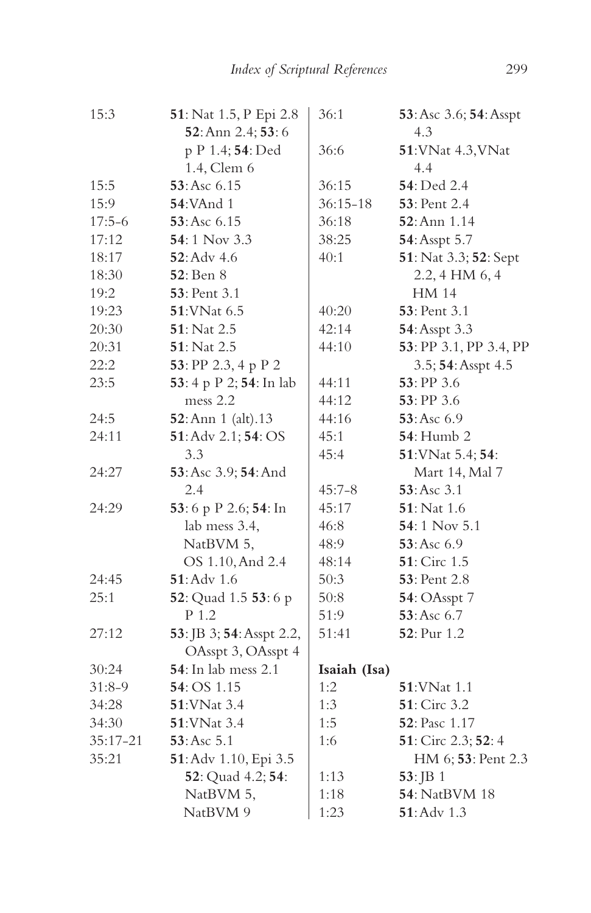| | |
|---|---|
| 15:3 | **51**: Nat 1.5, P Epi 2.8 **52**: Ann 2.4; **53**: 6 p P 1.4; **54**: Ded 1.4, Clem 6 |
| 15:5 | **53**: Asc 6.15 |
| 15:9 | **54**: VAnd 1 |
| 17:5-6 | **53**: Asc 6.15 |
| 17:12 | **54**: 1 Nov 3.3 |
| 18:17 | **52**: Adv 4.6 |
| 18:30 | **52**: Ben 8 |
| 19:2 | **53**: Pent 3.1 |
| 19:23 | **51**: VNat 6.5 |
| 20:30 | **51**: Nat 2.5 |
| 20:31 | **51**: Nat 2.5 |
| 22:2 | **53**: PP 2.3, 4 p P 2 |
| 23:5 | **53**: 4 p P 2; **54**: In lab mess 2.2 |
| 24:5 | **52**: Ann 1 (alt).13 |
| 24:11 | **51**: Adv 2.1; **54**: OS 3.3 |
| 24:27 | **53**: Asc 3.9; **54**: And 2.4 |
| 24:29 | **53**: 6 p P 2.6; **54**: In lab mess 3.4, NatBVM 5, OS 1.10, And 2.4 |
| 24:45 | **51**: Adv 1.6 |
| 25:1 | **52**: Quad 1.5 **53**: 6 p P 1.2 |
| 27:12 | **53**: JB 3; **54**: Asspt 2.2, OAsspt 3, OAsspt 4 |
| 30:24 | **54**: In lab mess 2.1 |
| 31:8-9 | **54**: OS 1.15 |
| 34:28 | **51**: VNat 3.4 |
| 34:30 | **51**: VNat 3.4 |
| 35:17-21 | **53**: Asc 5.1 |
| 35:21 | **51**: Adv 1.10, Epi 3.5 **52**: Quad 4.2; **54**: NatBVM 5, NatBVM 9 |
| 36:1 | **53**: Asc 3.6; **54**: Asspt 4.3 |
| 36:6 | **51**: VNat 4.3, VNat 4.4 |
| 36:15 | **54**: Ded 2.4 |
| 36:15-18 | **53**: Pent 2.4 |
| 36:18 | **52**: Ann 1.14 |
| 38:25 | **54**: Asspt 5.7 |
| 40:1 | **51**: Nat 3.3; **52**: Sept 2.2, 4 HM 6, 4 HM 14 |
| 40:20 | **53**: Pent 3.1 |
| 42:14 | **54**: Asspt 3.3 |
| 44:10 | **53**: PP 3.1, PP 3.4, PP 3.5; **54**: Asspt 4.5 |
| 44:11 | **53**: PP 3.6 |
| 44:12 | **53**: PP 3.6 |
| 44:16 | **53**: Asc 6.9 |
| 45:1 | **54**: Humb 2 |
| 45:4 | **51**: VNat 5.4; **54**: Mart 14, Mal 7 |
| 45:7-8 | **53**: Asc 3.1 |
| 45:17 | **51**: Nat 1.6 |
| 46:8 | **54**: 1 Nov 5.1 |
| 48:9 | **53**: Asc 6.9 |
| 48:14 | **51**: Circ 1.5 |
| 50:3 | **53**: Pent 2.8 |
| 50:8 | **54**: OAsspt 7 |
| 51:9 | **53**: Asc 6.7 |
| 51:41 | **52**: Pur 1.2 |

**Isaiah (Isa)**

| | |
|---|---|
| 1:2 | **51**: VNat 1.1 |
| 1:3 | **51**: Circ 3.2 |
| 1:5 | **52**: Pasc 1.17 |
| 1:6 | **51**: Circ 2.3; **52**: 4 HM 6; **53**: Pent 2.3 |
| 1:13 | **53**: JB 1 |
| 1:18 | **54**: NatBVM 18 |
| 1:23 | **51**: Adv 1.3 |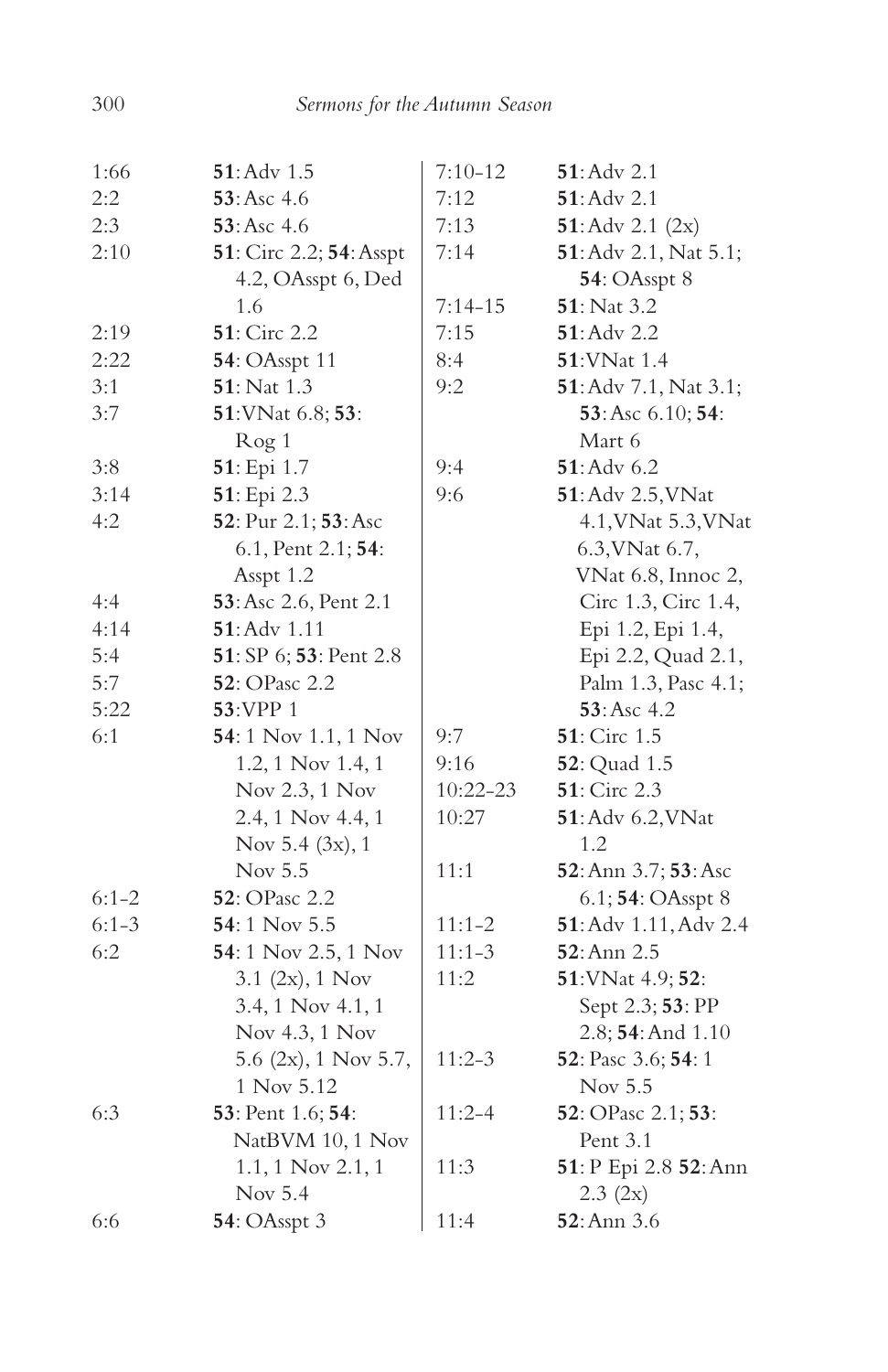1:66 **51**: Adv 1.5
2:2 **53**: Asc 4.6
2:3 **53**: Asc 4.6
2:10 **51**: Circ 2.2; **54**: Asspt 4.2, OAsspt 6, Ded 1.6
2:19 **51**: Circ 2.2
2:22 **54**: OAsspt 11
3:1 **51**: Nat 1.3
3:7 **51**: VNat 6.8; **53**: Rog 1
3:8 **51**: Epi 1.7
3:14 **51**: Epi 2.3
4:2 **52**: Pur 2.1; **53**: Asc 6.1, Pent 2.1; **54**: Asspt 1.2
4:4 **53**: Asc 2.6, Pent 2.1
4:14 **51**: Adv 1.11
5:4 **51**: SP 6; **53**: Pent 2.8
5:7 **52**: OPasc 2.2
5:22 **53**: VPP 1
6:1 **54**: 1 Nov 1.1, 1 Nov 1.2, 1 Nov 1.4, 1 Nov 2.3, 1 Nov 2.4, 1 Nov 4.4, 1 Nov 5.4 (3x), 1 Nov 5.5
6:1-2 **52**: OPasc 2.2
6:1-3 **54**: 1 Nov 5.5
6:2 **54**: 1 Nov 2.5, 1 Nov 3.1 (2x), 1 Nov 3.4, 1 Nov 4.1, 1 Nov 4.3, 1 Nov 5.6 (2x), 1 Nov 5.7, 1 Nov 5.12
6:3 **53**: Pent 1.6; **54**: NatBVM 10, 1 Nov 1.1, 1 Nov 2.1, 1 Nov 5.4
6:6 **54**: OAsspt 3
7:10-12 **51**: Adv 2.1
7:12 **51**: Adv 2.1
7:13 **51**: Adv 2.1 (2x)
7:14 **51**: Adv 2.1, Nat 5.1; **54**: OAsspt 8
7:14-15 **51**: Nat 3.2
7:15 **51**: Adv 2.2
8:4 **51**: VNat 1.4
9:2 **51**: Adv 7.1, Nat 3.1; **53**: Asc 6.10; **54**: Mart 6
9:4 **51**: Adv 6.2
9:6 **51**: Adv 2.5, VNat 4.1, VNat 5.3, VNat 6.3, VNat 6.7, VNat 6.8, Innoc 2, Circ 1.3, Circ 1.4, Epi 1.2, Epi 1.4, Epi 2.2, Quad 2.1, Palm 1.3, Pasc 4.1; **53**: Asc 4.2
9:7 **51**: Circ 1.5
9:16 **52**: Quad 1.5
10:22-23 **51**: Circ 2.3
10:27 **51**: Adv 6.2, VNat 1.2
11:1 **52**: Ann 3.7; **53**: Asc 6.1; **54**: OAsspt 8
11:1-2 **51**: Adv 1.11, Adv 2.4
11:1-3 **52**: Ann 2.5
11:2 **51**: VNat 4.9; **52**: Sept 2.3; **53**: PP 2.8; **54**: And 1.10
11:2-3 **52**: Pasc 3.6; **54**: 1 Nov 5.5
11:2-4 **52**: OPasc 2.1; **53**: Pent 3.1
11:3 **51**: P Epi 2.8 **52**: Ann 2.3 (2x)
11:4 **52**: Ann 3.6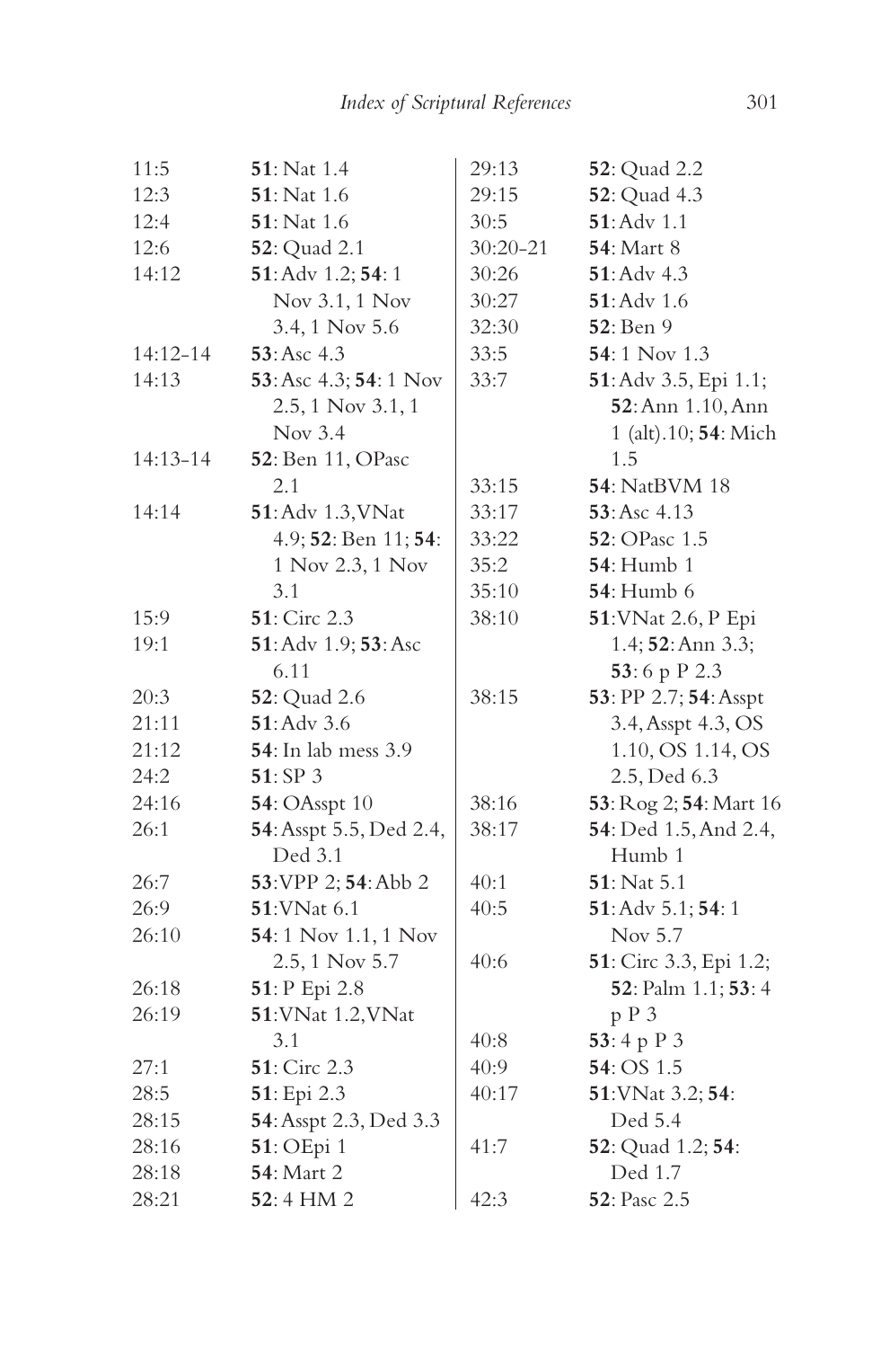| | |
|---|---|
| 11:5 | **51**: Nat 1.4 |
| 12:3 | **51**: Nat 1.6 |
| 12:4 | **51**: Nat 1.6 |
| 12:6 | **52**: Quad 2.1 |
| 14:12 | **51**: Adv 1.2; **54**: 1 Nov 3.1, 1 Nov 3.4, 1 Nov 5.6 |
| 14:12-14 | **53**: Asc 4.3 |
| 14:13 | **53**: Asc 4.3; **54**: 1 Nov 2.5, 1 Nov 3.1, 1 Nov 3.4 |
| 14:13-14 | **52**: Ben 11, OPasc 2.1 |
| 14:14 | **51**: Adv 1.3, VNat 4.9; **52**: Ben 11; **54**: 1 Nov 2.3, 1 Nov 3.1 |
| 15:9 | **51**: Circ 2.3 |
| 19:1 | **51**: Adv 1.9; **53**: Asc 6.11 |
| 20:3 | **52**: Quad 2.6 |
| 21:11 | **51**: Adv 3.6 |
| 21:12 | **54**: In lab mess 3.9 |
| 24:2 | **51**: SP 3 |
| 24:16 | **54**: OAsspt 10 |
| 26:1 | **54**: Asspt 5.5, Ded 2.4, Ded 3.1 |
| 26:7 | **53**: VPP 2; **54**: Abb 2 |
| 26:9 | **51**: VNat 6.1 |
| 26:10 | **54**: 1 Nov 1.1, 1 Nov 2.5, 1 Nov 5.7 |
| 26:18 | **51**: P Epi 2.8 |
| 26:19 | **51**: VNat 1.2, VNat 3.1 |
| 27:1 | **51**: Circ 2.3 |
| 28:5 | **51**: Epi 2.3 |
| 28:15 | **54**: Asspt 2.3, Ded 3.3 |
| 28:16 | **51**: OEpi 1 |
| 28:18 | **54**: Mart 2 |
| 28:21 | **52**: 4 HM 2 |
| 29:13 | **52**: Quad 2.2 |
| 29:15 | **52**: Quad 4.3 |
| 30:5 | **51**: Adv 1.1 |
| 30:20-21 | **54**: Mart 8 |
| 30:26 | **51**: Adv 4.3 |
| 30:27 | **51**: Adv 1.6 |
| 32:30 | **52**: Ben 9 |
| 33:5 | **54**: 1 Nov 1.3 |
| 33:7 | **51**: Adv 3.5, Epi 1.1; **52**: Ann 1.10, Ann 1 (alt).10; **54**: Mich 1.5 |
| 33:15 | **54**: NatBVM 18 |
| 33:17 | **53**: Asc 4.13 |
| 33:22 | **52**: OPasc 1.5 |
| 35:2 | **54**: Humb 1 |
| 35:10 | **54**: Humb 6 |
| 38:10 | **51**: VNat 2.6, P Epi 1.4; **52**: Ann 3.3; **53**: 6 p P 2.3 |
| 38:15 | **53**: PP 2.7; **54**: Asspt 3.4, Asspt 4.3, OS 1.10, OS 1.14, OS 2.5, Ded 6.3 |
| 38:16 | **53**: Rog 2; **54**: Mart 16 |
| 38:17 | **54**: Ded 1.5, And 2.4, Humb 1 |
| 40:1 | **51**: Nat 5.1 |
| 40:5 | **51**: Adv 5.1; **54**: 1 Nov 5.7 |
| 40:6 | **51**: Circ 3.3, Epi 1.2; **52**: Palm 1.1; **53**: 4 p P 3 |
| 40:8 | **53**: 4 p P 3 |
| 40:9 | **54**: OS 1.5 |
| 40:17 | **51**: VNat 3.2; **54**: Ded 5.4 |
| 41:7 | **52**: Quad 1.2; **54**: Ded 1.7 |
| 42:3 | **52**: Pasc 2.5 |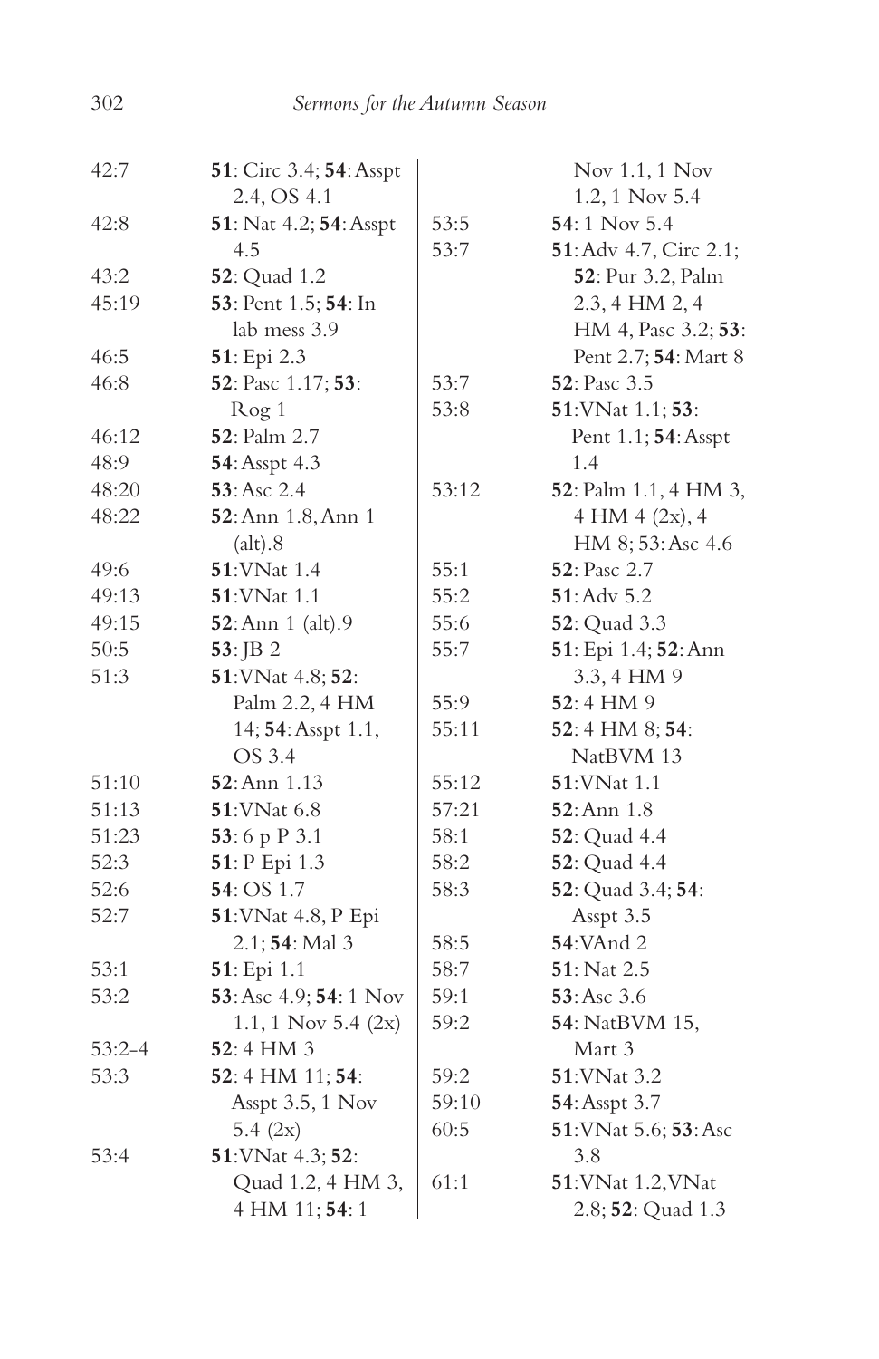| | |
|---|---|
| 42:7 | **51**: Circ 3.4; **54**: Asspt 2.4, OS 4.1 |
| 42:8 | **51**: Nat 4.2; **54**: Asspt 4.5 |
| 43:2 | **52**: Quad 1.2 |
| 45:19 | **53**: Pent 1.5; **54**: In lab mess 3.9 |
| 46:5 | **51**: Epi 2.3 |
| 46:8 | **52**: Pasc 1.17; **53**: Rog 1 |
| 46:12 | **52**: Palm 2.7 |
| 48:9 | **54**: Asspt 4.3 |
| 48:20 | **53**: Asc 2.4 |
| 48:22 | **52**: Ann 1.8, Ann 1 (alt).8 |
| 49:6 | **51**: VNat 1.4 |
| 49:13 | **51**: VNat 1.1 |
| 49:15 | **52**: Ann 1 (alt).9 |
| 50:5 | **53**: JB 2 |
| 51:3 | **51**: VNat 4.8; **52**: Palm 2.2, 4 HM 14; **54**: Asspt 1.1, OS 3.4 |
| 51:10 | **52**: Ann 1.13 |
| 51:13 | **51**: VNat 6.8 |
| 51:23 | **53**: 6 p P 3.1 |
| 52:3 | **51**: P Epi 1.3 |
| 52:6 | **54**: OS 1.7 |
| 52:7 | **51**: VNat 4.8, P Epi 2.1; **54**: Mal 3 |
| 53:1 | **51**: Epi 1.1 |
| 53:2 | **53**: Asc 4.9; **54**: 1 Nov 1.1, 1 Nov 5.4 (2x) |
| 53:2-4 | **52**: 4 HM 3 |
| 53:3 | **52**: 4 HM 11; **54**: Asspt 3.5, 1 Nov 5.4 (2x) |
| 53:4 | **51**: VNat 4.3; **52**: Quad 1.2, 4 HM 3, 4 HM 11; **54**: 1 Nov 1.1, 1 Nov 1.2, 1 Nov 5.4 |
| 53:5 | **54**: 1 Nov 5.4 |
| 53:7 | **51**: Adv 4.7, Circ 2.1; **52**: Pur 3.2, Palm 2.3, 4 HM 2, 4 HM 4, Pasc 3.2; **53**: Pent 2.7; **54**: Mart 8 |
| 53:7 | **52**: Pasc 3.5 |
| 53:8 | **51**: VNat 1.1; **53**: Pent 1.1; **54**: Asspt 1.4 |
| 53:12 | **52**: Palm 1.1, 4 HM 3, 4 HM 4 (2x), 4 HM 8; 53: Asc 4.6 |
| 55:1 | **52**: Pasc 2.7 |
| 55:2 | **51**: Adv 5.2 |
| 55:6 | **52**: Quad 3.3 |
| 55:7 | **51**: Epi 1.4; **52**: Ann 3.3, 4 HM 9 |
| 55:9 | **52**: 4 HM 9 |
| 55:11 | **52**: 4 HM 8; **54**: NatBVM 13 |
| 55:12 | **51**: VNat 1.1 |
| 57:21 | **52**: Ann 1.8 |
| 58:1 | **52**: Quad 4.4 |
| 58:2 | **52**: Quad 4.4 |
| 58:3 | **52**: Quad 3.4; **54**: Asspt 3.5 |
| 58:5 | **54**: VAnd 2 |
| 58:7 | **51**: Nat 2.5 |
| 59:1 | **53**: Asc 3.6 |
| 59:2 | **54**: NatBVM 15, Mart 3 |
| 59:2 | **51**: VNat 3.2 |
| 59:10 | **54**: Asspt 3.7 |
| 60:5 | **51**: VNat 5.6; **53**: Asc 3.8 |
| 61:1 | **51**: VNat 1.2, VNat 2.8; **52**: Quad 1.3 |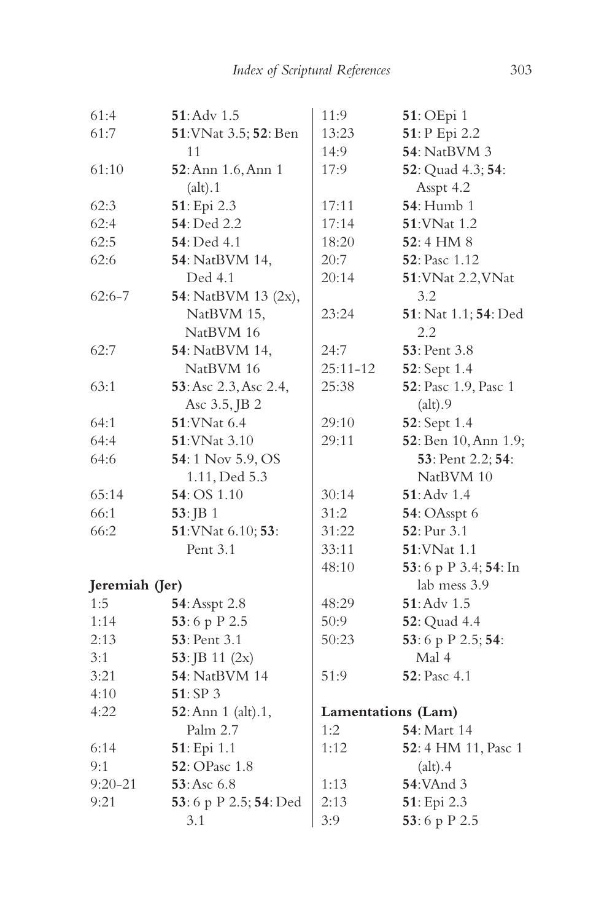| | |
|---|---|
| 61:4 | **51**: Adv 1.5 |
| 61:7 | **51**: VNat 3.5; **52**: Ben 11 |
| 61:10 | **52**: Ann 1.6, Ann 1 (alt).1 |
| 62:3 | **51**: Epi 2.3 |
| 62:4 | **54**: Ded 2.2 |
| 62:5 | **54**: Ded 4.1 |
| 62:6 | **54**: NatBVM 14, Ded 4.1 |
| 62:6-7 | **54**: NatBVM 13 (2x), NatBVM 15, NatBVM 16 |
| 62:7 | **54**: NatBVM 14, NatBVM 16 |
| 63:1 | **53**: Asc 2.3, Asc 2.4, Asc 3.5, JB 2 |
| 64:1 | **51**: VNat 6.4 |
| 64:4 | **51**: VNat 3.10 |
| 64:6 | **54**: 1 Nov 5.9, OS 1.11, Ded 5.3 |
| 65:14 | **54**: OS 1.10 |
| 66:1 | **53**: JB 1 |
| 66:2 | **51**: VNat 6.10; **53**: Pent 3.1 |

**Jeremiah (Jer)**

| | |
|---|---|
| 1:5 | **54**: Asspt 2.8 |
| 1:14 | **53**: 6 p P 2.5 |
| 2:13 | **53**: Pent 3.1 |
| 3:1 | **53**: JB 11 (2x) |
| 3:21 | **54**: NatBVM 14 |
| 4:10 | **51**: SP 3 |
| 4:22 | **52**: Ann 1 (alt).1, Palm 2.7 |
| 6:14 | **51**: Epi 1.1 |
| 9:1 | **52**: OPasc 1.8 |
| 9:20-21 | **53**: Asc 6.8 |
| 9:21 | **53**: 6 p P 2.5; **54**: Ded 3.1 |
| 11:9 | **51**: OEpi 1 |
| 13:23 | **51**: P Epi 2.2 |
| 14:9 | **54**: NatBVM 3 |
| 17:9 | **52**: Quad 4.3; **54**: Asspt 4.2 |
| 17:11 | **54**: Humb 1 |
| 17:14 | **51**: VNat 1.2 |
| 18:20 | **52**: 4 HM 8 |
| 20:7 | **52**: Pasc 1.12 |
| 20:14 | **51**: VNat 2.2, VNat 3.2 |
| 23:24 | **51**: Nat 1.1; **54**: Ded 2.2 |
| 24:7 | **53**: Pent 3.8 |
| 25:11-12 | **52**: Sept 1.4 |
| 25:38 | **52**: Pasc 1.9, Pasc 1 (alt).9 |
| 29:10 | **52**: Sept 1.4 |
| 29:11 | **52**: Ben 10, Ann 1.9; **53**: Pent 2.2; **54**: NatBVM 10 |
| 30:14 | **51**: Adv 1.4 |
| 31:2 | **54**: OAsspt 6 |
| 31:22 | **52**: Pur 3.1 |
| 33:11 | **51**: VNat 1.1 |
| 48:10 | **53**: 6 p P 3.4; **54**: In lab mess 3.9 |
| 48:29 | **51**: Adv 1.5 |
| 50:9 | **52**: Quad 4.4 |
| 50:23 | **53**: 6 p P 2.5; **54**: Mal 4 |
| 51:9 | **52**: Pasc 4.1 |

**Lamentations (Lam)**

| | |
|---|---|
| 1:2 | **54**: Mart 14 |
| 1:12 | **52**: 4 HM 11, Pasc 1 (alt).4 |
| 1:13 | **54**: VAnd 3 |
| 2:13 | **51**: Epi 2.3 |
| 3:9 | **53**: 6 p P 2.5 |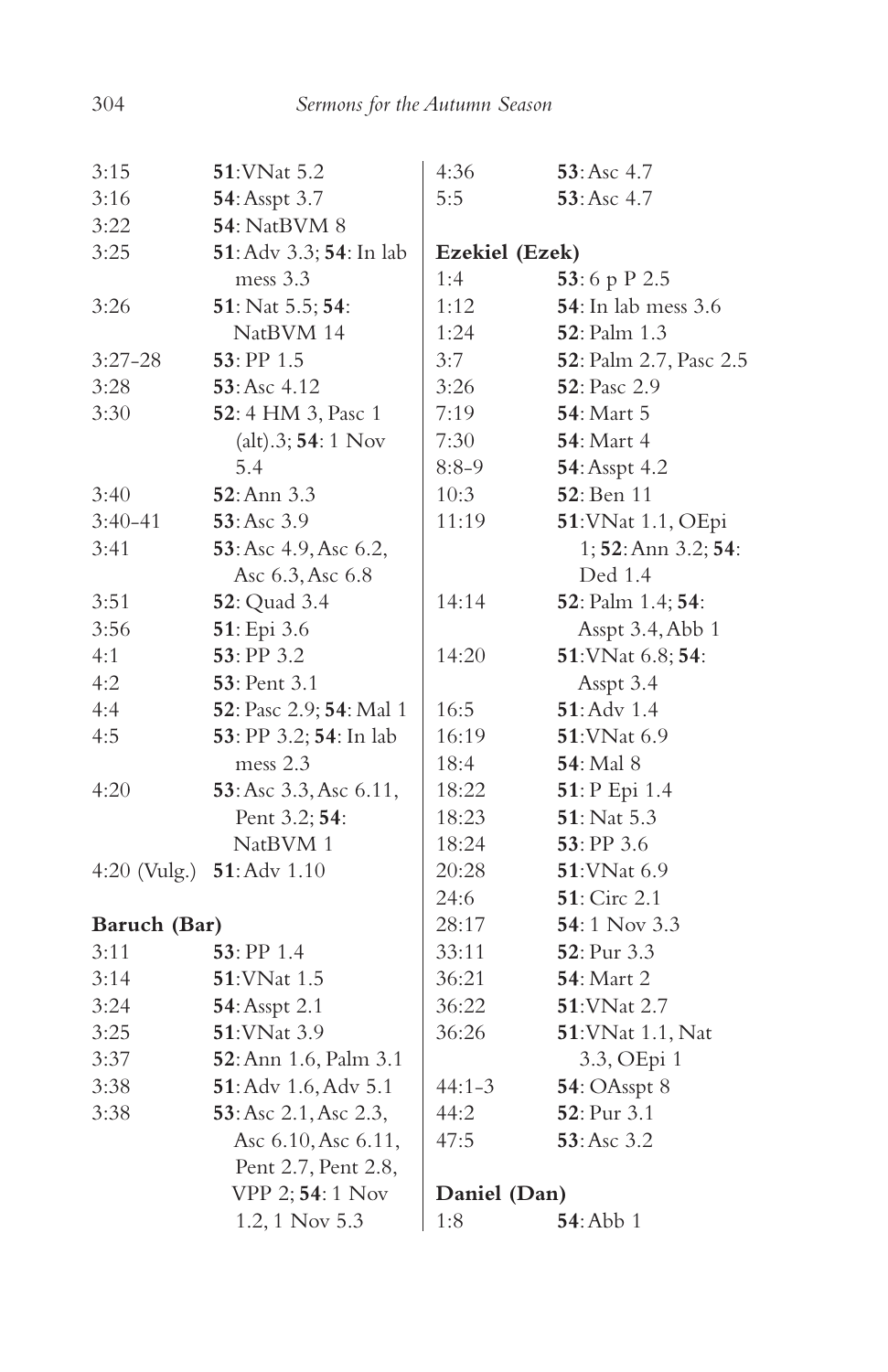| | |
|---|---|
| 3:15 | **51**: VNat 5.2 |
| 3:16 | **54**: Asspt 3.7 |
| 3:22 | **54**: NatBVM 8 |
| 3:25 | **51**: Adv 3.3; **54**: In lab mess 3.3 |
| 3:26 | **51**: Nat 5.5; **54**: NatBVM 14 |
| 3:27-28 | **53**: PP 1.5 |
| 3:28 | **53**: Asc 4.12 |
| 3:30 | **52**: 4 HM 3, Pasc 1 (alt).3; **54**: 1 Nov 5.4 |
| 3:40 | **52**: Ann 3.3 |
| 3:40-41 | **53**: Asc 3.9 |
| 3:41 | **53**: Asc 4.9, Asc 6.2, Asc 6.3, Asc 6.8 |
| 3:51 | **52**: Quad 3.4 |
| 3:56 | **51**: Epi 3.6 |
| 4:1 | **53**: PP 3.2 |
| 4:2 | **53**: Pent 3.1 |
| 4:4 | **52**: Pasc 2.9; **54**: Mal 1 |
| 4:5 | **53**: PP 3.2; **54**: In lab mess 2.3 |
| 4:20 | **53**: Asc 3.3, Asc 6.11, Pent 3.2; **54**: NatBVM 1 |
| 4:20 (Vulg.) | **51**: Adv 1.10 |

**Baruch (Bar)**

| | |
|---|---|
| 3:11 | **53**: PP 1.4 |
| 3:14 | **51**: VNat 1.5 |
| 3:24 | **54**: Asspt 2.1 |
| 3:25 | **51**: VNat 3.9 |
| 3:37 | **52**: Ann 1.6, Palm 3.1 |
| 3:38 | **51**: Adv 1.6, Adv 5.1 |
| 3:38 | **53**: Asc 2.1, Asc 2.3, Asc 6.10, Asc 6.11, Pent 2.7, Pent 2.8, VPP 2; **54**: 1 Nov 1.2, 1 Nov 5.3 |
| 4:36 | **53**: Asc 4.7 |
| 5:5 | **53**: Asc 4.7 |

**Ezekiel (Ezek)**

| | |
|---|---|
| 1:4 | **53**: 6 p P 2.5 |
| 1:12 | **54**: In lab mess 3.6 |
| 1:24 | **52**: Palm 1.3 |
| 3:7 | **52**: Palm 2.7, Pasc 2.5 |
| 3:26 | **52**: Pasc 2.9 |
| 7:19 | **54**: Mart 5 |
| 7:30 | **54**: Mart 4 |
| 8:8-9 | **54**: Asspt 4.2 |
| 10:3 | **52**: Ben 11 |
| 11:19 | **51**: VNat 1.1, OEpi 1; **52**: Ann 3.2; **54**: Ded 1.4 |
| 14:14 | **52**: Palm 1.4; **54**: Asspt 3.4, Abb 1 |
| 14:20 | **51**: VNat 6.8; **54**: Asspt 3.4 |
| 16:5 | **51**: Adv 1.4 |
| 16:19 | **51**: VNat 6.9 |
| 18:4 | **54**: Mal 8 |
| 18:22 | **51**: P Epi 1.4 |
| 18:23 | **51**: Nat 5.3 |
| 18:24 | **53**: PP 3.6 |
| 20:28 | **51**: VNat 6.9 |
| 24:6 | **51**: Circ 2.1 |
| 28:17 | **54**: 1 Nov 3.3 |
| 33:11 | **52**: Pur 3.3 |
| 36:21 | **54**: Mart 2 |
| 36:22 | **51**: VNat 2.7 |
| 36:26 | **51**: VNat 1.1, Nat 3.3, OEpi 1 |
| 44:1-3 | **54**: OAsspt 8 |
| 44:2 | **52**: Pur 3.1 |
| 47:5 | **53**: Asc 3.2 |

**Daniel (Dan)**

| | |
|---|---|
| 1:8 | **54**: Abb 1 |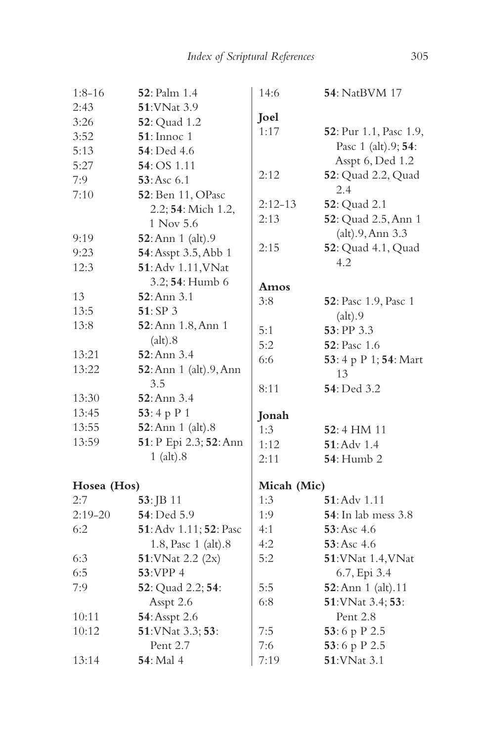| | |
|---|---|
| 1:8-16 | **52**: Palm 1.4 |
| 2:43 | **51**:VNat 3.9 |
| 3:26 | **52**: Quad 1.2 |
| 3:52 | **51**: Innoc 1 |
| 5:13 | **54**: Ded 4.6 |
| 5:27 | **54**: OS 1.11 |
| 7:9 | **53**: Asc 6.1 |
| 7:10 | **52**: Ben 11, OPasc 2.2; **54**: Mich 1.2, 1 Nov 5.6 |
| 9:19 | **52**: Ann 1 (alt).9 |
| 9:23 | **54**: Asspt 3.5, Abb 1 |
| 12:3 | **51**: Adv 1.11, VNat 3.2; **54**: Humb 6 |
| 13 | **52**: Ann 3.1 |
| 13:5 | **51**: SP 3 |
| 13:8 | **52**: Ann 1.8, Ann 1 (alt).8 |
| 13:21 | **52**: Ann 3.4 |
| 13:22 | **52**: Ann 1 (alt).9, Ann 3.5 |
| 13:30 | **52**: Ann 3.4 |
| 13:45 | **53**: 4 p P 1 |
| 13:55 | **52**: Ann 1 (alt).8 |
| 13:59 | **51**: P Epi 2.3; **52**: Ann 1 (alt).8 |

**Hosea (Hos)**

| | |
|---|---|
| 2:7 | **53**: JB 11 |
| 2:19-20 | **54**: Ded 5.9 |
| 6:2 | **51**: Adv 1.11; **52**: Pasc 1.8, Pasc 1 (alt).8 |
| 6:3 | **51**:VNat 2.2 (2x) |
| 6:5 | **53**:VPP 4 |
| 7:9 | **52**: Quad 2.2; **54**: Asspt 2.6 |
| 10:11 | **54**: Asspt 2.6 |
| 10:12 | **51**:VNat 3.3; **53**: Pent 2.7 |
| 13:14 | **54**: Mal 4 |
| 14:6 | **54**: NatBVM 17 |

**Joel**

| | |
|---|---|
| 1:17 | **52**: Pur 1.1, Pasc 1.9, Pasc 1 (alt).9; **54**: Asspt 6, Ded 1.2 |
| 2:12 | **52**: Quad 2.2, Quad 2.4 |
| 2:12-13 | **52**: Quad 2.1 |
| 2:13 | **52**: Quad 2.5, Ann 1 (alt).9, Ann 3.3 |
| 2:15 | **52**: Quad 4.1, Quad 4.2 |

**Amos**

| | |
|---|---|
| 3:8 | **52**: Pasc 1.9, Pasc 1 (alt).9 |
| 5:1 | **53**: PP 3.3 |
| 5:2 | **52**: Pasc 1.6 |
| 6:6 | **53**: 4 p P 1; **54**: Mart 13 |
| 8:11 | **54**: Ded 3.2 |

**Jonah**

| | |
|---|---|
| 1:3 | **52**: 4 HM 11 |
| 1:12 | **51**: Adv 1.4 |
| 2:11 | **54**: Humb 2 |

**Micah (Mic)**

| | |
|---|---|
| 1:3 | **51**: Adv 1.11 |
| 1:9 | **54**: In lab mess 3.8 |
| 4:1 | **53**: Asc 4.6 |
| 4:2 | **53**: Asc 4.6 |
| 5:2 | **51**:VNat 1.4, VNat 6.7, Epi 3.4 |
| 5:5 | **52**: Ann 1 (alt).11 |
| 6:8 | **51**:VNat 3.4; **53**: Pent 2.8 |
| 7:5 | **53**: 6 p P 2.5 |
| 7:6 | **53**: 6 p P 2.5 |
| 7:19 | **51**:VNat 3.1 |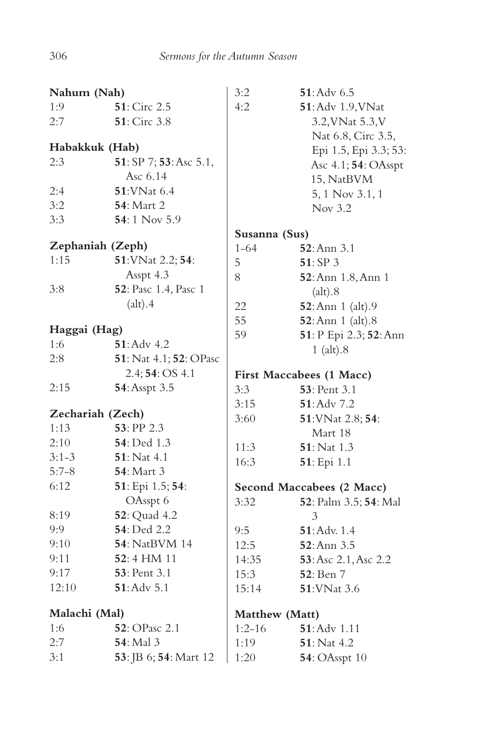**Nahum (Nah)**

1:9 **51**: Circ 2.5
2:7 **51**: Circ 3.8

**Habakkuk (Hab)**

2:3 **51**: SP 7; **53**: Asc 5.1, Asc 6.14
2:4 **51**: VNat 6.4
3:2 **54**: Mart 2
3:3 **54**: 1 Nov 5.9

**Zephaniah (Zeph)**

1:15 **51**: VNat 2.2; **54**: Asspt 4.3
3:8 **52**: Pasc 1.4, Pasc 1 (alt).4

**Haggai (Hag)**

1:6 **51**: Adv 4.2
2:8 **51**: Nat 4.1; **52**: OPasc 2.4; **54**: OS 4.1
2:15 **54**: Asspt 3.5

**Zechariah (Zech)**

1:13 **53**: PP 2.3
2:10 **54**: Ded 1.3
3:1-3 **51**: Nat 4.1
5:7-8 **54**: Mart 3
6:12 **51**: Epi 1.5; **54**: OAsspt 6
8:19 **52**: Quad 4.2
9:9 **54**: Ded 2.2
9:10 **54**: NatBVM 14
9:11 **52**: 4 HM 11
9:17 **53**: Pent 3.1
12:10 **51**: Adv 5.1

**Malachi (Mal)**

1:6 **52**: OPasc 2.1
2:7 **54**: Mal 3
3:1 **53**: JB 6; **54**: Mart 12
3:2 **51**: Adv 6.5
4:2 **51**: Adv 1.9, VNat 3.2, VNat 5.3, V Nat 6.8, Circ 3.5, Epi 1.5, Epi 3.3; 53: Asc 4.1; **54**: OAsspt 15, NatBVM 5, 1 Nov 3.1, 1 Nov 3.2

**Susanna (Sus)**

1-64 **52**: Ann 3.1
5 **51**: SP 3
8 **52**: Ann 1.8, Ann 1 (alt).8
22 **52**: Ann 1 (alt).9
55 **52**: Ann 1 (alt).8
59 **51**: P Epi 2.3; **52**: Ann 1 (alt).8

**First Maccabees (1 Macc)**

3:3 **53**: Pent 3.1
3:15 **51**: Adv 7.2
3:60 **51**: VNat 2.8; **54**: Mart 18
11:3 **51**: Nat 1.3
16:3 **51**: Epi 1.1

**Second Maccabees (2 Macc)**

3:32 **52**: Palm 3.5; **54**: Mal 3
9:5 **51**: Adv. 1.4
12:5 **52**: Ann 3.5
14:35 **53**: Asc 2.1, Asc 2.2
15:3 **52**: Ben 7
15:14 **51**: VNat 3.6

**Matthew (Matt)**

1:2-16 **51**: Adv 1.11
1:19 **51**: Nat 4.2
1:20 **54**: OAsspt 10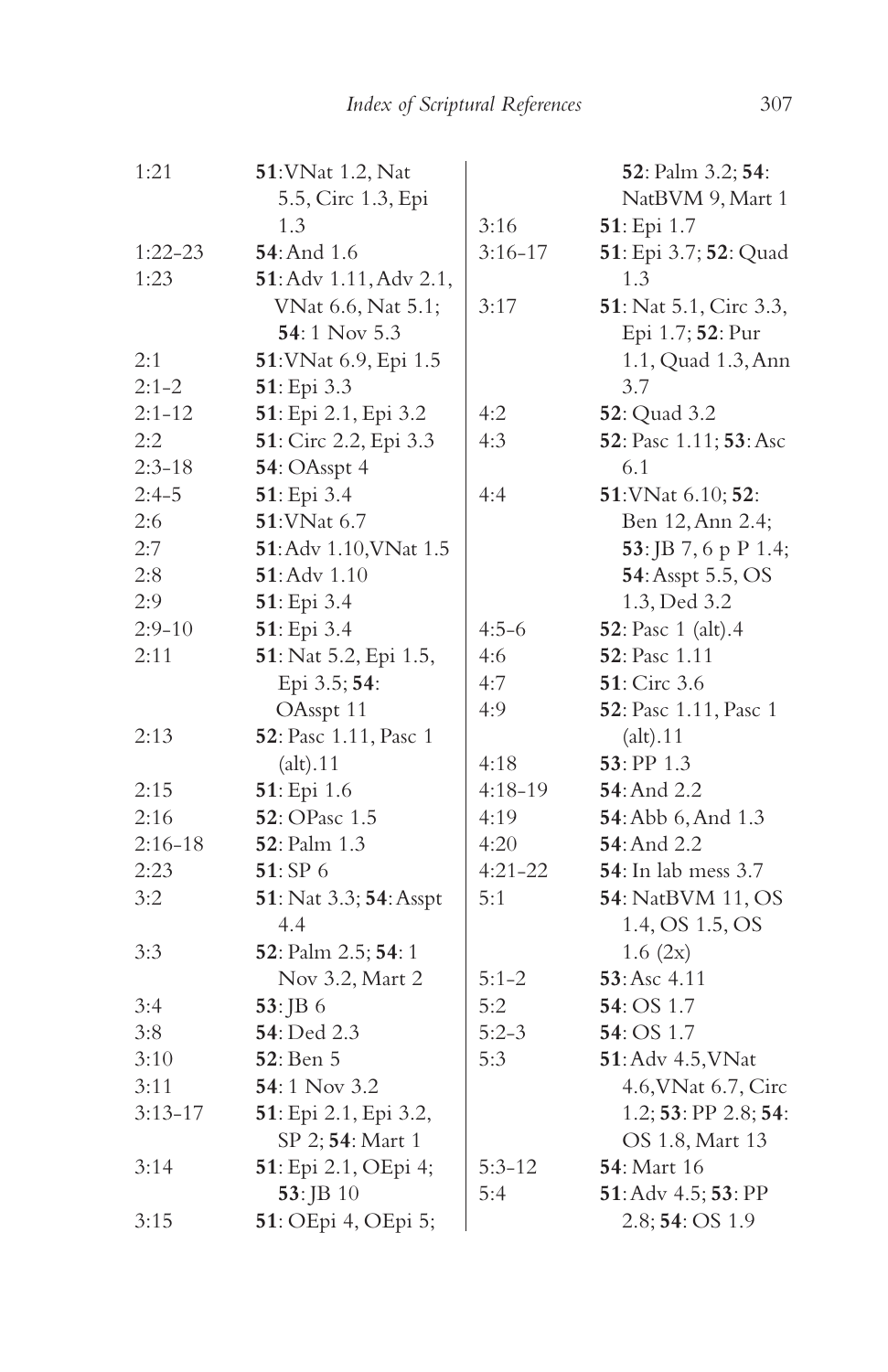| | |
|---|---|
| 1:21 | **51**: VNat 1.2, Nat 5.5, Circ 1.3, Epi 1.3 |
| 1:22-23 | **54**: And 1.6 |
| 1:23 | **51**: Adv 1.11, Adv 2.1, VNat 6.6, Nat 5.1; **54**: 1 Nov 5.3 |
| 2:1 | **51**: VNat 6.9, Epi 1.5 |
| 2:1-2 | **51**: Epi 3.3 |
| 2:1-12 | **51**: Epi 2.1, Epi 3.2 |
| 2:2 | **51**: Circ 2.2, Epi 3.3 |
| 2:3-18 | **54**: OAsspt 4 |
| 2:4-5 | **51**: Epi 3.4 |
| 2:6 | **51**: VNat 6.7 |
| 2:7 | **51**: Adv 1.10, VNat 1.5 |
| 2:8 | **51**: Adv 1.10 |
| 2:9 | **51**: Epi 3.4 |
| 2:9-10 | **51**: Epi 3.4 |
| 2:11 | **51**: Nat 5.2, Epi 1.5, Epi 3.5; **54**: OAsspt 11 |
| 2:13 | **52**: Pasc 1.11, Pasc 1 (alt).11 |
| 2:15 | **51**: Epi 1.6 |
| 2:16 | **52**: OPasc 1.5 |
| 2:16-18 | **52**: Palm 1.3 |
| 2:23 | **51**: SP 6 |
| 3:2 | **51**: Nat 3.3; **54**: Asspt 4.4 |
| 3:3 | **52**: Palm 2.5; **54**: 1 Nov 3.2, Mart 2 |
| 3:4 | **53**: JB 6 |
| 3:8 | **54**: Ded 2.3 |
| 3:10 | **52**: Ben 5 |
| 3:11 | **54**: 1 Nov 3.2 |
| 3:13-17 | **51**: Epi 2.1, Epi 3.2, SP 2; **54**: Mart 1 |
| 3:14 | **51**: Epi 2.1, OEpi 4; **53**: JB 10 |
| 3:15 | **51**: OEpi 4, OEpi 5; **52**: Palm 3.2; **54**: NatBVM 9, Mart 1 |
| 3:16 | **51**: Epi 1.7 |
| 3:16-17 | **51**: Epi 3.7; **52**: Quad 1.3 |
| 3:17 | **51**: Nat 5.1, Circ 3.3, Epi 1.7; **52**: Pur 1.1, Quad 1.3, Ann 3.7 |
| 4:2 | **52**: Quad 3.2 |
| 4:3 | **52**: Pasc 1.11; **53**: Asc 6.1 |
| 4:4 | **51**: VNat 6.10; **52**: Ben 12, Ann 2.4; **53**: JB 7, 6 p P 1.4; **54**: Asspt 5.5, OS 1.3, Ded 3.2 |
| 4:5-6 | **52**: Pasc 1 (alt).4 |
| 4:6 | **52**: Pasc 1.11 |
| 4:7 | **51**: Circ 3.6 |
| 4:9 | **52**: Pasc 1.11, Pasc 1 (alt).11 |
| 4:18 | **53**: PP 1.3 |
| 4:18-19 | **54**: And 2.2 |
| 4:19 | **54**: Abb 6, And 1.3 |
| 4:20 | **54**: And 2.2 |
| 4:21-22 | **54**: In lab mess 3.7 |
| 5:1 | **54**: NatBVM 11, OS 1.4, OS 1.5, OS 1.6 (2x) |
| 5:1-2 | **53**: Asc 4.11 |
| 5:2 | **54**: OS 1.7 |
| 5:2-3 | **54**: OS 1.7 |
| 5:3 | **51**: Adv 4.5, VNat 4.6, VNat 6.7, Circ 1.2; **53**: PP 2.8; **54**: OS 1.8, Mart 13 |
| 5:3-12 | **54**: Mart 16 |
| 5:4 | **51**: Adv 4.5; **53**: PP 2.8; **54**: OS 1.9 |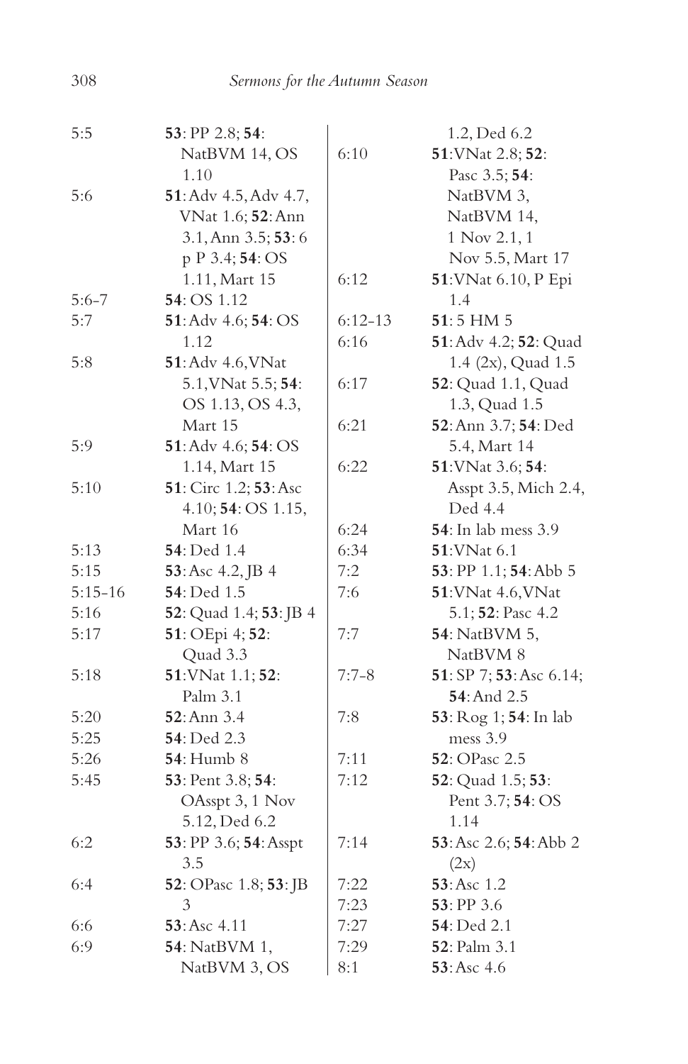| | |
|---|---|
| 5:5 | **53**: PP 2.8; **54**: NatBVM 14, OS 1.10 |
| 5:6 | **51**: Adv 4.5, Adv 4.7, VNat 1.6; **52**: Ann 3.1, Ann 3.5; **53**: 6 p P 3.4; **54**: OS 1.11, Mart 15 |
| 5:6–7 | **54**: OS 1.12 |
| 5:7 | **51**: Adv 4.6; **54**: OS 1.12 |
| 5:8 | **51**: Adv 4.6, VNat 5.1, VNat 5.5; **54**: OS 1.13, OS 4.3, Mart 15 |
| 5:9 | **51**: Adv 4.6; **54**: OS 1.14, Mart 15 |
| 5:10 | **51**: Circ 1.2; **53**: Asc 4.10; **54**: OS 1.15, Mart 16 |
| 5:13 | **54**: Ded 1.4 |
| 5:15 | **53**: Asc 4.2, JB 4 |
| 5:15–16 | **54**: Ded 1.5 |
| 5:16 | **52**: Quad 1.4; **53**: JB 4 |
| 5:17 | **51**: OEpi 4; **52**: Quad 3.3 |
| 5:18 | **51**: VNat 1.1; **52**: Palm 3.1 |
| 5:20 | **52**: Ann 3.4 |
| 5:25 | **54**: Ded 2.3 |
| 5:26 | **54**: Humb 8 |
| 5:45 | **53**: Pent 3.8; **54**: OAsspt 3, 1 Nov 5.12, Ded 6.2 |
| 6:2 | **53**: PP 3.6; **54**: Asspt 3.5 |
| 6:4 | **52**: OPasc 1.8; **53**: JB 3 |
| 6:6 | **53**: Asc 4.11 |
| 6:9 | **54**: NatBVM 1, NatBVM 3, OS 1.2, Ded 6.2 |
| 6:10 | **51**: VNat 2.8; **52**: Pasc 3.5; **54**: NatBVM 3, NatBVM 14, 1 Nov 2.1, 1 Nov 5.5, Mart 17 |
| 6:12 | **51**: VNat 6.10, P Epi 1.4 |
| 6:12–13 | **51**: 5 HM 5 |
| 6:16 | **51**: Adv 4.2; **52**: Quad 1.4 (2x), Quad 1.5 |
| 6:17 | **52**: Quad 1.1, Quad 1.3, Quad 1.5 |
| 6:21 | **52**: Ann 3.7; **54**: Ded 5.4, Mart 14 |
| 6:22 | **51**: VNat 3.6; **54**: Asspt 3.5, Mich 2.4, Ded 4.4 |
| 6:24 | **54**: In lab mess 3.9 |
| 6:34 | **51**: VNat 6.1 |
| 7:2 | **53**: PP 1.1; **54**: Abb 5 |
| 7:6 | **51**: VNat 4.6, VNat 5.1; **52**: Pasc 4.2 |
| 7:7 | **54**: NatBVM 5, NatBVM 8 |
| 7:7–8 | **51**: SP 7; **53**: Asc 6.14; **54**: And 2.5 |
| 7:8 | **53**: Rog 1; **54**: In lab mess 3.9 |
| 7:11 | **52**: OPasc 2.5 |
| 7:12 | **52**: Quad 1.5; **53**: Pent 3.7; **54**: OS 1.14 |
| 7:14 | **53**: Asc 2.6; **54**: Abb 2 (2x) |
| 7:22 | **53**: Asc 1.2 |
| 7:23 | **53**: PP 3.6 |
| 7:27 | **54**: Ded 2.1 |
| 7:29 | **52**: Palm 3.1 |
| 8:1 | **53**: Asc 4.6 |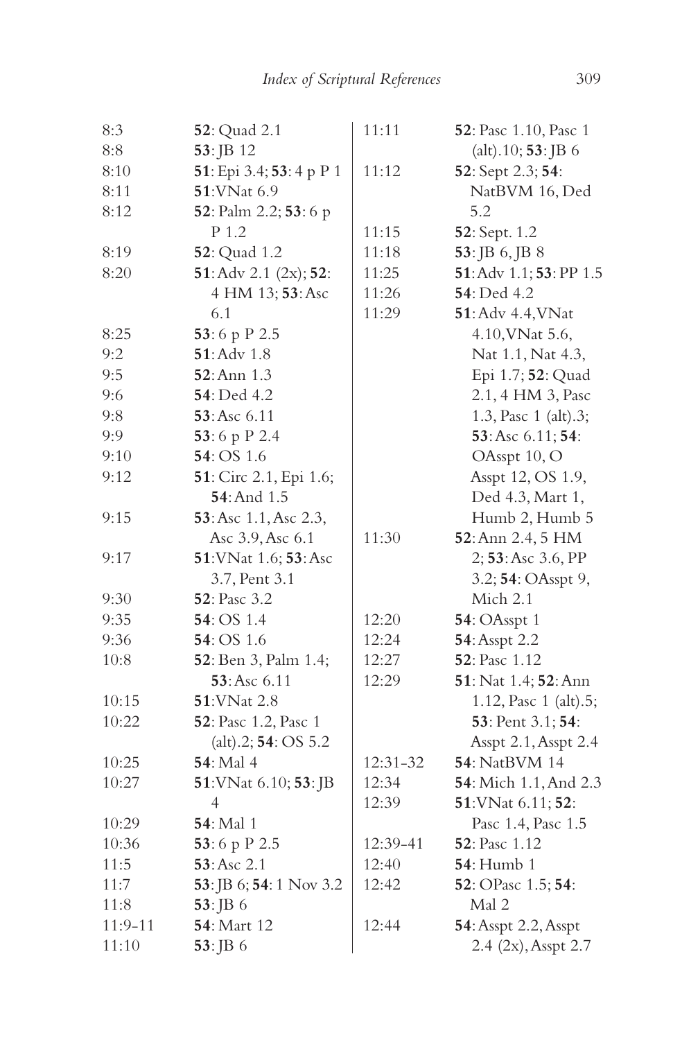8:3 **52**: Quad 2.1
8:8 **53**: JB 12
8:10 **51**: Epi 3.4; **53**: 4 p P 1
8:11 **51**: VNat 6.9
8:12 **52**: Palm 2.2; **53**: 6 p P 1.2
8:19 **52**: Quad 1.2
8:20 **51**: Adv 2.1 (2x); **52**: 4 HM 13; **53**: Asc 6.1
8:25 **53**: 6 p P 2.5
9:2 **51**: Adv 1.8
9:5 **52**: Ann 1.3
9:6 **54**: Ded 4.2
9:8 **53**: Asc 6.11
9:9 **53**: 6 p P 2.4
9:10 **54**: OS 1.6
9:12 **51**: Circ 2.1, Epi 1.6; **54**: And 1.5
9:15 **53**: Asc 1.1, Asc 2.3, Asc 3.9, Asc 6.1
9:17 **51**: VNat 1.6; **53**: Asc 3.7, Pent 3.1
9:30 **52**: Pasc 3.2
9:35 **54**: OS 1.4
9:36 **54**: OS 1.6
10:8 **52**: Ben 3, Palm 1.4; **53**: Asc 6.11
10:15 **51**: VNat 2.8
10:22 **52**: Pasc 1.2, Pasc 1 (alt).2; **54**: OS 5.2
10:25 **54**: Mal 4
10:27 **51**: VNat 6.10; **53**: JB 4
10:29 **54**: Mal 1
10:36 **53**: 6 p P 2.5
11:5 **53**: Asc 2.1
11:7 **53**: JB 6; **54**: 1 Nov 3.2
11:8 **53**: JB 6
11:9-11 **54**: Mart 12
11:10 **53**: JB 6
11:11 **52**: Pasc 1.10, Pasc 1 (alt).10; **53**: JB 6
11:12 **52**: Sept 2.3; **54**: NatBVM 16, Ded 5.2
11:15 **52**: Sept. 1.2
11:18 **53**: JB 6, JB 8
11:25 **51**: Adv 1.1; **53**: PP 1.5
11:26 **54**: Ded 4.2
11:29 **51**: Adv 4.4, VNat 4.10, VNat 5.6, Nat 1.1, Nat 4.3, Epi 1.7; **52**: Quad 2.1, 4 HM 3, Pasc 1.3, Pasc 1 (alt).3; **53**: Asc 6.11; **54**: OAsspt 10, O Asspt 12, OS 1.9, Ded 4.3, Mart 1, Humb 2, Humb 5
11:30 **52**: Ann 2.4, 5 HM 2; **53**: Asc 3.6, PP 3.2; **54**: OAsspt 9, Mich 2.1
12:20 **54**: OAsspt 1
12:24 **54**: Asspt 2.2
12:27 **52**: Pasc 1.12
12:29 **51**: Nat 1.4; **52**: Ann 1.12, Pasc 1 (alt).5; **53**: Pent 3.1; **54**: Asspt 2.1, Asspt 2.4
12:31-32 **54**: NatBVM 14
12:34 **54**: Mich 1.1, And 2.3
12:39 **51**: VNat 6.11; **52**: Pasc 1.4, Pasc 1.5
12:39-41 **52**: Pasc 1.12
12:40 **54**: Humb 1
12:42 **52**: OPasc 1.5; **54**: Mal 2
12:44 **54**: Asspt 2.2, Asspt 2.4 (2x), Asspt 2.7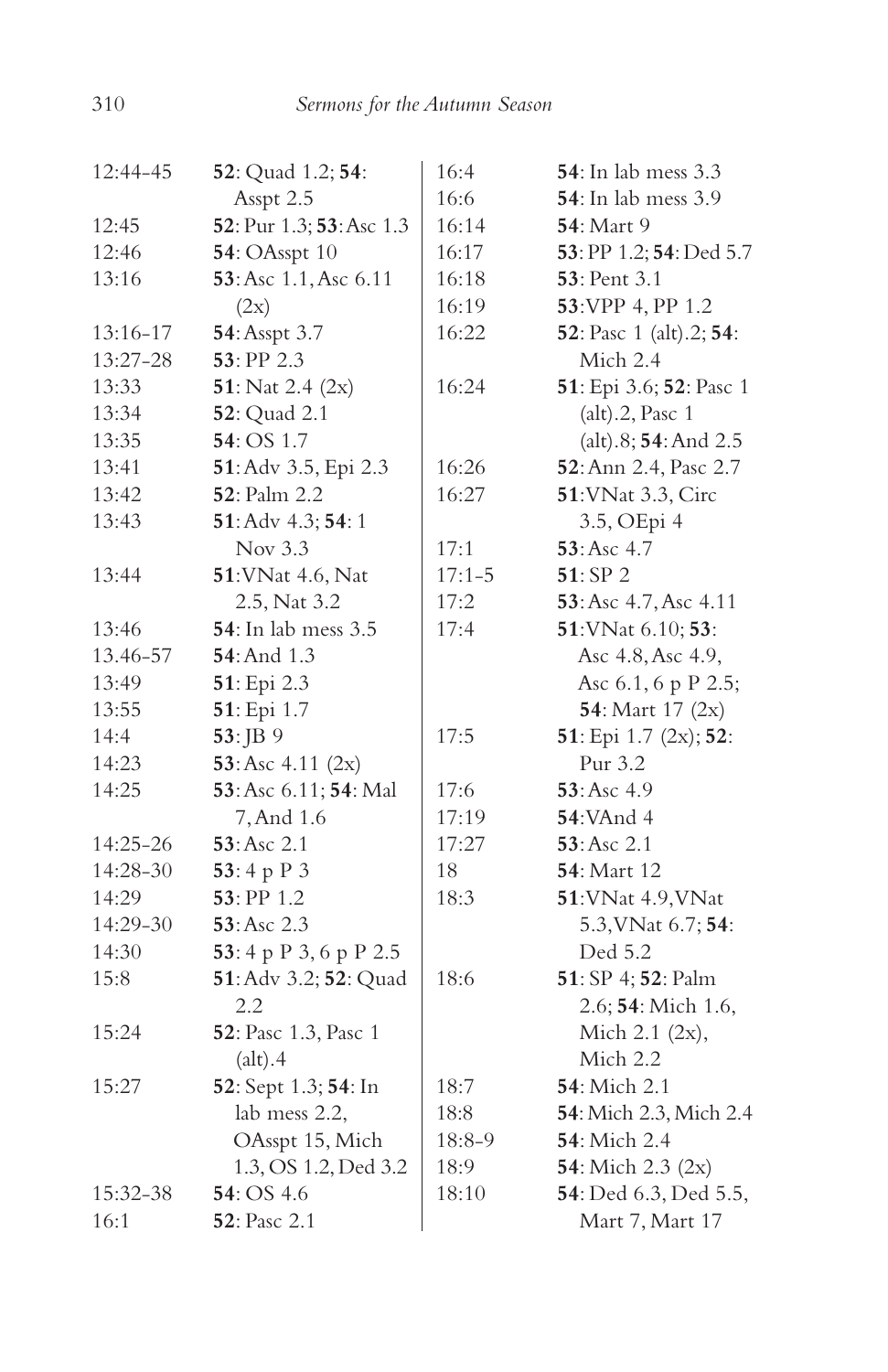| | |
|---|---|
| 12:44-45 | **52**: Quad 1.2; **54**: Asspt 2.5 |
| 12:45 | **52**: Pur 1.3; **53**: Asc 1.3 |
| 12:46 | **54**: OAsspt 10 |
| 13:16 | **53**: Asc 1.1, Asc 6.11 (2x) |
| 13:16-17 | **54**: Asspt 3.7 |
| 13:27-28 | **53**: PP 2.3 |
| 13:33 | **51**: Nat 2.4 (2x) |
| 13:34 | **52**: Quad 2.1 |
| 13:35 | **54**: OS 1.7 |
| 13:41 | **51**: Adv 3.5, Epi 2.3 |
| 13:42 | **52**: Palm 2.2 |
| 13:43 | **51**: Adv 4.3; **54**: 1 Nov 3.3 |
| 13:44 | **51**: VNat 4.6, Nat 2.5, Nat 3.2 |
| 13:46 | **54**: In lab mess 3.5 |
| 13.46-57 | **54**: And 1.3 |
| 13:49 | **51**: Epi 2.3 |
| 13:55 | **51**: Epi 1.7 |
| 14:4 | **53**: JB 9 |
| 14:23 | **53**: Asc 4.11 (2x) |
| 14:25 | **53**: Asc 6.11; **54**: Mal 7, And 1.6 |
| 14:25-26 | **53**: Asc 2.1 |
| 14:28-30 | **53**: 4 p P 3 |
| 14:29 | **53**: PP 1.2 |
| 14:29-30 | **53**: Asc 2.3 |
| 14:30 | **53**: 4 p P 3, 6 p P 2.5 |
| 15:8 | **51**: Adv 3.2; **52**: Quad 2.2 |
| 15:24 | **52**: Pasc 1.3, Pasc 1 (alt).4 |
| 15:27 | **52**: Sept 1.3; **54**: In lab mess 2.2, OAsspt 15, Mich 1.3, OS 1.2, Ded 3.2 |
| 15:32-38 | **54**: OS 4.6 |
| 16:1 | **52**: Pasc 2.1 |
| 16:4 | **54**: In lab mess 3.3 |
| 16:6 | **54**: In lab mess 3.9 |
| 16:14 | **54**: Mart 9 |
| 16:17 | **53**: PP 1.2; **54**: Ded 5.7 |
| 16:18 | **53**: Pent 3.1 |
| 16:19 | **53**: VPP 4, PP 1.2 |
| 16:22 | **52**: Pasc 1 (alt).2; **54**: Mich 2.4 |
| 16:24 | **51**: Epi 3.6; **52**: Pasc 1 (alt).2, Pasc 1 (alt).8; **54**: And 2.5 |
| 16:26 | **52**: Ann 2.4, Pasc 2.7 |
| 16:27 | **51**: VNat 3.3, Circ 3.5, OEpi 4 |
| 17:1 | **53**: Asc 4.7 |
| 17:1-5 | **51**: SP 2 |
| 17:2 | **53**: Asc 4.7, Asc 4.11 |
| 17:4 | **51**: VNat 6.10; **53**: Asc 4.8, Asc 4.9, Asc 6.1, 6 p P 2.5; **54**: Mart 17 (2x) |
| 17:5 | **51**: Epi 1.7 (2x); **52**: Pur 3.2 |
| 17:6 | **53**: Asc 4.9 |
| 17:19 | **54**: VAnd 4 |
| 17:27 | **53**: Asc 2.1 |
| 18 | **54**: Mart 12 |
| 18:3 | **51**: VNat 4.9, VNat 5.3, VNat 6.7; **54**: Ded 5.2 |
| 18:6 | **51**: SP 4; **52**: Palm 2.6; **54**: Mich 1.6, Mich 2.1 (2x), Mich 2.2 |
| 18:7 | **54**: Mich 2.1 |
| 18:8 | **54**: Mich 2.3, Mich 2.4 |
| 18:8-9 | **54**: Mich 2.4 |
| 18:9 | **54**: Mich 2.3 (2x) |
| 18:10 | **54**: Ded 6.3, Ded 5.5, Mart 7, Mart 17 |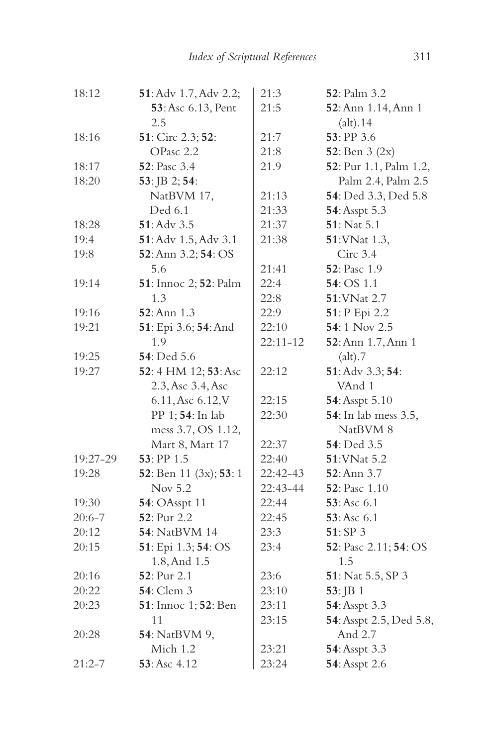18:12 **51**: Adv 1.7, Adv 2.2; **53**: Asc 6.13, Pent 2.5
18:16 **51**: Circ 2.3; **52**: OPasc 2.2
18:17 **52**: Pasc 3.4
18:20 **53**: JB 2; **54**: NatBVM 17, Ded 6.1
18:28 **51**: Adv 3.5
19:4 **51**: Adv 1.5, Adv 3.1
19:8 **52**: Ann 3.2; **54**: OS 5.6
19:14 **51**: Innoc 2; **52**: Palm 1.3
19:16 **52**: Ann 1.3
19:21 **51**: Epi 3.6; **54**: And 1.9
19:25 **54**: Ded 5.6
19:27 **52**: 4 HM 12; **53**: Asc 2.3, Asc 3.4, Asc 6.11, Asc 6.12, V PP 1; **54**: In lab mess 3.7, OS 1.12, Mart 8, Mart 17
19:27-29 **53**: PP 1.5
19:28 **52**: Ben 11 (3x); **53**: 1 Nov 5.2
19:30 **54**: OAsspt 11
20:6-7 **52**: Pur 2.2
20:12 **54**: NatBVM 14
20:15 **51**: Epi 1.3; **54**: OS 1.8, And 1.5
20:16 **52**: Pur 2.1
20:22 **54**: Clem 3
20:23 **51**: Innoc 1; **52**: Ben 11
20:28 **54**: NatBVM 9, Mich 1.2
21:2-7 **53**: Asc 4.12
21:3 **52**: Palm 3.2
21:5 **52**: Ann 1.14, Ann 1 (alt).14
21:7 **53**: PP 3.6
21:8 **52**: Ben 3 (2x)
21.9 **52**: Pur 1.1, Palm 1.2, Palm 2.4, Palm 2.5
21:13 **54**: Ded 3.3, Ded 5.8
21:33 **54**: Asspt 5.3
21:37 **51**: Nat 5.1
21:38 **51**: VNat 1.3, Circ 3.4
21:41 **52**: Pasc 1.9
22:4 **54**: OS 1.1
22:8 **51**: VNat 2.7
22:9 **51**: P Epi 2.2
22:10 **54**: 1 Nov 2.5
22:11-12 **52**: Ann 1.7, Ann 1 (alt).7
22:12 **51**: Adv 3.3; **54**: VAnd 1
22:15 **54**: Asspt 5.10
22:30 **54**: In lab mess 3.5, NatBVM 8
22:37 **54**: Ded 3.5
22:40 **51**: VNat 5.2
22:42-43 **52**: Ann 3.7
22:43-44 **52**: Pasc 1.10
22:44 **53**: Asc 6.1
22:45 **53**: Asc 6.1
23:3 **51**: SP 3
23:4 **52**: Pasc 2.11; **54**: OS 1.5
23:6 **51**: Nat 5.5, SP 3
23:10 **53**: JB 1
23:11 **54**: Asspt 3.3
23:15 **54**: Asspt 2.5, Ded 5.8, And 2.7
23:21 **54**: Asspt 3.3
23:24 **54**: Asspt 2.6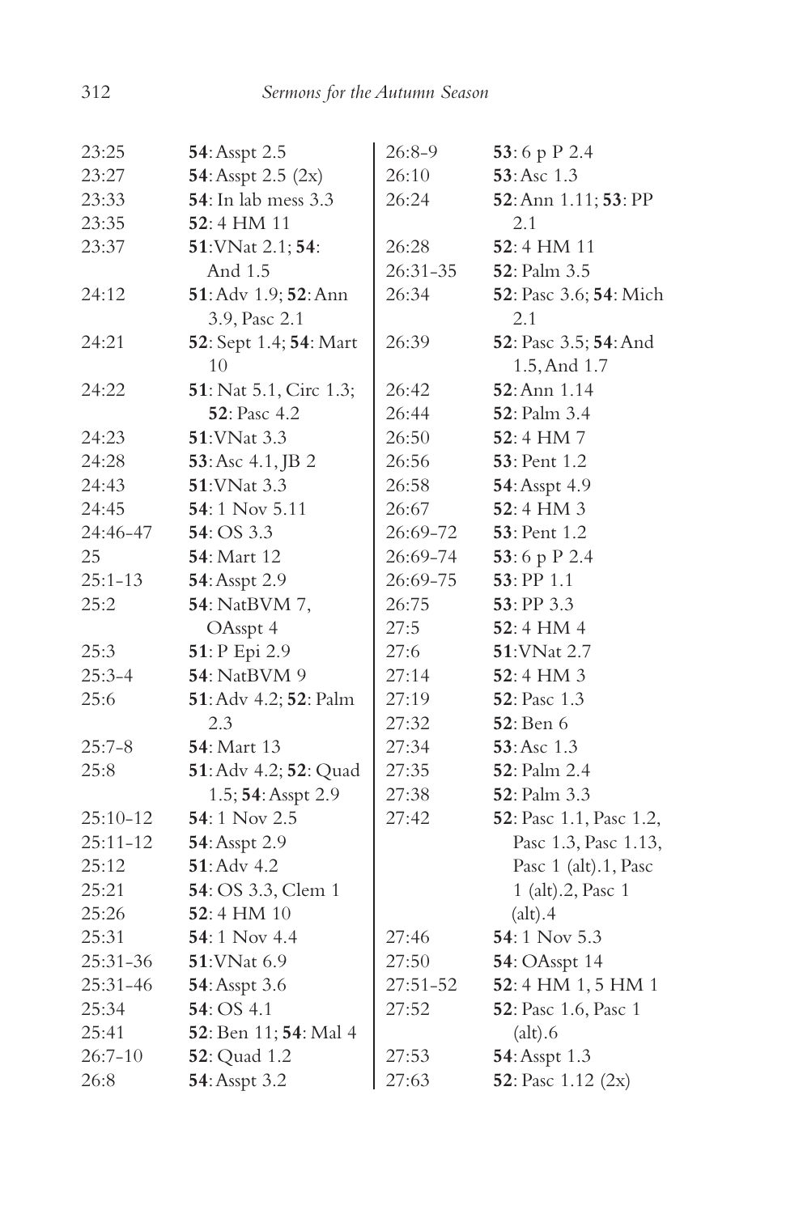| | |
|---|---|
| 23:25 | **54**: Asspt 2.5 |
| 23:27 | **54**: Asspt 2.5 (2x) |
| 23:33 | **54**: In lab mess 3.3 |
| 23:35 | **52**: 4 HM 11 |
| 23:37 | **51**: VNat 2.1; **54**: And 1.5 |
| 24:12 | **51**: Adv 1.9; **52**: Ann 3.9, Pasc 2.1 |
| 24:21 | **52**: Sept 1.4; **54**: Mart 10 |
| 24:22 | **51**: Nat 5.1, Circ 1.3; **52**: Pasc 4.2 |
| 24:23 | **51**: VNat 3.3 |
| 24:28 | **53**: Asc 4.1, JB 2 |
| 24:43 | **51**: VNat 3.3 |
| 24:45 | **54**: 1 Nov 5.11 |
| 24:46-47 | **54**: OS 3.3 |
| 25 | **54**: Mart 12 |
| 25:1-13 | **54**: Asspt 2.9 |
| 25:2 | **54**: NatBVM 7, OAsspt 4 |
| 25:3 | **51**: P Epi 2.9 |
| 25:3-4 | **54**: NatBVM 9 |
| 25:6 | **51**: Adv 4.2; **52**: Palm 2.3 |
| 25:7-8 | **54**: Mart 13 |
| 25:8 | **51**: Adv 4.2; **52**: Quad 1.5; **54**: Asspt 2.9 |
| 25:10-12 | **54**: 1 Nov 2.5 |
| 25:11-12 | **54**: Asspt 2.9 |
| 25:12 | **51**: Adv 4.2 |
| 25:21 | **54**: OS 3.3, Clem 1 |
| 25:26 | **52**: 4 HM 10 |
| 25:31 | **54**: 1 Nov 4.4 |
| 25:31-36 | **51**: VNat 6.9 |
| 25:31-46 | **54**: Asspt 3.6 |
| 25:34 | **54**: OS 4.1 |
| 25:41 | **52**: Ben 11; **54**: Mal 4 |
| 26:7-10 | **52**: Quad 1.2 |
| 26:8 | **54**: Asspt 3.2 |
| 26:8-9 | **53**: 6 p P 2.4 |
| 26:10 | **53**: Asc 1.3 |
| 26:24 | **52**: Ann 1.11; **53**: PP 2.1 |
| 26:28 | **52**: 4 HM 11 |
| 26:31-35 | **52**: Palm 3.5 |
| 26:34 | **52**: Pasc 3.6; **54**: Mich 2.1 |
| 26:39 | **52**: Pasc 3.5; **54**: And 1.5, And 1.7 |
| 26:42 | **52**: Ann 1.14 |
| 26:44 | **52**: Palm 3.4 |
| 26:50 | **52**: 4 HM 7 |
| 26:56 | **53**: Pent 1.2 |
| 26:58 | **54**: Asspt 4.9 |
| 26:67 | **52**: 4 HM 3 |
| 26:69-72 | **53**: Pent 1.2 |
| 26:69-74 | **53**: 6 p P 2.4 |
| 26:69-75 | **53**: PP 1.1 |
| 26:75 | **53**: PP 3.3 |
| 27:5 | **52**: 4 HM 4 |
| 27:6 | **51**: VNat 2.7 |
| 27:14 | **52**: 4 HM 3 |
| 27:19 | **52**: Pasc 1.3 |
| 27:32 | **52**: Ben 6 |
| 27:34 | **53**: Asc 1.3 |
| 27:35 | **52**: Palm 2.4 |
| 27:38 | **52**: Palm 3.3 |
| 27:42 | **52**: Pasc 1.1, Pasc 1.2, Pasc 1.3, Pasc 1.13, Pasc 1 (alt).1, Pasc 1 (alt).2, Pasc 1 (alt).4 |
| 27:46 | **54**: 1 Nov 5.3 |
| 27:50 | **54**: OAsspt 14 |
| 27:51-52 | **52**: 4 HM 1, 5 HM 1 |
| 27:52 | **52**: Pasc 1.6, Pasc 1 (alt).6 |
| 27:53 | **54**: Asspt 1.3 |
| 27:63 | **52**: Pasc 1.12 (2x) |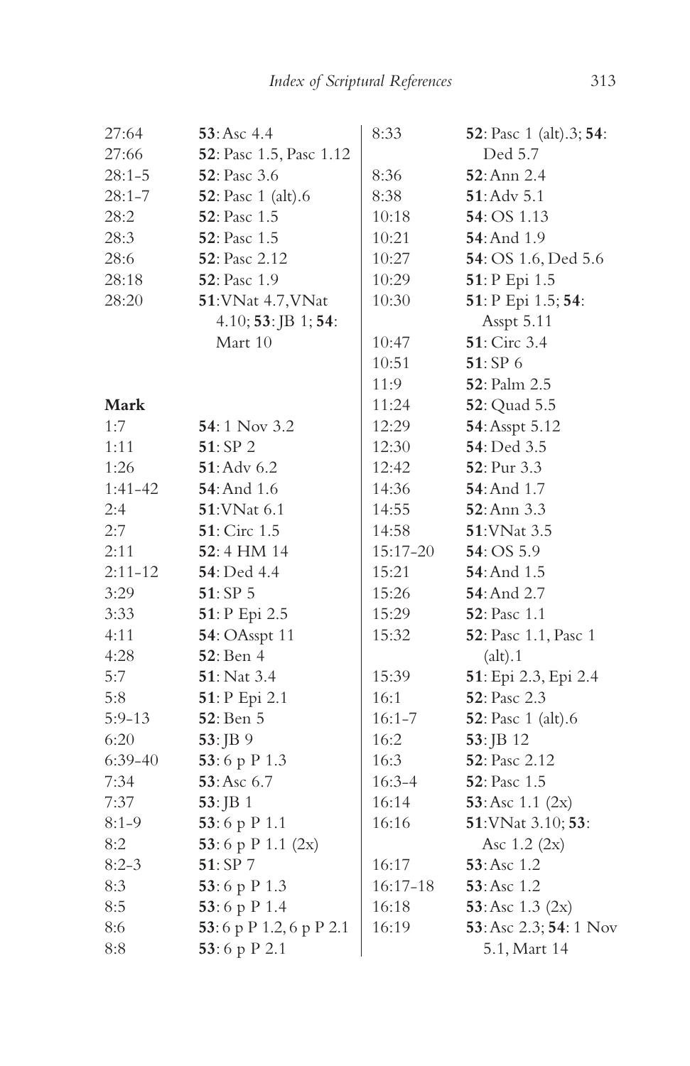27:64 **53**: Asc 4.4
27:66 **52**: Pasc 1.5, Pasc 1.12
28:1-5 **52**: Pasc 3.6
28:1-7 **52**: Pasc 1 (alt).6
28:2 **52**: Pasc 1.5
28:3 **52**: Pasc 1.5
28:6 **52**: Pasc 2.12
28:18 **52**: Pasc 1.9
28:20 **51**: VNat 4.7, VNat 4.10; **53**: JB 1; **54**: Mart 10

**Mark**

1:7 **54**: 1 Nov 3.2
1:11 **51**: SP 2
1:26 **51**: Adv 6.2
1:41-42 **54**: And 1.6
2:4 **51**: VNat 6.1
2:7 **51**: Circ 1.5
2:11 **52**: 4 HM 14
2:11-12 **54**: Ded 4.4
3:29 **51**: SP 5
3:33 **51**: P Epi 2.5
4:11 **54**: OAsspt 11
4:28 **52**: Ben 4
5:7 **51**: Nat 3.4
5:8 **51**: P Epi 2.1
5:9-13 **52**: Ben 5
6:20 **53**: JB 9
6:39-40 **53**: 6 p P 1.3
7:34 **53**: Asc 6.7
7:37 **53**: JB 1
8:1-9 **53**: 6 p P 1.1
8:2 **53**: 6 p P 1.1 (2x)
8:2-3 **51**: SP 7
8:3 **53**: 6 p P 1.3
8:5 **53**: 6 p P 1.4
8:6 **53**: 6 p P 1.2, 6 p P 2.1
8:8 **53**: 6 p P 2.1
8:33 **52**: Pasc 1 (alt).3; **54**: Ded 5.7
8:36 **52**: Ann 2.4
8:38 **51**: Adv 5.1
10:18 **54**: OS 1.13
10:21 **54**: And 1.9
10:27 **54**: OS 1.6, Ded 5.6
10:29 **51**: P Epi 1.5
10:30 **51**: P Epi 1.5; **54**: Asspt 5.11
10:47 **51**: Circ 3.4
10:51 **51**: SP 6
11:9 **52**: Palm 2.5
11:24 **52**: Quad 5.5
12:29 **54**: Asspt 5.12
12:30 **54**: Ded 3.5
12:42 **52**: Pur 3.3
14:36 **54**: And 1.7
14:55 **52**: Ann 3.3
14:58 **51**: VNat 3.5
15:17-20 **54**: OS 5.9
15:21 **54**: And 1.5
15:26 **54**: And 2.7
15:29 **52**: Pasc 1.1
15:32 **52**: Pasc 1.1, Pasc 1 (alt).1
15:39 **51**: Epi 2.3, Epi 2.4
16:1 **52**: Pasc 2.3
16:1-7 **52**: Pasc 1 (alt).6
16:2 **53**: JB 12
16:3 **52**: Pasc 2.12
16:3-4 **52**: Pasc 1.5
16:14 **53**: Asc 1.1 (2x)
16:16 **51**: VNat 3.10; **53**: Asc 1.2 (2x)
16:17 **53**: Asc 1.2
16:17-18 **53**: Asc 1.2
16:18 **53**: Asc 1.3 (2x)
16:19 **53**: Asc 2.3; **54**: 1 Nov 5.1, Mart 14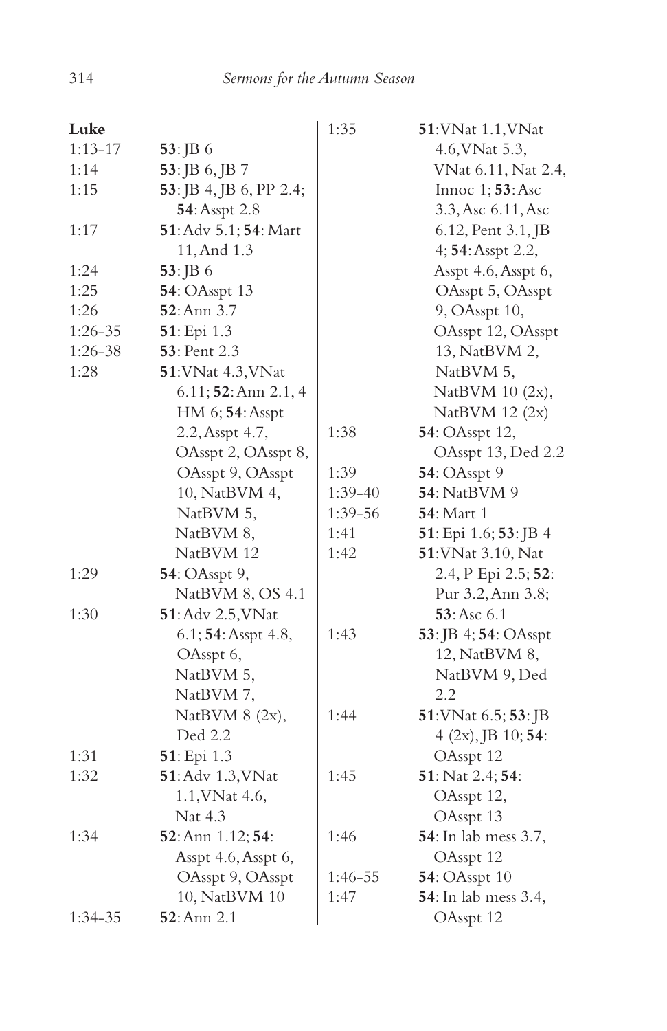**Luke**

| | |
|---|---|
| 1:13-17 | **53**: JB 6 |
| 1:14 | **53**: JB 6, JB 7 |
| 1:15 | **53**: JB 4, JB 6, PP 2.4; **54**: Asspt 2.8 |
| 1:17 | **51**: Adv 5.1; **54**: Mart 11, And 1.3 |
| 1:24 | **53**: JB 6 |
| 1:25 | **54**: OAsspt 13 |
| 1:26 | **52**: Ann 3.7 |
| 1:26-35 | **51**: Epi 1.3 |
| 1:26-38 | **53**: Pent 2.3 |
| 1:28 | **51**: VNat 4.3, VNat 6.11; **52**: Ann 2.1, 4 HM 6; **54**: Asspt 2.2, Asspt 4.7, OAsspt 2, OAsspt 8, OAsspt 9, OAsspt 10, NatBVM 4, NatBVM 5, NatBVM 8, NatBVM 12 |
| 1:29 | **54**: OAsspt 9, NatBVM 8, OS 4.1 |
| 1:30 | **51**: Adv 2.5, VNat 6.1; **54**: Asspt 4.8, OAsspt 6, NatBVM 5, NatBVM 7, NatBVM 8 (2x), Ded 2.2 |
| 1:31 | **51**: Epi 1.3 |
| 1:32 | **51**: Adv 1.3, VNat 1.1, VNat 4.6, Nat 4.3 |
| 1:34 | **52**: Ann 1.12; **54**: Asspt 4.6, Asspt 6, OAsspt 9, OAsspt 10, NatBVM 10 |
| 1:34-35 | **52**: Ann 2.1 |
| 1:35 | **51**: VNat 1.1, VNat 4.6, VNat 5.3, VNat 6.11, Nat 2.4, Innoc 1; **53**: Asc 3.3, Asc 6.11, Asc 6.12, Pent 3.1, JB 4; **54**: Asspt 2.2, Asspt 4.6, Asspt 6, OAsspt 5, OAsspt 9, OAsspt 10, OAsspt 12, OAsspt 13, NatBVM 2, NatBVM 5, NatBVM 10 (2x), NatBVM 12 (2x) |
| 1:38 | **54**: OAsspt 12, OAsspt 13, Ded 2.2 |
| 1:39 | **54**: OAsspt 9 |
| 1:39-40 | **54**: NatBVM 9 |
| 1:39-56 | **54**: Mart 1 |
| 1:41 | **51**: Epi 1.6; **53**: JB 4 |
| 1:42 | **51**: VNat 3.10, Nat 2.4, P Epi 2.5; **52**: Pur 3.2, Ann 3.8; **53**: Asc 6.1 |
| 1:43 | **53**: JB 4; **54**: OAsspt 12, NatBVM 8, NatBVM 9, Ded 2.2 |
| 1:44 | **51**: VNat 6.5; **53**: JB 4 (2x), JB 10; **54**: OAsspt 12 |
| 1:45 | **51**: Nat 2.4; **54**: OAsspt 12, OAsspt 13 |
| 1:46 | **54**: In lab mess 3.7, OAsspt 12 |
| 1:46-55 | **54**: OAsspt 10 |
| 1:47 | **54**: In lab mess 3.4, OAsspt 12 |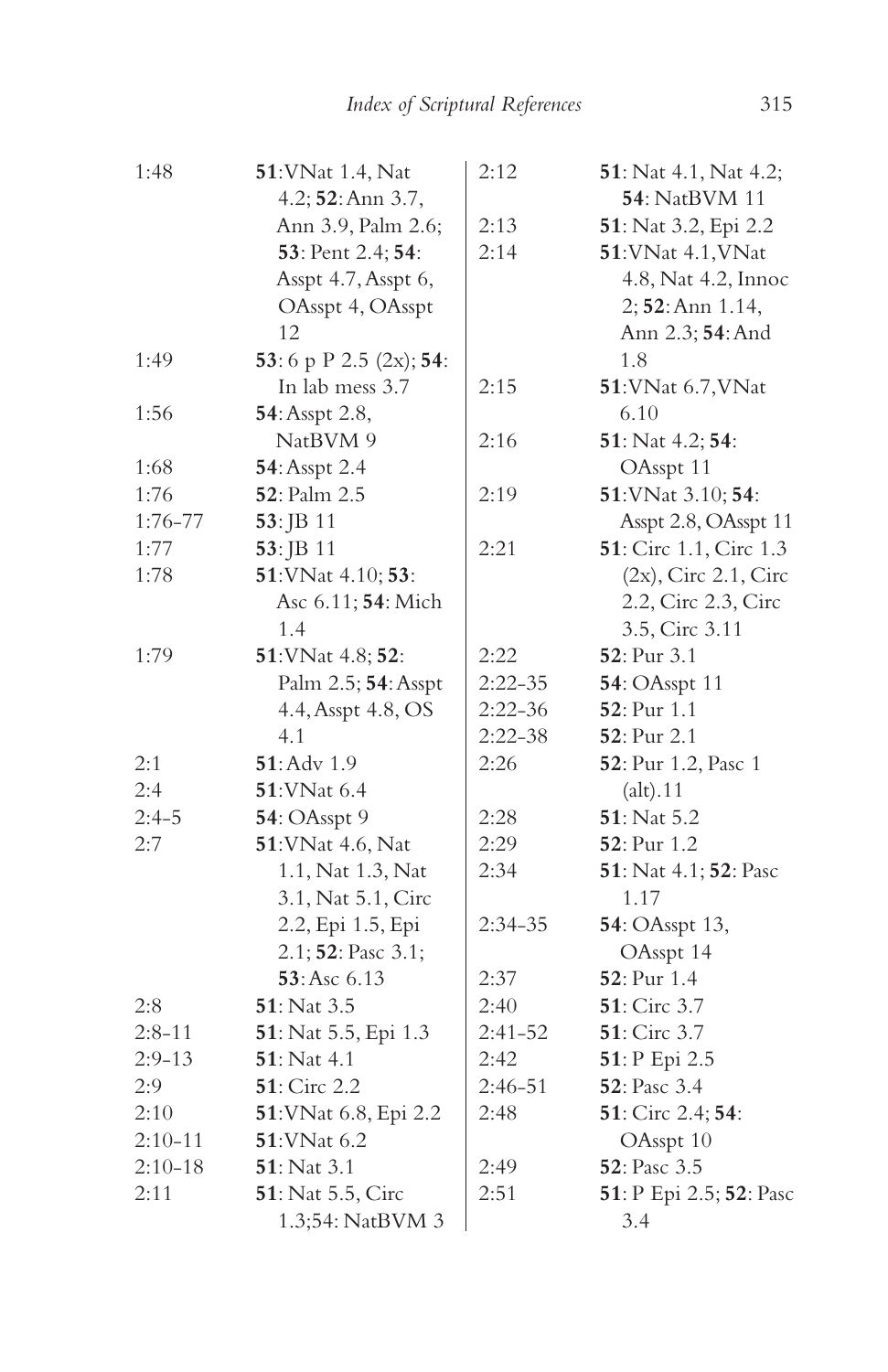| | |
|---|---|
| 1:48 | **51**: VNat 1.4, Nat 4.2; **52**: Ann 3.7, Ann 3.9, Palm 2.6; **53**: Pent 2.4; **54**: Asspt 4.7, Asspt 6, OAsspt 4, OAsspt 12 |
| 1:49 | **53**: 6 p P 2.5 (2x); **54**: In lab mess 3.7 |
| 1:56 | **54**: Asspt 2.8, NatBVM 9 |
| 1:68 | **54**: Asspt 2.4 |
| 1:76 | **52**: Palm 2.5 |
| 1:76-77 | **53**: JB 11 |
| 1:77 | **53**: JB 11 |
| 1:78 | **51**: VNat 4.10; **53**: Asc 6.11; **54**: Mich 1.4 |
| 1:79 | **51**: VNat 4.8; **52**: Palm 2.5; **54**: Asspt 4.4, Asspt 4.8, OS 4.1 |
| 2:1 | **51**: Adv 1.9 |
| 2:4 | **51**: VNat 6.4 |
| 2:4-5 | **54**: OAsspt 9 |
| 2:7 | **51**: VNat 4.6, Nat 1.1, Nat 1.3, Nat 3.1, Nat 5.1, Circ 2.2, Epi 1.5, Epi 2.1; **52**: Pasc 3.1; **53**: Asc 6.13 |
| 2:8 | **51**: Nat 3.5 |
| 2:8-11 | **51**: Nat 5.5, Epi 1.3 |
| 2:9-13 | **51**: Nat 4.1 |
| 2:9 | **51**: Circ 2.2 |
| 2:10 | **51**: VNat 6.8, Epi 2.2 |
| 2:10-11 | **51**: VNat 6.2 |
| 2:10-18 | **51**: Nat 3.1 |
| 2:11 | **51**: Nat 5.5, Circ 1.3;54: NatBVM 3 |
| 2:12 | **51**: Nat 4.1, Nat 4.2; **54**: NatBVM 11 |
| 2:13 | **51**: Nat 3.2, Epi 2.2 |
| 2:14 | **51**: VNat 4.1, VNat 4.8, Nat 4.2, Innoc 2; **52**: Ann 1.14, Ann 2.3; **54**: And 1.8 |
| 2:15 | **51**: VNat 6.7, VNat 6.10 |
| 2:16 | **51**: Nat 4.2; **54**: OAsspt 11 |
| 2:19 | **51**: VNat 3.10; **54**: Asspt 2.8, OAsspt 11 |
| 2:21 | **51**: Circ 1.1, Circ 1.3 (2x), Circ 2.1, Circ 2.2, Circ 2.3, Circ 3.5, Circ 3.11 |
| 2:22 | **52**: Pur 3.1 |
| 2:22-35 | **54**: OAsspt 11 |
| 2:22-36 | **52**: Pur 1.1 |
| 2:22-38 | **52**: Pur 2.1 |
| 2:26 | **52**: Pur 1.2, Pasc 1 (alt).11 |
| 2:28 | **51**: Nat 5.2 |
| 2:29 | **52**: Pur 1.2 |
| 2:34 | **51**: Nat 4.1; **52**: Pasc 1.17 |
| 2:34-35 | **54**: OAsspt 13, OAsspt 14 |
| 2:37 | **52**: Pur 1.4 |
| 2:40 | **51**: Circ 3.7 |
| 2:41-52 | **51**: Circ 3.7 |
| 2:42 | **51**: P Epi 2.5 |
| 2:46-51 | **52**: Pasc 3.4 |
| 2:48 | **51**: Circ 2.4; **54**: OAsspt 10 |
| 2:49 | **52**: Pasc 3.5 |
| 2:51 | **51**: P Epi 2.5; **52**: Pasc 3.4 |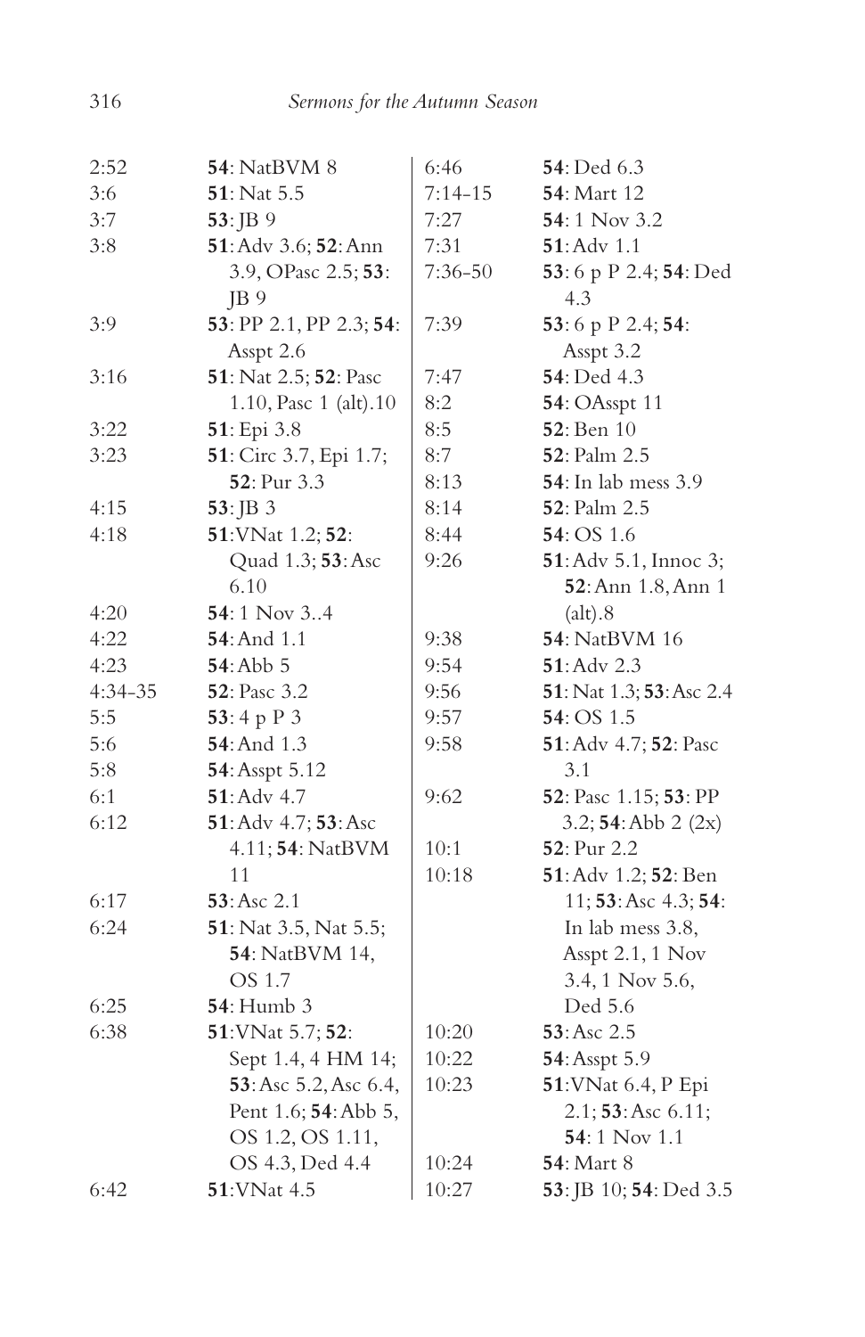| | |
|---|---|
| 2:52 | **54**: NatBVM 8 |
| 3:6 | **51**: Nat 5.5 |
| 3:7 | **53**: JB 9 |
| 3:8 | **51**: Adv 3.6; **52**: Ann 3.9, OPasc 2.5; **53**: JB 9 |
| 3:9 | **53**: PP 2.1, PP 2.3; **54**: Asspt 2.6 |
| 3:16 | **51**: Nat 2.5; **52**: Pasc 1.10, Pasc 1 (alt).10 |
| 3:22 | **51**: Epi 3.8 |
| 3:23 | **51**: Circ 3.7, Epi 1.7; **52**: Pur 3.3 |
| 4:15 | **53**: JB 3 |
| 4:18 | **51**: VNat 1.2; **52**: Quad 1.3; **53**: Asc 6.10 |
| 4:20 | **54**: 1 Nov 3..4 |
| 4:22 | **54**: And 1.1 |
| 4:23 | **54**: Abb 5 |
| 4:34–35 | **52**: Pasc 3.2 |
| 5:5 | **53**: 4 p P 3 |
| 5:6 | **54**: And 1.3 |
| 5:8 | **54**: Asspt 5.12 |
| 6:1 | **51**: Adv 4.7 |
| 6:12 | **51**: Adv 4.7; **53**: Asc 4.11; **54**: NatBVM 11 |
| 6:17 | **53**: Asc 2.1 |
| 6:24 | **51**: Nat 3.5, Nat 5.5; **54**: NatBVM 14, OS 1.7 |
| 6:25 | **54**: Humb 3 |
| 6:38 | **51**: VNat 5.7; **52**: Sept 1.4, 4 HM 14; **53**: Asc 5.2, Asc 6.4, Pent 1.6; **54**: Abb 5, OS 1.2, OS 1.11, OS 4.3, Ded 4.4 |
| 6:42 | **51**: VNat 4.5 |
| 6:46 | **54**: Ded 6.3 |
| 7:14–15 | **54**: Mart 12 |
| 7:27 | **54**: 1 Nov 3.2 |
| 7:31 | **51**: Adv 1.1 |
| 7:36–50 | **53**: 6 p P 2.4; **54**: Ded 4.3 |
| 7:39 | **53**: 6 p P 2.4; **54**: Asspt 3.2 |
| 7:47 | **54**: Ded 4.3 |
| 8:2 | **54**: OAsspt 11 |
| 8:5 | **52**: Ben 10 |
| 8:7 | **52**: Palm 2.5 |
| 8:13 | **54**: In lab mess 3.9 |
| 8:14 | **52**: Palm 2.5 |
| 8:44 | **54**: OS 1.6 |
| 9:26 | **51**: Adv 5.1, Innoc 3; **52**: Ann 1.8, Ann 1 (alt).8 |
| 9:38 | **54**: NatBVM 16 |
| 9:54 | **51**: Adv 2.3 |
| 9:56 | **51**: Nat 1.3; **53**: Asc 2.4 |
| 9:57 | **54**: OS 1.5 |
| 9:58 | **51**: Adv 4.7; **52**: Pasc 3.1 |
| 9:62 | **52**: Pasc 1.15; **53**: PP 3.2; **54**: Abb 2 (2x) |
| 10:1 | **52**: Pur 2.2 |
| 10:18 | **51**: Adv 1.2; **52**: Ben 11; **53**: Asc 4.3; **54**: In lab mess 3.8, Asspt 2.1, 1 Nov 3.4, 1 Nov 5.6, Ded 5.6 |
| 10:20 | **53**: Asc 2.5 |
| 10:22 | **54**: Asspt 5.9 |
| 10:23 | **51**: VNat 6.4, P Epi 2.1; **53**: Asc 6.11; **54**: 1 Nov 1.1 |
| 10:24 | **54**: Mart 8 |
| 10:27 | **53**: JB 10; **54**: Ded 3.5 |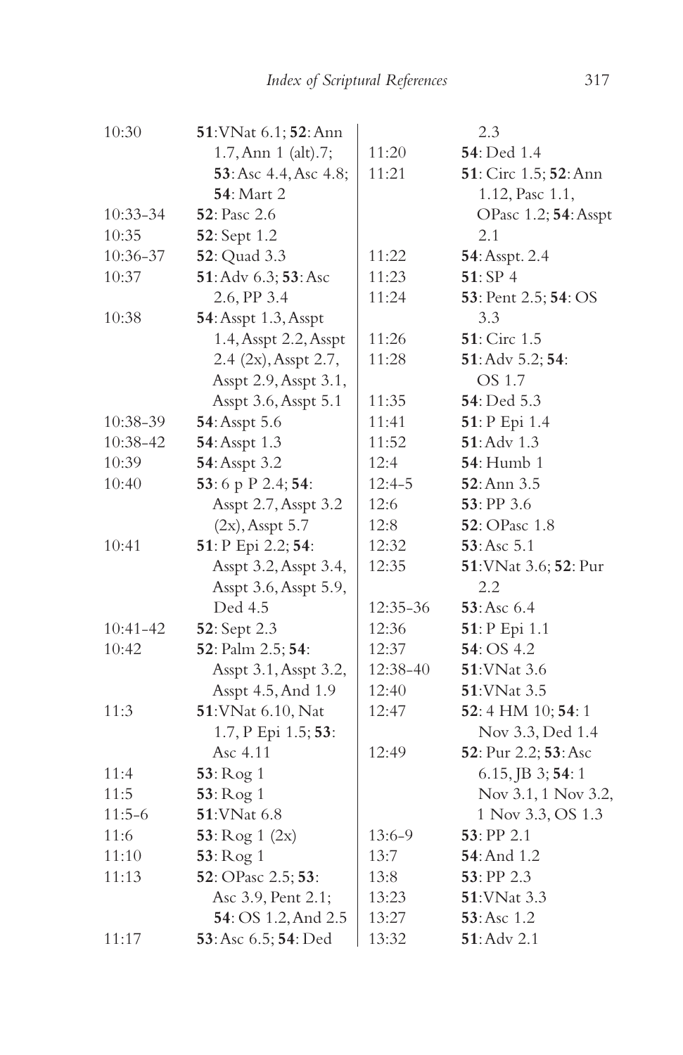| | |
|---|---|
| 10:30 | **51**: VNat 6.1; **52**: Ann 1.7, Ann 1 (alt).7; **53**: Asc 4.4, Asc 4.8; **54**: Mart 2 |
| 10:33-34 | **52**: Pasc 2.6 |
| 10:35 | **52**: Sept 1.2 |
| 10:36-37 | **52**: Quad 3.3 |
| 10:37 | **51**: Adv 6.3; **53**: Asc 2.6, PP 3.4 |
| 10:38 | **54**: Asspt 1.3, Asspt 1.4, Asspt 2.2, Asspt 2.4 (2x), Asspt 2.7, Asspt 2.9, Asspt 3.1, Asspt 3.6, Asspt 5.1 |
| 10:38-39 | **54**: Asspt 5.6 |
| 10:38-42 | **54**: Asspt 1.3 |
| 10:39 | **54**: Asspt 3.2 |
| 10:40 | **53**: 6 p P 2.4; **54**: Asspt 2.7, Asspt 3.2 (2x), Asspt 5.7 |
| 10:41 | **51**: P Epi 2.2; **54**: Asspt 3.2, Asspt 3.4, Asspt 3.6, Asspt 5.9, Ded 4.5 |
| 10:41-42 | **52**: Sept 2.3 |
| 10:42 | **52**: Palm 2.5; **54**: Asspt 3.1, Asspt 3.2, Asspt 4.5, And 1.9 |
| 11:3 | **51**: VNat 6.10, Nat 1.7, P Epi 1.5; **53**: Asc 4.11 |
| 11:4 | **53**: Rog 1 |
| 11:5 | **53**: Rog 1 |
| 11:5-6 | **51**: VNat 6.8 |
| 11:6 | **53**: Rog 1 (2x) |
| 11:10 | **53**: Rog 1 |
| 11:13 | **52**: OPasc 2.5; **53**: Asc 3.9, Pent 2.1; **54**: OS 1.2, And 2.5 |
| 11:17 | **53**: Asc 6.5; **54**: Ded 2.3 |
| 11:20 | **54**: Ded 1.4 |
| 11:21 | **51**: Circ 1.5; **52**: Ann 1.12, Pasc 1.1, OPasc 1.2; **54**: Asspt 2.1 |
| 11:22 | **54**: Asspt. 2.4 |
| 11:23 | **51**: SP 4 |
| 11:24 | **53**: Pent 2.5; **54**: OS 3.3 |
| 11:26 | **51**: Circ 1.5 |
| 11:28 | **51**: Adv 5.2; **54**: OS 1.7 |
| 11:35 | **54**: Ded 5.3 |
| 11:41 | **51**: P Epi 1.4 |
| 11:52 | **51**: Adv 1.3 |
| 12:4 | **54**: Humb 1 |
| 12:4-5 | **52**: Ann 3.5 |
| 12:6 | **53**: PP 3.6 |
| 12:8 | **52**: OPasc 1.8 |
| 12:32 | **53**: Asc 5.1 |
| 12:35 | **51**: VNat 3.6; **52**: Pur 2.2 |
| 12:35-36 | **53**: Asc 6.4 |
| 12:36 | **51**: P Epi 1.1 |
| 12:37 | **54**: OS 4.2 |
| 12:38-40 | **51**: VNat 3.6 |
| 12:40 | **51**: VNat 3.5 |
| 12:47 | **52**: 4 HM 10; **54**: 1 Nov 3.3, Ded 1.4 |
| 12:49 | **52**: Pur 2.2; **53**: Asc 6.15, JB 3; **54**: 1 Nov 3.1, 1 Nov 3.2, 1 Nov 3.3, OS 1.3 |
| 13:6-9 | **53**: PP 2.1 |
| 13:7 | **54**: And 1.2 |
| 13:8 | **53**: PP 2.3 |
| 13:23 | **51**: VNat 3.3 |
| 13:27 | **53**: Asc 1.2 |
| 13:32 | **51**: Adv 2.1 |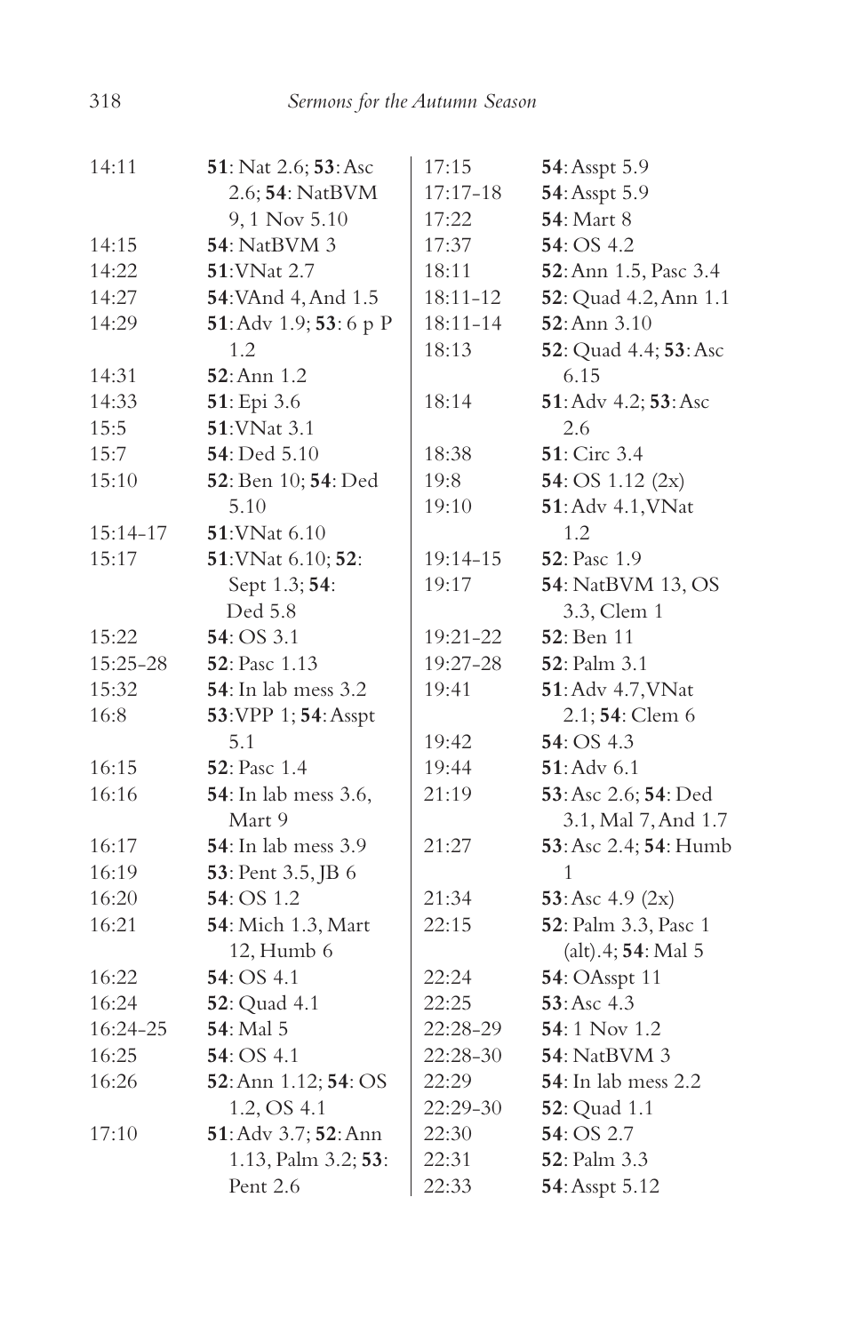| | |
|---|---|
| 14:11 | **51**: Nat 2.6; **53**: Asc 2.6; **54**: NatBVM 9, 1 Nov 5.10 |
| 14:15 | **54**: NatBVM 3 |
| 14:22 | **51**: VNat 2.7 |
| 14:27 | **54**: VAnd 4, And 1.5 |
| 14:29 | **51**: Adv 1.9; **53**: 6 p P 1.2 |
| 14:31 | **52**: Ann 1.2 |
| 14:33 | **51**: Epi 3.6 |
| 15:5 | **51**: VNat 3.1 |
| 15:7 | **54**: Ded 5.10 |
| 15:10 | **52**: Ben 10; **54**: Ded 5.10 |
| 15:14-17 | **51**: VNat 6.10 |
| 15:17 | **51**: VNat 6.10; **52**: Sept 1.3; **54**: Ded 5.8 |
| 15:22 | **54**: OS 3.1 |
| 15:25-28 | **52**: Pasc 1.13 |
| 15:32 | **54**: In lab mess 3.2 |
| 16:8 | **53**: VPP 1; **54**: Asspt 5.1 |
| 16:15 | **52**: Pasc 1.4 |
| 16:16 | **54**: In lab mess 3.6, Mart 9 |
| 16:17 | **54**: In lab mess 3.9 |
| 16:19 | **53**: Pent 3.5, JB 6 |
| 16:20 | **54**: OS 1.2 |
| 16:21 | **54**: Mich 1.3, Mart 12, Humb 6 |
| 16:22 | **54**: OS 4.1 |
| 16:24 | **52**: Quad 4.1 |
| 16:24-25 | **54**: Mal 5 |
| 16:25 | **54**: OS 4.1 |
| 16:26 | **52**: Ann 1.12; **54**: OS 1.2, OS 4.1 |
| 17:10 | **51**: Adv 3.7; **52**: Ann 1.13, Palm 3.2; **53**: Pent 2.6 |
| 17:15 | **54**: Asspt 5.9 |
| 17:17-18 | **54**: Asspt 5.9 |
| 17:22 | **54**: Mart 8 |
| 17:37 | **54**: OS 4.2 |
| 18:11 | **52**: Ann 1.5, Pasc 3.4 |
| 18:11-12 | **52**: Quad 4.2, Ann 1.1 |
| 18:11-14 | **52**: Ann 3.10 |
| 18:13 | **52**: Quad 4.4; **53**: Asc 6.15 |
| 18:14 | **51**: Adv 4.2; **53**: Asc 2.6 |
| 18:38 | **51**: Circ 3.4 |
| 19:8 | **54**: OS 1.12 (2x) |
| 19:10 | **51**: Adv 4.1, VNat 1.2 |
| 19:14-15 | **52**: Pasc 1.9 |
| 19:17 | **54**: NatBVM 13, OS 3.3, Clem 1 |
| 19:21-22 | **52**: Ben 11 |
| 19:27-28 | **52**: Palm 3.1 |
| 19:41 | **51**: Adv 4.7, VNat 2.1; **54**: Clem 6 |
| 19:42 | **54**: OS 4.3 |
| 19:44 | **51**: Adv 6.1 |
| 21:19 | **53**: Asc 2.6; **54**: Ded 3.1, Mal 7, And 1.7 |
| 21:27 | **53**: Asc 2.4; **54**: Humb 1 |
| 21:34 | **53**: Asc 4.9 (2x) |
| 22:15 | **52**: Palm 3.3, Pasc 1 (alt).4; **54**: Mal 5 |
| 22:24 | **54**: OAsspt 11 |
| 22:25 | **53**: Asc 4.3 |
| 22:28-29 | **54**: 1 Nov 1.2 |
| 22:28-30 | **54**: NatBVM 3 |
| 22:29 | **54**: In lab mess 2.2 |
| 22:29-30 | **52**: Quad 1.1 |
| 22:30 | **54**: OS 2.7 |
| 22:31 | **52**: Palm 3.3 |
| 22:33 | **54**: Asspt 5.12 |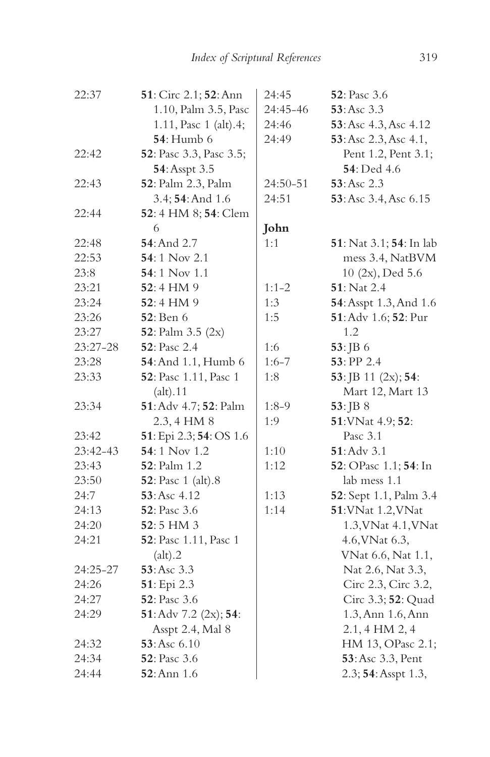22:37 **51**: Circ 2.1; **52**: Ann 1.10, Palm 3.5, Pasc 1.11, Pasc 1 (alt).4; **54**: Humb 6
22:42 **52**: Pasc 3.3, Pasc 3.5; **54**: Asspt 3.5
22:43 **52**: Palm 2.3, Palm 3.4; **54**: And 1.6
22:44 **52**: 4 HM 8; **54**: Clem 6
22:48 **54**: And 2.7
22:53 **54**: 1 Nov 2.1
23:8 **54**: 1 Nov 1.1
23:21 **52**: 4 HM 9
23:24 **52**: 4 HM 9
23:26 **52**: Ben 6
23:27 **52**: Palm 3.5 (2x)
23:27-28 **52**: Pasc 2.4
23:28 **54**: And 1.1, Humb 6
23:33 **52**: Pasc 1.11, Pasc 1 (alt).11
23:34 **51**: Adv 4.7; **52**: Palm 2.3, 4 HM 8
23:42 **51**: Epi 2.3; **54**: OS 1.6
23:42-43 **54**: 1 Nov 1.2
23:43 **52**: Palm 1.2
23:50 **52**: Pasc 1 (alt).8
24:7 **53**: Asc 4.12
24:13 **52**: Pasc 3.6
24:20 **52**: 5 HM 3
24:21 **52**: Pasc 1.11, Pasc 1 (alt).2
24:25-27 **53**: Asc 3.3
24:26 **51**: Epi 2.3
24:27 **52**: Pasc 3.6
24:29 **51**: Adv 7.2 (2x); **54**: Asspt 2.4, Mal 8
24:32 **53**: Asc 6.10
24:34 **52**: Pasc 3.6
24:44 **52**: Ann 1.6
24:45 **52**: Pasc 3.6
24:45-46 **53**: Asc 3.3
24:46 **53**: Asc 4.3, Asc 4.12
24:49 **53**: Asc 2.3, Asc 4.1, Pent 1.2, Pent 3.1; **54**: Ded 4.6
24:50-51 **53**: Asc 2.3
24:51 **53**: Asc 3.4, Asc 6.15

**John**

1:1 **51**: Nat 3.1; **54**: In lab mess 3.4, NatBVM 10 (2x), Ded 5.6
1:1-2 **51**: Nat 2.4
1:3 **54**: Asspt 1.3, And 1.6
1:5 **51**: Adv 1.6; **52**: Pur 1.2
1:6 **53**: JB 6
1:6-7 **53**: PP 2.4
1:8 **53**: JB 11 (2x); **54**: Mart 12, Mart 13
1:8-9 **53**: JB 8
1:9 **51**: VNat 4.9; **52**: Pasc 3.1
1:10 **51**: Adv 3.1
1:12 **52**: OPasc 1.1; **54**: In lab mess 1.1
1:13 **52**: Sept 1.1, Palm 3.4
1:14 **51**: VNat 1.2, VNat 1.3, VNat 4.1, VNat 4.6, VNat 6.3, VNat 6.6, Nat 1.1, Nat 2.6, Nat 3.3, Circ 2.3, Circ 3.2, Circ 3.3; **52**: Quad 1.3, Ann 1.6, Ann 2.1, 4 HM 2, 4 HM 13, OPasc 2.1; **53**: Asc 3.3, Pent 2.3; **54**: Asspt 1.3,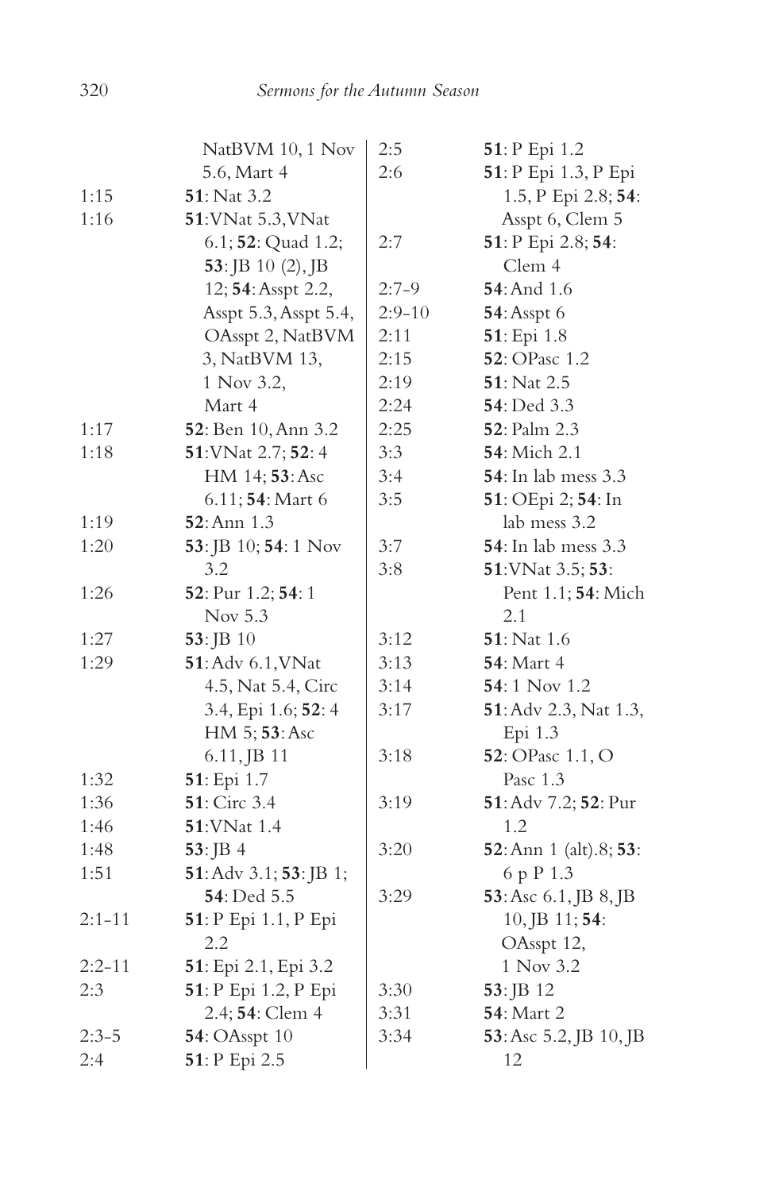| | |
|---|---|
| | NatBVM 10, 1 Nov 5.6, Mart 4 |
| 1:15 | **51**: Nat 3.2 |
| 1:16 | **51**: VNat 5.3, VNat 6.1; **52**: Quad 1.2; **53**: JB 10 (2), JB 12; **54**: Asspt 2.2, Asspt 5.3, Asspt 5.4, OAsspt 2, NatBVM 3, NatBVM 13, 1 Nov 3.2, Mart 4 |
| 1:17 | **52**: Ben 10, Ann 3.2 |
| 1:18 | **51**: VNat 2.7; **52**: 4 HM 14; **53**: Asc 6.11; **54**: Mart 6 |
| 1:19 | **52**: Ann 1.3 |
| 1:20 | **53**: JB 10; **54**: 1 Nov 3.2 |
| 1:26 | **52**: Pur 1.2; **54**: 1 Nov 5.3 |
| 1:27 | **53**: JB 10 |
| 1:29 | **51**: Adv 6.1, VNat 4.5, Nat 5.4, Circ 3.4, Epi 1.6; **52**: 4 HM 5; **53**: Asc 6.11, JB 11 |
| 1:32 | **51**: Epi 1.7 |
| 1:36 | **51**: Circ 3.4 |
| 1:46 | **51**: VNat 1.4 |
| 1:48 | **53**: JB 4 |
| 1:51 | **51**: Adv 3.1; **53**: JB 1; **54**: Ded 5.5 |
| 2:1-11 | **51**: P Epi 1.1, P Epi 2.2 |
| 2:2-11 | **51**: Epi 2.1, Epi 3.2 |
| 2:3 | **51**: P Epi 1.2, P Epi 2.4; **54**: Clem 4 |
| 2:3-5 | **54**: OAsspt 10 |
| 2:4 | **51**: P Epi 2.5 |
| 2:5 | **51**: P Epi 1.2 |
| 2:6 | **51**: P Epi 1.3, P Epi 1.5, P Epi 2.8; **54**: Asspt 6, Clem 5 |
| 2:7 | **51**: P Epi 2.8; **54**: Clem 4 |
| 2:7-9 | **54**: And 1.6 |
| 2:9-10 | **54**: Asspt 6 |
| 2:11 | **51**: Epi 1.8 |
| 2:15 | **52**: OPasc 1.2 |
| 2:19 | **51**: Nat 2.5 |
| 2:24 | **54**: Ded 3.3 |
| 2:25 | **52**: Palm 2.3 |
| 3:3 | **54**: Mich 2.1 |
| 3:4 | **54**: In lab mess 3.3 |
| 3:5 | **51**: OEpi 2; **54**: In lab mess 3.2 |
| 3:7 | **54**: In lab mess 3.3 |
| 3:8 | **51**: VNat 3.5; **53**: Pent 1.1; **54**: Mich 2.1 |
| 3:12 | **51**: Nat 1.6 |
| 3:13 | **54**: Mart 4 |
| 3:14 | **54**: 1 Nov 1.2 |
| 3:17 | **51**: Adv 2.3, Nat 1.3, Epi 1.3 |
| 3:18 | **52**: OPasc 1.1, O Pasc 1.3 |
| 3:19 | **51**: Adv 7.2; **52**: Pur 1.2 |
| 3:20 | **52**: Ann 1 (alt).8; **53**: 6 p P 1.3 |
| 3:29 | **53**: Asc 6.1, JB 8, JB 10, JB 11; **54**: OAsspt 12, 1 Nov 3.2 |
| 3:30 | **53**: JB 12 |
| 3:31 | **54**: Mart 2 |
| 3:34 | **53**: Asc 5.2, JB 10, JB 12 |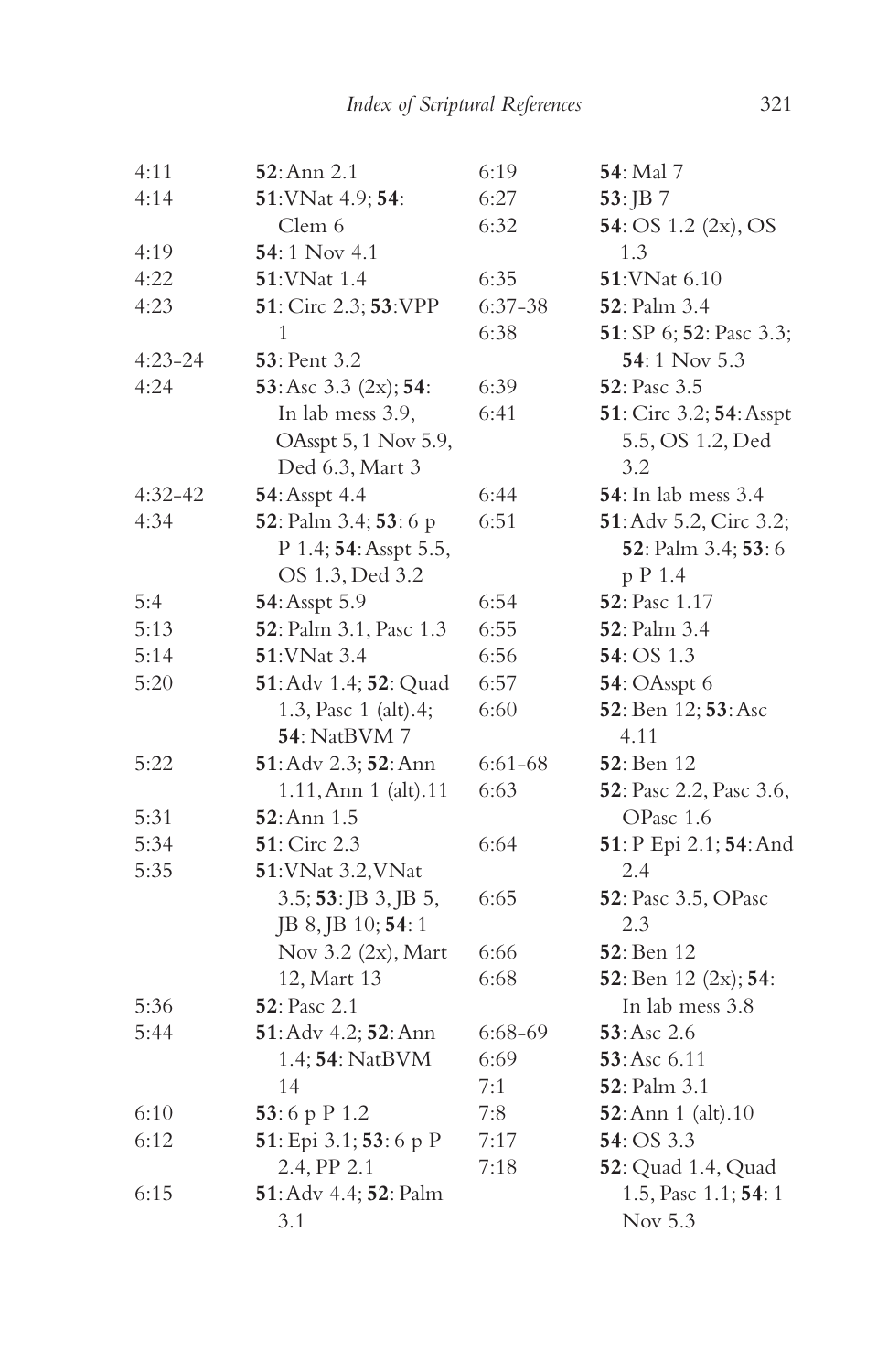| | |
|---|---|
| 4:11 | **52**: Ann 2.1 |
| 4:14 | **51**: VNat 4.9; **54**: Clem 6 |
| 4:19 | **54**: 1 Nov 4.1 |
| 4:22 | **51**: VNat 1.4 |
| 4:23 | **51**: Circ 2.3; **53**: VPP 1 |
| 4:23-24 | **53**: Pent 3.2 |
| 4:24 | **53**: Asc 3.3 (2x); **54**: In lab mess 3.9, OAsspt 5, 1 Nov 5.9, Ded 6.3, Mart 3 |
| 4:32-42 | **54**: Asspt 4.4 |
| 4:34 | **52**: Palm 3.4; **53**: 6 p P 1.4; **54**: Asspt 5.5, OS 1.3, Ded 3.2 |
| 5:4 | **54**: Asspt 5.9 |
| 5:13 | **52**: Palm 3.1, Pasc 1.3 |
| 5:14 | **51**: VNat 3.4 |
| 5:20 | **51**: Adv 1.4; **52**: Quad 1.3, Pasc 1 (alt).4; **54**: NatBVM 7 |
| 5:22 | **51**: Adv 2.3; **52**: Ann 1.11, Ann 1 (alt).11 |
| 5:31 | **52**: Ann 1.5 |
| 5:34 | **51**: Circ 2.3 |
| 5:35 | **51**: VNat 3.2, VNat 3.5; **53**: JB 3, JB 5, JB 8, JB 10; **54**: 1 Nov 3.2 (2x), Mart 12, Mart 13 |
| 5:36 | **52**: Pasc 2.1 |
| 5:44 | **51**: Adv 4.2; **52**: Ann 1.4; **54**: NatBVM 14 |
| 6:10 | **53**: 6 p P 1.2 |
| 6:12 | **51**: Epi 3.1; **53**: 6 p P 2.4, PP 2.1 |
| 6:15 | **51**: Adv 4.4; **52**: Palm 3.1 |
| 6:19 | **54**: Mal 7 |
| 6:27 | **53**: JB 7 |
| 6:32 | **54**: OS 1.2 (2x), OS 1.3 |
| 6:35 | **51**: VNat 6.10 |
| 6:37-38 | **52**: Palm 3.4 |
| 6:38 | **51**: SP 6; **52**: Pasc 3.3; **54**: 1 Nov 5.3 |
| 6:39 | **52**: Pasc 3.5 |
| 6:41 | **51**: Circ 3.2; **54**: Asspt 5.5, OS 1.2, Ded 3.2 |
| 6:44 | **54**: In lab mess 3.4 |
| 6:51 | **51**: Adv 5.2, Circ 3.2; **52**: Palm 3.4; **53**: 6 p P 1.4 |
| 6:54 | **52**: Pasc 1.17 |
| 6:55 | **52**: Palm 3.4 |
| 6:56 | **54**: OS 1.3 |
| 6:57 | **54**: OAsspt 6 |
| 6:60 | **52**: Ben 12; **53**: Asc 4.11 |
| 6:61-68 | **52**: Ben 12 |
| 6:63 | **52**: Pasc 2.2, Pasc 3.6, OPasc 1.6 |
| 6:64 | **51**: P Epi 2.1; **54**: And 2.4 |
| 6:65 | **52**: Pasc 3.5, OPasc 2.3 |
| 6:66 | **52**: Ben 12 |
| 6:68 | **52**: Ben 12 (2x); **54**: In lab mess 3.8 |
| 6:68-69 | **53**: Asc 2.6 |
| 6:69 | **53**: Asc 6.11 |
| 7:1 | **52**: Palm 3.1 |
| 7:8 | **52**: Ann 1 (alt).10 |
| 7:17 | **54**: OS 3.3 |
| 7:18 | **52**: Quad 1.4, Quad 1.5, Pasc 1.1; **54**: 1 Nov 5.3 |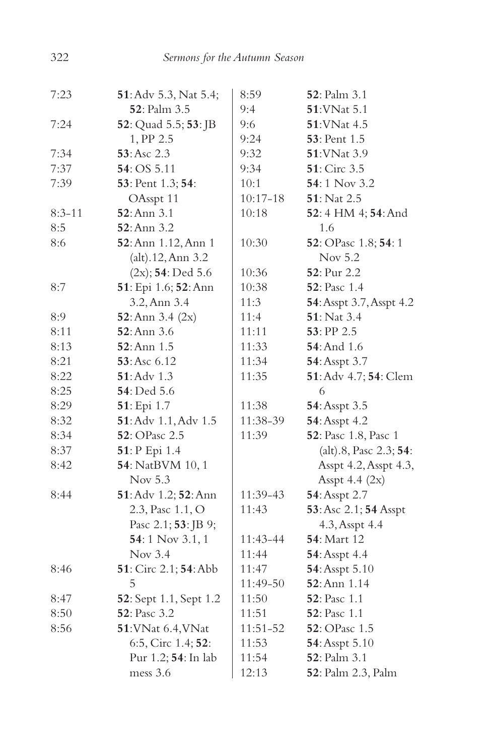| | |
|---|---|
| 7:23 | **51**: Adv 5.3, Nat 5.4; **52**: Palm 3.5 |
| 7:24 | **52**: Quad 5.5; **53**: JB 1, PP 2.5 |
| 7:34 | **53**: Asc 2.3 |
| 7:37 | **54**: OS 5.11 |
| 7:39 | **53**: Pent 1.3; **54**: OAsspt 11 |
| 8:3-11 | **52**: Ann 3.1 |
| 8:5 | **52**: Ann 3.2 |
| 8:6 | **52**: Ann 1.12, Ann 1 (alt).12, Ann 3.2 (2x); **54**: Ded 5.6 |
| 8:7 | **51**: Epi 1.6; **52**: Ann 3.2, Ann 3.4 |
| 8:9 | **52**: Ann 3.4 (2x) |
| 8:11 | **52**: Ann 3.6 |
| 8:13 | **52**: Ann 1.5 |
| 8:21 | **53**: Asc 6.12 |
| 8:22 | **51**: Adv 1.3 |
| 8:25 | **54**: Ded 5.6 |
| 8:29 | **51**: Epi 1.7 |
| 8:32 | **51**: Adv 1.1, Adv 1.5 |
| 8:34 | **52**: OPasc 2.5 |
| 8:37 | **51**: P Epi 1.4 |
| 8:42 | **54**: NatBVM 10, 1 Nov 5.3 |
| 8:44 | **51**: Adv 1.2; **52**: Ann 2.3, Pasc 1.1, O Pasc 2.1; **53**: JB 9; **54**: 1 Nov 3.1, 1 Nov 3.4 |
| 8:46 | **51**: Circ 2.1; **54**: Abb 5 |
| 8:47 | **52**: Sept 1.1, Sept 1.2 |
| 8:50 | **52**: Pasc 3.2 |
| 8:56 | **51**: VNat 6.4, VNat 6:5, Circ 1.4; **52**: Pur 1.2; **54**: In lab mess 3.6 |
| 8:59 | **52**: Palm 3.1 |
| 9:4 | **51**: VNat 5.1 |
| 9:6 | **51**: VNat 4.5 |
| 9:24 | **53**: Pent 1.5 |
| 9:32 | **51**: VNat 3.9 |
| 9:34 | **51**: Circ 3.5 |
| 10:1 | **54**: 1 Nov 3.2 |
| 10:17-18 | **51**: Nat 2.5 |
| 10:18 | **52**: 4 HM 4; **54**: And 1.6 |
| 10:30 | **52**: OPasc 1.8; **54**: 1 Nov 5.2 |
| 10:36 | **52**: Pur 2.2 |
| 10:38 | **52**: Pasc 1.4 |
| 11:3 | **54**: Asspt 3.7, Asspt 4.2 |
| 11:4 | **51**: Nat 3.4 |
| 11:11 | **53**: PP 2.5 |
| 11:33 | **54**: And 1.6 |
| 11:34 | **54**: Asspt 3.7 |
| 11:35 | **51**: Adv 4.7; **54**: Clem 6 |
| 11:38 | **54**: Asspt 3.5 |
| 11:38-39 | **54**: Asspt 4.2 |
| 11:39 | **52**: Pasc 1.8, Pasc 1 (alt).8, Pasc 2.3; **54**: Asspt 4.2, Asspt 4.3, Asspt 4.4 (2x) |
| 11:39-43 | **54**: Asspt 2.7 |
| 11:43 | **53**: Asc 2.1; **54** Asspt 4.3, Asspt 4.4 |
| 11:43-44 | **54**: Mart 12 |
| 11:44 | **54**: Asspt 4.4 |
| 11:47 | **54**: Asspt 5.10 |
| 11:49-50 | **52**: Ann 1.14 |
| 11:50 | **52**: Pasc 1.1 |
| 11:51 | **52**: Pasc 1.1 |
| 11:51-52 | **52**: OPasc 1.5 |
| 11:53 | **54**: Asspt 5.10 |
| 11:54 | **52**: Palm 3.1 |
| 12:13 | **52**: Palm 2.3, Palm |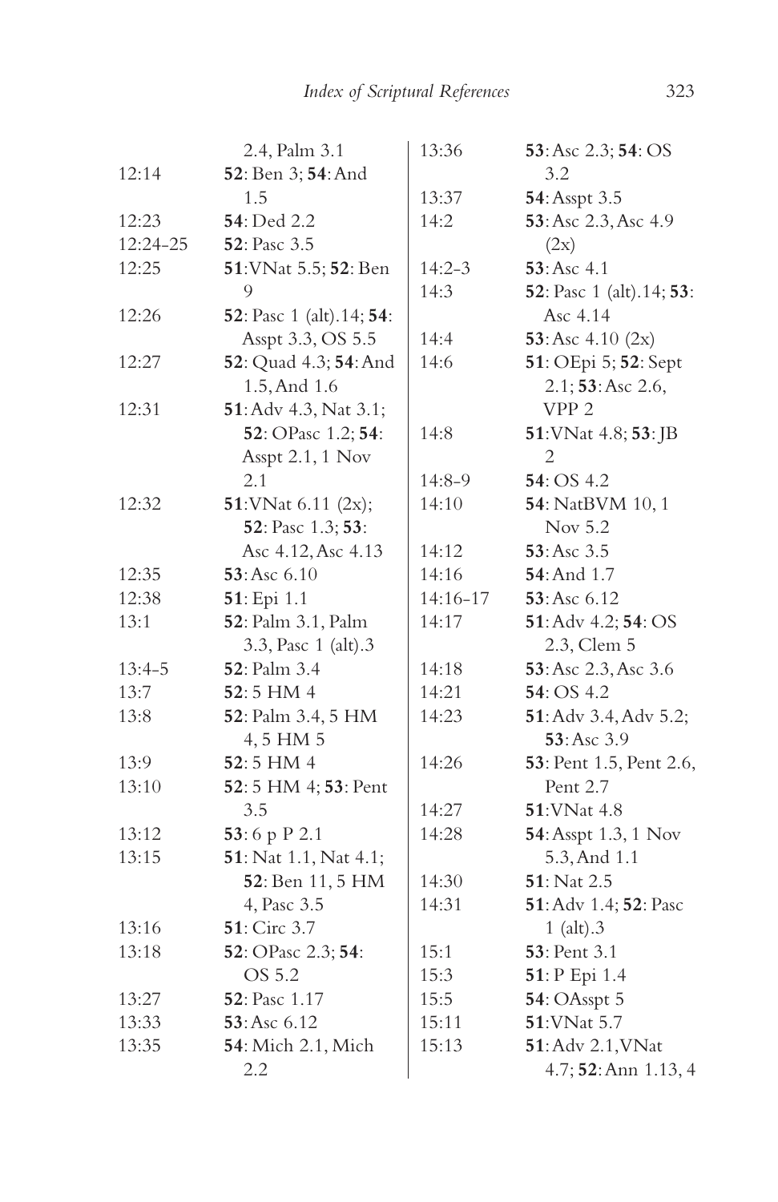2.4, Palm 3.1

12:14 **52**: Ben 3; **54**: And 1.5

12:23 **54**: Ded 2.2

12:24–25 **52**: Pasc 3.5

12:25 **51**: VNat 5.5; **52**: Ben 9

12:26 **52**: Pasc 1 (alt).14; **54**: Asspt 3.3, OS 5.5

12:27 **52**: Quad 4.3; **54**: And 1.5, And 1.6

12:31 **51**: Adv 4.3, Nat 3.1; **52**: OPasc 1.2; **54**: Asspt 2.1, 1 Nov 2.1

12:32 **51**: VNat 6.11 (2x); **52**: Pasc 1.3; **53**: Asc 4.12, Asc 4.13

12:35 **53**: Asc 6.10

12:38 **51**: Epi 1.1

13:1 **52**: Palm 3.1, Palm 3.3, Pasc 1 (alt).3

13:4–5 **52**: Palm 3.4

13:7 **52**: 5 HM 4

13:8 **52**: Palm 3.4, 5 HM 4, 5 HM 5

13:9 **52**: 5 HM 4

13:10 **52**: 5 HM 4; **53**: Pent 3.5

13:12 **53**: 6 p P 2.1

13:15 **51**: Nat 1.1, Nat 4.1; **52**: Ben 11, 5 HM 4, Pasc 3.5

13:16 **51**: Circ 3.7

13:18 **52**: OPasc 2.3; **54**: OS 5.2

13:27 **52**: Pasc 1.17

13:33 **53**: Asc 6.12

13:35 **54**: Mich 2.1, Mich 2.2

13:36 **53**: Asc 2.3; **54**: OS 3.2

13:37 **54**: Asspt 3.5

14:2 **53**: Asc 2.3, Asc 4.9 (2x)

14:2–3 **53**: Asc 4.1

14:3 **52**: Pasc 1 (alt).14; **53**: Asc 4.14

14:4 **53**: Asc 4.10 (2x)

14:6 **51**: OEpi 5; **52**: Sept 2.1; **53**: Asc 2.6, VPP 2

14:8 **51**: VNat 4.8; **53**: JB 2

14:8–9 **54**: OS 4.2

14:10 **54**: NatBVM 10, 1 Nov 5.2

14:12 **53**: Asc 3.5

14:16 **54**: And 1.7

14:16–17 **53**: Asc 6.12

14:17 **51**: Adv 4.2; **54**: OS 2.3, Clem 5

14:18 **53**: Asc 2.3, Asc 3.6

14:21 **54**: OS 4.2

14:23 **51**: Adv 3.4, Adv 5.2; **53**: Asc 3.9

14:26 **53**: Pent 1.5, Pent 2.6, Pent 2.7

14:27 **51**: VNat 4.8

14:28 **54**: Asspt 1.3, 1 Nov 5.3, And 1.1

14:30 **51**: Nat 2.5

14:31 **51**: Adv 1.4; **52**: Pasc 1 (alt).3

15:1 **53**: Pent 3.1

15:3 **51**: P Epi 1.4

15:5 **54**: OAsspt 5

15:11 **51**: VNat 5.7

15:13 **51**: Adv 2.1, VNat 4.7; **52**: Ann 1.13, 4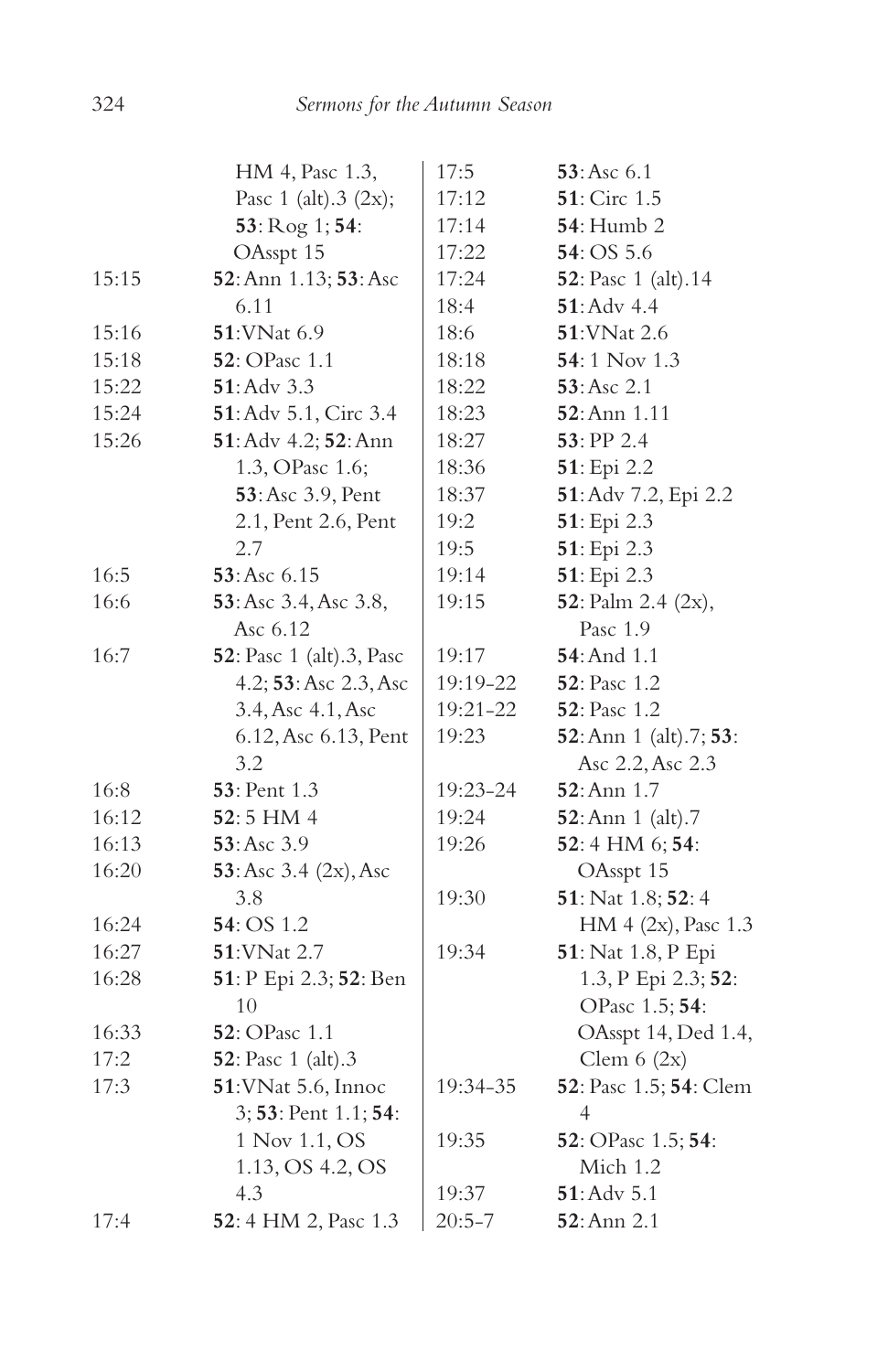| | |
|---|---|
| | HM 4, Pasc 1.3, Pasc 1 (alt).3 (2x); **53**: Rog 1; **54**: OAsspt 15 |
| 15:15 | **52**: Ann 1.13; **53**: Asc 6.11 |
| 15:16 | **51**: VNat 6.9 |
| 15:18 | **52**: OPasc 1.1 |
| 15:22 | **51**: Adv 3.3 |
| 15:24 | **51**: Adv 5.1, Circ 3.4 |
| 15:26 | **51**: Adv 4.2; **52**: Ann 1.3, OPasc 1.6; **53**: Asc 3.9, Pent 2.1, Pent 2.6, Pent 2.7 |
| 16:5 | **53**: Asc 6.15 |
| 16:6 | **53**: Asc 3.4, Asc 3.8, Asc 6.12 |
| 16:7 | **52**: Pasc 1 (alt).3, Pasc 4.2; **53**: Asc 2.3, Asc 3.4, Asc 4.1, Asc 6.12, Asc 6.13, Pent 3.2 |
| 16:8 | **53**: Pent 1.3 |
| 16:12 | **52**: 5 HM 4 |
| 16:13 | **53**: Asc 3.9 |
| 16:20 | **53**: Asc 3.4 (2x), Asc 3.8 |
| 16:24 | **54**: OS 1.2 |
| 16:27 | **51**: VNat 2.7 |
| 16:28 | **51**: P Epi 2.3; **52**: Ben 10 |
| 16:33 | **52**: OPasc 1.1 |
| 17:2 | **52**: Pasc 1 (alt).3 |
| 17:3 | **51**: VNat 5.6, Innoc 3; **53**: Pent 1.1; **54**: 1 Nov 1.1, OS 1.13, OS 4.2, OS 4.3 |
| 17:4 | **52**: 4 HM 2, Pasc 1.3 |
| 17:5 | **53**: Asc 6.1 |
| 17:12 | **51**: Circ 1.5 |
| 17:14 | **54**: Humb 2 |
| 17:22 | **54**: OS 5.6 |
| 17:24 | **52**: Pasc 1 (alt).14 |
| 18:4 | **51**: Adv 4.4 |
| 18:6 | **51**: VNat 2.6 |
| 18:18 | **54**: 1 Nov 1.3 |
| 18:22 | **53**: Asc 2.1 |
| 18:23 | **52**: Ann 1.11 |
| 18:27 | **53**: PP 2.4 |
| 18:36 | **51**: Epi 2.2 |
| 18:37 | **51**: Adv 7.2, Epi 2.2 |
| 19:2 | **51**: Epi 2.3 |
| 19:5 | **51**: Epi 2.3 |
| 19:14 | **51**: Epi 2.3 |
| 19:15 | **52**: Palm 2.4 (2x), Pasc 1.9 |
| 19:17 | **54**: And 1.1 |
| 19:19-22 | **52**: Pasc 1.2 |
| 19:21-22 | **52**: Pasc 1.2 |
| 19:23 | **52**: Ann 1 (alt).7; **53**: Asc 2.2, Asc 2.3 |
| 19:23-24 | **52**: Ann 1.7 |
| 19:24 | **52**: Ann 1 (alt).7 |
| 19:26 | **52**: 4 HM 6; **54**: OAsspt 15 |
| 19:30 | **51**: Nat 1.8; **52**: 4 HM 4 (2x), Pasc 1.3 |
| 19:34 | **51**: Nat 1.8, P Epi 1.3, P Epi 2.3; **52**: OPasc 1.5; **54**: OAsspt 14, Ded 1.4, Clem 6 (2x) |
| 19:34-35 | **52**: Pasc 1.5; **54**: Clem 4 |
| 19:35 | **52**: OPasc 1.5; **54**: Mich 1.2 |
| 19:37 | **51**: Adv 5.1 |
| 20:5-7 | **52**: Ann 2.1 |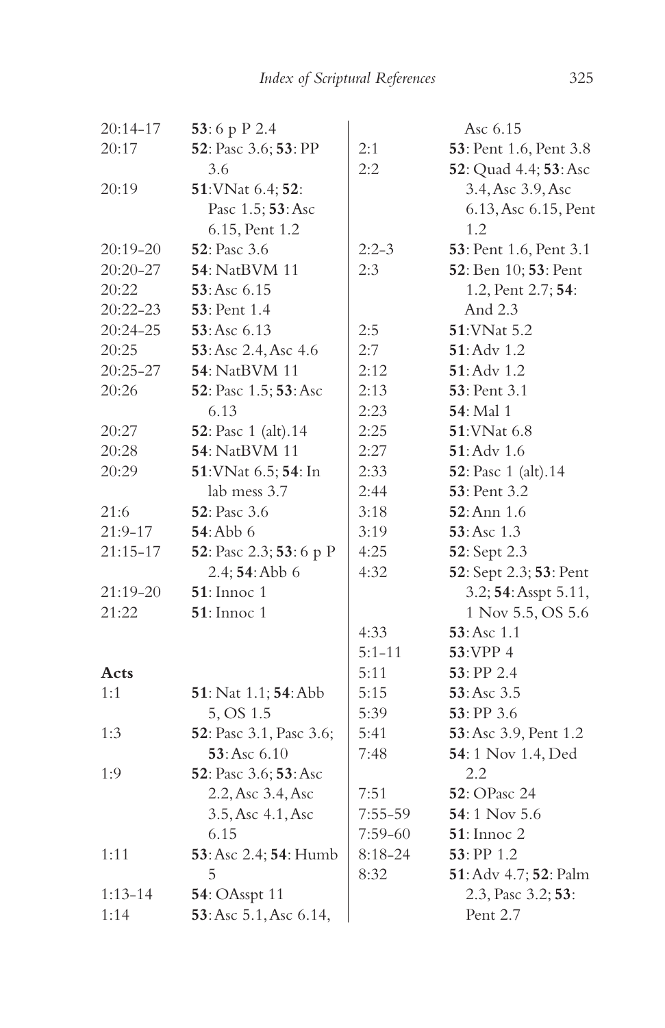| | |
|---|---|
| 20:14-17 | **53**: 6 p P 2.4 |
| 20:17 | **52**: Pasc 3.6; **53**: PP 3.6 |
| 20:19 | **51**:VNat 6.4; **52**: Pasc 1.5; **53**: Asc 6.15, Pent 1.2 |
| 20:19-20 | **52**: Pasc 3.6 |
| 20:20-27 | **54**: NatBVM 11 |
| 20:22 | **53**: Asc 6.15 |
| 20:22-23 | **53**: Pent 1.4 |
| 20:24-25 | **53**: Asc 6.13 |
| 20:25 | **53**: Asc 2.4, Asc 4.6 |
| 20:25-27 | **54**: NatBVM 11 |
| 20:26 | **52**: Pasc 1.5; **53**: Asc 6.13 |
| 20:27 | **52**: Pasc 1 (alt).14 |
| 20:28 | **54**: NatBVM 11 |
| 20:29 | **51**:VNat 6.5; **54**: In lab mess 3.7 |
| 21:6 | **52**: Pasc 3.6 |
| 21:9-17 | **54**: Abb 6 |
| 21:15-17 | **52**: Pasc 2.3; **53**: 6 p P 2.4; **54**: Abb 6 |
| 21:19-20 | **51**: Innoc 1 |
| 21:22 | **51**: Innoc 1 |

**Acts**

| | |
|---|---|
| 1:1 | **51**: Nat 1.1; **54**: Abb 5, OS 1.5 |
| 1:3 | **52**: Pasc 3.1, Pasc 3.6; **53**: Asc 6.10 |
| 1:9 | **52**: Pasc 3.6; **53**: Asc 2.2, Asc 3.4, Asc 3.5, Asc 4.1, Asc 6.15 |
| 1:11 | **53**: Asc 2.4; **54**: Humb 5 |
| 1:13-14 | **54**: OAsspt 11 |
| 1:14 | **53**: Asc 5.1, Asc 6.14, Asc 6.15 |
| 2:1 | **53**: Pent 1.6, Pent 3.8 |
| 2:2 | **52**: Quad 4.4; **53**: Asc 3.4, Asc 3.9, Asc 6.13, Asc 6.15, Pent 1.2 |
| 2:2-3 | **53**: Pent 1.6, Pent 3.1 |
| 2:3 | **52**: Ben 10; **53**: Pent 1.2, Pent 2.7; **54**: And 2.3 |
| 2:5 | **51**:VNat 5.2 |
| 2:7 | **51**: Adv 1.2 |
| 2:12 | **51**: Adv 1.2 |
| 2:13 | **53**: Pent 3.1 |
| 2:23 | **54**: Mal 1 |
| 2:25 | **51**:VNat 6.8 |
| 2:27 | **51**: Adv 1.6 |
| 2:33 | **52**: Pasc 1 (alt).14 |
| 2:44 | **53**: Pent 3.2 |
| 3:18 | **52**: Ann 1.6 |
| 3:19 | **53**: Asc 1.3 |
| 4:25 | **52**: Sept 2.3 |
| 4:32 | **52**: Sept 2.3; **53**: Pent 3.2; **54**: Asspt 5.11, 1 Nov 5.5, OS 5.6 |
| 4:33 | **53**: Asc 1.1 |
| 5:1-11 | **53**:VPP 4 |
| 5:11 | **53**: PP 2.4 |
| 5:15 | **53**: Asc 3.5 |
| 5:39 | **53**: PP 3.6 |
| 5:41 | **53**: Asc 3.9, Pent 1.2 |
| 7:48 | **54**: 1 Nov 1.4, Ded 2.2 |
| 7:51 | **52**: OPasc 24 |
| 7:55-59 | **54**: 1 Nov 5.6 |
| 7:59-60 | **51**: Innoc 2 |
| 8:18-24 | **53**: PP 1.2 |
| 8:32 | **51**: Adv 4.7; **52**: Palm 2.3, Pasc 3.2; **53**: Pent 2.7 |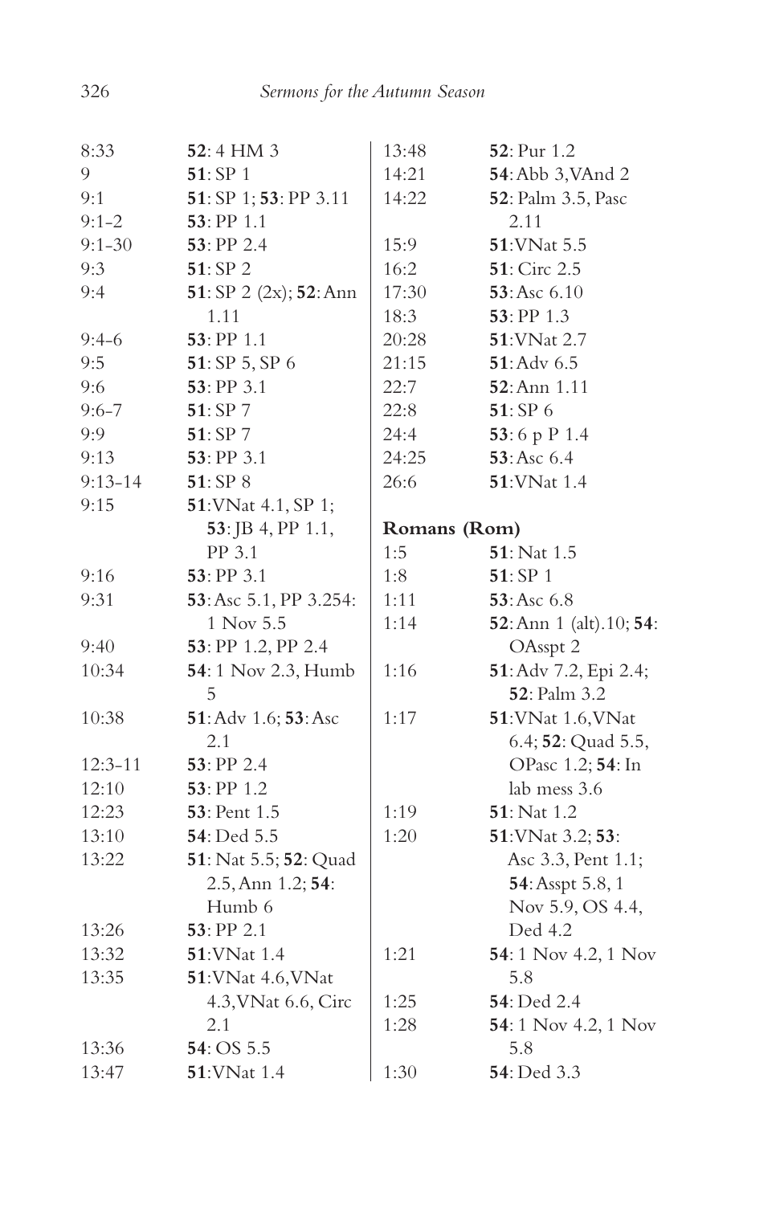| | |
|---|---|
| 8:33 | **52**: 4 HM 3 |
| 9 | **51**: SP 1 |
| 9:1 | **51**: SP 1; **53**: PP 3.11 |
| 9:1-2 | **53**: PP 1.1 |
| 9:1-30 | **53**: PP 2.4 |
| 9:3 | **51**: SP 2 |
| 9:4 | **51**: SP 2 (2x); **52**: Ann 1.11 |
| 9:4-6 | **53**: PP 1.1 |
| 9:5 | **51**: SP 5, SP 6 |
| 9:6 | **53**: PP 3.1 |
| 9:6-7 | **51**: SP 7 |
| 9:9 | **51**: SP 7 |
| 9:13 | **53**: PP 3.1 |
| 9:13-14 | **51**: SP 8 |
| 9:15 | **51**: VNat 4.1, SP 1; **53**: JB 4, PP 1.1, PP 3.1 |
| 9:16 | **53**: PP 3.1 |
| 9:31 | **53**: Asc 5.1, PP 3.254: 1 Nov 5.5 |
| 9:40 | **53**: PP 1.2, PP 2.4 |
| 10:34 | **54**: 1 Nov 2.3, Humb 5 |
| 10:38 | **51**: Adv 1.6; **53**: Asc 2.1 |
| 12:3-11 | **53**: PP 2.4 |
| 12:10 | **53**: PP 1.2 |
| 12:23 | **53**: Pent 1.5 |
| 13:10 | **54**: Ded 5.5 |
| 13:22 | **51**: Nat 5.5; **52**: Quad 2.5, Ann 1.2; **54**: Humb 6 |
| 13:26 | **53**: PP 2.1 |
| 13:32 | **51**: VNat 1.4 |
| 13:35 | **51**: VNat 4.6, VNat 4.3, VNat 6.6, Circ 2.1 |
| 13:36 | **54**: OS 5.5 |
| 13:47 | **51**: VNat 1.4 |
| 13:48 | **52**: Pur 1.2 |
| 14:21 | **54**: Abb 3, VAnd 2 |
| 14:22 | **52**: Palm 3.5, Pasc 2.11 |
| 15:9 | **51**: VNat 5.5 |
| 16:2 | **51**: Circ 2.5 |
| 17:30 | **53**: Asc 6.10 |
| 18:3 | **53**: PP 1.3 |
| 20:28 | **51**: VNat 2.7 |
| 21:15 | **51**: Adv 6.5 |
| 22:7 | **52**: Ann 1.11 |
| 22:8 | **51**: SP 6 |
| 24:4 | **53**: 6 p P 1.4 |
| 24:25 | **53**: Asc 6.4 |
| 26:6 | **51**: VNat 1.4 |

**Romans (Rom)**

| | |
|---|---|
| 1:5 | **51**: Nat 1.5 |
| 1:8 | **51**: SP 1 |
| 1:11 | **53**: Asc 6.8 |
| 1:14 | **52**: Ann 1 (alt).10; **54**: OAsspt 2 |
| 1:16 | **51**: Adv 7.2, Epi 2.4; **52**: Palm 3.2 |
| 1:17 | **51**: VNat 1.6, VNat 6.4; **52**: Quad 5.5, OPasc 1.2; **54**: In lab mess 3.6 |
| 1:19 | **51**: Nat 1.2 |
| 1:20 | **51**: VNat 3.2; **53**: Asc 3.3, Pent 1.1; **54**: Asspt 5.8, 1 Nov 5.9, OS 4.4, Ded 4.2 |
| 1:21 | **54**: 1 Nov 4.2, 1 Nov 5.8 |
| 1:25 | **54**: Ded 2.4 |
| 1:28 | **54**: 1 Nov 4.2, 1 Nov 5.8 |
| 1:30 | **54**: Ded 3.3 |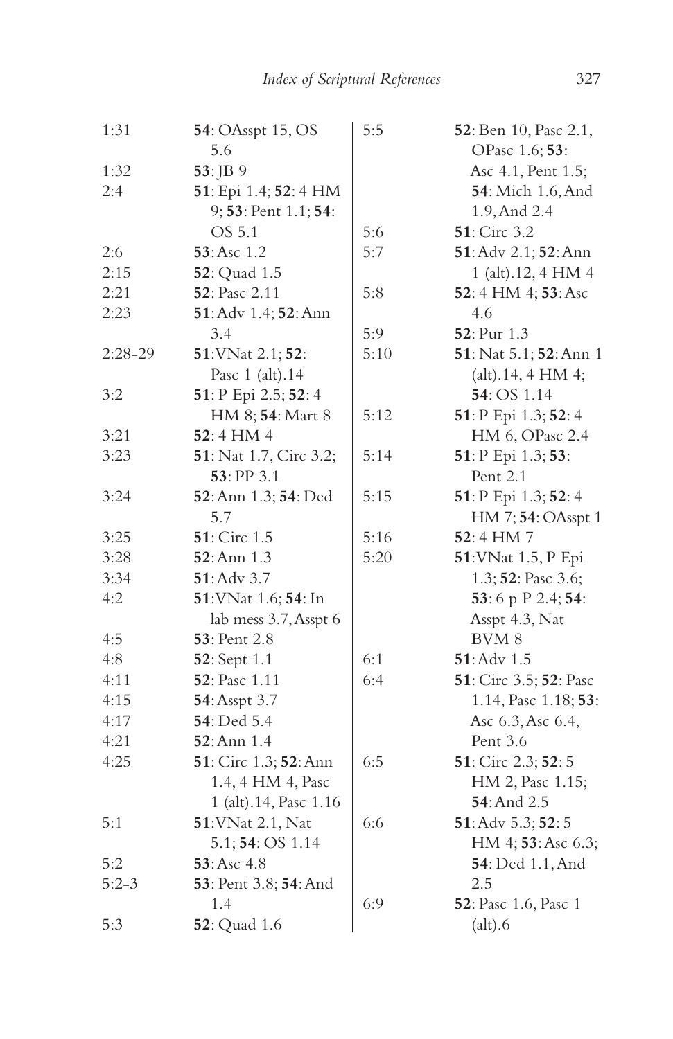| | |
|---|---|
| 1:31 | **54**: OAsspt 15, OS 5.6 |
| 1:32 | **53**: JB 9 |
| 2:4 | **51**: Epi 1.4; **52**: 4 HM 9; **53**: Pent 1.1; **54**: OS 5.1 |
| 2:6 | **53**: Asc 1.2 |
| 2:15 | **52**: Quad 1.5 |
| 2:21 | **52**: Pasc 2.11 |
| 2:23 | **51**: Adv 1.4; **52**: Ann 3.4 |
| 2:28-29 | **51**: VNat 2.1; **52**: Pasc 1 (alt).14 |
| 3:2 | **51**: P Epi 2.5; **52**: 4 HM 8; **54**: Mart 8 |
| 3:21 | **52**: 4 HM 4 |
| 3:23 | **51**: Nat 1.7, Circ 3.2; **53**: PP 3.1 |
| 3:24 | **52**: Ann 1.3; **54**: Ded 5.7 |
| 3:25 | **51**: Circ 1.5 |
| 3:28 | **52**: Ann 1.3 |
| 3:34 | **51**: Adv 3.7 |
| 4:2 | **51**: VNat 1.6; **54**: In lab mess 3.7, Asspt 6 |
| 4:5 | **53**: Pent 2.8 |
| 4:8 | **52**: Sept 1.1 |
| 4:11 | **52**: Pasc 1.11 |
| 4:15 | **54**: Asspt 3.7 |
| 4:17 | **54**: Ded 5.4 |
| 4:21 | **52**: Ann 1.4 |
| 4:25 | **51**: Circ 1.3; **52**: Ann 1.4, 4 HM 4, Pasc 1 (alt).14, Pasc 1.16 |
| 5:1 | **51**: VNat 2.1, Nat 5.1; **54**: OS 1.14 |
| 5:2 | **53**: Asc 4.8 |
| 5:2-3 | **53**: Pent 3.8; **54**: And 1.4 |
| 5:3 | **52**: Quad 1.6 |
| 5:5 | **52**: Ben 10, Pasc 2.1, OPasc 1.6; **53**: Asc 4.1, Pent 1.5; **54**: Mich 1.6, And 1.9, And 2.4 |
| 5:6 | **51**: Circ 3.2 |
| 5:7 | **51**: Adv 2.1; **52**: Ann 1 (alt).12, 4 HM 4 |
| 5:8 | **52**: 4 HM 4; **53**: Asc 4.6 |
| 5:9 | **52**: Pur 1.3 |
| 5:10 | **51**: Nat 5.1; **52**: Ann 1 (alt).14, 4 HM 4; **54**: OS 1.14 |
| 5:12 | **51**: P Epi 1.3; **52**: 4 HM 6, OPasc 2.4 |
| 5:14 | **51**: P Epi 1.3; **53**: Pent 2.1 |
| 5:15 | **51**: P Epi 1.3; **52**: 4 HM 7; **54**: OAsspt 1 |
| 5:16 | **52**: 4 HM 7 |
| 5:20 | **51**: VNat 1.5, P Epi 1.3; **52**: Pasc 3.6; **53**: 6 p P 2.4; **54**: Asspt 4.3, Nat BVM 8 |
| 6:1 | **51**: Adv 1.5 |
| 6:4 | **51**: Circ 3.5; **52**: Pasc 1.14, Pasc 1.18; **53**: Asc 6.3, Asc 6.4, Pent 3.6 |
| 6:5 | **51**: Circ 2.3; **52**: 5 HM 2, Pasc 1.15; **54**: And 2.5 |
| 6:6 | **51**: Adv 5.3; **52**: 5 HM 4; **53**: Asc 6.3; **54**: Ded 1.1, And 2.5 |
| 6:9 | **52**: Pasc 1.6, Pasc 1 (alt).6 |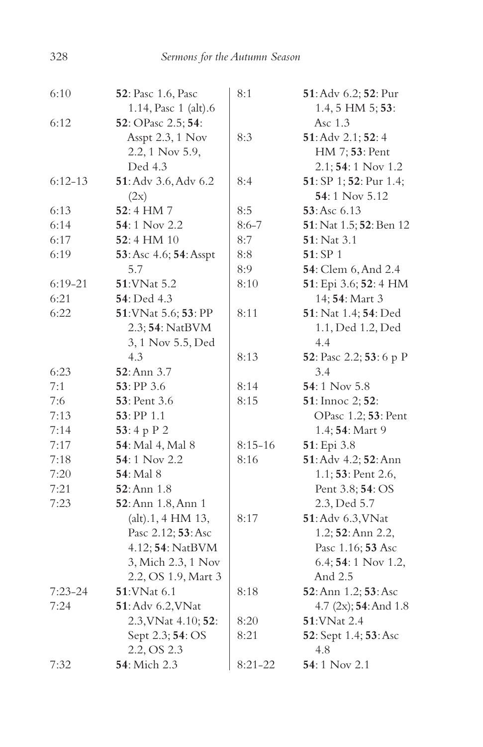| | |
|---|---|
| 6:10 | **52**: Pasc 1.6, Pasc 1.14, Pasc 1 (alt).6 |
| 6:12 | **52**: OPasc 2.5; **54**: Asspt 2.3, 1 Nov 2.2, 1 Nov 5.9, Ded 4.3 |
| 6:12-13 | **51**: Adv 3.6, Adv 6.2 (2x) |
| 6:13 | **52**: 4 HM 7 |
| 6:14 | **54**: 1 Nov 2.2 |
| 6:17 | **52**: 4 HM 10 |
| 6:19 | **53**: Asc 4.6; **54**: Asspt 5.7 |
| 6:19-21 | **51**: VNat 5.2 |
| 6:21 | **54**: Ded 4.3 |
| 6:22 | **51**: VNat 5.6; **53**: PP 2.3; **54**: NatBVM 3, 1 Nov 5.5, Ded 4.3 |
| 6:23 | **52**: Ann 3.7 |
| 7:1 | **53**: PP 3.6 |
| 7:6 | **53**: Pent 3.6 |
| 7:13 | **53**: PP 1.1 |
| 7:14 | **53**: 4 p P 2 |
| 7:17 | **54**: Mal 4, Mal 8 |
| 7:18 | **54**: 1 Nov 2.2 |
| 7:20 | **54**: Mal 8 |
| 7:21 | **52**: Ann 1.8 |
| 7:23 | **52**: Ann 1.8, Ann 1 (alt).1, 4 HM 13, Pasc 2.12; **53**: Asc 4.12; **54**: NatBVM 3, Mich 2.3, 1 Nov 2.2, OS 1.9, Mart 3 |
| 7:23-24 | **51**: VNat 6.1 |
| 7:24 | **51**: Adv 6.2, VNat 2.3, VNat 4.10; **52**: Sept 2.3; **54**: OS 2.2, OS 2.3 |
| 7:32 | **54**: Mich 2.3 |
| 8:1 | **51**: Adv 6.2; **52**: Pur 1.4, 5 HM 5; **53**: Asc 1.3 |
| 8:3 | **51**: Adv 2.1; **52**: 4 HM 7; **53**: Pent 2.1; **54**: 1 Nov 1.2 |
| 8:4 | **51**: SP 1; **52**: Pur 1.4; **54**: 1 Nov 5.12 |
| 8:5 | **53**: Asc 6.13 |
| 8:6-7 | **51**: Nat 1.5; **52**: Ben 12 |
| 8:7 | **51**: Nat 3.1 |
| 8:8 | **51**: SP 1 |
| 8:9 | **54**: Clem 6, And 2.4 |
| 8:10 | **51**: Epi 3.6; **52**: 4 HM 14; **54**: Mart 3 |
| 8:11 | **51**: Nat 1.4; **54**: Ded 1.1, Ded 1.2, Ded 4.4 |
| 8:13 | **52**: Pasc 2.2; **53**: 6 p P 3.4 |
| 8:14 | **54**: 1 Nov 5.8 |
| 8:15 | **51**: Innoc 2; **52**: OPasc 1.2; **53**: Pent 1.4; **54**: Mart 9 |
| 8:15-16 | **51**: Epi 3.8 |
| 8:16 | **51**: Adv 4.2; **52**: Ann 1.1; **53**: Pent 2.6, Pent 3.8; **54**: OS 2.3, Ded 5.7 |
| 8:17 | **51**: Adv 6.3, VNat 1.2; **52**: Ann 2.2, Pasc 1.16; **53** Asc 6.4; **54**: 1 Nov 1.2, And 2.5 |
| 8:18 | **52**: Ann 1.2; **53**: Asc 4.7 (2x); **54**: And 1.8 |
| 8:20 | **51**: VNat 2.4 |
| 8:21 | **52**: Sept 1.4; **53**: Asc 4.8 |
| 8:21-22 | **54**: 1 Nov 2.1 |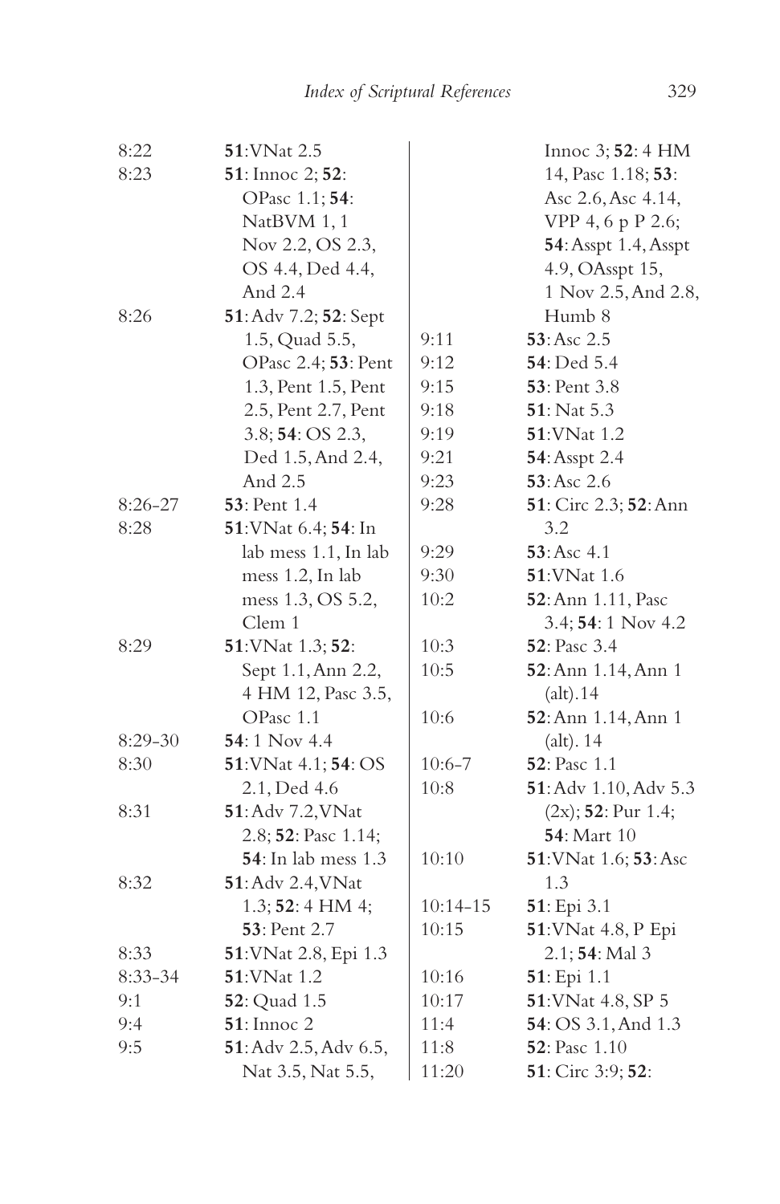8:22 **51**: VNat 2.5
8:23 **51**: Innoc 2; **52**: OPasc 1.1; **54**: NatBVM 1, 1 Nov 2.2, OS 2.3, OS 4.4, Ded 4.4, And 2.4
8:26 **51**: Adv 7.2; **52**: Sept 1.5, Quad 5.5, OPasc 2.4; **53**: Pent 1.3, Pent 1.5, Pent 2.5, Pent 2.7, Pent 3.8; **54**: OS 2.3, Ded 1.5, And 2.4, And 2.5
8:26-27 **53**: Pent 1.4
8:28 **51**: VNat 6.4; **54**: In lab mess 1.1, In lab mess 1.2, In lab mess 1.3, OS 5.2, Clem 1
8:29 **51**: VNat 1.3; **52**: Sept 1.1, Ann 2.2, 4 HM 12, Pasc 3.5, OPasc 1.1
8:29-30 **54**: 1 Nov 4.4
8:30 **51**: VNat 4.1; **54**: OS 2.1, Ded 4.6
8:31 **51**: Adv 7.2, VNat 2.8; **52**: Pasc 1.14; **54**: In lab mess 1.3
8:32 **51**: Adv 2.4, VNat 1.3; **52**: 4 HM 4; **53**: Pent 2.7
8:33 **51**: VNat 2.8, Epi 1.3
8:33-34 **51**: VNat 1.2
9:1 **52**: Quad 1.5
9:4 **51**: Innoc 2
9:5 **51**: Adv 2.5, Adv 6.5, Nat 3.5, Nat 5.5, Innoc 3; **52**: 4 HM 14, Pasc 1.18; **53**: Asc 2.6, Asc 4.14, VPP 4, 6 p P 2.6; **54**: Asspt 1.4, Asspt 4.9, OAsspt 15, 1 Nov 2.5, And 2.8, Humb 8
9:11 **53**: Asc 2.5
9:12 **54**: Ded 5.4
9:15 **53**: Pent 3.8
9:18 **51**: Nat 5.3
9:19 **51**: VNat 1.2
9:21 **54**: Asspt 2.4
9:23 **53**: Asc 2.6
9:28 **51**: Circ 2.3; **52**: Ann 3.2
9:29 **53**: Asc 4.1
9:30 **51**: VNat 1.6
10:2 **52**: Ann 1.11, Pasc 3.4; **54**: 1 Nov 4.2
10:3 **52**: Pasc 3.4
10:5 **52**: Ann 1.14, Ann 1 (alt).14
10:6 **52**: Ann 1.14, Ann 1 (alt). 14
10:6-7 **52**: Pasc 1.1
10:8 **51**: Adv 1.10, Adv 5.3 (2x); **52**: Pur 1.4; **54**: Mart 10
10:10 **51**: VNat 1.6; **53**: Asc 1.3
10:14-15 **51**: Epi 3.1
10:15 **51**: VNat 4.8, P Epi 2.1; **54**: Mal 3
10:16 **51**: Epi 1.1
10:17 **51**: VNat 4.8, SP 5
11:4 **54**: OS 3.1, And 1.3
11:8 **52**: Pasc 1.10
11:20 **51**: Circ 3:9; **52**: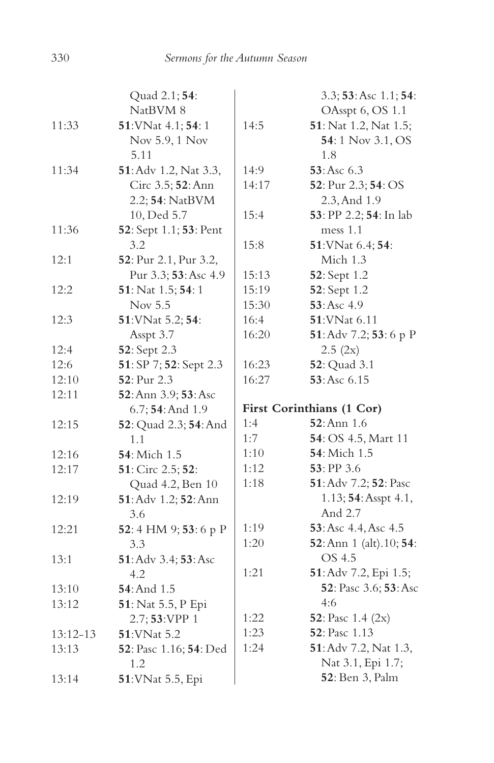| | |
|---|---|
| | Quad 2.1; **54**: NatBVM 8 |
| 11:33 | **51**:VNat 4.1; **54**: 1 Nov 5.9, 1 Nov 5.11 |
| 11:34 | **51**: Adv 1.2, Nat 3.3, Circ 3.5; **52**: Ann 2.2; **54**: NatBVM 10, Ded 5.7 |
| 11:36 | **52**: Sept 1.1; **53**: Pent 3.2 |
| 12:1 | **52**: Pur 2.1, Pur 3.2, Pur 3.3; **53**: Asc 4.9 |
| 12:2 | **51**: Nat 1.5; **54**: 1 Nov 5.5 |
| 12:3 | **51**:VNat 5.2; **54**: Asspt 3.7 |
| 12:4 | **52**: Sept 2.3 |
| 12:6 | **51**: SP 7; **52**: Sept 2.3 |
| 12:10 | **52**: Pur 2.3 |
| 12:11 | **52**: Ann 3.9; **53**: Asc 6.7; **54**: And 1.9 |
| 12:15 | **52**: Quad 2.3; **54**: And 1.1 |
| 12:16 | **54**: Mich 1.5 |
| 12:17 | **51**: Circ 2.5; **52**: Quad 4.2, Ben 10 |
| 12:19 | **51**: Adv 1.2; **52**: Ann 3.6 |
| 12:21 | **52**: 4 HM 9; **53**: 6 p P 3.3 |
| 13:1 | **51**: Adv 3.4; **53**: Asc 4.2 |
| 13:10 | **54**: And 1.5 |
| 13:12 | **51**: Nat 5.5, P Epi 2.7; **53**:VPP 1 |
| 13:12–13 | **51**:VNat 5.2 |
| 13:13 | **52**: Pasc 1.16; **54**: Ded 1.2 |
| 13:14 | **51**:VNat 5.5, Epi 3.3; **53**: Asc 1.1; **54**: OAsspt 6, OS 1.1 |
| 14:5 | **51**: Nat 1.2, Nat 1.5; **54**: 1 Nov 3.1, OS 1.8 |
| 14:9 | **53**: Asc 6.3 |
| 14:17 | **52**: Pur 2.3; **54**: OS 2.3, And 1.9 |
| 15:4 | **53**: PP 2.2; **54**: In lab mess 1.1 |
| 15:8 | **51**:VNat 6.4; **54**: Mich 1.3 |
| 15:13 | **52**: Sept 1.2 |
| 15:19 | **52**: Sept 1.2 |
| 15:30 | **53**: Asc 4.9 |
| 16:4 | **51**:VNat 6.11 |
| 16:20 | **51**: Adv 7.2; **53**: 6 p P 2.5 (2x) |
| 16:23 | **52**: Quad 3.1 |
| 16:27 | **53**: Asc 6.15 |

**First Corinthians (1 Cor)**

| | |
|---|---|
| 1:4 | **52**: Ann 1.6 |
| 1:7 | **54**: OS 4.5, Mart 11 |
| 1:10 | **54**: Mich 1.5 |
| 1:12 | **53**: PP 3.6 |
| 1:18 | **51**: Adv 7.2; **52**: Pasc 1.13; **54**: Asspt 4.1, And 2.7 |
| 1:19 | **53**: Asc 4.4, Asc 4.5 |
| 1:20 | **52**: Ann 1 (alt).10; **54**: OS 4.5 |
| 1:21 | **51**: Adv 7.2, Epi 1.5; **52**: Pasc 3.6; **53**: Asc 4:6 |
| 1:22 | **52**: Pasc 1.4 (2x) |
| 1:23 | **52**: Pasc 1.13 |
| 1:24 | **51**: Adv 7.2, Nat 1.3, Nat 3.1, Epi 1.7; **52**: Ben 3, Palm |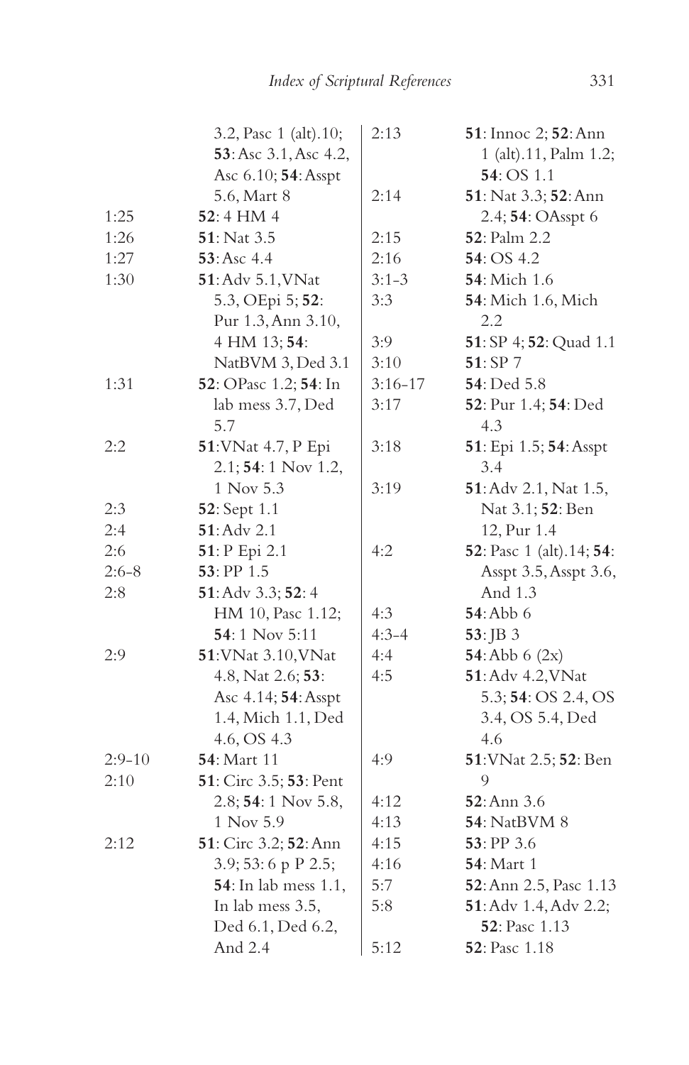3.2, Pasc 1 (alt).10; **53**: Asc 3.1, Asc 4.2, Asc 6.10; **54**: Asspt 5.6, Mart 8

1:25 **52**: 4 HM 4

1:26 **51**: Nat 3.5

1:27 **53**: Asc 4.4

1:30 **51**: Adv 5.1, VNat 5.3, OEpi 5; **52**: Pur 1.3, Ann 3.10, 4 HM 13; **54**: NatBVM 3, Ded 3.1

1:31 **52**: OPasc 1.2; **54**: In lab mess 3.7, Ded 5.7

2:2 **51**: VNat 4.7, P Epi 2.1; **54**: 1 Nov 1.2, 1 Nov 5.3

2:3 **52**: Sept 1.1

2:4 **51**: Adv 2.1

2:6 **51**: P Epi 2.1

2:6-8 **53**: PP 1.5

2:8 **51**: Adv 3.3; **52**: 4 HM 10, Pasc 1.12; **54**: 1 Nov 5:11

2:9 **51**: VNat 3.10, VNat 4.8, Nat 2.6; **53**: Asc 4.14; **54**: Asspt 1.4, Mich 1.1, Ded 4.6, OS 4.3

2:9-10 **54**: Mart 11

2:10 **51**: Circ 3.5; **53**: Pent 2.8; **54**: 1 Nov 5.8, 1 Nov 5.9

2:12 **51**: Circ 3.2; **52**: Ann 3.9; 53: 6 p P 2.5; **54**: In lab mess 1.1, In lab mess 3.5, Ded 6.1, Ded 6.2, And 2.4

2:13 **51**: Innoc 2; **52**: Ann 1 (alt).11, Palm 1.2; **54**: OS 1.1

2:14 **51**: Nat 3.3; **52**: Ann 2.4; **54**: OAsspt 6

2:15 **52**: Palm 2.2

2:16 **54**: OS 4.2

3:1-3 **54**: Mich 1.6

3:3 **54**: Mich 1.6, Mich 2.2

3:9 **51**: SP 4; **52**: Quad 1.1

3:10 **51**: SP 7

3:16-17 **54**: Ded 5.8

3:17 **52**: Pur 1.4; **54**: Ded 4.3

3:18 **51**: Epi 1.5; **54**: Asspt 3.4

3:19 **51**: Adv 2.1, Nat 1.5, Nat 3.1; **52**: Ben 12, Pur 1.4

4:2 **52**: Pasc 1 (alt).14; **54**: Asspt 3.5, Asspt 3.6, And 1.3

4:3 **54**: Abb 6

4:3-4 **53**: JB 3

4:4 **54**: Abb 6 (2x)

4:5 **51**: Adv 4.2, VNat 5.3; **54**: OS 2.4, OS 3.4, OS 5.4, Ded 4.6

4:9 **51**: VNat 2.5; **52**: Ben 9

4:12 **52**: Ann 3.6

4:13 **54**: NatBVM 8

4:15 **53**: PP 3.6

4:16 **54**: Mart 1

5:7 **52**: Ann 2.5, Pasc 1.13

5:8 **51**: Adv 1.4, Adv 2.2; **52**: Pasc 1.13

5:12 **52**: Pasc 1.18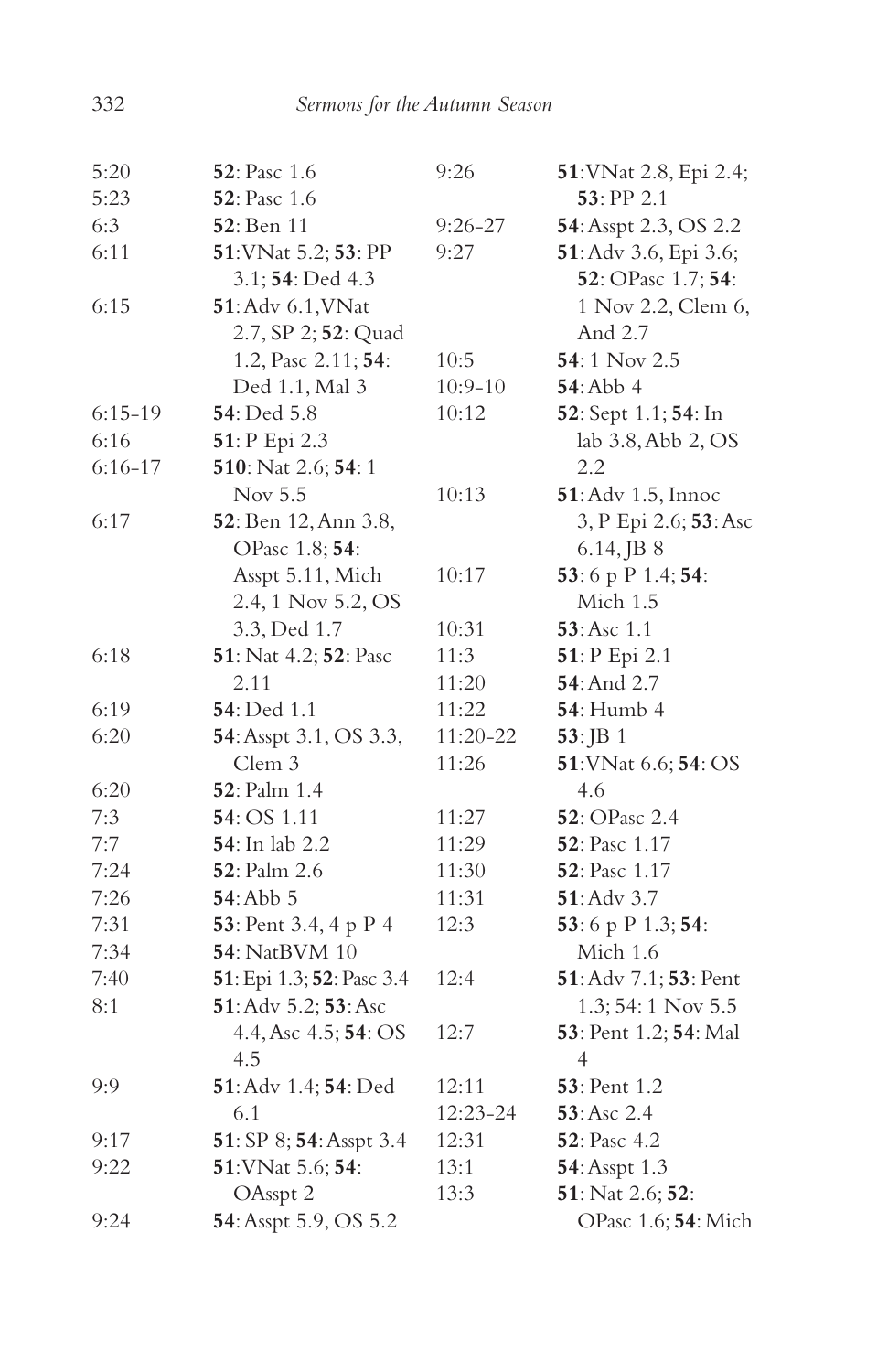| | |
|---|---|
| 5:20 | **52**: Pasc 1.6 |
| 5:23 | **52**: Pasc 1.6 |
| 6:3 | **52**: Ben 11 |
| 6:11 | **51**:VNat 5.2; **53**: PP 3.1; **54**: Ded 4.3 |
| 6:15 | **51**: Adv 6.1,VNat 2.7, SP 2; **52**: Quad 1.2, Pasc 2.11; **54**: Ded 1.1, Mal 3 |
| 6:15-19 | **54**: Ded 5.8 |
| 6:16 | **51**: P Epi 2.3 |
| 6:16-17 | **510**: Nat 2.6; **54**: 1 Nov 5.5 |
| 6:17 | **52**: Ben 12, Ann 3.8, OPasc 1.8; **54**: Asspt 5.11, Mich 2.4, 1 Nov 5.2, OS 3.3, Ded 1.7 |
| 6:18 | **51**: Nat 4.2; **52**: Pasc 2.11 |
| 6:19 | **54**: Ded 1.1 |
| 6:20 | **54**: Asspt 3.1, OS 3.3, Clem 3 |
| 6:20 | **52**: Palm 1.4 |
| 7:3 | **54**: OS 1.11 |
| 7:7 | **54**: In lab 2.2 |
| 7:24 | **52**: Palm 2.6 |
| 7:26 | **54**: Abb 5 |
| 7:31 | **53**: Pent 3.4, 4 p P 4 |
| 7:34 | **54**: NatBVM 10 |
| 7:40 | **51**: Epi 1.3; **52**: Pasc 3.4 |
| 8:1 | **51**: Adv 5.2; **53**: Asc 4.4, Asc 4.5; **54**: OS 4.5 |
| 9:9 | **51**: Adv 1.4; **54**: Ded 6.1 |
| 9:17 | **51**: SP 8; **54**: Asspt 3.4 |
| 9:22 | **51**:VNat 5.6; **54**: OAsspt 2 |
| 9:24 | **54**: Asspt 5.9, OS 5.2 |
| 9:26 | **51**:VNat 2.8, Epi 2.4; **53**: PP 2.1 |
| 9:26-27 | **54**: Asspt 2.3, OS 2.2 |
| 9:27 | **51**: Adv 3.6, Epi 3.6; **52**: OPasc 1.7; **54**: 1 Nov 2.2, Clem 6, And 2.7 |
| 10:5 | **54**: 1 Nov 2.5 |
| 10:9-10 | **54**: Abb 4 |
| 10:12 | **52**: Sept 1.1; **54**: In lab 3.8, Abb 2, OS 2.2 |
| 10:13 | **51**: Adv 1.5, Innoc 3, P Epi 2.6; **53**: Asc 6.14, JB 8 |
| 10:17 | **53**: 6 p P 1.4; **54**: Mich 1.5 |
| 10:31 | **53**: Asc 1.1 |
| 11:3 | **51**: P Epi 2.1 |
| 11:20 | **54**: And 2.7 |
| 11:22 | **54**: Humb 4 |
| 11:20-22 | **53**: JB 1 |
| 11:26 | **51**:VNat 6.6; **54**: OS 4.6 |
| 11:27 | **52**: OPasc 2.4 |
| 11:29 | **52**: Pasc 1.17 |
| 11:30 | **52**: Pasc 1.17 |
| 11:31 | **51**: Adv 3.7 |
| 12:3 | **53**: 6 p P 1.3; **54**: Mich 1.6 |
| 12:4 | **51**: Adv 7.1; **53**: Pent 1.3; 54: 1 Nov 5.5 |
| 12:7 | **53**: Pent 1.2; **54**: Mal 4 |
| 12:11 | **53**: Pent 1.2 |
| 12:23-24 | **53**: Asc 2.4 |
| 12:31 | **52**: Pasc 4.2 |
| 13:1 | **54**: Asspt 1.3 |
| 13:3 | **51**: Nat 2.6; **52**: OPasc 1.6; **54**: Mich |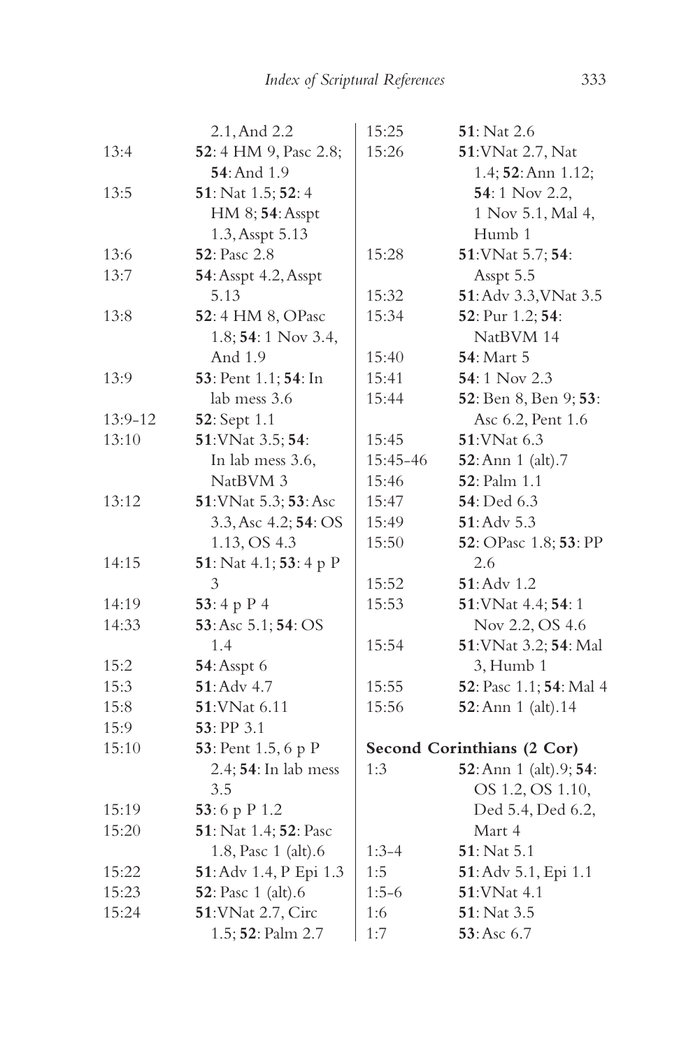| | |
|---|---|
| | 2.1, And 2.2 |
| 13:4 | **52**: 4 HM 9, Pasc 2.8; **54**: And 1.9 |
| 13:5 | **51**: Nat 1.5; **52**: 4 HM 8; **54**: Asspt 1.3, Asspt 5.13 |
| 13:6 | **52**: Pasc 2.8 |
| 13:7 | **54**: Asspt 4.2, Asspt 5.13 |
| 13:8 | **52**: 4 HM 8, OPasc 1.8; **54**: 1 Nov 3.4, And 1.9 |
| 13:9 | **53**: Pent 1.1; **54**: In lab mess 3.6 |
| 13:9-12 | **52**: Sept 1.1 |
| 13:10 | **51**: VNat 3.5; **54**: In lab mess 3.6, NatBVM 3 |
| 13:12 | **51**: VNat 5.3; **53**: Asc 3.3, Asc 4.2; **54**: OS 1.13, OS 4.3 |
| 14:15 | **51**: Nat 4.1; **53**: 4 p P 3 |
| 14:19 | **53**: 4 p P 4 |
| 14:33 | **53**: Asc 5.1; **54**: OS 1.4 |
| 15:2 | **54**: Asspt 6 |
| 15:3 | **51**: Adv 4.7 |
| 15:8 | **51**: VNat 6.11 |
| 15:9 | **53**: PP 3.1 |
| 15:10 | **53**: Pent 1.5, 6 p P 2.4; **54**: In lab mess 3.5 |
| 15:19 | **53**: 6 p P 1.2 |
| 15:20 | **51**: Nat 1.4; **52**: Pasc 1.8, Pasc 1 (alt).6 |
| 15:22 | **51**: Adv 1.4, P Epi 1.3 |
| 15:23 | **52**: Pasc 1 (alt).6 |
| 15:24 | **51**: VNat 2.7, Circ 1.5; **52**: Palm 2.7 |
| 15:25 | **51**: Nat 2.6 |
| 15:26 | **51**: VNat 2.7, Nat 1.4; **52**: Ann 1.12; **54**: 1 Nov 2.2, 1 Nov 5.1, Mal 4, Humb 1 |
| 15:28 | **51**: VNat 5.7; **54**: Asspt 5.5 |
| 15:32 | **51**: Adv 3.3, VNat 3.5 |
| 15:34 | **52**: Pur 1.2; **54**: NatBVM 14 |
| 15:40 | **54**: Mart 5 |
| 15:41 | **54**: 1 Nov 2.3 |
| 15:44 | **52**: Ben 8, Ben 9; **53**: Asc 6.2, Pent 1.6 |
| 15:45 | **51**: VNat 6.3 |
| 15:45-46 | **52**: Ann 1 (alt).7 |
| 15:46 | **52**: Palm 1.1 |
| 15:47 | **54**: Ded 6.3 |
| 15:49 | **51**: Adv 5.3 |
| 15:50 | **52**: OPasc 1.8; **53**: PP 2.6 |
| 15:52 | **51**: Adv 1.2 |
| 15:53 | **51**: VNat 4.4; **54**: 1 Nov 2.2, OS 4.6 |
| 15:54 | **51**: VNat 3.2; **54**: Mal 3, Humb 1 |
| 15:55 | **52**: Pasc 1.1; **54**: Mal 4 |
| 15:56 | **52**: Ann 1 (alt).14 |

**Second Corinthians (2 Cor)**

| | |
|---|---|
| 1:3 | **52**: Ann 1 (alt).9; **54**: OS 1.2, OS 1.10, Ded 5.4, Ded 6.2, Mart 4 |
| 1:3-4 | **51**: Nat 5.1 |
| 1:5 | **51**: Adv 5.1, Epi 1.1 |
| 1:5-6 | **51**: VNat 4.1 |
| 1:6 | **51**: Nat 3.5 |
| 1:7 | **53**: Asc 6.7 |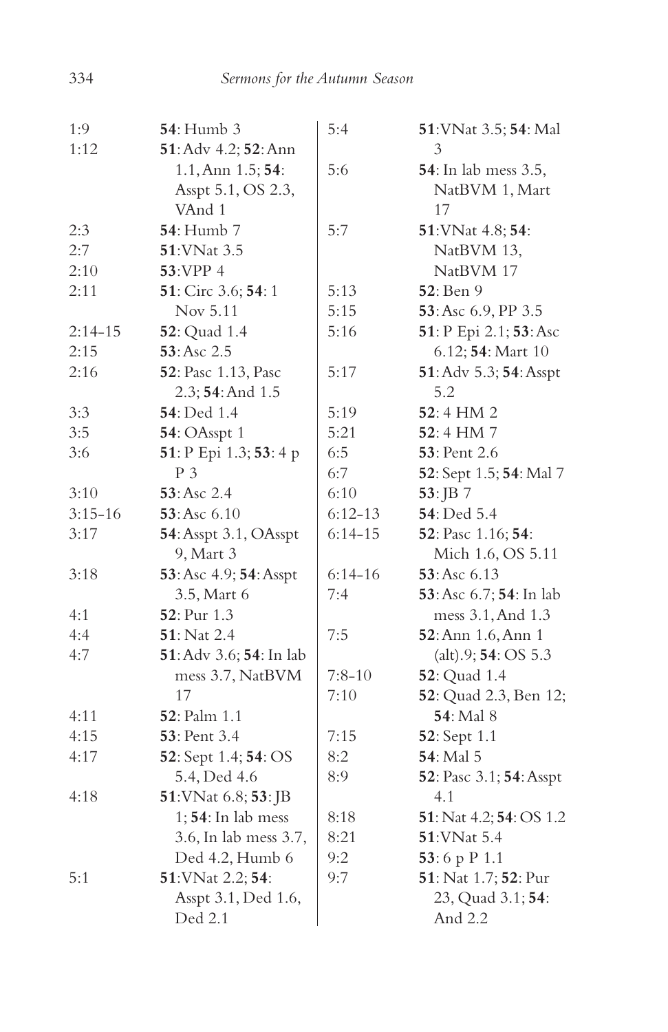| | |
|---|---|
| 1:9 | **54**: Humb 3 |
| 1:12 | **51**: Adv 4.2; **52**: Ann 1.1, Ann 1.5; **54**: Asspt 5.1, OS 2.3, VAnd 1 |
| 2:3 | **54**: Humb 7 |
| 2:7 | **51**: VNat 3.5 |
| 2:10 | **53**: VPP 4 |
| 2:11 | **51**: Circ 3.6; **54**: 1 Nov 5.11 |
| 2:14-15 | **52**: Quad 1.4 |
| 2:15 | **53**: Asc 2.5 |
| 2:16 | **52**: Pasc 1.13, Pasc 2.3; **54**: And 1.5 |
| 3:3 | **54**: Ded 1.4 |
| 3:5 | **54**: OAsspt 1 |
| 3:6 | **51**: P Epi 1.3; **53**: 4 p P 3 |
| 3:10 | **53**: Asc 2.4 |
| 3:15-16 | **53**: Asc 6.10 |
| 3:17 | **54**: Asspt 3.1, OAsspt 9, Mart 3 |
| 3:18 | **53**: Asc 4.9; **54**: Asspt 3.5, Mart 6 |
| 4:1 | **52**: Pur 1.3 |
| 4:4 | **51**: Nat 2.4 |
| 4:7 | **51**: Adv 3.6; **54**: In lab mess 3.7, NatBVM 17 |
| 4:11 | **52**: Palm 1.1 |
| 4:15 | **53**: Pent 3.4 |
| 4:17 | **52**: Sept 1.4; **54**: OS 5.4, Ded 4.6 |
| 4:18 | **51**: VNat 6.8; **53**: JB 1; **54**: In lab mess 3.6, In lab mess 3.7, Ded 4.2, Humb 6 |
| 5:1 | **51**: VNat 2.2; **54**: Asspt 3.1, Ded 1.6, Ded 2.1 |
| 5:4 | **51**: VNat 3.5; **54**: Mal 3 |
| 5:6 | **54**: In lab mess 3.5, NatBVM 1, Mart 17 |
| 5:7 | **51**: VNat 4.8; **54**: NatBVM 13, NatBVM 17 |
| 5:13 | **52**: Ben 9 |
| 5:15 | **53**: Asc 6.9, PP 3.5 |
| 5:16 | **51**: P Epi 2.1; **53**: Asc 6.12; **54**: Mart 10 |
| 5:17 | **51**: Adv 5.3; **54**: Asspt 5.2 |
| 5:19 | **52**: 4 HM 2 |
| 5:21 | **52**: 4 HM 7 |
| 6:5 | **53**: Pent 2.6 |
| 6:7 | **52**: Sept 1.5; **54**: Mal 7 |
| 6:10 | **53**: JB 7 |
| 6:12-13 | **54**: Ded 5.4 |
| 6:14-15 | **52**: Pasc 1.16; **54**: Mich 1.6, OS 5.11 |
| 6:14-16 | **53**: Asc 6.13 |
| 7:4 | **53**: Asc 6.7; **54**: In lab mess 3.1, And 1.3 |
| 7:5 | **52**: Ann 1.6, Ann 1 (alt).9; **54**: OS 5.3 |
| 7:8-10 | **52**: Quad 1.4 |
| 7:10 | **52**: Quad 2.3, Ben 12; **54**: Mal 8 |
| 7:15 | **52**: Sept 1.1 |
| 8:2 | **54**: Mal 5 |
| 8:9 | **52**: Pasc 3.1; **54**: Asspt 4.1 |
| 8:18 | **51**: Nat 4.2; **54**: OS 1.2 |
| 8:21 | **51**: VNat 5.4 |
| 9:2 | **53**: 6 p P 1.1 |
| 9:7 | **51**: Nat 1.7; **52**: Pur 23, Quad 3.1; **54**: And 2.2 |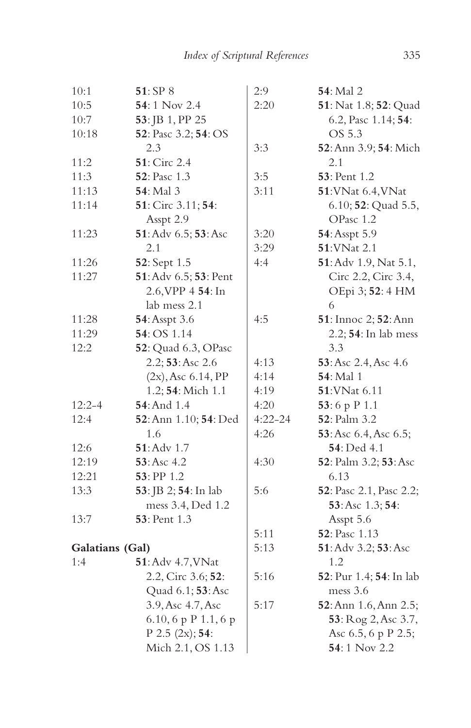| | |
|---|---|
| 10:1 | **51**: SP 8 |
| 10:5 | **54**: 1 Nov 2.4 |
| 10:7 | **53**: JB 1, PP 25 |
| 10:18 | **52**: Pasc 3.2; **54**: OS 2.3 |
| 11:2 | **51**: Circ 2.4 |
| 11:3 | **52**: Pasc 1.3 |
| 11:13 | **54**: Mal 3 |
| 11:14 | **51**: Circ 3.11; **54**: Asspt 2.9 |
| 11:23 | **51**: Adv 6.5; **53**: Asc 2.1 |
| 11:26 | **52**: Sept 1.5 |
| 11:27 | **51**: Adv 6.5; **53**: Pent 2.6, VPP 4 **54**: In lab mess 2.1 |
| 11:28 | **54**: Asspt 3.6 |
| 11:29 | **54**: OS 1.14 |
| 12:2 | **52**: Quad 6.3, OPasc 2.2; **53**: Asc 2.6 (2x), Asc 6.14, PP 1.2; **54**: Mich 1.1 |
| 12:2-4 | **54**: And 1.4 |
| 12:4 | **52**: Ann 1.10; **54**: Ded 1.6 |
| 12:6 | **51**: Adv 1.7 |
| 12:19 | **53**: Asc 4.2 |
| 12:21 | **53**: PP 1.2 |
| 13:3 | **53**: JB 2; **54**: In lab mess 3.4, Ded 1.2 |
| 13:7 | **53**: Pent 1.3 |

**Galatians (Gal)**

| | |
|---|---|
| 1:4 | **51**: Adv 4.7, VNat 2.2, Circ 3.6; **52**: Quad 6.1; **53**: Asc 3.9, Asc 4.7, Asc 6.10, 6 p P 1.1, 6 p P 2.5 (2x); **54**: Mich 2.1, OS 1.13 |
| 2:9 | **54**: Mal 2 |
| 2:20 | **51**: Nat 1.8; **52**: Quad 6.2, Pasc 1.14; **54**: OS 5.3 |
| 3:3 | **52**: Ann 3.9; **54**: Mich 2.1 |
| 3:5 | **53**: Pent 1.2 |
| 3:11 | **51**: VNat 6.4, VNat 6.10; **52**: Quad 5.5, OPasc 1.2 |
| 3:20 | **54**: Asspt 5.9 |
| 3:29 | **51**: VNat 2.1 |
| 4:4 | **51**: Adv 1.9, Nat 5.1, Circ 2.2, Circ 3.4, OEpi 3; **52**: 4 HM 6 |
| 4:5 | **51**: Innoc 2; **52**: Ann 2.2; **54**: In lab mess 3.3 |
| 4:13 | **53**: Asc 2.4, Asc 4.6 |
| 4:14 | **54**: Mal 1 |
| 4:19 | **51**: VNat 6.11 |
| 4:20 | **53**: 6 p P 1.1 |
| 4:22-24 | **52**: Palm 3.2 |
| 4:26 | **53**: Asc 6.4, Asc 6.5; **54**: Ded 4.1 |
| 4:30 | **52**: Palm 3.2; **53**: Asc 6.13 |
| 5:6 | **52**: Pasc 2.1, Pasc 2.2; **53**: Asc 1.3; **54**: Asspt 5.6 |
| 5:11 | **52**: Pasc 1.13 |
| 5:13 | **51**: Adv 3.2; **53**: Asc 1.2 |
| 5:16 | **52**: Pur 1.4; **54**: In lab mess 3.6 |
| 5:17 | **52**: Ann 1.6, Ann 2.5; **53**: Rog 2, Asc 3.7, Asc 6.5, 6 p P 2.5; **54**: 1 Nov 2.2 |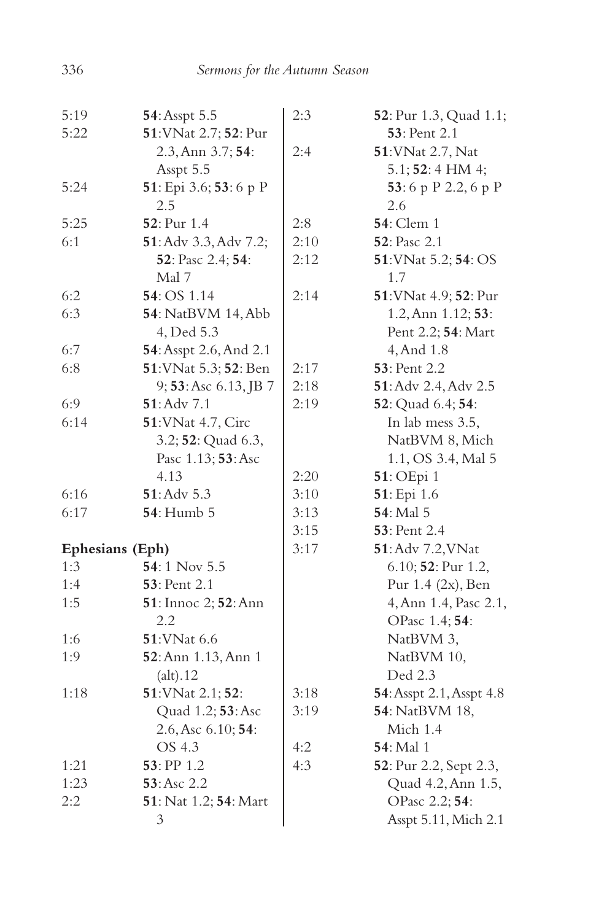5:19 **54**: Asspt 5.5
5:22 **51**: VNat 2.7; **52**: Pur 2.3, Ann 3.7; **54**: Asspt 5.5
5:24 **51**: Epi 3.6; **53**: 6 p P 2.5
5:25 **52**: Pur 1.4
6:1 **51**: Adv 3.3, Adv 7.2; **52**: Pasc 2.4; **54**: Mal 7
6:2 **54**: OS 1.14
6:3 **54**: NatBVM 14, Abb 4, Ded 5.3
6:7 **54**: Asspt 2.6, And 2.1
6:8 **51**: VNat 5.3; **52**: Ben 9; **53**: Asc 6.13, JB 7
6:9 **51**: Adv 7.1
6:14 **51**: VNat 4.7, Circ 3.2; **52**: Quad 6.3, Pasc 1.13; **53**: Asc 4.13
6:16 **51**: Adv 5.3
6:17 **54**: Humb 5

**Ephesians (Eph)**

1:3 **54**: 1 Nov 5.5
1:4 **53**: Pent 2.1
1:5 **51**: Innoc 2; **52**: Ann 2.2
1:6 **51**: VNat 6.6
1:9 **52**: Ann 1.13, Ann 1 (alt).12
1:18 **51**: VNat 2.1; **52**: Quad 1.2; **53**: Asc 2.6, Asc 6.10; **54**: OS 4.3
1:21 **53**: PP 1.2
1:23 **53**: Asc 2.2
2:2 **51**: Nat 1.2; **54**: Mart 3
2:3 **52**: Pur 1.3, Quad 1.1; **53**: Pent 2.1
2:4 **51**: VNat 2.7, Nat 5.1; **52**: 4 HM 4; **53**: 6 p P 2.2, 6 p P 2.6
2:8 **54**: Clem 1
2:10 **52**: Pasc 2.1
2:12 **51**: VNat 5.2; **54**: OS 1.7
2:14 **51**: VNat 4.9; **52**: Pur 1.2, Ann 1.12; **53**: Pent 2.2; **54**: Mart 4, And 1.8
2:17 **53**: Pent 2.2
2:18 **51**: Adv 2.4, Adv 2.5
2:19 **52**: Quad 6.4; **54**: In lab mess 3.5, NatBVM 8, Mich 1.1, OS 3.4, Mal 5
2:20 **51**: OEpi 1
3:10 **51**: Epi 1.6
3:13 **54**: Mal 5
3:15 **53**: Pent 2.4
3:17 **51**: Adv 7.2, VNat 6.10; **52**: Pur 1.2, Pur 1.4 (2x), Ben 4, Ann 1.4, Pasc 2.1, OPasc 1.4; **54**: NatBVM 3, NatBVM 10, Ded 2.3
3:18 **54**: Asspt 2.1, Asspt 4.8
3:19 **54**: NatBVM 18, Mich 1.4
4:2 **54**: Mal 1
4:3 **52**: Pur 2.2, Sept 2.3, Quad 4.2, Ann 1.5, OPasc 2.2; **54**: Asspt 5.11, Mich 2.1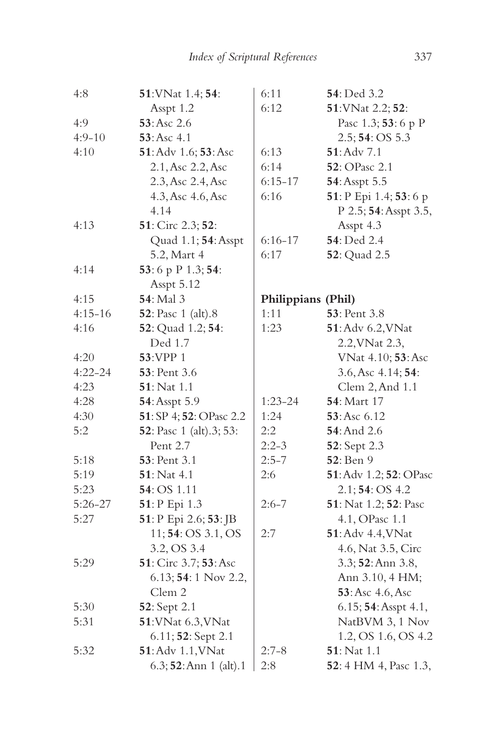| | |
|---|---|
| 4:8 | **51**:VNat 1.4; **54**: Asspt 1.2 |
| 4:9 | **53**: Asc 2.6 |
| 4:9-10 | **53**: Asc 4.1 |
| 4:10 | **51**: Adv 1.6; **53**: Asc 2.1, Asc 2.2, Asc 2.3, Asc 2.4, Asc 4.3, Asc 4.6, Asc 4.14 |
| 4:13 | **51**: Circ 2.3; **52**: Quad 1.1; **54**: Asspt 5.2, Mart 4 |
| 4:14 | **53**: 6 p P 1.3; **54**: Asspt 5.12 |
| 4:15 | **54**: Mal 3 |
| 4:15-16 | **52**: Pasc 1 (alt).8 |
| 4:16 | **52**: Quad 1.2; **54**: Ded 1.7 |
| 4:20 | **53**:VPP 1 |
| 4:22-24 | **53**: Pent 3.6 |
| 4:23 | **51**: Nat 1.1 |
| 4:28 | **54**: Asspt 5.9 |
| 4:30 | **51**: SP 4; **52**: OPasc 2.2 |
| 5:2 | **52**: Pasc 1 (alt).3; 53: Pent 2.7 |
| 5:18 | **53**: Pent 3.1 |
| 5:19 | **51**: Nat 4.1 |
| 5:23 | **54**: OS 1.11 |
| 5:26-27 | **51**: P Epi 1.3 |
| 5:27 | **51**: P Epi 2.6; **53**: JB 11; **54**: OS 3.1, OS 3.2, OS 3.4 |
| 5:29 | **51**: Circ 3.7; **53**: Asc 6.13; **54**: 1 Nov 2.2, Clem 2 |
| 5:30 | **52**: Sept 2.1 |
| 5:31 | **51**:VNat 6.3, VNat 6.11; **52**: Sept 2.1 |
| 5:32 | **51**: Adv 1.1, VNat 6.3; **52**: Ann 1 (alt).1 |
| 6:11 | **54**: Ded 3.2 |
| 6:12 | **51**:VNat 2.2; **52**: Pasc 1.3; **53**: 6 p P 2.5; **54**: OS 5.3 |
| 6:13 | **51**: Adv 7.1 |
| 6:14 | **52**: OPasc 2.1 |
| 6:15-17 | **54**: Asspt 5.5 |
| 6:16 | **51**: P Epi 1.4; **53**: 6 p P 2.5; **54**: Asspt 3.5, Asspt 4.3 |
| 6:16-17 | **54**: Ded 2.4 |
| 6:17 | **52**: Quad 2.5 |

**Philippians (Phil)**

| | |
|---|---|
| 1:11 | **53**: Pent 3.8 |
| 1:23 | **51**: Adv 6.2, VNat 2.2, VNat 2.3, VNat 4.10; **53**: Asc 3.6, Asc 4.14; **54**: Clem 2, And 1.1 |
| 1:23-24 | **54**: Mart 17 |
| 1:24 | **53**: Asc 6.12 |
| 2:2 | **54**: And 2.6 |
| 2:2-3 | **52**: Sept 2.3 |
| 2:5-7 | **52**: Ben 9 |
| 2:6 | **51**: Adv 1.2; **52**: OPasc 2.1; **54**: OS 4.2 |
| 2:6-7 | **51**: Nat 1.2; **52**: Pasc 4.1, OPasc 1.1 |
| 2:7 | **51**: Adv 4.4, VNat 4.6, Nat 3.5, Circ 3.3; **52**: Ann 3.8, Ann 3.10, 4 HM; **53**: Asc 4.6, Asc 6.15; **54**: Asspt 4.1, NatBVM 3, 1 Nov 1.2, OS 1.6, OS 4.2 |
| 2:7-8 | **51**: Nat 1.1 |
| 2:8 | **52**: 4 HM 4, Pasc 1.3, |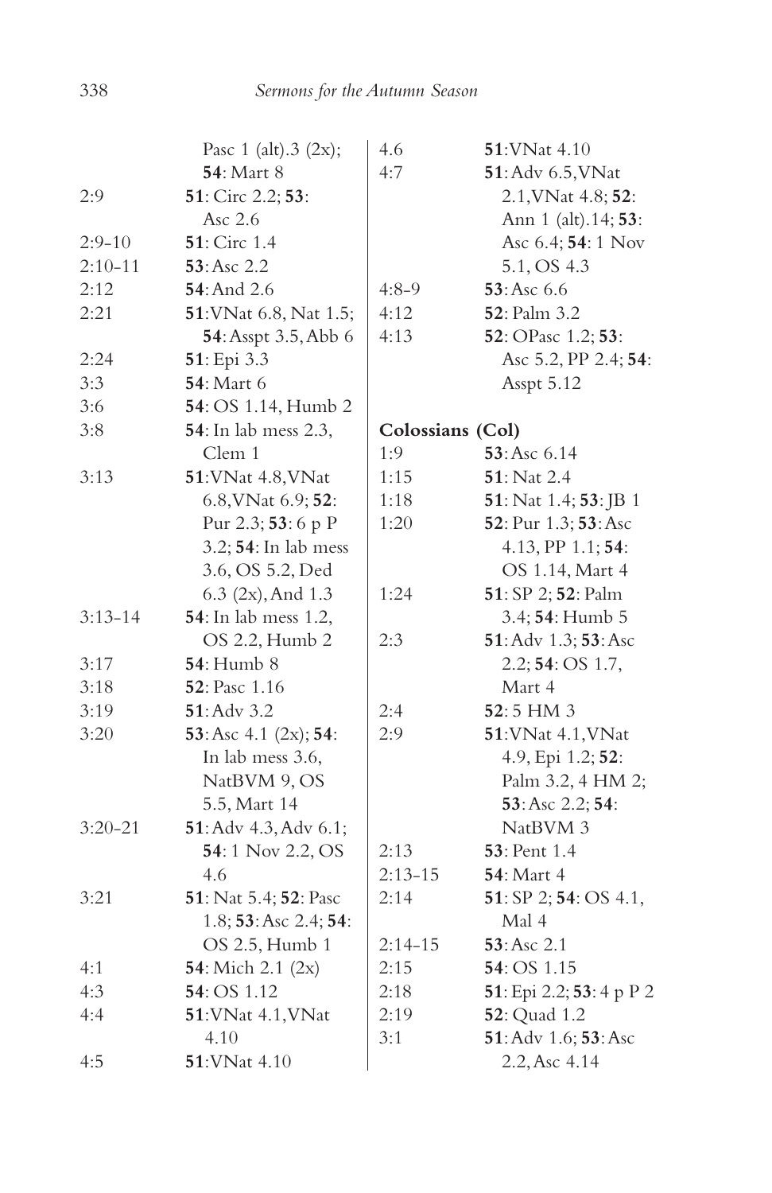| | |
|---|---|
| | Pasc 1 (alt).3 (2x); **54**: Mart 8 |
| 2:9 | **51**: Circ 2.2; **53**: Asc 2.6 |
| 2:9–10 | **51**: Circ 1.4 |
| 2:10–11 | **53**: Asc 2.2 |
| 2:12 | **54**: And 2.6 |
| 2:21 | **51**: VNat 6.8, Nat 1.5; **54**: Asspt 3.5, Abb 6 |
| 2:24 | **51**: Epi 3.3 |
| 3:3 | **54**: Mart 6 |
| 3:6 | **54**: OS 1.14, Humb 2 |
| 3:8 | **54**: In lab mess 2.3, Clem 1 |
| 3:13 | **51**: VNat 4.8, VNat 6.8, VNat 6.9; **52**: Pur 2.3; **53**: 6 p P 3.2; **54**: In lab mess 3.6, OS 5.2, Ded 6.3 (2x), And 1.3 |
| 3:13–14 | **54**: In lab mess 1.2, OS 2.2, Humb 2 |
| 3:17 | **54**: Humb 8 |
| 3:18 | **52**: Pasc 1.16 |
| 3:19 | **51**: Adv 3.2 |
| 3:20 | **53**: Asc 4.1 (2x); **54**: In lab mess 3.6, NatBVM 9, OS 5.5, Mart 14 |
| 3:20–21 | **51**: Adv 4.3, Adv 6.1; **54**: 1 Nov 2.2, OS 4.6 |
| 3:21 | **51**: Nat 5.4; **52**: Pasc 1.8; **53**: Asc 2.4; **54**: OS 2.5, Humb 1 |
| 4:1 | **54**: Mich 2.1 (2x) |
| 4:3 | **54**: OS 1.12 |
| 4:4 | **51**: VNat 4.1, VNat 4.10 |
| 4:5 | **51**: VNat 4.10 |
| 4.6 | **51**: VNat 4.10 |
| 4:7 | **51**: Adv 6.5, VNat 2.1, VNat 4.8; **52**: Ann 1 (alt).14; **53**: Asc 6.4; **54**: 1 Nov 5.1, OS 4.3 |
| 4:8–9 | **53**: Asc 6.6 |
| 4:12 | **52**: Palm 3.2 |
| 4:13 | **52**: OPasc 1.2; **53**: Asc 5.2, PP 2.4; **54**: Asspt 5.12 |

**Colossians (Col)**

| | |
|---|---|
| 1:9 | **53**: Asc 6.14 |
| 1:15 | **51**: Nat 2.4 |
| 1:18 | **51**: Nat 1.4; **53**: JB 1 |
| 1:20 | **52**: Pur 1.3; **53**: Asc 4.13, PP 1.1; **54**: OS 1.14, Mart 4 |
| 1:24 | **51**: SP 2; **52**: Palm 3.4; **54**: Humb 5 |
| 2:3 | **51**: Adv 1.3; **53**: Asc 2.2; **54**: OS 1.7, Mart 4 |
| 2:4 | **52**: 5 HM 3 |
| 2:9 | **51**: VNat 4.1, VNat 4.9, Epi 1.2; **52**: Palm 3.2, 4 HM 2; **53**: Asc 2.2; **54**: NatBVM 3 |
| 2:13 | **53**: Pent 1.4 |
| 2:13–15 | **54**: Mart 4 |
| 2:14 | **51**: SP 2; **54**: OS 4.1, Mal 4 |
| 2:14–15 | **53**: Asc 2.1 |
| 2:15 | **54**: OS 1.15 |
| 2:18 | **51**: Epi 2.2; **53**: 4 p P 2 |
| 2:19 | **52**: Quad 1.2 |
| 3:1 | **51**: Adv 1.6; **53**: Asc 2.2, Asc 4.14 |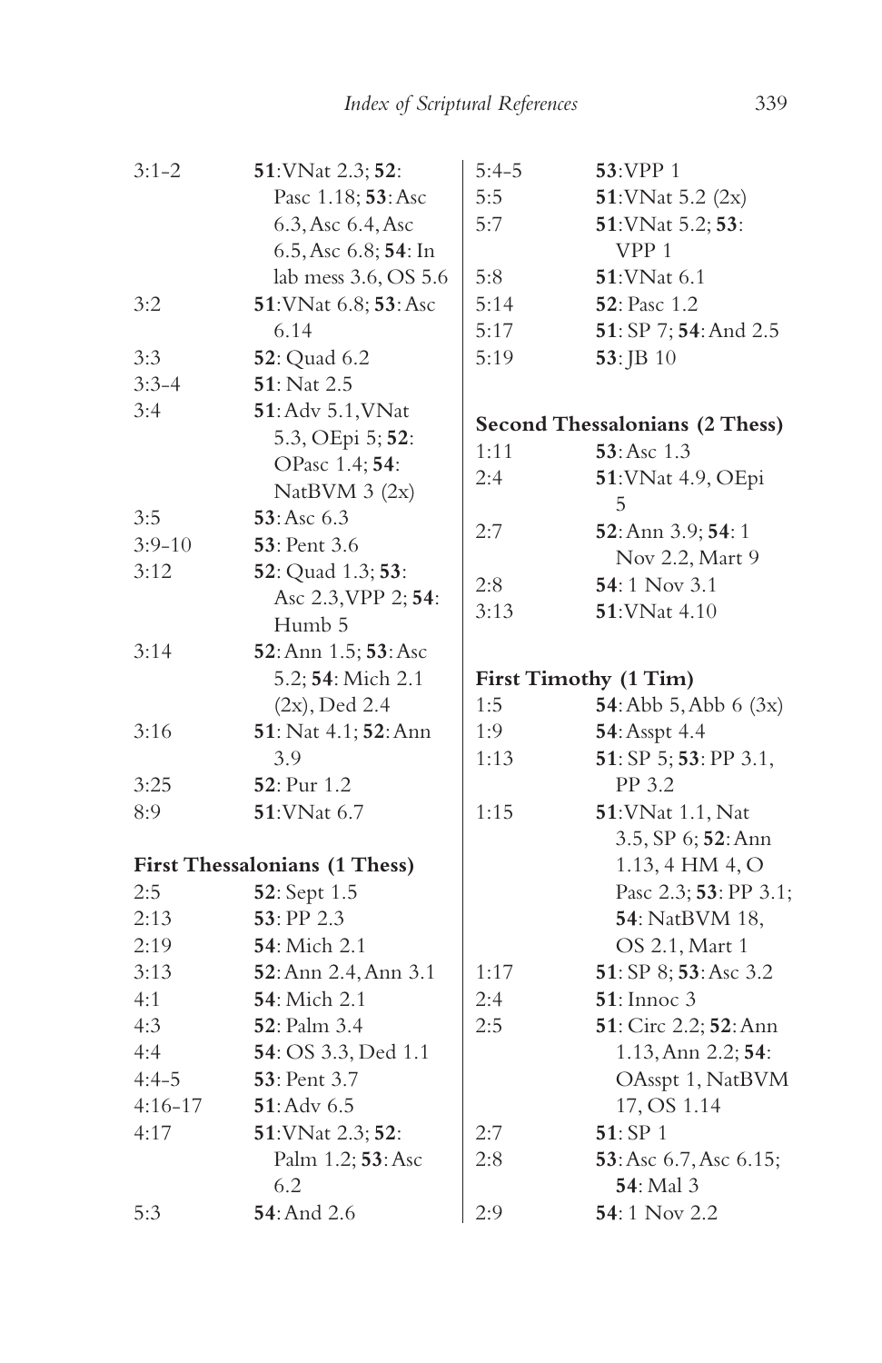| | |
|---|---|
| 3:1-2 | **51**: VNat 2.3; **52**: Pasc 1.18; **53**: Asc 6.3, Asc 6.4, Asc 6.5, Asc 6.8; **54**: In lab mess 3.6, OS 5.6 |
| 3:2 | **51**: VNat 6.8; **53**: Asc 6.14 |
| 3:3 | **52**: Quad 6.2 |
| 3:3-4 | **51**: Nat 2.5 |
| 3:4 | **51**: Adv 5.1, VNat 5.3, OEpi 5; **52**: OPasc 1.4; **54**: NatBVM 3 (2x) |
| 3:5 | **53**: Asc 6.3 |
| 3:9-10 | **53**: Pent 3.6 |
| 3:12 | **52**: Quad 1.3; **53**: Asc 2.3, VPP 2; **54**: Humb 5 |
| 3:14 | **52**: Ann 1.5; **53**: Asc 5.2; **54**: Mich 2.1 (2x), Ded 2.4 |
| 3:16 | **51**: Nat 4.1; **52**: Ann 3.9 |
| 3:25 | **52**: Pur 1.2 |
| 8:9 | **51**: VNat 6.7 |

**First Thessalonians (1 Thess)**

| | |
|---|---|
| 2:5 | **52**: Sept 1.5 |
| 2:13 | **53**: PP 2.3 |
| 2:19 | **54**: Mich 2.1 |
| 3:13 | **52**: Ann 2.4, Ann 3.1 |
| 4:1 | **54**: Mich 2.1 |
| 4:3 | **52**: Palm 3.4 |
| 4:4 | **54**: OS 3.3, Ded 1.1 |
| 4:4-5 | **53**: Pent 3.7 |
| 4:16-17 | **51**: Adv 6.5 |
| 4:17 | **51**: VNat 2.3; **52**: Palm 1.2; **53**: Asc 6.2 |
| 5:3 | **54**: And 2.6 |
| 5:4-5 | **53**: VPP 1 |
| 5:5 | **51**: VNat 5.2 (2x) |
| 5:7 | **51**: VNat 5.2; **53**: VPP 1 |
| 5:8 | **51**: VNat 6.1 |
| 5:14 | **52**: Pasc 1.2 |
| 5:17 | **51**: SP 7; **54**: And 2.5 |
| 5:19 | **53**: JB 10 |

**Second Thessalonians (2 Thess)**

| | |
|---|---|
| 1:11 | **53**: Asc 1.3 |
| 2:4 | **51**: VNat 4.9, OEpi 5 |
| 2:7 | **52**: Ann 3.9; **54**: 1 Nov 2.2, Mart 9 |
| 2:8 | **54**: 1 Nov 3.1 |
| 3:13 | **51**: VNat 4.10 |

**First Timothy (1 Tim)**

| | |
|---|---|
| 1:5 | **54**: Abb 5, Abb 6 (3x) |
| 1:9 | **54**: Asspt 4.4 |
| 1:13 | **51**: SP 5; **53**: PP 3.1, PP 3.2 |
| 1:15 | **51**: VNat 1.1, Nat 3.5, SP 6; **52**: Ann 1.13, 4 HM 4, O Pasc 2.3; **53**: PP 3.1; **54**: NatBVM 18, OS 2.1, Mart 1 |
| 1:17 | **51**: SP 8; **53**: Asc 3.2 |
| 2:4 | **51**: Innoc 3 |
| 2:5 | **51**: Circ 2.2; **52**: Ann 1.13, Ann 2.2; **54**: OAsspt 1, NatBVM 17, OS 1.14 |
| 2:7 | **51**: SP 1 |
| 2:8 | **53**: Asc 6.7, Asc 6.15; **54**: Mal 3 |
| 2:9 | **54**: 1 Nov 2.2 |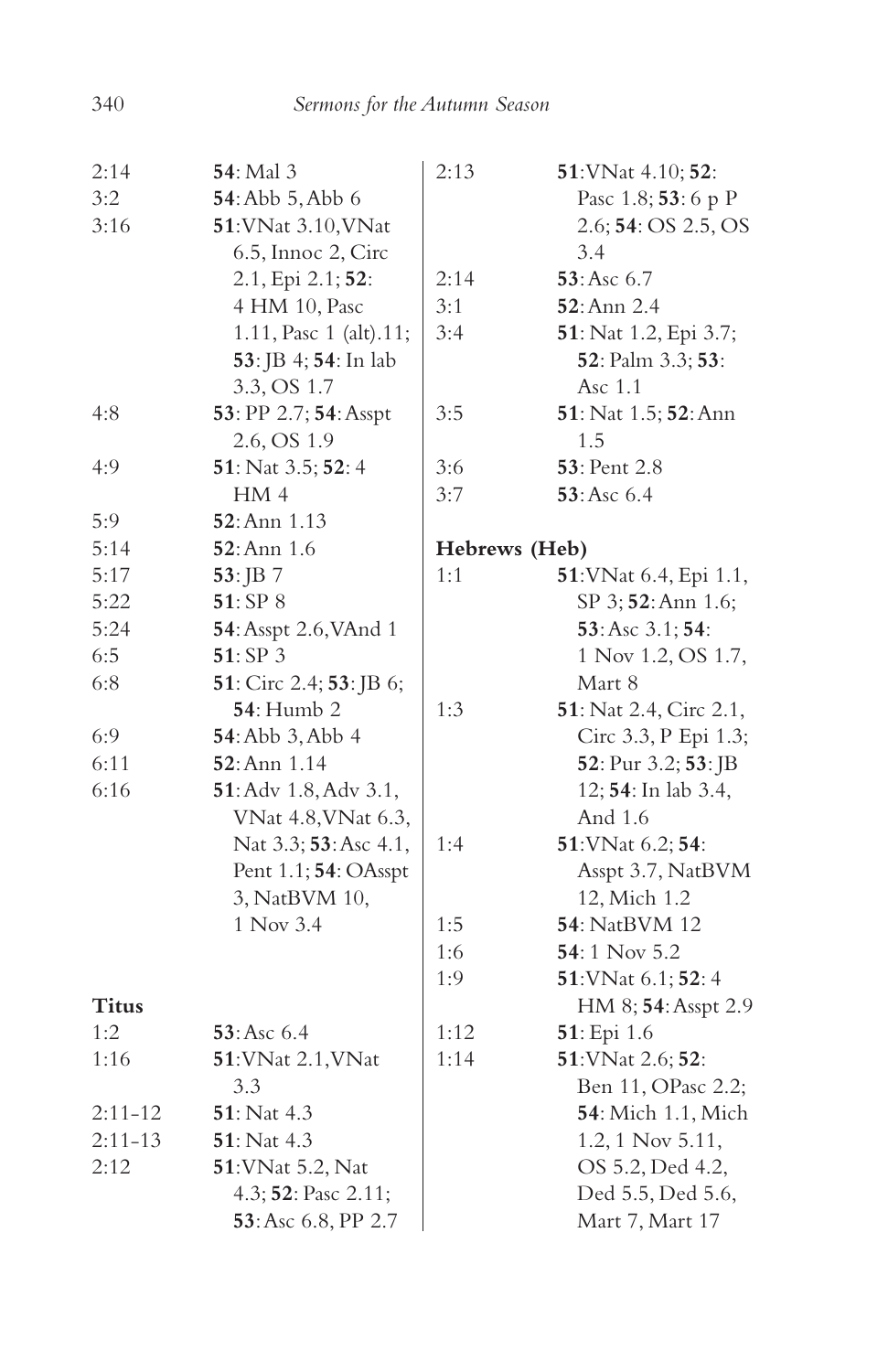| | |
|---|---|
| 2:14 | **54**: Mal 3 |
| 3:2 | **54**: Abb 5, Abb 6 |
| 3:16 | **51**: VNat 3.10, VNat 6.5, Innoc 2, Circ 2.1, Epi 2.1; **52**: 4 HM 10, Pasc 1.11, Pasc 1 (alt).11; **53**: JB 4; **54**: In lab 3.3, OS 1.7 |
| 4:8 | **53**: PP 2.7; **54**: Asspt 2.6, OS 1.9 |
| 4:9 | **51**: Nat 3.5; **52**: 4 HM 4 |
| 5:9 | **52**: Ann 1.13 |
| 5:14 | **52**: Ann 1.6 |
| 5:17 | **53**: JB 7 |
| 5:22 | **51**: SP 8 |
| 5:24 | **54**: Asspt 2.6, VAnd 1 |
| 6:5 | **51**: SP 3 |
| 6:8 | **51**: Circ 2.4; **53**: JB 6; **54**: Humb 2 |
| 6:9 | **54**: Abb 3, Abb 4 |
| 6:11 | **52**: Ann 1.14 |
| 6:16 | **51**: Adv 1.8, Adv 3.1, VNat 4.8, VNat 6.3, Nat 3.3; **53**: Asc 4.1, Pent 1.1; **54**: OAsspt 3, NatBVM 10, 1 Nov 3.4 |

**Titus**

| | |
|---|---|
| 1:2 | **53**: Asc 6.4 |
| 1:16 | **51**: VNat 2.1, VNat 3.3 |
| 2:11-12 | **51**: Nat 4.3 |
| 2:11-13 | **51**: Nat 4.3 |
| 2:12 | **51**: VNat 5.2, Nat 4.3; **52**: Pasc 2.11; **53**: Asc 6.8, PP 2.7 |
| 2:13 | **51**: VNat 4.10; **52**: Pasc 1.8; **53**: 6 p P 2.6; **54**: OS 2.5, OS 3.4 |
| 2:14 | **53**: Asc 6.7 |
| 3:1 | **52**: Ann 2.4 |
| 3:4 | **51**: Nat 1.2, Epi 3.7; **52**: Palm 3.3; **53**: Asc 1.1 |
| 3:5 | **51**: Nat 1.5; **52**: Ann 1.5 |
| 3:6 | **53**: Pent 2.8 |
| 3:7 | **53**: Asc 6.4 |

**Hebrews (Heb)**

| | |
|---|---|
| 1:1 | **51**: VNat 6.4, Epi 1.1, SP 3; **52**: Ann 1.6; **53**: Asc 3.1; **54**: 1 Nov 1.2, OS 1.7, Mart 8 |
| 1:3 | **51**: Nat 2.4, Circ 2.1, Circ 3.3, P Epi 1.3; **52**: Pur 3.2; **53**: JB 12; **54**: In lab 3.4, And 1.6 |
| 1:4 | **51**: VNat 6.2; **54**: Asspt 3.7, NatBVM 12, Mich 1.2 |
| 1:5 | **54**: NatBVM 12 |
| 1:6 | **54**: 1 Nov 5.2 |
| 1:9 | **51**: VNat 6.1; **52**: 4 HM 8; **54**: Asspt 2.9 |
| 1:12 | **51**: Epi 1.6 |
| 1:14 | **51**: VNat 2.6; **52**: Ben 11, OPasc 2.2; **54**: Mich 1.1, Mich 1.2, 1 Nov 5.11, OS 5.2, Ded 4.2, Ded 5.5, Ded 5.6, Mart 7, Mart 17 |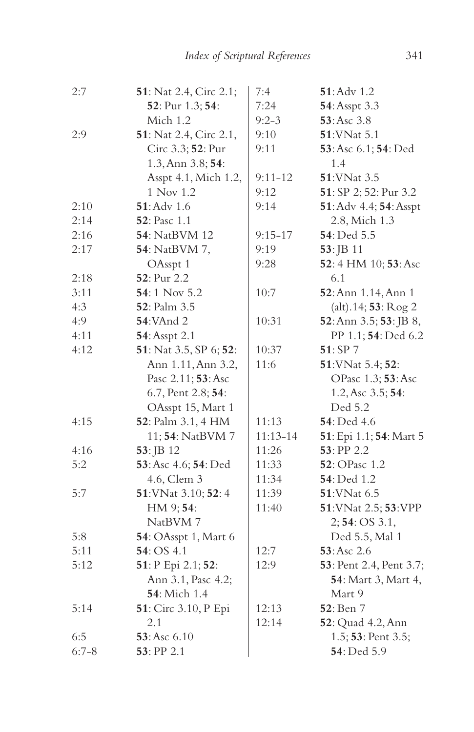| | |
|---|---|
| 2:7 | **51**: Nat 2.4, Circ 2.1; **52**: Pur 1.3; **54**: Mich 1.2 |
| 2:9 | **51**: Nat 2.4, Circ 2.1, Circ 3.3; **52**: Pur 1.3, Ann 3.8; **54**: Asspt 4.1, Mich 1.2, 1 Nov 1.2 |
| 2:10 | **51**: Adv 1.6 |
| 2:14 | **52**: Pasc 1.1 |
| 2:16 | **54**: NatBVM 12 |
| 2:17 | **54**: NatBVM 7, OAsspt 1 |
| 2:18 | **52**: Pur 2.2 |
| 3:11 | **54**: 1 Nov 5.2 |
| 4:3 | **52**: Palm 3.5 |
| 4:9 | **54**: VAnd 2 |
| 4:11 | **54**: Asspt 2.1 |
| 4:12 | **51**: Nat 3.5, SP 6; **52**: Ann 1.11, Ann 3.2, Pasc 2.11; **53**: Asc 6.7, Pent 2.8; **54**: OAsspt 15, Mart 1 |
| 4:15 | **52**: Palm 3.1, 4 HM 11; **54**: NatBVM 7 |
| 4:16 | **53**: JB 12 |
| 5:2 | **53**: Asc 4.6; **54**: Ded 4.6, Clem 3 |
| 5:7 | **51**: VNat 3.10; **52**: 4 HM 9; **54**: NatBVM 7 |
| 5:8 | **54**: OAsspt 1, Mart 6 |
| 5:11 | **54**: OS 4.1 |
| 5:12 | **51**: P Epi 2.1; **52**: Ann 3.1, Pasc 4.2; **54**: Mich 1.4 |
| 5:14 | **51**: Circ 3.10, P Epi 2.1 |
| 6:5 | **53**: Asc 6.10 |
| 6:7-8 | **53**: PP 2.1 |
| 7:4 | **51**: Adv 1.2 |
| 7:24 | **54**: Asspt 3.3 |
| 9:2-3 | **53**: Asc 3.8 |
| 9:10 | **51**: VNat 5.1 |
| 9:11 | **53**: Asc 6.1; **54**: Ded 1.4 |
| 9:11-12 | **51**: VNat 3.5 |
| 9:12 | **51**: SP 2; 52: Pur 3.2 |
| 9:14 | **51**: Adv 4.4; **54**: Asspt 2.8, Mich 1.3 |
| 9:15-17 | **54**: Ded 5.5 |
| 9:19 | **53**: JB 11 |
| 9:28 | **52**: 4 HM 10; **53**: Asc 6.1 |
| 10:7 | **52**: Ann 1.14, Ann 1 (alt).14; **53**: Rog 2 |
| 10:31 | **52**: Ann 3.5; **53**: JB 8, PP 1.1; **54**: Ded 6.2 |
| 10:37 | **51**: SP 7 |
| 11:6 | **51**: VNat 5.4; **52**: OPasc 1.3; **53**: Asc 1.2, Asc 3.5; **54**: Ded 5.2 |
| 11:13 | **54**: Ded 4.6 |
| 11:13-14 | **51**: Epi 1.1; **54**: Mart 5 |
| 11:26 | **53**: PP 2.2 |
| 11:33 | **52**: OPasc 1.2 |
| 11:34 | **54**: Ded 1.2 |
| 11:39 | **51**: VNat 6.5 |
| 11:40 | **51**: VNat 2.5; **53**: VPP 2; **54**: OS 3.1, Ded 5.5, Mal 1 |
| 12:7 | **53**: Asc 2.6 |
| 12:9 | **53**: Pent 2.4, Pent 3.7; **54**: Mart 3, Mart 4, Mart 9 |
| 12:13 | **52**: Ben 7 |
| 12:14 | **52**: Quad 4.2, Ann 1.5; **53**: Pent 3.5; **54**: Ded 5.9 |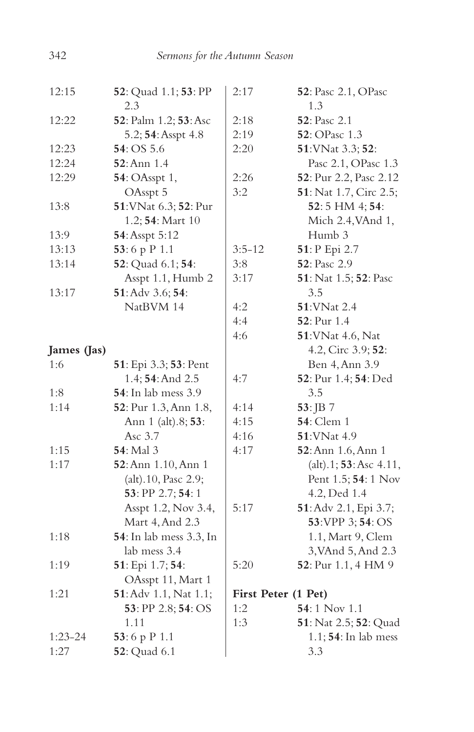12:15 **52**: Quad 1.1; **53**: PP 2.3
12:22 **52**: Palm 1.2; **53**: Asc 5.2; **54**: Asspt 4.8
12:23 **54**: OS 5.6
12:24 **52**: Ann 1.4
12:29 **54**: OAsspt 1, OAsspt 5
13:8 **51**: VNat 6.3; **52**: Pur 1.2; **54**: Mart 10
13:9 **54**: Asspt 5:12
13:13 **53**: 6 p P 1.1
13:14 **52**: Quad 6.1; **54**: Asspt 1.1, Humb 2
13:17 **51**: Adv 3.6; **54**: NatBVM 14

**James (Jas)**

1:6 **51**: Epi 3.3; **53**: Pent 1.4; **54**: And 2.5
1:8 **54**: In lab mess 3.9
1:14 **52**: Pur 1.3, Ann 1.8, Ann 1 (alt).8; **53**: Asc 3.7
1:15 **54**: Mal 3
1:17 **52**: Ann 1.10, Ann 1 (alt).10, Pasc 2.9; **53**: PP 2.7; **54**: 1 Asspt 1.2, Nov 3.4, Mart 4, And 2.3
1:18 **54**: In lab mess 3.3, In lab mess 3.4
1:19 **51**: Epi 1.7; **54**: OAsspt 11, Mart 1
1:21 **51**: Adv 1.1, Nat 1.1; **53**: PP 2.8; **54**: OS 1.11
1:23-24 **53**: 6 p P 1.1
1:27 **52**: Quad 6.1
2:17 **52**: Pasc 2.1, OPasc 1.3
2:18 **52**: Pasc 2.1
2:19 **52**: OPasc 1.3
2:20 **51**: VNat 3.3; **52**: Pasc 2.1, OPasc 1.3
2:26 **52**: Pur 2.2, Pasc 2.12
3:2 **51**: Nat 1.7, Circ 2.5; **52**: 5 HM 4; **54**: Mich 2.4, VAnd 1, Humb 3
3:5-12 **51**: P Epi 2.7
3:8 **52**: Pasc 2.9
3:17 **51**: Nat 1.5; **52**: Pasc 3.5
4:2 **51**: VNat 2.4
4:4 **52**: Pur 1.4
4:6 **51**: VNat 4.6, Nat 4.2, Circ 3.9; **52**: Ben 4, Ann 3.9
4:7 **52**: Pur 1.4; **54**: Ded 3.5
4:14 **53**: JB 7
4:15 **54**: Clem 1
4:16 **51**: VNat 4.9
4:17 **52**: Ann 1.6, Ann 1 (alt).1; **53**: Asc 4.11, Pent 1.5; **54**: 1 Nov 4.2, Ded 1.4
5:17 **51**: Adv 2.1, Epi 3.7; **53**: VPP 3; **54**: OS 1.1, Mart 9, Clem 3, VAnd 5, And 2.3
5:20 **52**: Pur 1.1, 4 HM 9

**First Peter (1 Pet)**

1:2 **54**: 1 Nov 1.1
1:3 **51**: Nat 2.5; **52**: Quad 1.1; **54**: In lab mess 3.3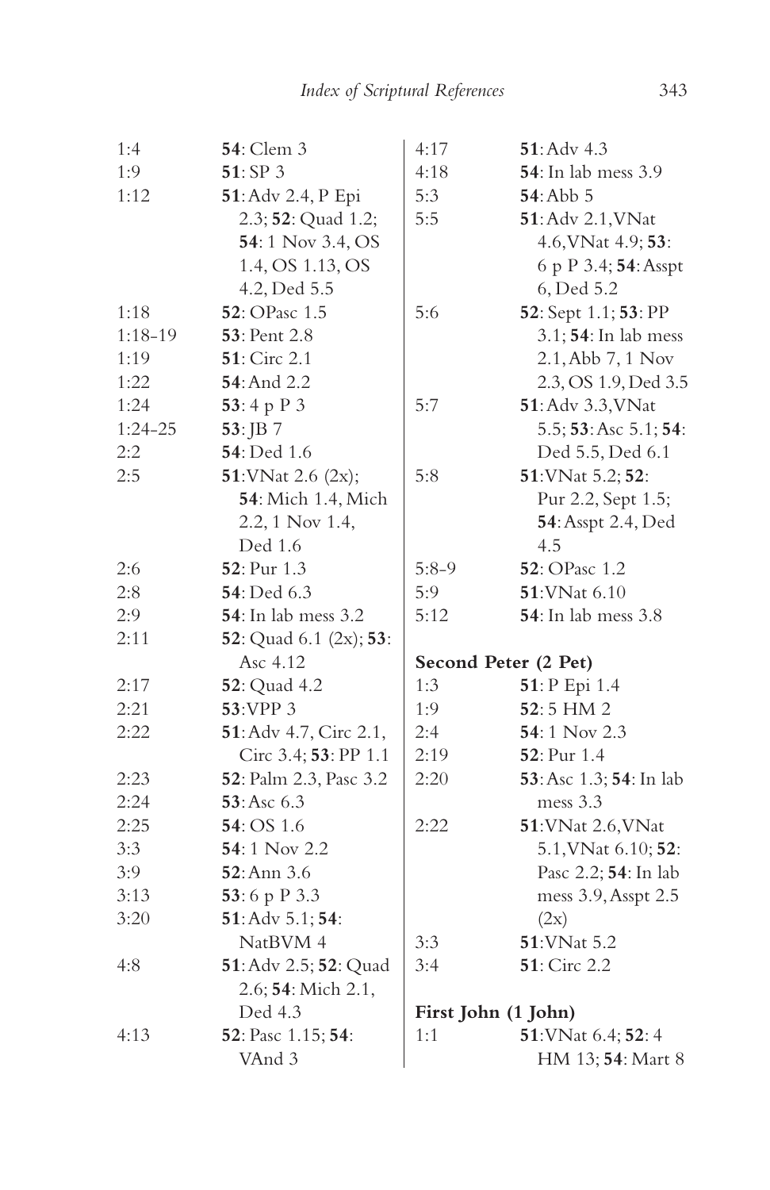1:4 **54**: Clem 3
1:9 **51**: SP 3
1:12 **51**: Adv 2.4, P Epi 2.3; **52**: Quad 1.2; **54**: 1 Nov 3.4, OS 1.4, OS 1.13, OS 4.2, Ded 5.5
1:18 **52**: OPasc 1.5
1:18-19 **53**: Pent 2.8
1:19 **51**: Circ 2.1
1:22 **54**: And 2.2
1:24 **53**: 4 p P 3
1:24-25 **53**: JB 7
2:2 **54**: Ded 1.6
2:5 **51**: VNat 2.6 (2x); **54**: Mich 1.4, Mich 2.2, 1 Nov 1.4, Ded 1.6
2:6 **52**: Pur 1.3
2:8 **54**: Ded 6.3
2:9 **54**: In lab mess 3.2
2:11 **52**: Quad 6.1 (2x); **53**: Asc 4.12
2:17 **52**: Quad 4.2
2:21 **53**: VPP 3
2:22 **51**: Adv 4.7, Circ 2.1, Circ 3.4; **53**: PP 1.1
2:23 **52**: Palm 2.3, Pasc 3.2
2:24 **53**: Asc 6.3
2:25 **54**: OS 1.6
3:3 **54**: 1 Nov 2.2
3:9 **52**: Ann 3.6
3:13 **53**: 6 p P 3.3
3:20 **51**: Adv 5.1; **54**: NatBVM 4
4:8 **51**: Adv 2.5; **52**: Quad 2.6; **54**: Mich 2.1, Ded 4.3
4:13 **52**: Pasc 1.15; **54**: VAnd 3
4:17 **51**: Adv 4.3
4:18 **54**: In lab mess 3.9
5:3 **54**: Abb 5
5:5 **51**: Adv 2.1, VNat 4.6, VNat 4.9; **53**: 6 p P 3.4; **54**: Asspt 6, Ded 5.2
5:6 **52**: Sept 1.1; **53**: PP 3.1; **54**: In lab mess 2.1, Abb 7, 1 Nov 2.3, OS 1.9, Ded 3.5
5:7 **51**: Adv 3.3, VNat 5.5; **53**: Asc 5.1; **54**: Ded 5.5, Ded 6.1
5:8 **51**: VNat 5.2; **52**: Pur 2.2, Sept 1.5; **54**: Asspt 2.4, Ded 4.5
5:8-9 **52**: OPasc 1.2
5:9 **51**: VNat 6.10
5:12 **54**: In lab mess 3.8

**Second Peter (2 Pet)**

1:3 **51**: P Epi 1.4
1:9 **52**: 5 HM 2
2:4 **54**: 1 Nov 2.3
2:19 **52**: Pur 1.4
2:20 **53**: Asc 1.3; **54**: In lab mess 3.3
2:22 **51**: VNat 2.6, VNat 5.1, VNat 6.10; **52**: Pasc 2.2; **54**: In lab mess 3.9, Asspt 2.5 (2x)
3:3 **51**: VNat 5.2
3:4 **51**: Circ 2.2

**First John (1 John)**

1:1 **51**: VNat 6.4; **52**: 4 HM 13; **54**: Mart 8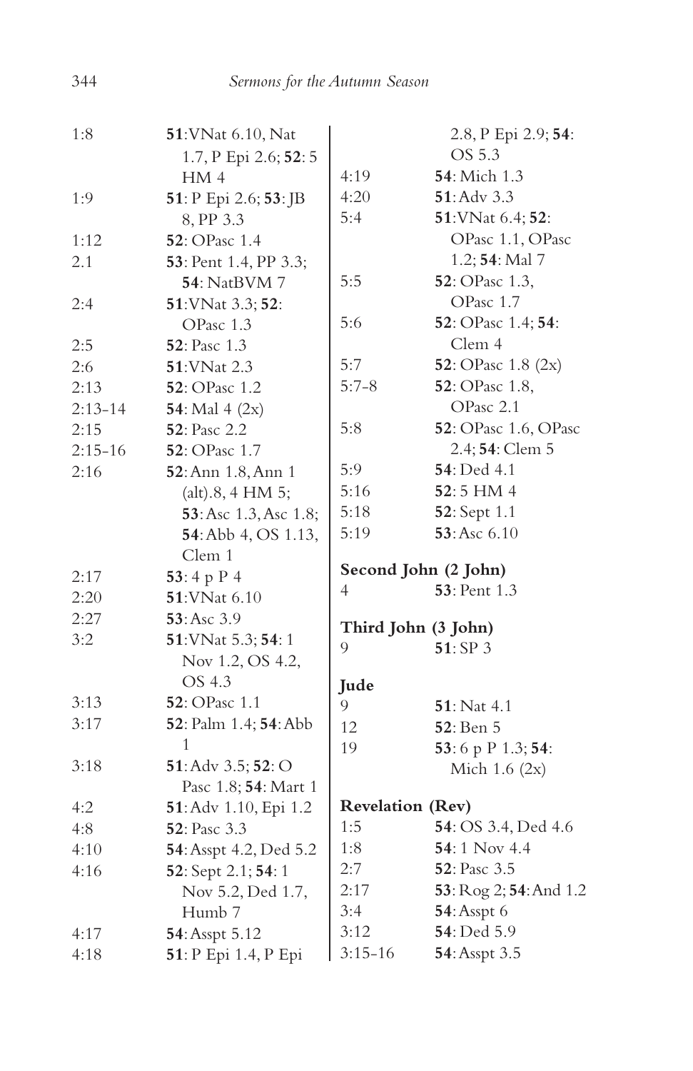| | |
|---|---|
| 1:8 | **51**: VNat 6.10, Nat 1.7, P Epi 2.6; **52**: 5 HM 4 |
| 1:9 | **51**: P Epi 2.6; **53**: JB 8, PP 3.3 |
| 1:12 | **52**: OPasc 1.4 |
| 2.1 | **53**: Pent 1.4, PP 3.3; **54**: NatBVM 7 |
| 2:4 | **51**: VNat 3.3; **52**: OPasc 1.3 |
| 2:5 | **52**: Pasc 1.3 |
| 2:6 | **51**: VNat 2.3 |
| 2:13 | **52**: OPasc 1.2 |
| 2:13-14 | **54**: Mal 4 (2x) |
| 2:15 | **52**: Pasc 2.2 |
| 2:15-16 | **52**: OPasc 1.7 |
| 2:16 | **52**: Ann 1.8, Ann 1 (alt).8, 4 HM 5; **53**: Asc 1.3, Asc 1.8; **54**: Abb 4, OS 1.13, Clem 1 |
| 2:17 | **53**: 4 p P 4 |
| 2:20 | **51**: VNat 6.10 |
| 2:27 | **53**: Asc 3.9 |
| 3:2 | **51**: VNat 5.3; **54**: 1 Nov 1.2, OS 4.2, OS 4.3 |
| 3:13 | **52**: OPasc 1.1 |
| 3:17 | **52**: Palm 1.4; **54**: Abb 1 |
| 3:18 | **51**: Adv 3.5; **52**: O Pasc 1.8; **54**: Mart 1 |
| 4:2 | **51**: Adv 1.10, Epi 1.2 |
| 4:8 | **52**: Pasc 3.3 |
| 4:10 | **54**: Asspt 4.2, Ded 5.2 |
| 4:16 | **52**: Sept 2.1; **54**: 1 Nov 5.2, Ded 1.7, Humb 7 |
| 4:17 | **54**: Asspt 5.12 |
| 4:18 | **51**: P Epi 1.4, P Epi 2.8, P Epi 2.9; **54**: OS 5.3 |
| 4:19 | **54**: Mich 1.3 |
| 4:20 | **51**: Adv 3.3 |
| 5:4 | **51**: VNat 6.4; **52**: OPasc 1.1, OPasc 1.2; **54**: Mal 7 |
| 5:5 | **52**: OPasc 1.3, OPasc 1.7 |
| 5:6 | **52**: OPasc 1.4; **54**: Clem 4 |
| 5:7 | **52**: OPasc 1.8 (2x) |
| 5:7-8 | **52**: OPasc 1.8, OPasc 2.1 |
| 5:8 | **52**: OPasc 1.6, OPasc 2.4; **54**: Clem 5 |
| 5:9 | **54**: Ded 4.1 |
| 5:16 | **52**: 5 HM 4 |
| 5:18 | **52**: Sept 1.1 |
| 5:19 | **53**: Asc 6.10 |

**Second John (2 John)**

| | |
|---|---|
| 4 | **53**: Pent 1.3 |

**Third John (3 John)**

| | |
|---|---|
| 9 | **51**: SP 3 |

**Jude**

| | |
|---|---|
| 9 | **51**: Nat 4.1 |
| 12 | **52**: Ben 5 |
| 19 | **53**: 6 p P 1.3; **54**: Mich 1.6 (2x) |

**Revelation (Rev)**

| | |
|---|---|
| 1:5 | **54**: OS 3.4, Ded 4.6 |
| 1:8 | **54**: 1 Nov 4.4 |
| 2:7 | **52**: Pasc 3.5 |
| 2:17 | **53**: Rog 2; **54**: And 1.2 |
| 3:4 | **54**: Asspt 6 |
| 3:12 | **54**: Ded 5.9 |
| 3:15-16 | **54**: Asspt 3.5 |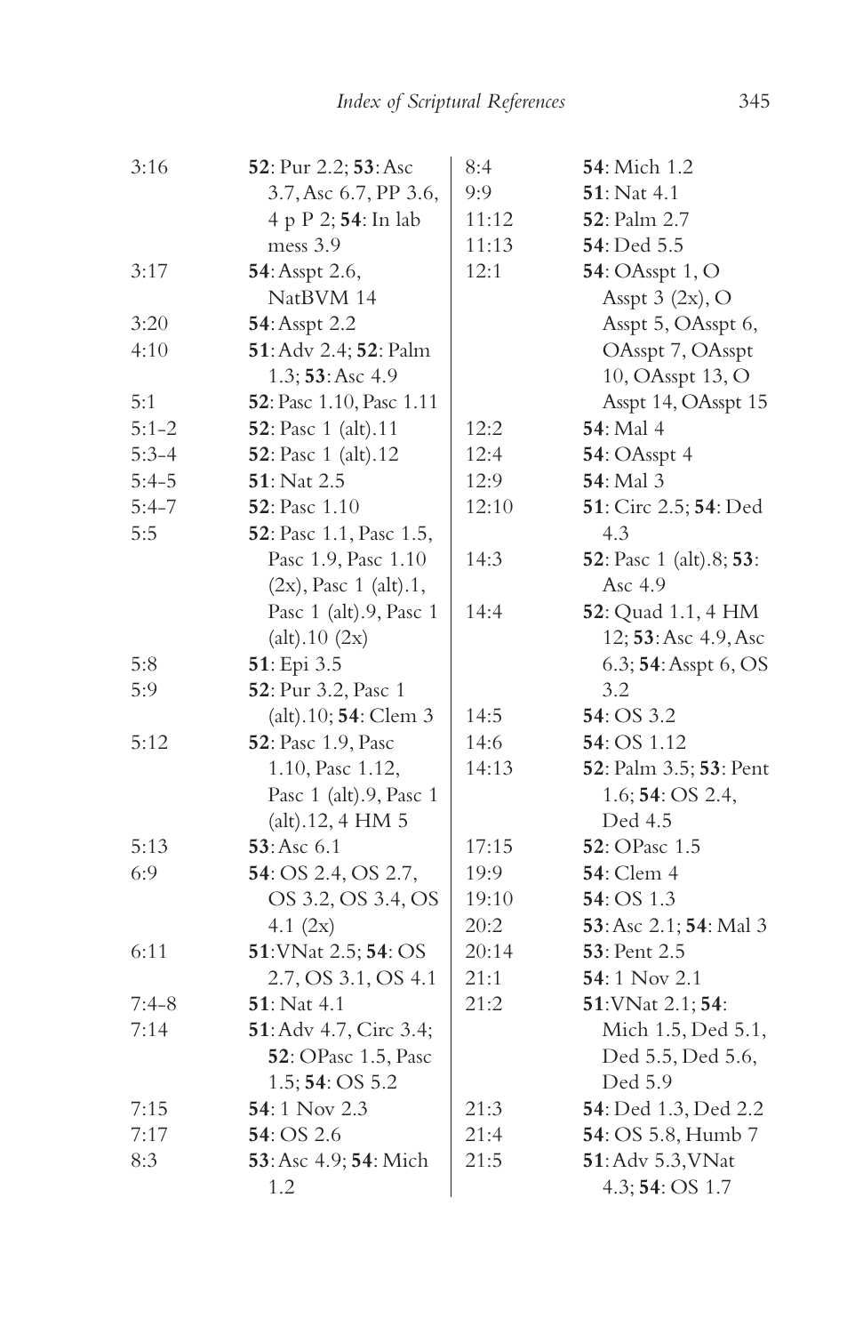3:16 **52**: Pur 2.2; **53**: Asc 3.7, Asc 6.7, PP 3.6, 4 p P 2; **54**: In lab mess 3.9
3:17 **54**: Asspt 2.6, NatBVM 14
3:20 **54**: Asspt 2.2
4:10 **51**: Adv 2.4; **52**: Palm 1.3; **53**: Asc 4.9
5:1 **52**: Pasc 1.10, Pasc 1.11
5:1-2 **52**: Pasc 1 (alt).11
5:3-4 **52**: Pasc 1 (alt).12
5:4-5 **51**: Nat 2.5
5:4-7 **52**: Pasc 1.10
5:5 **52**: Pasc 1.1, Pasc 1.5, Pasc 1.9, Pasc 1.10 (2x), Pasc 1 (alt).1, Pasc 1 (alt).9, Pasc 1 (alt).10 (2x)
5:8 **51**: Epi 3.5
5:9 **52**: Pur 3.2, Pasc 1 (alt).10; **54**: Clem 3
5:12 **52**: Pasc 1.9, Pasc 1.10, Pasc 1.12, Pasc 1 (alt).9, Pasc 1 (alt).12, 4 HM 5
5:13 **53**: Asc 6.1
6:9 **54**: OS 2.4, OS 2.7, OS 3.2, OS 3.4, OS 4.1 (2x)
6:11 **51**: VNat 2.5; **54**: OS 2.7, OS 3.1, OS 4.1
7:4-8 **51**: Nat 4.1
7:14 **51**: Adv 4.7, Circ 3.4; **52**: OPasc 1.5, Pasc 1.5; **54**: OS 5.2
7:15 **54**: 1 Nov 2.3
7:17 **54**: OS 2.6
8:3 **53**: Asc 4.9; **54**: Mich 1.2
8:4 **54**: Mich 1.2
9:9 **51**: Nat 4.1
11:12 **52**: Palm 2.7
11:13 **54**: Ded 5.5
12:1 **54**: OAsspt 1, O Asspt 3 (2x), O Asspt 5, OAsspt 6, OAsspt 7, OAsspt 10, OAsspt 13, O Asspt 14, OAsspt 15
12:2 **54**: Mal 4
12:4 **54**: OAsspt 4
12:9 **54**: Mal 3
12:10 **51**: Circ 2.5; **54**: Ded 4.3
14:3 **52**: Pasc 1 (alt).8; **53**: Asc 4.9
14:4 **52**: Quad 1.1, 4 HM 12; **53**: Asc 4.9, Asc 6.3; **54**: Asspt 6, OS 3.2
14:5 **54**: OS 3.2
14:6 **54**: OS 1.12
14:13 **52**: Palm 3.5; **53**: Pent 1.6; **54**: OS 2.4, Ded 4.5
17:15 **52**: OPasc 1.5
19:9 **54**: Clem 4
19:10 **54**: OS 1.3
20:2 **53**: Asc 2.1; **54**: Mal 3
20:14 **53**: Pent 2.5
21:1 **54**: 1 Nov 2.1
21:2 **51**: VNat 2.1; **54**: Mich 1.5, Ded 5.1, Ded 5.5, Ded 5.6, Ded 5.9
21:3 **54**: Ded 1.3, Ded 2.2
21:4 **54**: OS 5.8, Humb 7
21:5 **51**: Adv 5.3, VNat 4.3; **54**: OS 1.7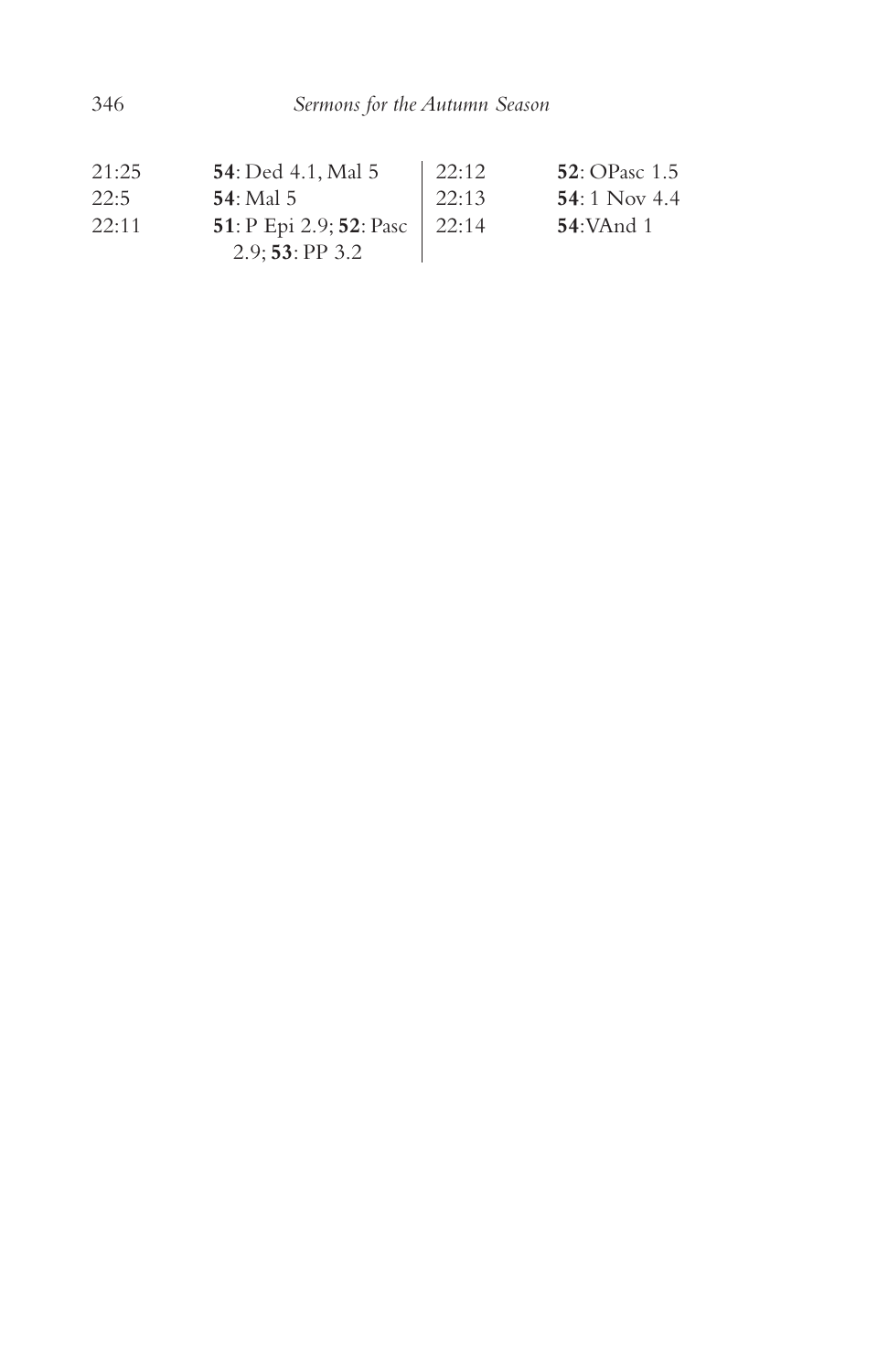| | | | |
|---|---|---|---|
| 21:25 | **54**: Ded 4.1, Mal 5 | 22:12 | **52**: OPasc 1.5 |
| 22:5 | **54**: Mal 5 | 22:13 | **54**: 1 Nov 4.4 |
| 22:11 | **51**: P Epi 2.9; **52**: Pasc 2.9; **53**: PP 3.2 | 22:14 | **54**:VAnd 1 |